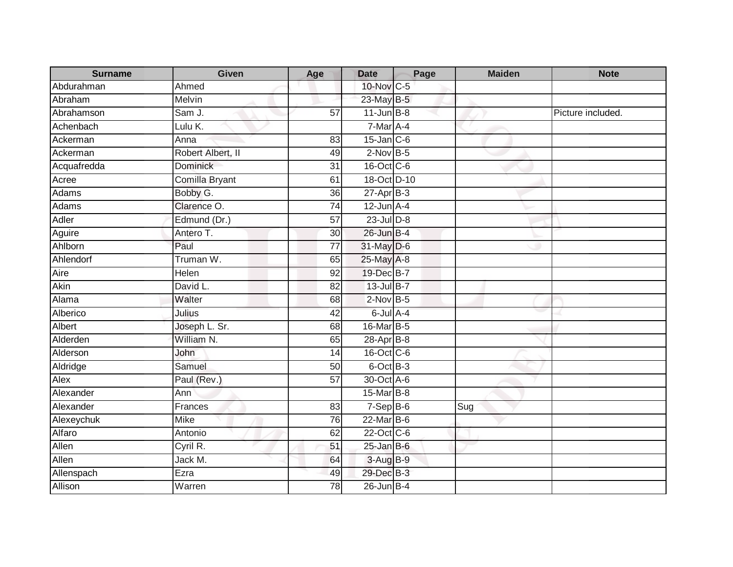| Surname | Given | Age | Date | Page | Maiden | Note |
|---|---|---|---|---|---|---|
| Abdurahman | Ahmed | | 10-Nov | C-5 | | |
| Abraham | Melvin | | 23-May | B-5 | | |
| Abrahamson | Sam J. | 57 | 11-Jun | B-8 | | Picture included. |
| Achenbach | Lulu K. | | 7-Mar | A-4 | | |
| Ackerman | Anna | 83 | 15-Jan | C-6 | | |
| Ackerman | Robert Albert, II | 49 | 2-Nov | B-5 | | |
| Acquafredda | Dominick | 31 | 16-Oct | C-6 | | |
| Acree | Comilla Bryant | 61 | 18-Oct | D-10 | | |
| Adams | Bobby G. | 36 | 27-Apr | B-3 | | |
| Adams | Clarence O. | 74 | 12-Jun | A-4 | | |
| Adler | Edmund (Dr.) | 57 | 23-Jul | D-8 | | |
| Aguire | Antero T. | 30 | 26-Jun | B-4 | | |
| Ahlborn | Paul | 77 | 31-May | D-6 | | |
| Ahlendorf | Truman W. | 65 | 25-May | A-8 | | |
| Aire | Helen | 92 | 19-Dec | B-7 | | |
| Akin | David L. | 82 | 13-Jul | B-7 | | |
| Alama | Walter | 68 | 2-Nov | B-5 | | |
| Alberico | Julius | 42 | 6-Jul | A-4 | | |
| Albert | Joseph L. Sr. | 68 | 16-Mar | B-5 | | |
| Alderden | William N. | 65 | 28-Apr | B-8 | | |
| Alderson | John | 14 | 16-Oct | C-6 | | |
| Aldridge | Samuel | 50 | 6-Oct | B-3 | | |
| Alex | Paul (Rev.) | 57 | 30-Oct | A-6 | | |
| Alexander | Ann | | 15-Mar | B-8 | | |
| Alexander | Frances | 83 | 7-Sep | B-6 | Sug | |
| Alexeychuk | Mike | 76 | 22-Mar | B-6 | | |
| Alfaro | Antonio | 62 | 22-Oct | C-6 | | |
| Allen | Cyril R. | 51 | 25-Jan | B-6 | | |
| Allen | Jack M. | 64 | 3-Aug | B-9 | | |
| Allenspach | Ezra | 49 | 29-Dec | B-3 | | |
| Allison | Warren | 78 | 26-Jun | B-4 | | |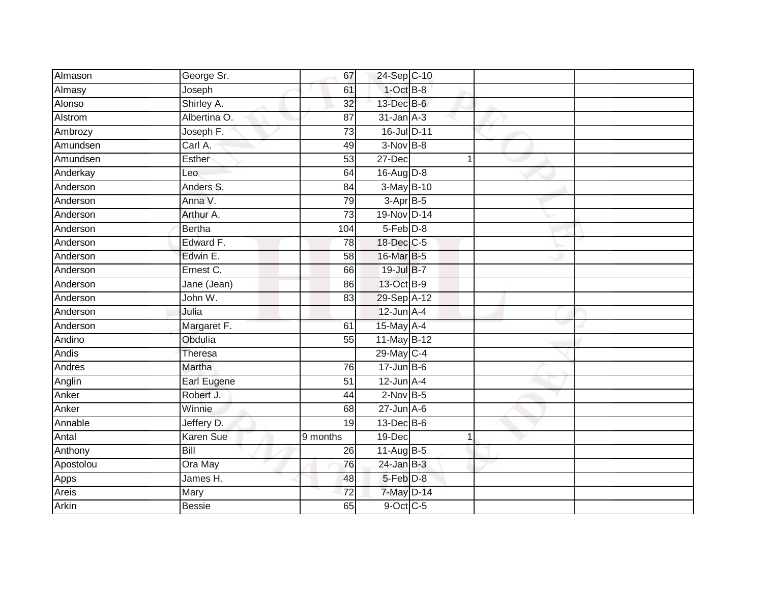| | | | | | | | |
|---|---|---|---|---|---|---|---|
| Almason | George Sr. | 67 | 24-Sep | C-10 | | | |
| Almasy | Joseph | 61 | 1-Oct | B-8 | | | |
| Alonso | Shirley A. | 32 | 13-Dec | B-6 | | | |
| Alstrom | Albertina O. | 87 | 31-Jan | A-3 | | | |
| Ambrozy | Joseph F. | 73 | 16-Jul | D-11 | | | |
| Amundsen | Carl A. | 49 | 3-Nov | B-8 | | | |
| Amundsen | Esther | 53 | 27-Dec | 1 | | | |
| Anderkay | Leo | 64 | 16-Aug | D-8 | | | |
| Anderson | Anders S. | 84 | 3-May | B-10 | | | |
| Anderson | Anna V. | 79 | 3-Apr | B-5 | | | |
| Anderson | Arthur A. | 73 | 19-Nov | D-14 | | | |
| Anderson | Bertha | 104 | 5-Feb | D-8 | | | |
| Anderson | Edward F. | 78 | 18-Dec | C-5 | | | |
| Anderson | Edwin E. | 58 | 16-Mar | B-5 | | | |
| Anderson | Ernest C. | 66 | 19-Jul | B-7 | | | |
| Anderson | Jane (Jean) | 86 | 13-Oct | B-9 | | | |
| Anderson | John W. | 83 | 29-Sep | A-12 | | | |
| Anderson | Julia | | 12-Jun | A-4 | | | |
| Anderson | Margaret F. | 61 | 15-May | A-4 | | | |
| Andino | Obdulia | 55 | 11-May | B-12 | | | |
| Andis | Theresa | | 29-May | C-4 | | | |
| Andres | Martha | 76 | 17-Jun | B-6 | | | |
| Anglin | Earl Eugene | 51 | 12-Jun | A-4 | | | |
| Anker | Robert J. | 44 | 2-Nov | B-5 | | | |
| Anker | Winnie | 68 | 27-Jun | A-6 | | | |
| Annable | Jeffery D. | 19 | 13-Dec | B-6 | | | |
| Antal | Karen Sue | 9 months | 19-Dec | 1 | | | |
| Anthony | Bill | 26 | 11-Aug | B-5 | | | |
| Apostolou | Ora May | 76 | 24-Jan | B-3 | | | |
| Apps | James H. | 48 | 5-Feb | D-8 | | | |
| Areis | Mary | 72 | 7-May | D-14 | | | |
| Arkin | Bessie | 65 | 9-Oct | C-5 | | | |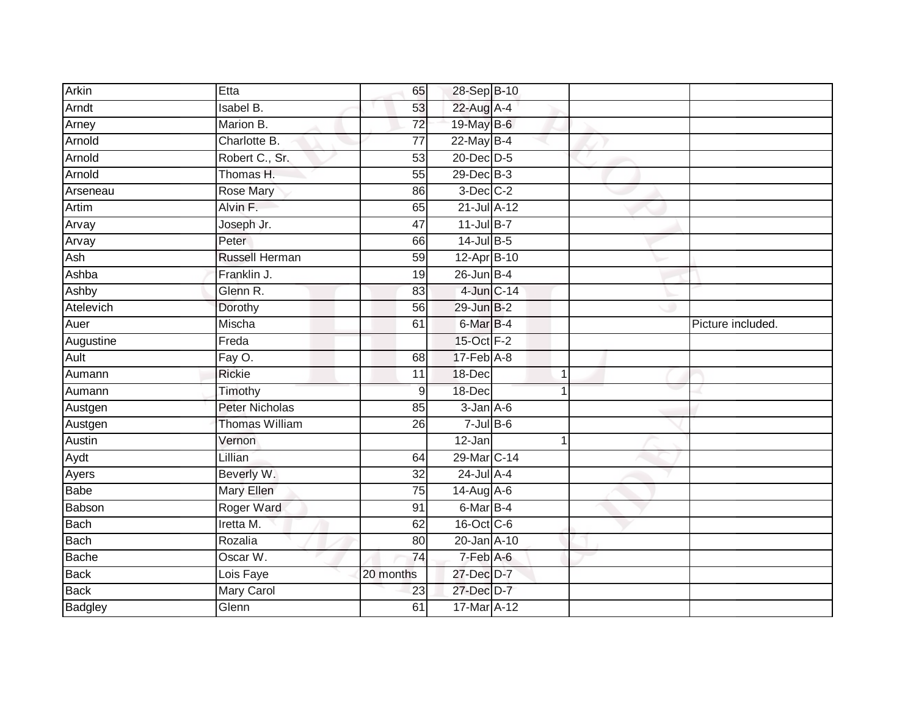| | | | | | | | |
|---|---|---|---|---|---|---|---|
| Arkin | Etta | 65 | 28-Sep | B-10 | | | |
| Arndt | Isabel B. | 53 | 22-Aug | A-4 | | | |
| Arney | Marion B. | 72 | 19-May | B-6 | | | |
| Arnold | Charlotte B. | 77 | 22-May | B-4 | | | |
| Arnold | Robert C., Sr. | 53 | 20-Dec | D-5 | | | |
| Arnold | Thomas H. | 55 | 29-Dec | B-3 | | | |
| Arseneau | Rose Mary | 86 | 3-Dec | C-2 | | | |
| Artim | Alvin F. | 65 | 21-Jul | A-12 | | | |
| Arvay | Joseph Jr. | 47 | 11-Jul | B-7 | | | |
| Arvay | Peter | 66 | 14-Jul | B-5 | | | |
| Ash | Russell Herman | 59 | 12-Apr | B-10 | | | |
| Ashba | Franklin J. | 19 | 26-Jun | B-4 | | | |
| Ashby | Glenn R. | 83 | 4-Jun | C-14 | | | |
| Atelevich | Dorothy | 56 | 29-Jun | B-2 | | | |
| Auer | Mischa | 61 | 6-Mar | B-4 | | | Picture included. |
| Augustine | Freda | | 15-Oct | F-2 | | | |
| Ault | Fay O. | 68 | 17-Feb | A-8 | | | |
| Aumann | Rickie | 11 | 18-Dec | | 1 | | |
| Aumann | Timothy | 9 | 18-Dec | | 1 | | |
| Austgen | Peter Nicholas | 85 | 3-Jan | A-6 | | | |
| Austgen | Thomas William | 26 | 7-Jul | B-6 | | | |
| Austin | Vernon | | 12-Jan | | 1 | | |
| Aydt | Lillian | 64 | 29-Mar | C-14 | | | |
| Ayers | Beverly W. | 32 | 24-Jul | A-4 | | | |
| Babe | Mary Ellen | 75 | 14-Aug | A-6 | | | |
| Babson | Roger Ward | 91 | 6-Mar | B-4 | | | |
| Bach | Iretta M. | 62 | 16-Oct | C-6 | | | |
| Bach | Rozalia | 80 | 20-Jan | A-10 | | | |
| Bache | Oscar W. | 74 | 7-Feb | A-6 | | | |
| Back | Lois Faye | 20 months | 27-Dec | D-7 | | | |
| Back | Mary Carol | 23 | 27-Dec | D-7 | | | |
| Badgley | Glenn | 61 | 17-Mar | A-12 | | | |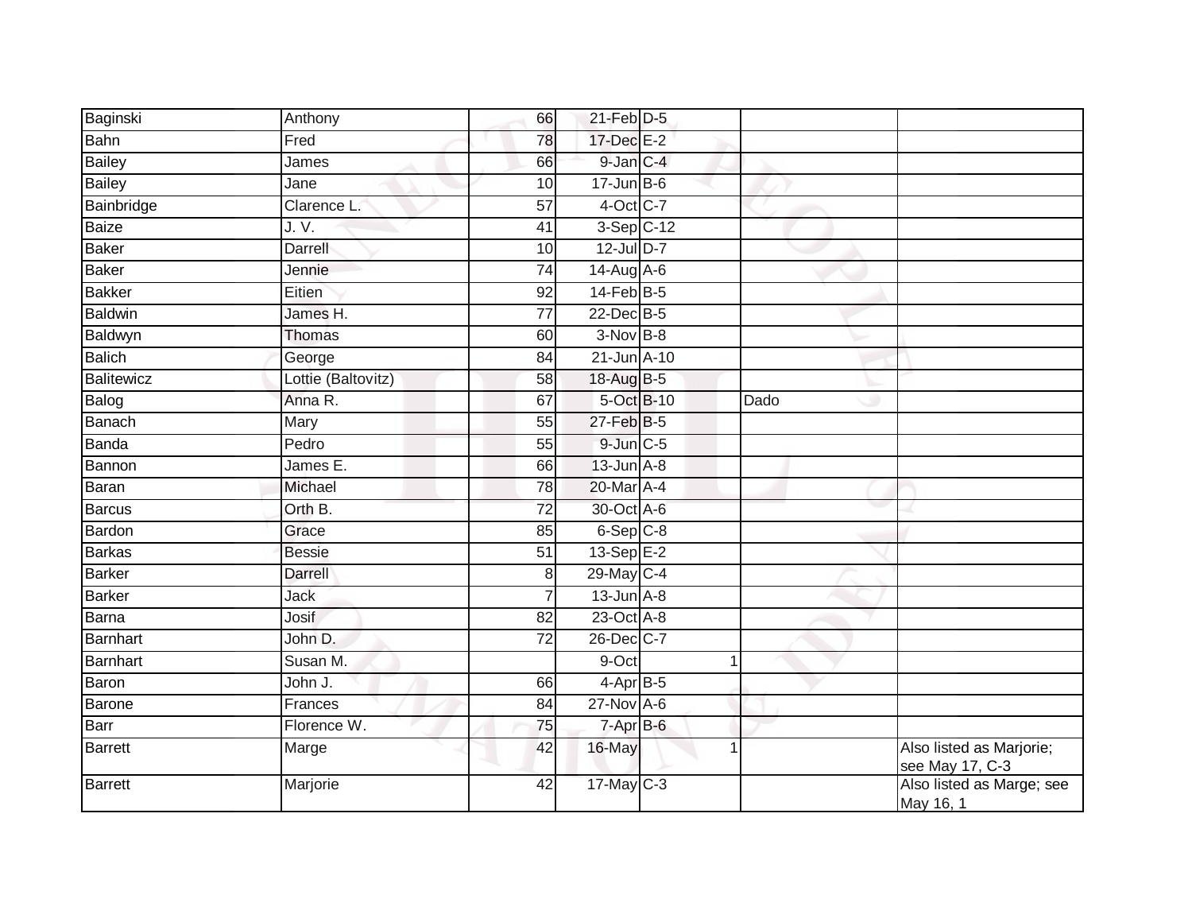| | | | | | | |
|---|---|---|---|---|---|---|
| Baginski | Anthony | 66 | 21-Feb | D-5 | | |
| Bahn | Fred | 78 | 17-Dec | E-2 | | |
| Bailey | James | 66 | 9-Jan | C-4 | | |
| Bailey | Jane | 10 | 17-Jun | B-6 | | |
| Bainbridge | Clarence L. | 57 | 4-Oct | C-7 | | |
| Baize | J. V. | 41 | 3-Sep | C-12 | | |
| Baker | Darrell | 10 | 12-Jul | D-7 | | |
| Baker | Jennie | 74 | 14-Aug | A-6 | | |
| Bakker | Eitien | 92 | 14-Feb | B-5 | | |
| Baldwin | James H. | 77 | 22-Dec | B-5 | | |
| Baldwyn | Thomas | 60 | 3-Nov | B-8 | | |
| Balich | George | 84 | 21-Jun | A-10 | | |
| Balitewicz | Lottie (Baltovitz) | 58 | 18-Aug | B-5 | | |
| Balog | Anna R. | 67 | 5-Oct | B-10 | Dado | |
| Banach | Mary | 55 | 27-Feb | B-5 | | |
| Banda | Pedro | 55 | 9-Jun | C-5 | | |
| Bannon | James E. | 66 | 13-Jun | A-8 | | |
| Baran | Michael | 78 | 20-Mar | A-4 | | |
| Barcus | Orth B. | 72 | 30-Oct | A-6 | | |
| Bardon | Grace | 85 | 6-Sep | C-8 | | |
| Barkas | Bessie | 51 | 13-Sep | E-2 | | |
| Barker | Darrell | 8 | 29-May | C-4 | | |
| Barker | Jack | 7 | 13-Jun | A-8 | | |
| Barna | Josif | 82 | 23-Oct | A-8 | | |
| Barnhart | John D. | 72 | 26-Dec | C-7 | | |
| Barnhart | Susan M. | | 9-Oct | 1 | | |
| Baron | John J. | 66 | 4-Apr | B-5 | | |
| Barone | Frances | 84 | 27-Nov | A-6 | | |
| Barr | Florence W. | 75 | 7-Apr | B-6 | | |
| Barrett | Marge | 42 | 16-May | 1 | | Also listed as Marjorie; see May 17, C-3 |
| Barrett | Marjorie | 42 | 17-May | C-3 | | Also listed as Marge; see May 16, 1 |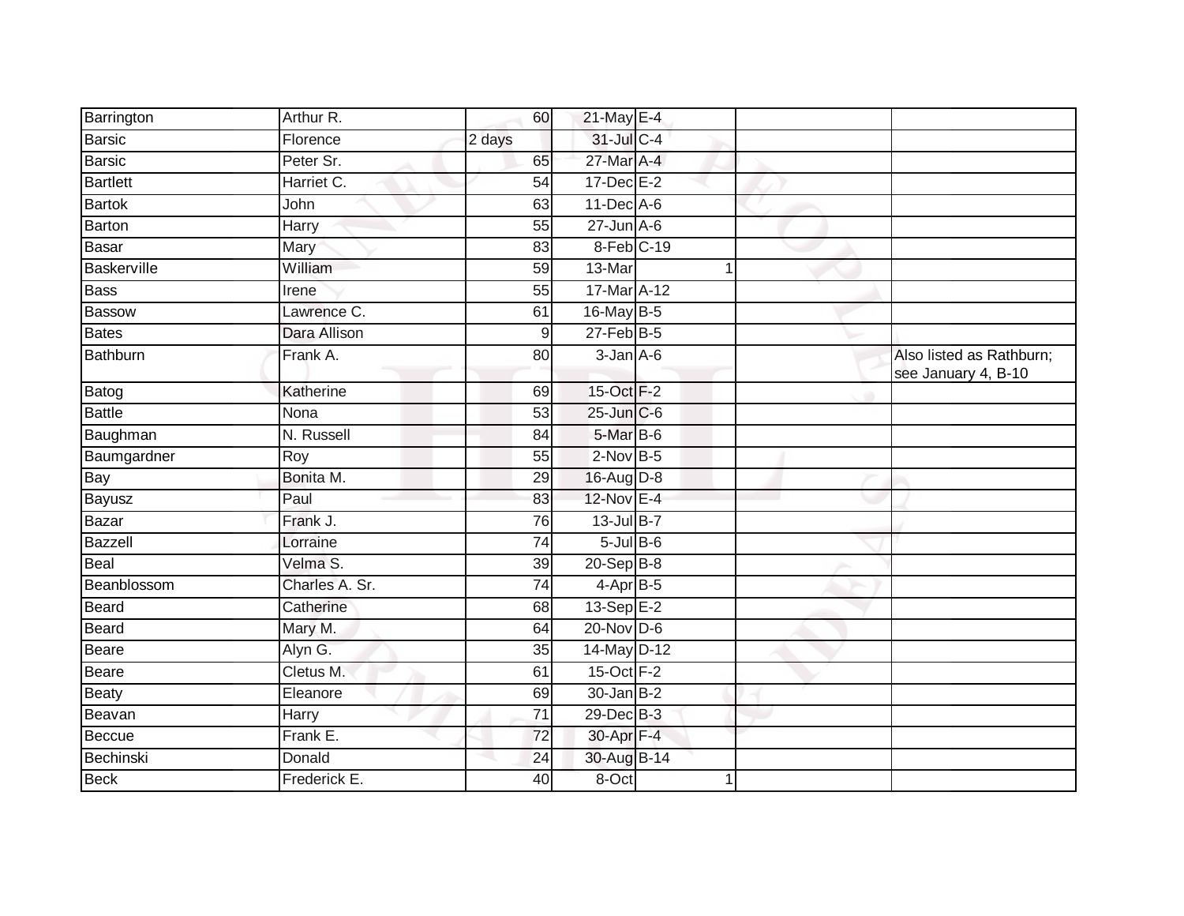| | | | | | | | |
|---|---|---|---|---|---|---|---|
| Barrington | Arthur R. | 60 | 21-May | E-4 | | | |
| Barsic | Florence | 2 days | 31-Jul | C-4 | | | |
| Barsic | Peter Sr. | 65 | 27-Mar | A-4 | | | |
| Bartlett | Harriet C. | 54 | 17-Dec | E-2 | | | |
| Bartok | John | 63 | 11-Dec | A-6 | | | |
| Barton | Harry | 55 | 27-Jun | A-6 | | | |
| Basar | Mary | 83 | 8-Feb | C-19 | | | |
| Baskerville | William | 59 | 13-Mar | | 1 | | |
| Bass | Irene | 55 | 17-Mar | A-12 | | | |
| Bassow | Lawrence C. | 61 | 16-May | B-5 | | | |
| Bates | Dara Allison | 9 | 27-Feb | B-5 | | | |
| Bathburn | Frank A. | 80 | 3-Jan | A-6 | | | Also listed as Rathburn; see January 4, B-10 |
| Batog | Katherine | 69 | 15-Oct | F-2 | | | |
| Battle | Nona | 53 | 25-Jun | C-6 | | | |
| Baughman | N. Russell | 84 | 5-Mar | B-6 | | | |
| Baumgardner | Roy | 55 | 2-Nov | B-5 | | | |
| Bay | Bonita M. | 29 | 16-Aug | D-8 | | | |
| Bayusz | Paul | 83 | 12-Nov | E-4 | | | |
| Bazar | Frank J. | 76 | 13-Jul | B-7 | | | |
| Bazzell | Lorraine | 74 | 5-Jul | B-6 | | | |
| Beal | Velma S. | 39 | 20-Sep | B-8 | | | |
| Beanblossom | Charles A. Sr. | 74 | 4-Apr | B-5 | | | |
| Beard | Catherine | 68 | 13-Sep | E-2 | | | |
| Beard | Mary M. | 64 | 20-Nov | D-6 | | | |
| Beare | Alyn G. | 35 | 14-May | D-12 | | | |
| Beare | Cletus M. | 61 | 15-Oct | F-2 | | | |
| Beaty | Eleanore | 69 | 30-Jan | B-2 | | | |
| Beavan | Harry | 71 | 29-Dec | B-3 | | | |
| Beccue | Frank E. | 72 | 30-Apr | F-4 | | | |
| Bechinski | Donald | 24 | 30-Aug | B-14 | | | |
| Beck | Frederick E. | 40 | 8-Oct | | 1 | | |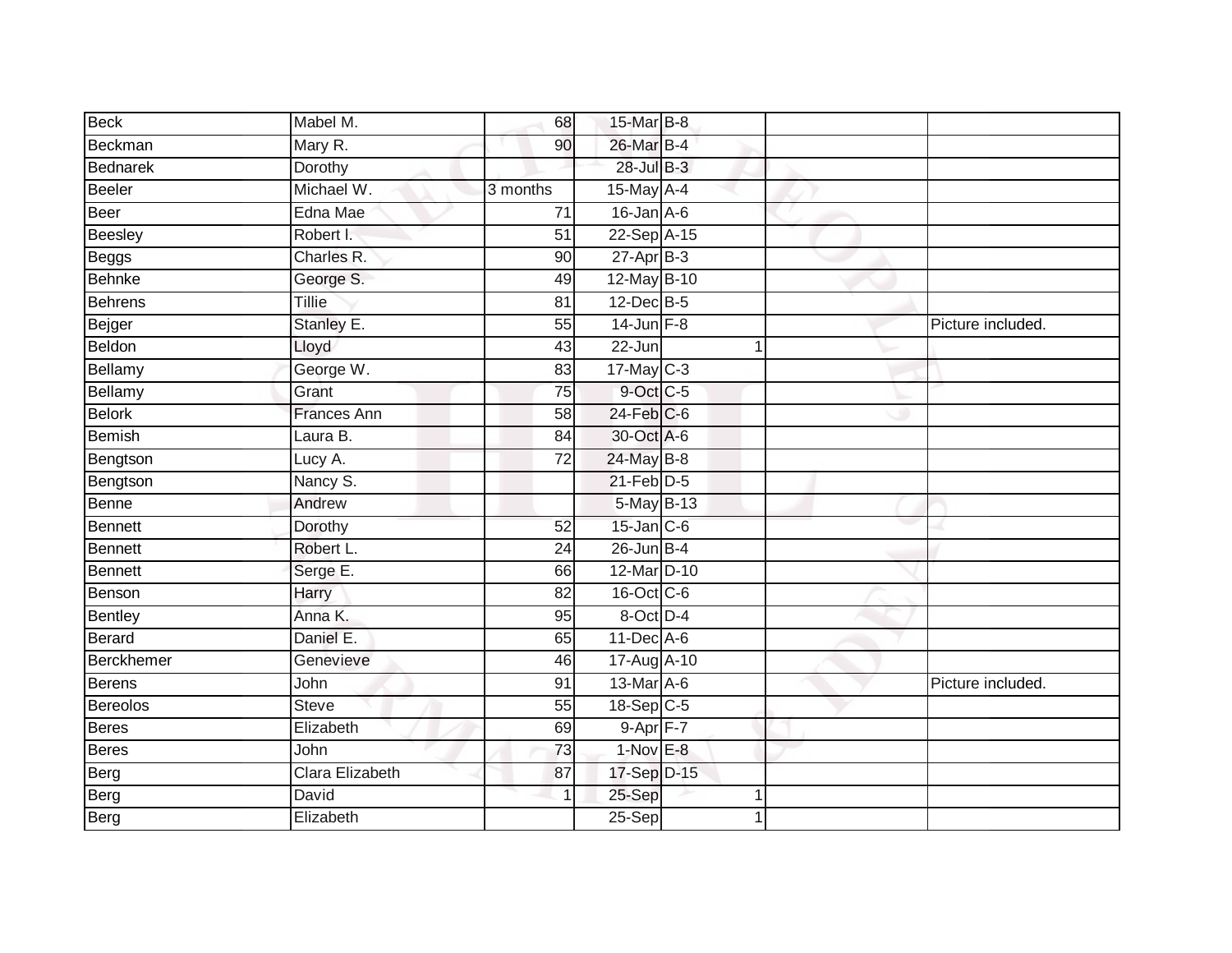| | | | | | | | |
|---|---|---|---|---|---|---|---|
| Beck | Mabel M. | 68 | 15-Mar | B-8 | | | |
| Beckman | Mary R. | 90 | 26-Mar | B-4 | | | |
| Bednarek | Dorothy | | 28-Jul | B-3 | | | |
| Beeler | Michael W. | 3 months | 15-May | A-4 | | | |
| Beer | Edna Mae | 71 | 16-Jan | A-6 | | | |
| Beesley | Robert I. | 51 | 22-Sep | A-15 | | | |
| Beggs | Charles R. | 90 | 27-Apr | B-3 | | | |
| Behnke | George S. | 49 | 12-May | B-10 | | | |
| Behrens | Tillie | 81 | 12-Dec | B-5 | | | |
| Bejger | Stanley E. | 55 | 14-Jun | F-8 | | | Picture included. |
| Beldon | Lloyd | 43 | 22-Jun | | 1 | | |
| Bellamy | George W. | 83 | 17-May | C-3 | | | |
| Bellamy | Grant | 75 | 9-Oct | C-5 | | | |
| Belork | Frances Ann | 58 | 24-Feb | C-6 | | | |
| Bemish | Laura B. | 84 | 30-Oct | A-6 | | | |
| Bengtson | Lucy A. | 72 | 24-May | B-8 | | | |
| Bengtson | Nancy S. | | 21-Feb | D-5 | | | |
| Benne | Andrew | | 5-May | B-13 | | | |
| Bennett | Dorothy | 52 | 15-Jan | C-6 | | | |
| Bennett | Robert L. | 24 | 26-Jun | B-4 | | | |
| Bennett | Serge E. | 66 | 12-Mar | D-10 | | | |
| Benson | Harry | 82 | 16-Oct | C-6 | | | |
| Bentley | Anna K. | 95 | 8-Oct | D-4 | | | |
| Berard | Daniel E. | 65 | 11-Dec | A-6 | | | |
| Berckhemer | Genevieve | 46 | 17-Aug | A-10 | | | |
| Berens | John | 91 | 13-Mar | A-6 | | | Picture included. |
| Bereolos | Steve | 55 | 18-Sep | C-5 | | | |
| Beres | Elizabeth | 69 | 9-Apr | F-7 | | | |
| Beres | John | 73 | 1-Nov | E-8 | | | |
| Berg | Clara Elizabeth | 87 | 17-Sep | D-15 | | | |
| Berg | David | 1 | 25-Sep | | 1 | | |
| Berg | Elizabeth | | 25-Sep | | 1 | | |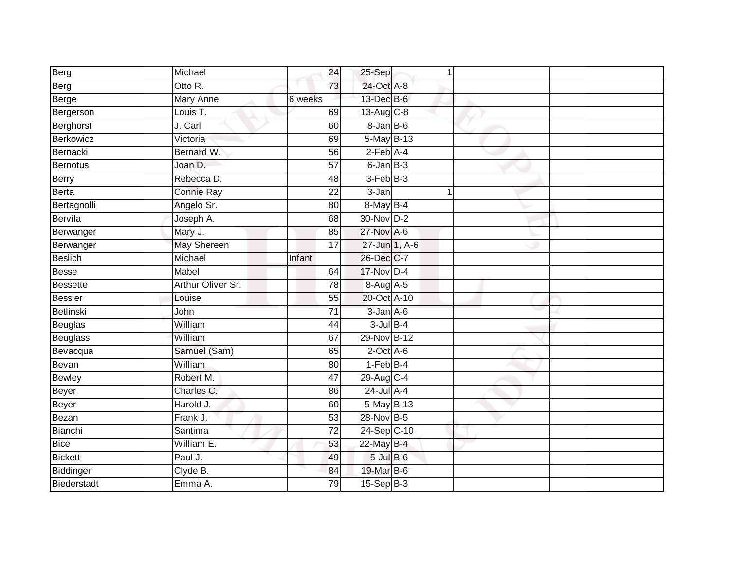| | | | | | | | |
|---|---|---|---|---|---|---|---|
| Berg | Michael | 24 | 25-Sep | | 1 | | |
| Berg | Otto R. | 73 | 24-Oct | A-8 | | | |
| Berge | Mary Anne | 6 weeks | 13-Dec | B-6 | | | |
| Bergerson | Louis T. | 69 | 13-Aug | C-8 | | | |
| Berghorst | J. Carl | 60 | 8-Jan | B-6 | | | |
| Berkowicz | Victoria | 69 | 5-May | B-13 | | | |
| Bernacki | Bernard W. | 56 | 2-Feb | A-4 | | | |
| Bernotus | Joan D. | 57 | 6-Jan | B-3 | | | |
| Berry | Rebecca D. | 48 | 3-Feb | B-3 | | | |
| Berta | Connie Ray | 22 | 3-Jan | | 1 | | |
| Bertagnolli | Angelo Sr. | 80 | 8-May | B-4 | | | |
| Bervila | Joseph A. | 68 | 30-Nov | D-2 | | | |
| Berwanger | Mary J. | 85 | 27-Nov | A-6 | | | |
| Berwanger | May Shereen | 17 | 27-Jun | 1, A-6 | | | |
| Beslich | Michael | Infant | 26-Dec | C-7 | | | |
| Besse | Mabel | 64 | 17-Nov | D-4 | | | |
| Bessette | Arthur Oliver Sr. | 78 | 8-Aug | A-5 | | | |
| Bessler | Louise | 55 | 20-Oct | A-10 | | | |
| Betlinski | John | 71 | 3-Jan | A-6 | | | |
| Beuglas | William | 44 | 3-Jul | B-4 | | | |
| Beuglass | William | 67 | 29-Nov | B-12 | | | |
| Bevacqua | Samuel (Sam) | 65 | 2-Oct | A-6 | | | |
| Bevan | William | 80 | 1-Feb | B-4 | | | |
| Bewley | Robert M. | 47 | 29-Aug | C-4 | | | |
| Beyer | Charles C. | 86 | 24-Jul | A-4 | | | |
| Beyer | Harold J. | 60 | 5-May | B-13 | | | |
| Bezan | Frank J. | 53 | 28-Nov | B-5 | | | |
| Bianchi | Santima | 72 | 24-Sep | C-10 | | | |
| Bice | William E. | 53 | 22-May | B-4 | | | |
| Bickett | Paul J. | 49 | 5-Jul | B-6 | | | |
| Biddinger | Clyde B. | 84 | 19-Mar | B-6 | | | |
| Biederstadt | Emma A. | 79 | 15-Sep | B-3 | | | |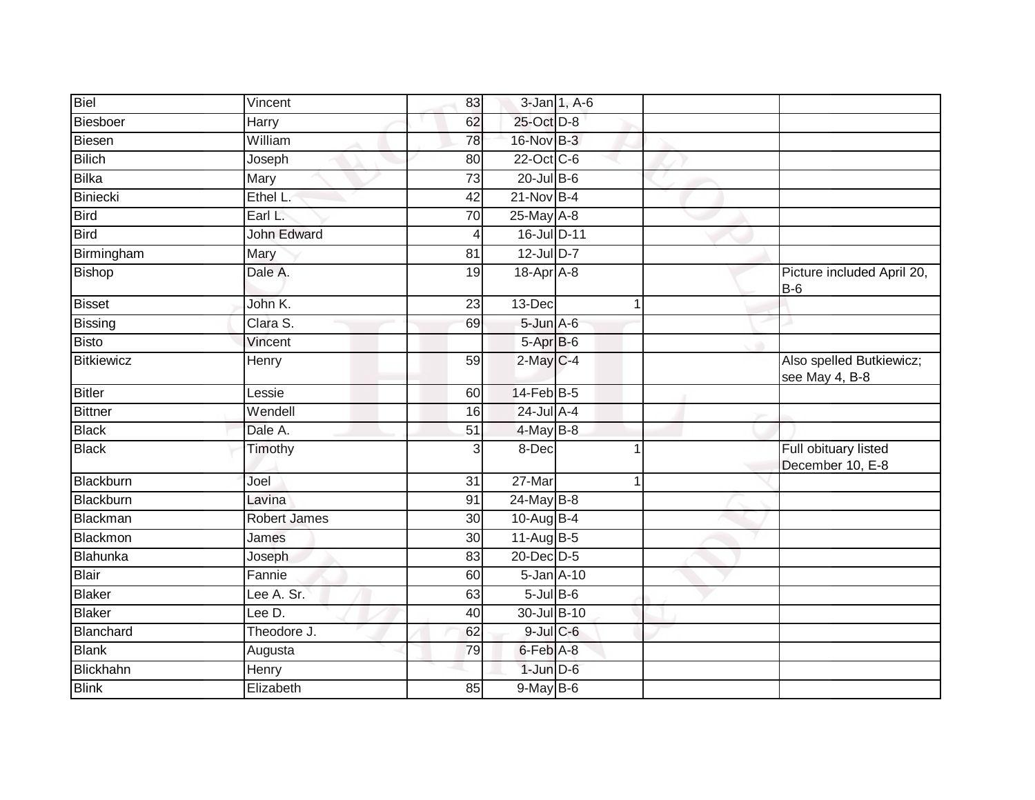| | | | | | | |
|---|---|---|---|---|---|---|
| Biel | Vincent | 83 | 3-Jan | 1, A-6 | | |
| Biesboer | Harry | 62 | 25-Oct | D-8 | | |
| Biesen | William | 78 | 16-Nov | B-3 | | |
| Bilich | Joseph | 80 | 22-Oct | C-6 | | |
| Bilka | Mary | 73 | 20-Jul | B-6 | | |
| Biniecki | Ethel L. | 42 | 21-Nov | B-4 | | |
| Bird | Earl L. | 70 | 25-May | A-8 | | |
| Bird | John Edward | 4 | 16-Jul | D-11 | | |
| Birmingham | Mary | 81 | 12-Jul | D-7 | | |
| Bishop | Dale A. | 19 | 18-Apr | A-8 | | Picture included April 20, B-6 |
| Bisset | John K. | 23 | 13-Dec | 1 | | |
| Bissing | Clara S. | 69 | 5-Jun | A-6 | | |
| Bisto | Vincent | | 5-Apr | B-6 | | |
| Bitkiewicz | Henry | 59 | 2-May | C-4 | | Also spelled Butkiewicz; see May 4, B-8 |
| Bitler | Lessie | 60 | 14-Feb | B-5 | | |
| Bittner | Wendell | 16 | 24-Jul | A-4 | | |
| Black | Dale A. | 51 | 4-May | B-8 | | |
| Black | Timothy | 3 | 8-Dec | 1 | | Full obituary listed December 10, E-8 |
| Blackburn | Joel | 31 | 27-Mar | 1 | | |
| Blackburn | Lavina | 91 | 24-May | B-8 | | |
| Blackman | Robert James | 30 | 10-Aug | B-4 | | |
| Blackmon | James | 30 | 11-Aug | B-5 | | |
| Blahunka | Joseph | 83 | 20-Dec | D-5 | | |
| Blair | Fannie | 60 | 5-Jan | A-10 | | |
| Blaker | Lee A. Sr. | 63 | 5-Jul | B-6 | | |
| Blaker | Lee D. | 40 | 30-Jul | B-10 | | |
| Blanchard | Theodore J. | 62 | 9-Jul | C-6 | | |
| Blank | Augusta | 79 | 6-Feb | A-8 | | |
| Blickhahn | Henry | | 1-Jun | D-6 | | |
| Blink | Elizabeth | 85 | 9-May | B-6 | | |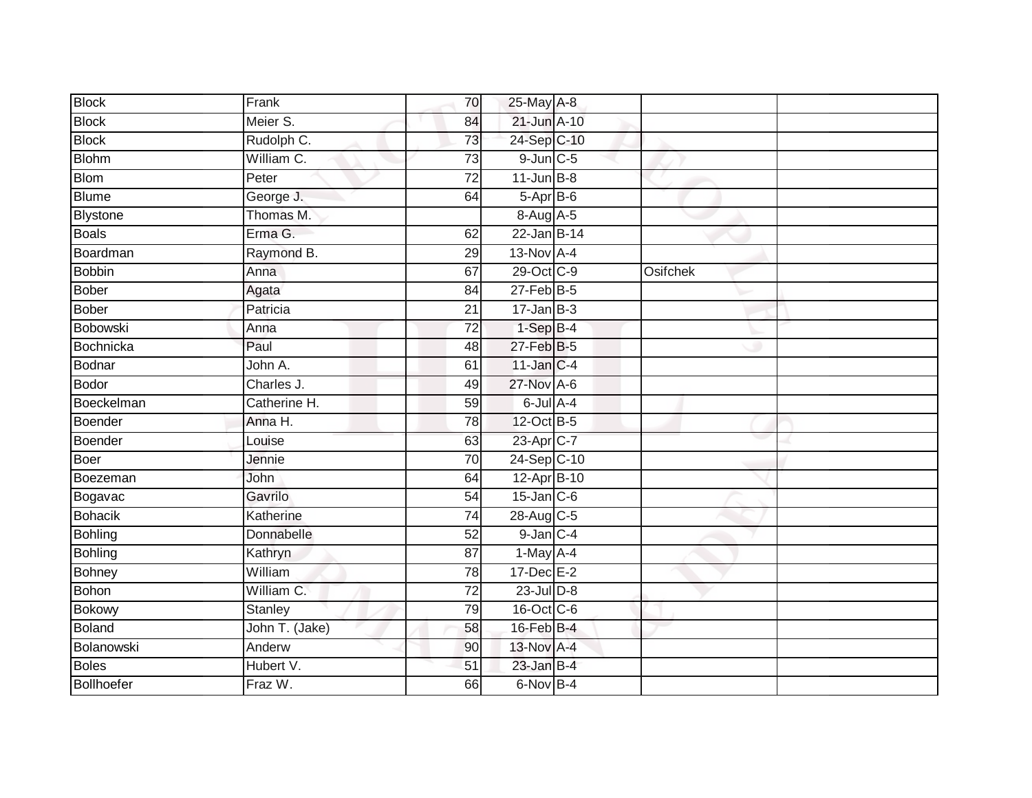| | | | | | | |
|---|---|---|---|---|---|---|
| Block | Frank | 70 | 25-May | A-8 | | |
| Block | Meier S. | 84 | 21-Jun | A-10 | | |
| Block | Rudolph C. | 73 | 24-Sep | C-10 | | |
| Blohm | William C. | 73 | 9-Jun | C-5 | | |
| Blom | Peter | 72 | 11-Jun | B-8 | | |
| Blume | George J. | 64 | 5-Apr | B-6 | | |
| Blystone | Thomas M. | | 8-Aug | A-5 | | |
| Boals | Erma G. | 62 | 22-Jan | B-14 | | |
| Boardman | Raymond B. | 29 | 13-Nov | A-4 | | |
| Bobbin | Anna | 67 | 29-Oct | C-9 | Osifchek | |
| Bober | Agata | 84 | 27-Feb | B-5 | | |
| Bober | Patricia | 21 | 17-Jan | B-3 | | |
| Bobowski | Anna | 72 | 1-Sep | B-4 | | |
| Bochnicka | Paul | 48 | 27-Feb | B-5 | | |
| Bodnar | John A. | 61 | 11-Jan | C-4 | | |
| Bodor | Charles J. | 49 | 27-Nov | A-6 | | |
| Boeckelman | Catherine H. | 59 | 6-Jul | A-4 | | |
| Boender | Anna H. | 78 | 12-Oct | B-5 | | |
| Boender | Louise | 63 | 23-Apr | C-7 | | |
| Boer | Jennie | 70 | 24-Sep | C-10 | | |
| Boezeman | John | 64 | 12-Apr | B-10 | | |
| Bogavac | Gavrilo | 54 | 15-Jan | C-6 | | |
| Bohacik | Katherine | 74 | 28-Aug | C-5 | | |
| Bohling | Donnabelle | 52 | 9-Jan | C-4 | | |
| Bohling | Kathryn | 87 | 1-May | A-4 | | |
| Bohney | William | 78 | 17-Dec | E-2 | | |
| Bohon | William C. | 72 | 23-Jul | D-8 | | |
| Bokowy | Stanley | 79 | 16-Oct | C-6 | | |
| Boland | John T. (Jake) | 58 | 16-Feb | B-4 | | |
| Bolanowski | Anderw | 90 | 13-Nov | A-4 | | |
| Boles | Hubert V. | 51 | 23-Jan | B-4 | | |
| Bollhoefer | Fraz W. | 66 | 6-Nov | B-4 | | |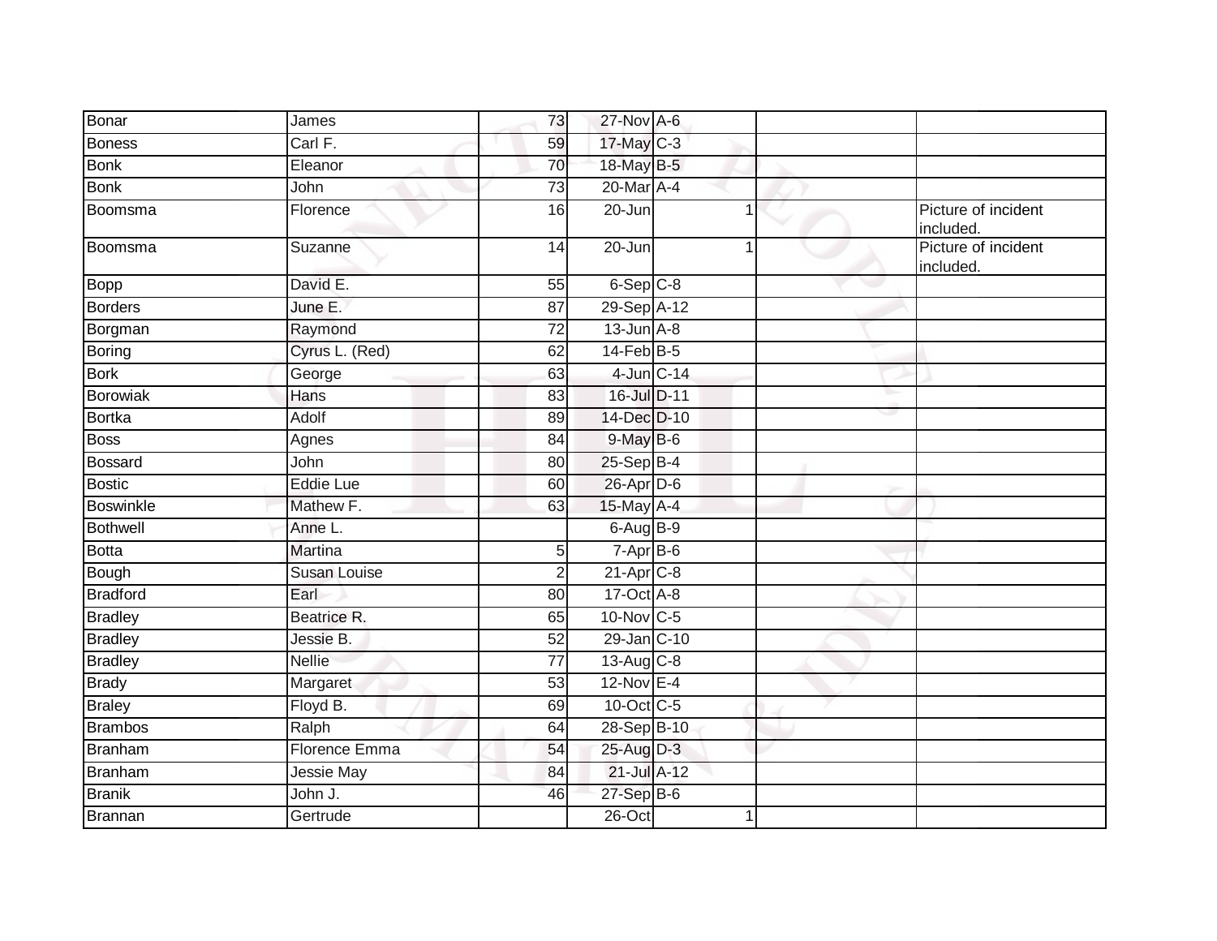| | | | | | | |
|---|---|---|---|---|---|---|
| Bonar | James | 73 | 27-Nov | A-6 | | |
| Boness | Carl F. | 59 | 17-May | C-3 | | |
| Bonk | Eleanor | 70 | 18-May | B-5 | | |
| Bonk | John | 73 | 20-Mar | A-4 | | |
| Boomsma | Florence | 16 | 20-Jun | 1 | | Picture of incident included. |
| Boomsma | Suzanne | 14 | 20-Jun | 1 | | Picture of incident included. |
| Bopp | David E. | 55 | 6-Sep | C-8 | | |
| Borders | June E. | 87 | 29-Sep | A-12 | | |
| Borgman | Raymond | 72 | 13-Jun | A-8 | | |
| Boring | Cyrus L. (Red) | 62 | 14-Feb | B-5 | | |
| Bork | George | 63 | 4-Jun | C-14 | | |
| Borowiak | Hans | 83 | 16-Jul | D-11 | | |
| Bortka | Adolf | 89 | 14-Dec | D-10 | | |
| Boss | Agnes | 84 | 9-May | B-6 | | |
| Bossard | John | 80 | 25-Sep | B-4 | | |
| Bostic | Eddie Lue | 60 | 26-Apr | D-6 | | |
| Boswinkle | Mathew F. | 63 | 15-May | A-4 | | |
| Bothwell | Anne L. | | 6-Aug | B-9 | | |
| Botta | Martina | 5 | 7-Apr | B-6 | | |
| Bough | Susan Louise | 2 | 21-Apr | C-8 | | |
| Bradford | Earl | 80 | 17-Oct | A-8 | | |
| Bradley | Beatrice R. | 65 | 10-Nov | C-5 | | |
| Bradley | Jessie B. | 52 | 29-Jan | C-10 | | |
| Bradley | Nellie | 77 | 13-Aug | C-8 | | |
| Brady | Margaret | 53 | 12-Nov | E-4 | | |
| Braley | Floyd B. | 69 | 10-Oct | C-5 | | |
| Brambos | Ralph | 64 | 28-Sep | B-10 | | |
| Branham | Florence Emma | 54 | 25-Aug | D-3 | | |
| Branham | Jessie May | 84 | 21-Jul | A-12 | | |
| Branik | John J. | 46 | 27-Sep | B-6 | | |
| Brannan | Gertrude | | 26-Oct | 1 | | |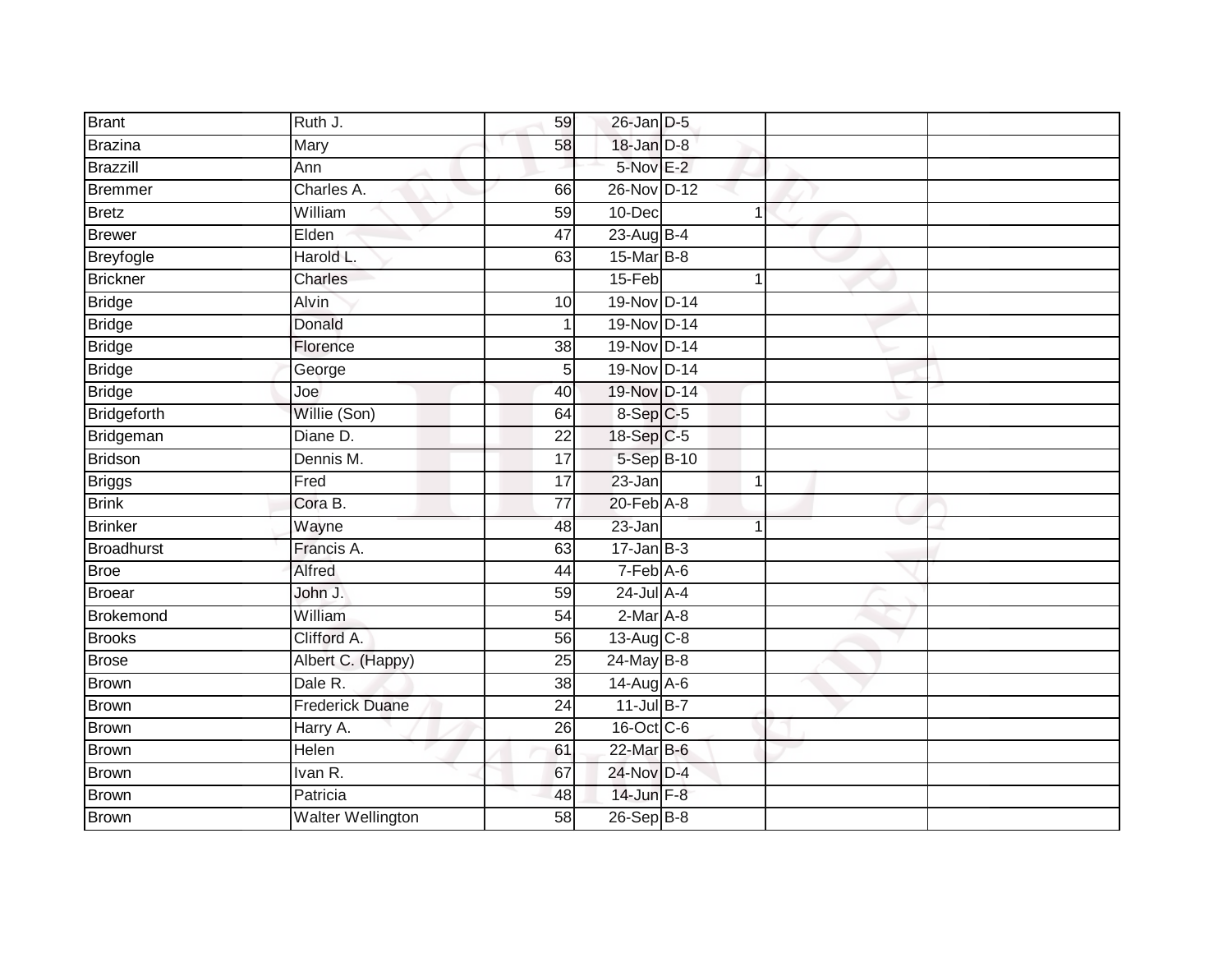| | | | | | | | |
|---|---|---|---|---|---|---|---|
| Brant | Ruth J. | 59 | 26-Jan | D-5 | | | |
| Brazina | Mary | 58 | 18-Jan | D-8 | | | |
| Brazzill | Ann | | 5-Nov | E-2 | | | |
| Bremmer | Charles A. | 66 | 26-Nov | D-12 | | | |
| Bretz | William | 59 | 10-Dec | | 1 | | |
| Brewer | Elden | 47 | 23-Aug | B-4 | | | |
| Breyfogle | Harold L. | 63 | 15-Mar | B-8 | | | |
| Brickner | Charles | | 15-Feb | | 1 | | |
| Bridge | Alvin | 10 | 19-Nov | D-14 | | | |
| Bridge | Donald | 1 | 19-Nov | D-14 | | | |
| Bridge | Florence | 38 | 19-Nov | D-14 | | | |
| Bridge | George | 5 | 19-Nov | D-14 | | | |
| Bridge | Joe | 40 | 19-Nov | D-14 | | | |
| Bridgeforth | Willie (Son) | 64 | 8-Sep | C-5 | | | |
| Bridgeman | Diane D. | 22 | 18-Sep | C-5 | | | |
| Bridson | Dennis M. | 17 | 5-Sep | B-10 | | | |
| Briggs | Fred | 17 | 23-Jan | | 1 | | |
| Brink | Cora B. | 77 | 20-Feb | A-8 | | | |
| Brinker | Wayne | 48 | 23-Jan | | 1 | | |
| Broadhurst | Francis A. | 63 | 17-Jan | B-3 | | | |
| Broe | Alfred | 44 | 7-Feb | A-6 | | | |
| Broear | John J. | 59 | 24-Jul | A-4 | | | |
| Brokemond | William | 54 | 2-Mar | A-8 | | | |
| Brooks | Clifford A. | 56 | 13-Aug | C-8 | | | |
| Brose | Albert C. (Happy) | 25 | 24-May | B-8 | | | |
| Brown | Dale R. | 38 | 14-Aug | A-6 | | | |
| Brown | Frederick Duane | 24 | 11-Jul | B-7 | | | |
| Brown | Harry A. | 26 | 16-Oct | C-6 | | | |
| Brown | Helen | 61 | 22-Mar | B-6 | | | |
| Brown | Ivan R. | 67 | 24-Nov | D-4 | | | |
| Brown | Patricia | 48 | 14-Jun | F-8 | | | |
| Brown | Walter Wellington | 58 | 26-Sep | B-8 | | | |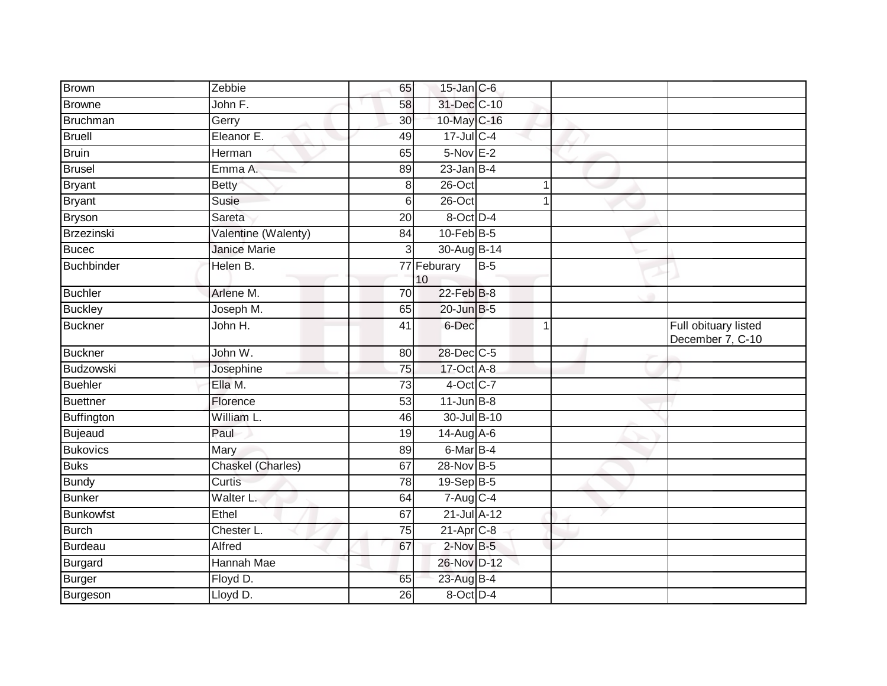| | | | | | | | |
|---|---|---|---|---|---|---|---|
| Brown | Zebbie | 65 | 15-Jan | C-6 | | | |
| Browne | John F. | 58 | 31-Dec | C-10 | | | |
| Bruchman | Gerry | 30 | 10-May | C-16 | | | |
| Bruell | Eleanor E. | 49 | 17-Jul | C-4 | | | |
| Bruin | Herman | 65 | 5-Nov | E-2 | | | |
| Brusel | Emma A. | 89 | 23-Jan | B-4 | | | |
| Bryant | Betty | 8 | 26-Oct | | 1 | | |
| Bryant | Susie | 6 | 26-Oct | | 1 | | |
| Bryson | Sareta | 20 | 8-Oct | D-4 | | | |
| Brzezinski | Valentine (Walenty) | 84 | 10-Feb | B-5 | | | |
| Bucec | Janice Marie | 3 | 30-Aug | B-14 | | | |
| Buchbinder | Helen B. | 77 | Feburary 10 | B-5 | | | |
| Buchler | Arlene M. | 70 | 22-Feb | B-8 | | | |
| Buckley | Joseph M. | 65 | 20-Jun | B-5 | | | |
| Buckner | John H. | 41 | 6-Dec | | 1 | | Full obituary listed December 7, C-10 |
| Buckner | John W. | 80 | 28-Dec | C-5 | | | |
| Budzowski | Josephine | 75 | 17-Oct | A-8 | | | |
| Buehler | Ella M. | 73 | 4-Oct | C-7 | | | |
| Buettner | Florence | 53 | 11-Jun | B-8 | | | |
| Buffington | William L. | 46 | 30-Jul | B-10 | | | |
| Bujeaud | Paul | 19 | 14-Aug | A-6 | | | |
| Bukovics | Mary | 89 | 6-Mar | B-4 | | | |
| Buks | Chaskel (Charles) | 67 | 28-Nov | B-5 | | | |
| Bundy | Curtis | 78 | 19-Sep | B-5 | | | |
| Bunker | Walter L. | 64 | 7-Aug | C-4 | | | |
| Bunkowfst | Ethel | 67 | 21-Jul | A-12 | | | |
| Burch | Chester L. | 75 | 21-Apr | C-8 | | | |
| Burdeau | Alfred | 67 | 2-Nov | B-5 | | | |
| Burgard | Hannah Mae | | 26-Nov | D-12 | | | |
| Burger | Floyd D. | 65 | 23-Aug | B-4 | | | |
| Burgeson | Lloyd D. | 26 | 8-Oct | D-4 | | | |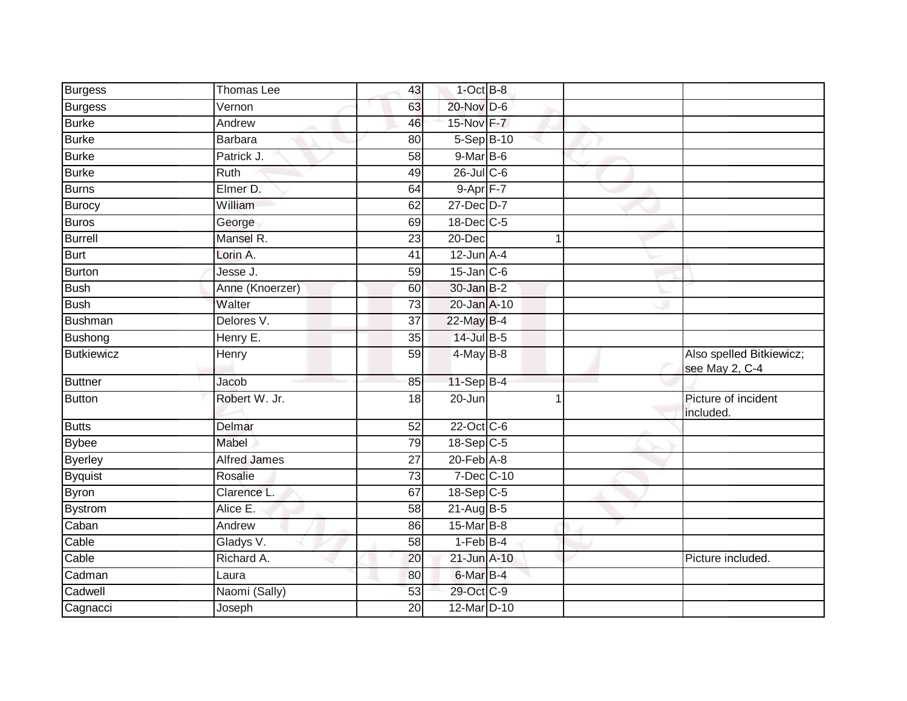| | | | | | | | |
|---|---|---|---|---|---|---|---|
| Burgess | Thomas Lee | 43 | 1-Oct | B-8 | | | |
| Burgess | Vernon | 63 | 20-Nov | D-6 | | | |
| Burke | Andrew | 46 | 15-Nov | F-7 | | | |
| Burke | Barbara | 80 | 5-Sep | B-10 | | | |
| Burke | Patrick J. | 58 | 9-Mar | B-6 | | | |
| Burke | Ruth | 49 | 26-Jul | C-6 | | | |
| Burns | Elmer D. | 64 | 9-Apr | F-7 | | | |
| Burocy | William | 62 | 27-Dec | D-7 | | | |
| Buros | George | 69 | 18-Dec | C-5 | | | |
| Burrell | Mansel R. | 23 | 20-Dec | | 1 | | |
| Burt | Lorin A. | 41 | 12-Jun | A-4 | | | |
| Burton | Jesse J. | 59 | 15-Jan | C-6 | | | |
| Bush | Anne (Knoerzer) | 60 | 30-Jan | B-2 | | | |
| Bush | Walter | 73 | 20-Jan | A-10 | | | |
| Bushman | Delores V. | 37 | 22-May | B-4 | | | |
| Bushong | Henry E. | 35 | 14-Jul | B-5 | | | |
| Butkiewicz | Henry | 59 | 4-May | B-8 | | | Also spelled Bitkiewicz; see May 2, C-4 |
| Buttner | Jacob | 85 | 11-Sep | B-4 | | | |
| Button | Robert W. Jr. | 18 | 20-Jun | | 1 | | Picture of incident included. |
| Butts | Delmar | 52 | 22-Oct | C-6 | | | |
| Bybee | Mabel | 79 | 18-Sep | C-5 | | | |
| Byerley | Alfred James | 27 | 20-Feb | A-8 | | | |
| Byquist | Rosalie | 73 | 7-Dec | C-10 | | | |
| Byron | Clarence L. | 67 | 18-Sep | C-5 | | | |
| Bystrom | Alice E. | 58 | 21-Aug | B-5 | | | |
| Caban | Andrew | 86 | 15-Mar | B-8 | | | |
| Cable | Gladys V. | 58 | 1-Feb | B-4 | | | |
| Cable | Richard A. | 20 | 21-Jun | A-10 | | | Picture included. |
| Cadman | Laura | 80 | 6-Mar | B-4 | | | |
| Cadwell | Naomi (Sally) | 53 | 29-Oct | C-9 | | | |
| Cagnacci | Joseph | 20 | 12-Mar | D-10 | | | |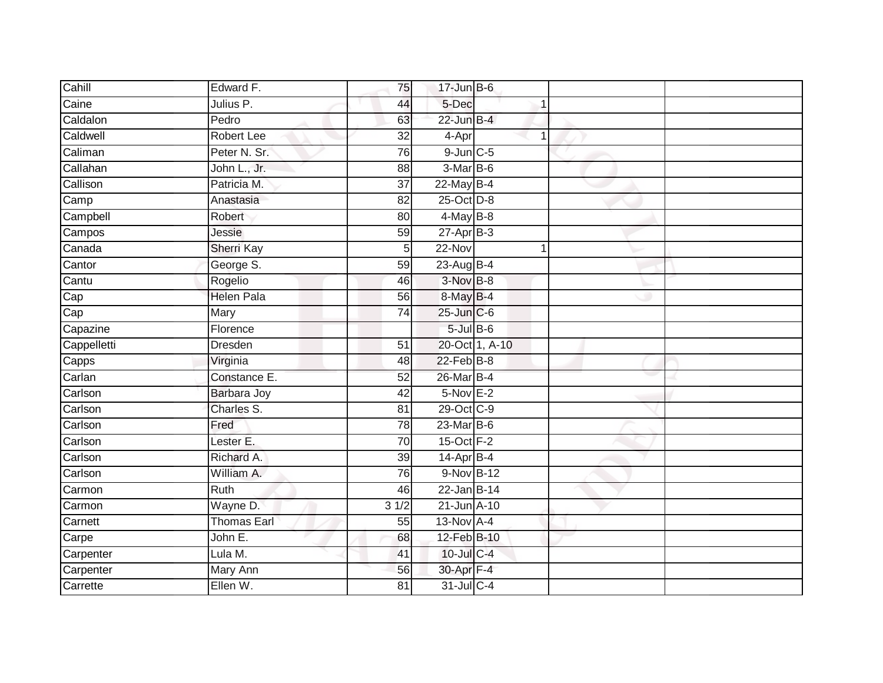| | | | | | | |
|---|---|---|---|---|---|---|
| Cahill | Edward F. | 75 | 17-Jun | B-6 | | |
| Caine | Julius P. | 44 | 5-Dec | 1 | | |
| Caldalon | Pedro | 63 | 22-Jun | B-4 | | |
| Caldwell | Robert Lee | 32 | 4-Apr | 1 | | |
| Caliman | Peter N. Sr. | 76 | 9-Jun | C-5 | | |
| Callahan | John L., Jr. | 88 | 3-Mar | B-6 | | |
| Callison | Patricia M. | 37 | 22-May | B-4 | | |
| Camp | Anastasia | 82 | 25-Oct | D-8 | | |
| Campbell | Robert | 80 | 4-May | B-8 | | |
| Campos | Jessie | 59 | 27-Apr | B-3 | | |
| Canada | Sherri Kay | 5 | 22-Nov | 1 | | |
| Cantor | George S. | 59 | 23-Aug | B-4 | | |
| Cantu | Rogelio | 46 | 3-Nov | B-8 | | |
| Cap | Helen Pala | 56 | 8-May | B-4 | | |
| Cap | Mary | 74 | 25-Jun | C-6 | | |
| Capazine | Florence | | 5-Jul | B-6 | | |
| Cappelletti | Dresden | 51 | 20-Oct | 1, A-10 | | |
| Capps | Virginia | 48 | 22-Feb | B-8 | | |
| Carlan | Constance E. | 52 | 26-Mar | B-4 | | |
| Carlson | Barbara Joy | 42 | 5-Nov | E-2 | | |
| Carlson | Charles S. | 81 | 29-Oct | C-9 | | |
| Carlson | Fred | 78 | 23-Mar | B-6 | | |
| Carlson | Lester E. | 70 | 15-Oct | F-2 | | |
| Carlson | Richard A. | 39 | 14-Apr | B-4 | | |
| Carlson | William A. | 76 | 9-Nov | B-12 | | |
| Carmon | Ruth | 46 | 22-Jan | B-14 | | |
| Carmon | Wayne D. | 3 1/2 | 21-Jun | A-10 | | |
| Carnett | Thomas Earl | 55 | 13-Nov | A-4 | | |
| Carpe | John E. | 68 | 12-Feb | B-10 | | |
| Carpenter | Lula M. | 41 | 10-Jul | C-4 | | |
| Carpenter | Mary Ann | 56 | 30-Apr | F-4 | | |
| Carrette | Ellen W. | 81 | 31-Jul | C-4 | | |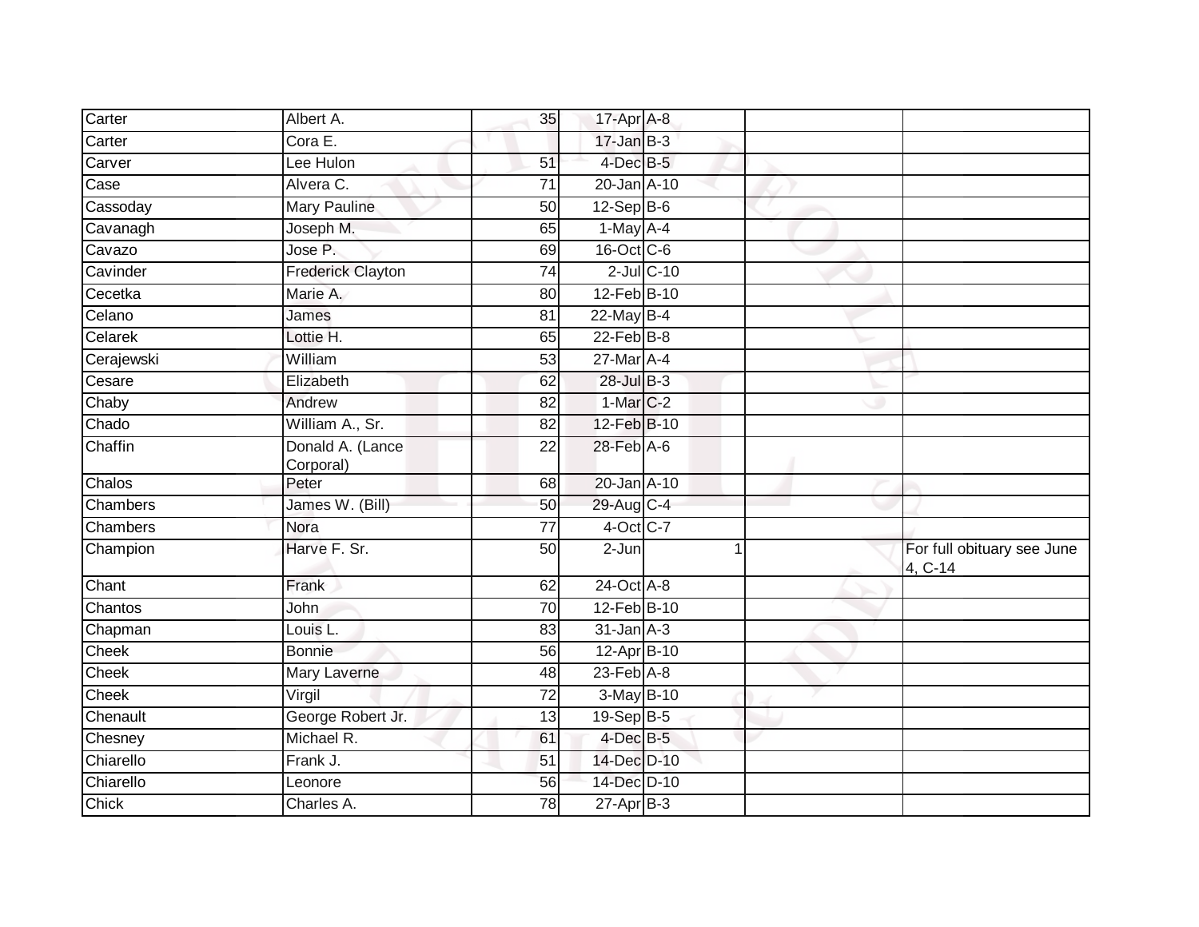| | | | | | | |
|---|---|---|---|---|---|---|
| Carter | Albert A. | 35 | 17-Apr | A-8 | | |
| Carter | Cora E. | | 17-Jan | B-3 | | |
| Carver | Lee Hulon | 51 | 4-Dec | B-5 | | |
| Case | Alvera C. | 71 | 20-Jan | A-10 | | |
| Cassoday | Mary Pauline | 50 | 12-Sep | B-6 | | |
| Cavanagh | Joseph M. | 65 | 1-May | A-4 | | |
| Cavazo | Jose P. | 69 | 16-Oct | C-6 | | |
| Cavinder | Frederick Clayton | 74 | 2-Jul | C-10 | | |
| Cecetka | Marie A. | 80 | 12-Feb | B-10 | | |
| Celano | James | 81 | 22-May | B-4 | | |
| Celarek | Lottie H. | 65 | 22-Feb | B-8 | | |
| Cerajewski | William | 53 | 27-Mar | A-4 | | |
| Cesare | Elizabeth | 62 | 28-Jul | B-3 | | |
| Chaby | Andrew | 82 | 1-Mar | C-2 | | |
| Chado | William A., Sr. | 82 | 12-Feb | B-10 | | |
| Chaffin | Donald A. (Lance Corporal) | 22 | 28-Feb | A-6 | | |
| Chalos | Peter | 68 | 20-Jan | A-10 | | |
| Chambers | James W. (Bill) | 50 | 29-Aug | C-4 | | |
| Chambers | Nora | 77 | 4-Oct | C-7 | | |
| Champion | Harve F. Sr. | 50 | 2-Jun | 1 | | For full obituary see June 4, C-14 |
| Chant | Frank | 62 | 24-Oct | A-8 | | |
| Chantos | John | 70 | 12-Feb | B-10 | | |
| Chapman | Louis L. | 83 | 31-Jan | A-3 | | |
| Cheek | Bonnie | 56 | 12-Apr | B-10 | | |
| Cheek | Mary Laverne | 48 | 23-Feb | A-8 | | |
| Cheek | Virgil | 72 | 3-May | B-10 | | |
| Chenault | George Robert Jr. | 13 | 19-Sep | B-5 | | |
| Chesney | Michael R. | 61 | 4-Dec | B-5 | | |
| Chiarello | Frank J. | 51 | 14-Dec | D-10 | | |
| Chiarello | Leonore | 56 | 14-Dec | D-10 | | |
| Chick | Charles A. | 78 | 27-Apr | B-3 | | |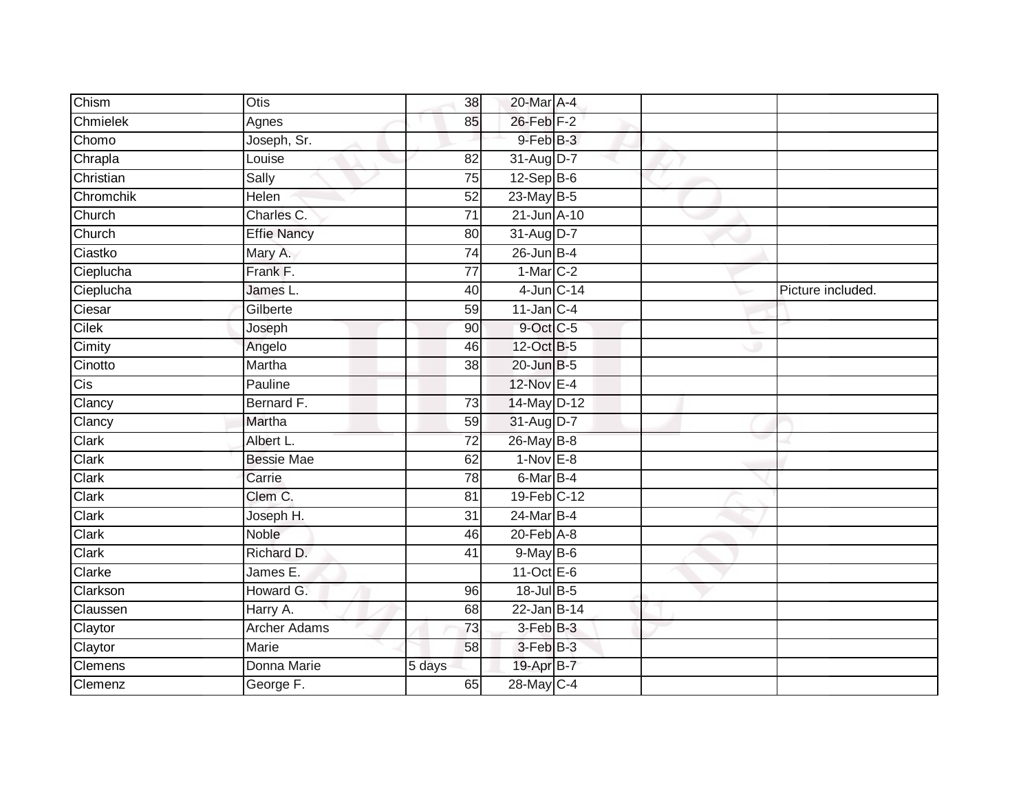| | | | | | | |
|---|---|---|---|---|---|---|
| Chism | Otis | 38 | 20-Mar | A-4 | | |
| Chmielek | Agnes | 85 | 26-Feb | F-2 | | |
| Chomo | Joseph, Sr. | | 9-Feb | B-3 | | |
| Chrapla | Louise | 82 | 31-Aug | D-7 | | |
| Christian | Sally | 75 | 12-Sep | B-6 | | |
| Chromchik | Helen | 52 | 23-May | B-5 | | |
| Church | Charles C. | 71 | 21-Jun | A-10 | | |
| Church | Effie Nancy | 80 | 31-Aug | D-7 | | |
| Ciastko | Mary A. | 74 | 26-Jun | B-4 | | |
| Cieplucha | Frank F. | 77 | 1-Mar | C-2 | | |
| Cieplucha | James L. | 40 | 4-Jun | C-14 | | Picture included. |
| Ciesar | Gilberte | 59 | 11-Jan | C-4 | | |
| Cilek | Joseph | 90 | 9-Oct | C-5 | | |
| Cimity | Angelo | 46 | 12-Oct | B-5 | | |
| Cinotto | Martha | 38 | 20-Jun | B-5 | | |
| Cis | Pauline | | 12-Nov | E-4 | | |
| Clancy | Bernard F. | 73 | 14-May | D-12 | | |
| Clancy | Martha | 59 | 31-Aug | D-7 | | |
| Clark | Albert L. | 72 | 26-May | B-8 | | |
| Clark | Bessie Mae | 62 | 1-Nov | E-8 | | |
| Clark | Carrie | 78 | 6-Mar | B-4 | | |
| Clark | Clem C. | 81 | 19-Feb | C-12 | | |
| Clark | Joseph H. | 31 | 24-Mar | B-4 | | |
| Clark | Noble | 46 | 20-Feb | A-8 | | |
| Clark | Richard D. | 41 | 9-May | B-6 | | |
| Clarke | James E. | | 11-Oct | E-6 | | |
| Clarkson | Howard G. | 96 | 18-Jul | B-5 | | |
| Claussen | Harry A. | 68 | 22-Jan | B-14 | | |
| Claytor | Archer Adams | 73 | 3-Feb | B-3 | | |
| Claytor | Marie | 58 | 3-Feb | B-3 | | |
| Clemens | Donna Marie | 5 days | 19-Apr | B-7 | | |
| Clemenz | George F. | 65 | 28-May | C-4 | | |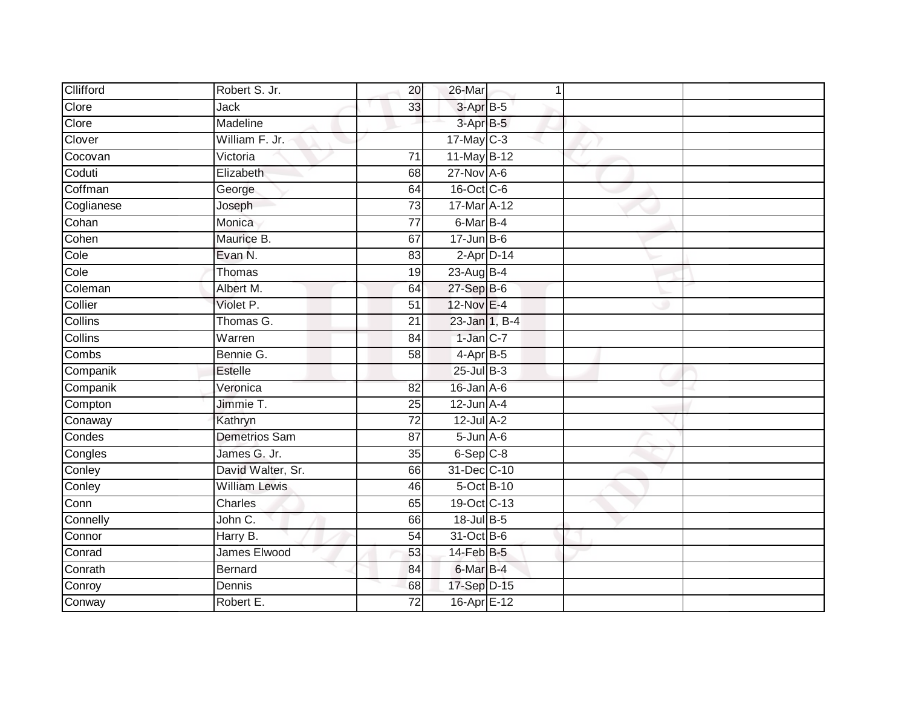| | | | | | | |
|---|---|---|---|---|---|---|
| Cllifford | Robert S. Jr. | 20 | 26-Mar | 1 | | |
| Clore | Jack | 33 | 3-Apr | B-5 | | |
| Clore | Madeline | | 3-Apr | B-5 | | |
| Clover | William F. Jr. | | 17-May | C-3 | | |
| Cocovan | Victoria | 71 | 11-May | B-12 | | |
| Coduti | Elizabeth | 68 | 27-Nov | A-6 | | |
| Coffman | George | 64 | 16-Oct | C-6 | | |
| Coglianese | Joseph | 73 | 17-Mar | A-12 | | |
| Cohan | Monica | 77 | 6-Mar | B-4 | | |
| Cohen | Maurice B. | 67 | 17-Jun | B-6 | | |
| Cole | Evan N. | 83 | 2-Apr | D-14 | | |
| Cole | Thomas | 19 | 23-Aug | B-4 | | |
| Coleman | Albert M. | 64 | 27-Sep | B-6 | | |
| Collier | Violet P. | 51 | 12-Nov | E-4 | | |
| Collins | Thomas G. | 21 | 23-Jan | 1, B-4 | | |
| Collins | Warren | 84 | 1-Jan | C-7 | | |
| Combs | Bennie G. | 58 | 4-Apr | B-5 | | |
| Companik | Estelle | | 25-Jul | B-3 | | |
| Companik | Veronica | 82 | 16-Jan | A-6 | | |
| Compton | Jimmie T. | 25 | 12-Jun | A-4 | | |
| Conaway | Kathryn | 72 | 12-Jul | A-2 | | |
| Condes | Demetrios Sam | 87 | 5-Jun | A-6 | | |
| Congles | James G. Jr. | 35 | 6-Sep | C-8 | | |
| Conley | David Walter, Sr. | 66 | 31-Dec | C-10 | | |
| Conley | William Lewis | 46 | 5-Oct | B-10 | | |
| Conn | Charles | 65 | 19-Oct | C-13 | | |
| Connelly | John C. | 66 | 18-Jul | B-5 | | |
| Connor | Harry B. | 54 | 31-Oct | B-6 | | |
| Conrad | James Elwood | 53 | 14-Feb | B-5 | | |
| Conrath | Bernard | 84 | 6-Mar | B-4 | | |
| Conroy | Dennis | 68 | 17-Sep | D-15 | | |
| Conway | Robert E. | 72 | 16-Apr | E-12 | | |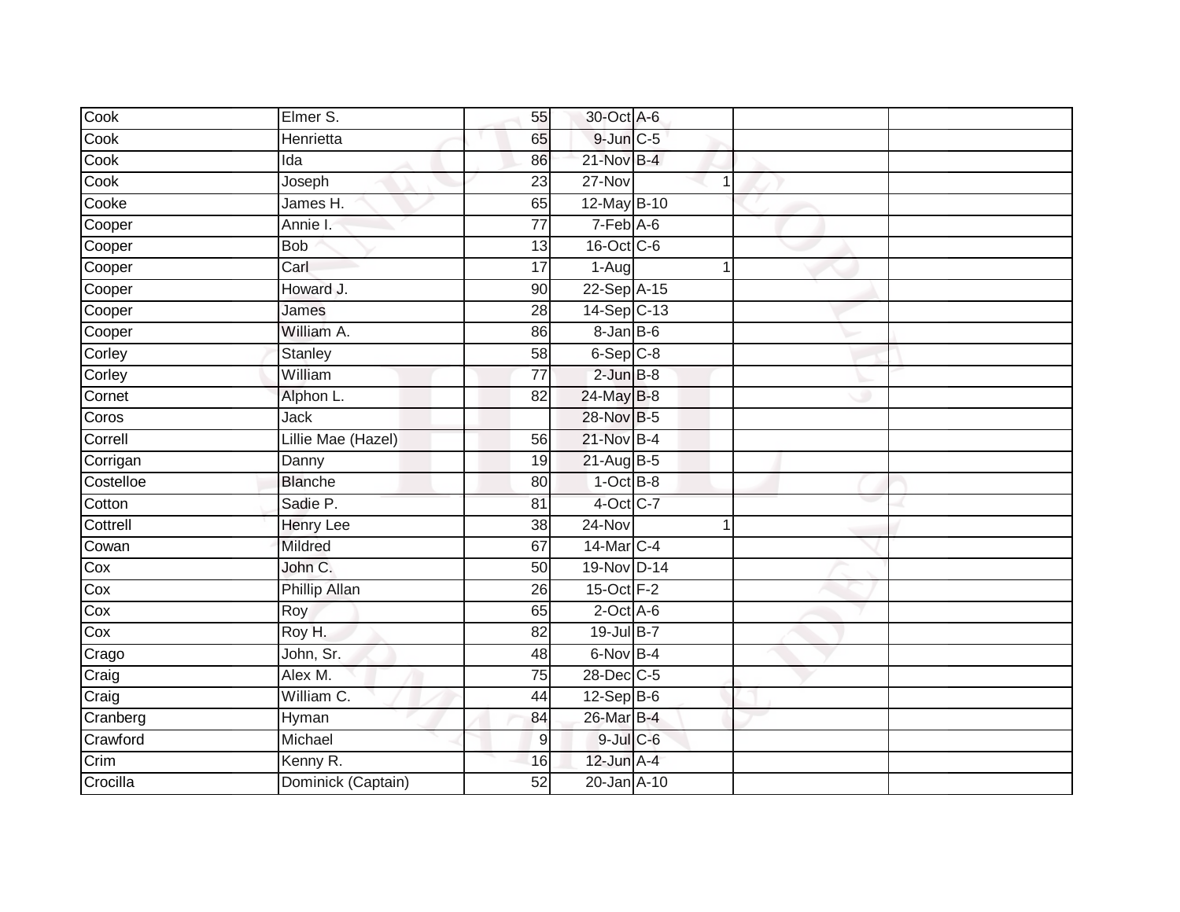| | | | | | | | |
|---|---|---|---|---|---|---|---|
| Cook | Elmer S. | 55 | 30-Oct | A-6 | | | |
| Cook | Henrietta | 65 | 9-Jun | C-5 | | | |
| Cook | Ida | 86 | 21-Nov | B-4 | | | |
| Cook | Joseph | 23 | 27-Nov | | 1 | | |
| Cooke | James H. | 65 | 12-May | B-10 | | | |
| Cooper | Annie I. | 77 | 7-Feb | A-6 | | | |
| Cooper | Bob | 13 | 16-Oct | C-6 | | | |
| Cooper | Carl | 17 | 1-Aug | | 1 | | |
| Cooper | Howard J. | 90 | 22-Sep | A-15 | | | |
| Cooper | James | 28 | 14-Sep | C-13 | | | |
| Cooper | William A. | 86 | 8-Jan | B-6 | | | |
| Corley | Stanley | 58 | 6-Sep | C-8 | | | |
| Corley | William | 77 | 2-Jun | B-8 | | | |
| Cornet | Alphon L. | 82 | 24-May | B-8 | | | |
| Coros | Jack | | 28-Nov | B-5 | | | |
| Correll | Lillie Mae (Hazel) | 56 | 21-Nov | B-4 | | | |
| Corrigan | Danny | 19 | 21-Aug | B-5 | | | |
| Costelloe | Blanche | 80 | 1-Oct | B-8 | | | |
| Cotton | Sadie P. | 81 | 4-Oct | C-7 | | | |
| Cottrell | Henry Lee | 38 | 24-Nov | | 1 | | |
| Cowan | Mildred | 67 | 14-Mar | C-4 | | | |
| Cox | John C. | 50 | 19-Nov | D-14 | | | |
| Cox | Phillip Allan | 26 | 15-Oct | F-2 | | | |
| Cox | Roy | 65 | 2-Oct | A-6 | | | |
| Cox | Roy H. | 82 | 19-Jul | B-7 | | | |
| Crago | John, Sr. | 48 | 6-Nov | B-4 | | | |
| Craig | Alex M. | 75 | 28-Dec | C-5 | | | |
| Craig | William C. | 44 | 12-Sep | B-6 | | | |
| Cranberg | Hyman | 84 | 26-Mar | B-4 | | | |
| Crawford | Michael | 9 | 9-Jul | C-6 | | | |
| Crim | Kenny R. | 16 | 12-Jun | A-4 | | | |
| Crocilla | Dominick (Captain) | 52 | 20-Jan | A-10 | | | |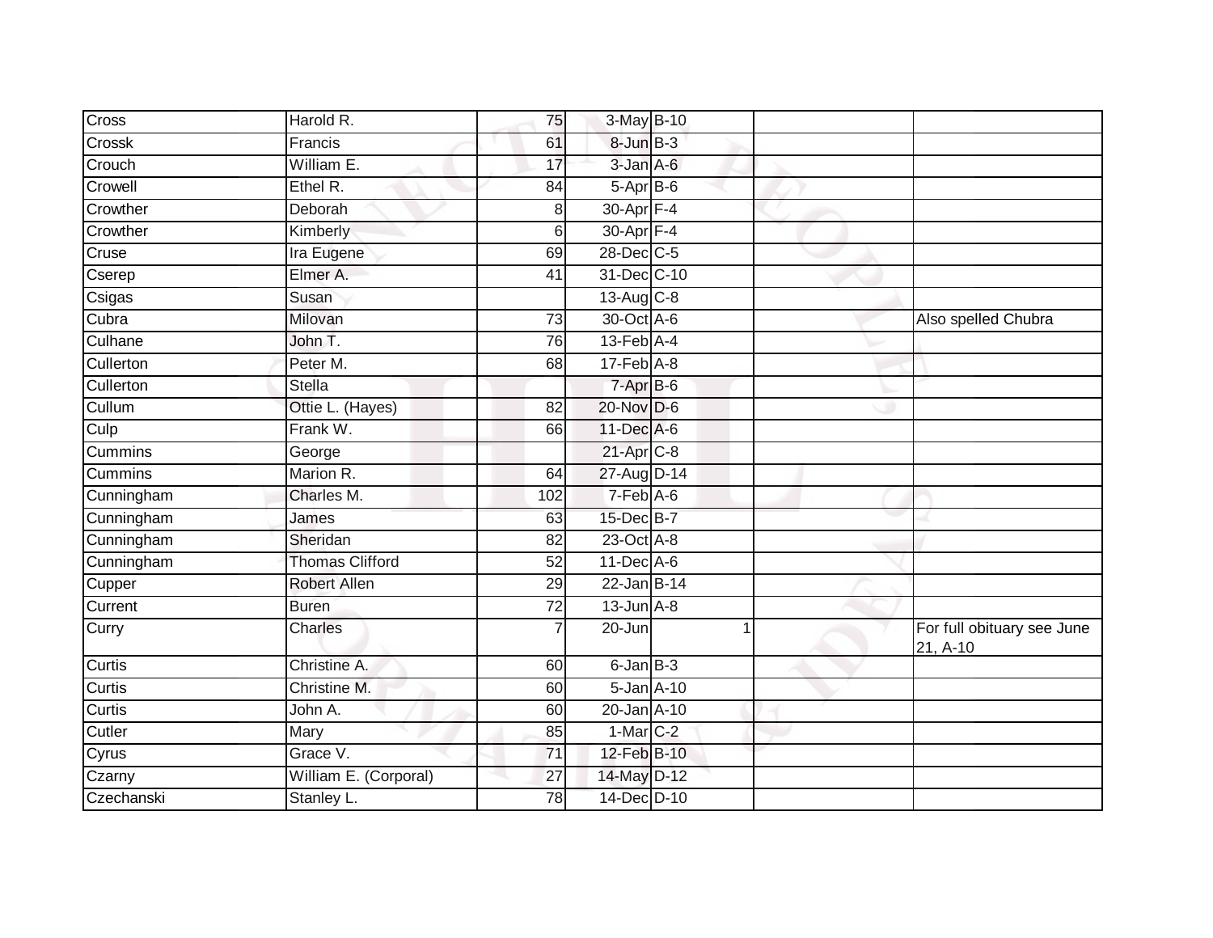| | | | | | | |
|---|---|---|---|---|---|---|
| Cross | Harold R. | 75 | 3-May | B-10 | | |
| Crossk | Francis | 61 | 8-Jun | B-3 | | |
| Crouch | William E. | 17 | 3-Jan | A-6 | | |
| Crowell | Ethel R. | 84 | 5-Apr | B-6 | | |
| Crowther | Deborah | 8 | 30-Apr | F-4 | | |
| Crowther | Kimberly | 6 | 30-Apr | F-4 | | |
| Cruse | Ira Eugene | 69 | 28-Dec | C-5 | | |
| Cserep | Elmer A. | 41 | 31-Dec | C-10 | | |
| Csigas | Susan | | 13-Aug | C-8 | | |
| Cubra | Milovan | 73 | 30-Oct | A-6 | | Also spelled Chubra |
| Culhane | John T. | 76 | 13-Feb | A-4 | | |
| Cullerton | Peter M. | 68 | 17-Feb | A-8 | | |
| Cullerton | Stella | | 7-Apr | B-6 | | |
| Cullum | Ottie L. (Hayes) | 82 | 20-Nov | D-6 | | |
| Culp | Frank W. | 66 | 11-Dec | A-6 | | |
| Cummins | George | | 21-Apr | C-8 | | |
| Cummins | Marion R. | 64 | 27-Aug | D-14 | | |
| Cunningham | Charles M. | 102 | 7-Feb | A-6 | | |
| Cunningham | James | 63 | 15-Dec | B-7 | | |
| Cunningham | Sheridan | 82 | 23-Oct | A-8 | | |
| Cunningham | Thomas Clifford | 52 | 11-Dec | A-6 | | |
| Cupper | Robert Allen | 29 | 22-Jan | B-14 | | |
| Current | Buren | 72 | 13-Jun | A-8 | | |
| Curry | Charles | 7 | 20-Jun | 1 | | For full obituary see June 21, A-10 |
| Curtis | Christine A. | 60 | 6-Jan | B-3 | | |
| Curtis | Christine M. | 60 | 5-Jan | A-10 | | |
| Curtis | John A. | 60 | 20-Jan | A-10 | | |
| Cutler | Mary | 85 | 1-Mar | C-2 | | |
| Cyrus | Grace V. | 71 | 12-Feb | B-10 | | |
| Czarny | William E. (Corporal) | 27 | 14-May | D-12 | | |
| Czechanski | Stanley L. | 78 | 14-Dec | D-10 | | |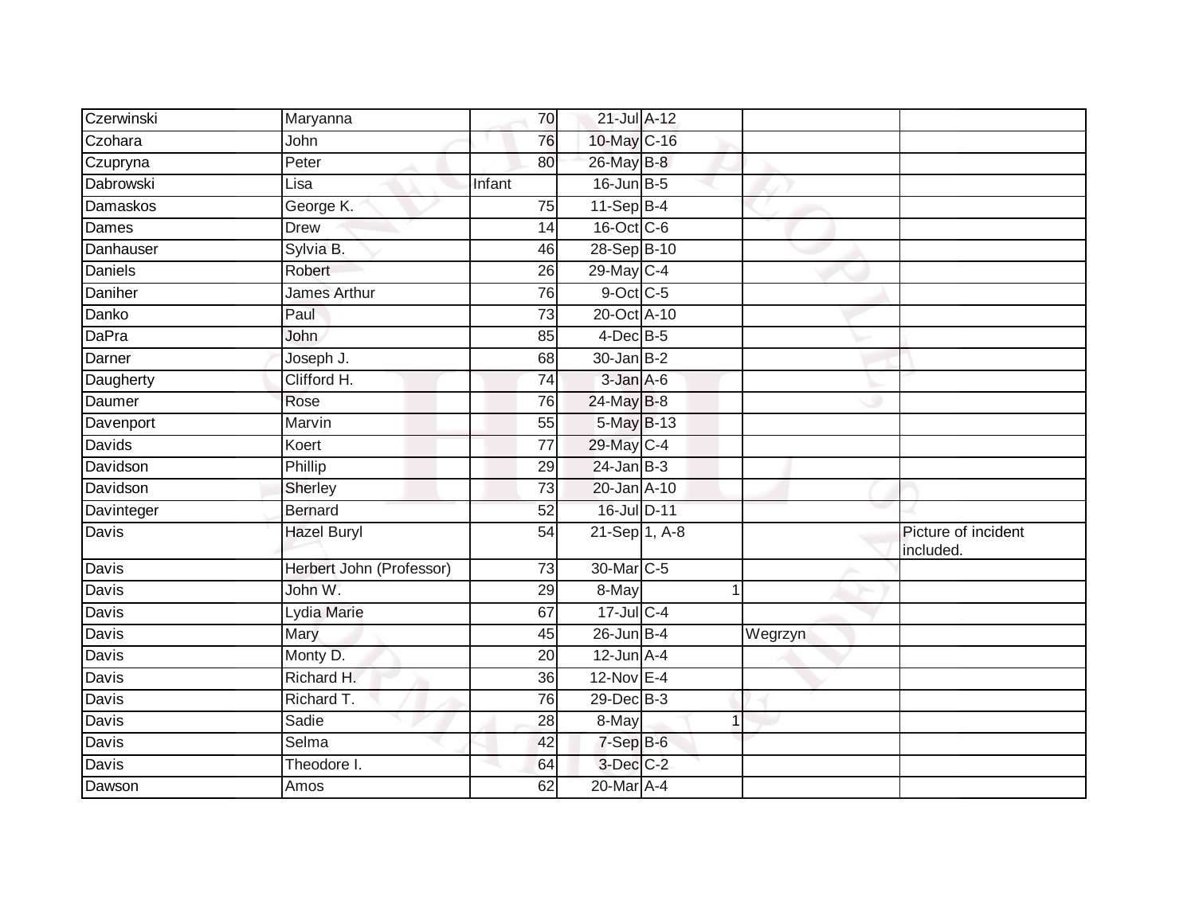| | | | | | | |
|---|---|---|---|---|---|---|
| Czerwinski | Maryanna | 70 | 21-Jul | A-12 | | |
| Czohara | John | 76 | 10-May | C-16 | | |
| Czupryna | Peter | 80 | 26-May | B-8 | | |
| Dabrowski | Lisa | Infant | 16-Jun | B-5 | | |
| Damaskos | George K. | 75 | 11-Sep | B-4 | | |
| Dames | Drew | 14 | 16-Oct | C-6 | | |
| Danhauser | Sylvia B. | 46 | 28-Sep | B-10 | | |
| Daniels | Robert | 26 | 29-May | C-4 | | |
| Daniher | James Arthur | 76 | 9-Oct | C-5 | | |
| Danko | Paul | 73 | 20-Oct | A-10 | | |
| DaPra | John | 85 | 4-Dec | B-5 | | |
| Darner | Joseph J. | 68 | 30-Jan | B-2 | | |
| Daugherty | Clifford H. | 74 | 3-Jan | A-6 | | |
| Daumer | Rose | 76 | 24-May | B-8 | | |
| Davenport | Marvin | 55 | 5-May | B-13 | | |
| Davids | Koert | 77 | 29-May | C-4 | | |
| Davidson | Phillip | 29 | 24-Jan | B-3 | | |
| Davidson | Sherley | 73 | 20-Jan | A-10 | | |
| Davinteger | Bernard | 52 | 16-Jul | D-11 | | |
| Davis | Hazel Buryl | 54 | 21-Sep | 1, A-8 | | Picture of incident included. |
| Davis | Herbert John (Professor) | 73 | 30-Mar | C-5 | | |
| Davis | John W. | 29 | 8-May | 1 | | |
| Davis | Lydia Marie | 67 | 17-Jul | C-4 | | |
| Davis | Mary | 45 | 26-Jun | B-4 | Wegrzyn | |
| Davis | Monty D. | 20 | 12-Jun | A-4 | | |
| Davis | Richard H. | 36 | 12-Nov | E-4 | | |
| Davis | Richard T. | 76 | 29-Dec | B-3 | | |
| Davis | Sadie | 28 | 8-May | 1 | | |
| Davis | Selma | 42 | 7-Sep | B-6 | | |
| Davis | Theodore I. | 64 | 3-Dec | C-2 | | |
| Dawson | Amos | 62 | 20-Mar | A-4 | | |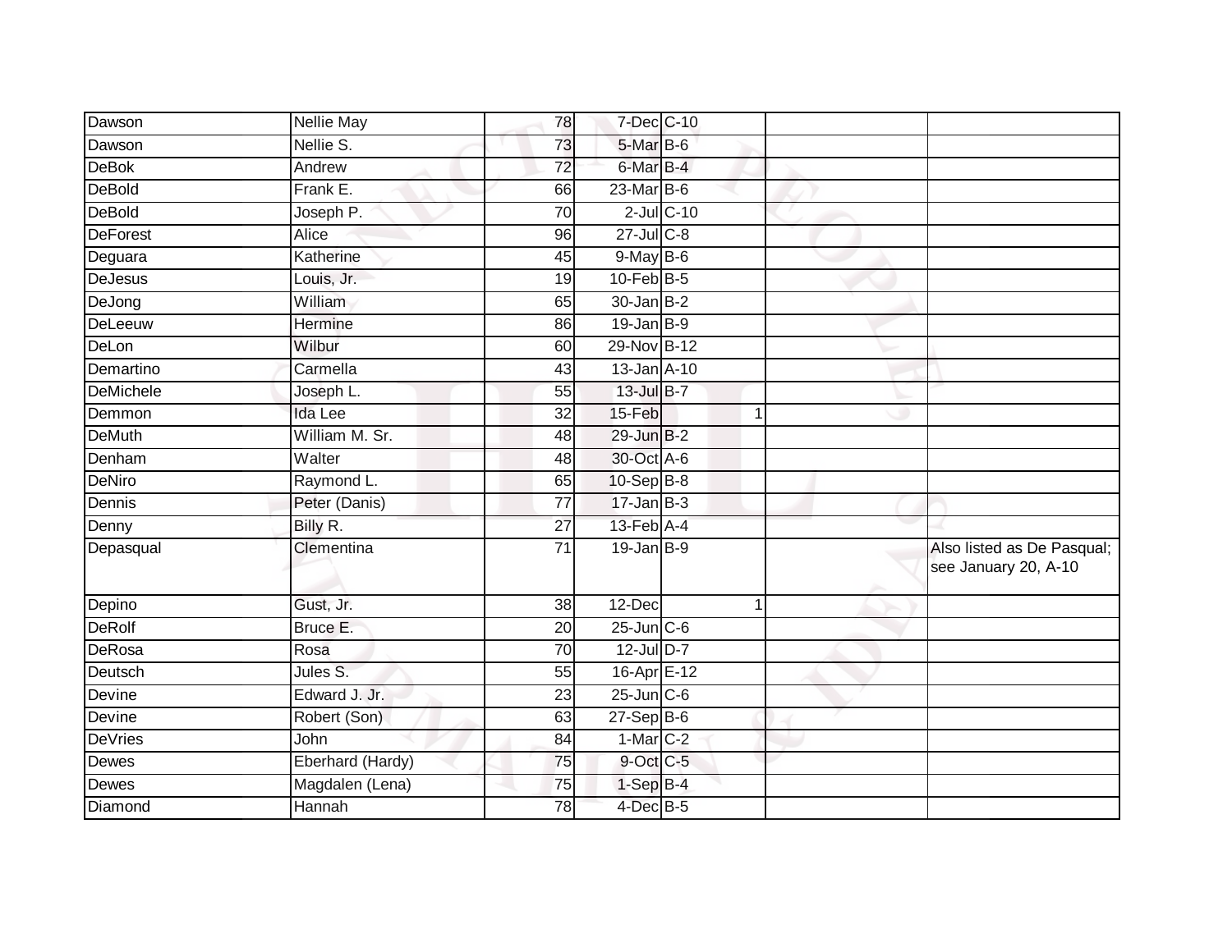| | | | | | | | |
|---|---|---|---|---|---|---|---|
| Dawson | Nellie May | 78 | 7-Dec | C-10 | | | |
| Dawson | Nellie S. | 73 | 5-Mar | B-6 | | | |
| DeBok | Andrew | 72 | 6-Mar | B-4 | | | |
| DeBold | Frank E. | 66 | 23-Mar | B-6 | | | |
| DeBold | Joseph P. | 70 | 2-Jul | C-10 | | | |
| DeForest | Alice | 96 | 27-Jul | C-8 | | | |
| Deguara | Katherine | 45 | 9-May | B-6 | | | |
| DeJesus | Louis, Jr. | 19 | 10-Feb | B-5 | | | |
| DeJong | William | 65 | 30-Jan | B-2 | | | |
| DeLeeuw | Hermine | 86 | 19-Jan | B-9 | | | |
| DeLon | Wilbur | 60 | 29-Nov | B-12 | | | |
| Demartino | Carmella | 43 | 13-Jan | A-10 | | | |
| DeMichele | Joseph L. | 55 | 13-Jul | B-7 | | | |
| Demmon | Ida Lee | 32 | 15-Feb | | 1 | | |
| DeMuth | William M. Sr. | 48 | 29-Jun | B-2 | | | |
| Denham | Walter | 48 | 30-Oct | A-6 | | | |
| DeNiro | Raymond L. | 65 | 10-Sep | B-8 | | | |
| Dennis | Peter (Danis) | 77 | 17-Jan | B-3 | | | |
| Denny | Billy R. | 27 | 13-Feb | A-4 | | | |
| Depasqual | Clementina | 71 | 19-Jan | B-9 | | | Also listed as De Pasqual; see January 20, A-10 |
| Depino | Gust, Jr. | 38 | 12-Dec | | 1 | | |
| DeRolf | Bruce E. | 20 | 25-Jun | C-6 | | | |
| DeRosa | Rosa | 70 | 12-Jul | D-7 | | | |
| Deutsch | Jules S. | 55 | 16-Apr | E-12 | | | |
| Devine | Edward J. Jr. | 23 | 25-Jun | C-6 | | | |
| Devine | Robert (Son) | 63 | 27-Sep | B-6 | | | |
| DeVries | John | 84 | 1-Mar | C-2 | | | |
| Dewes | Eberhard (Hardy) | 75 | 9-Oct | C-5 | | | |
| Dewes | Magdalen (Lena) | 75 | 1-Sep | B-4 | | | |
| Diamond | Hannah | 78 | 4-Dec | B-5 | | | |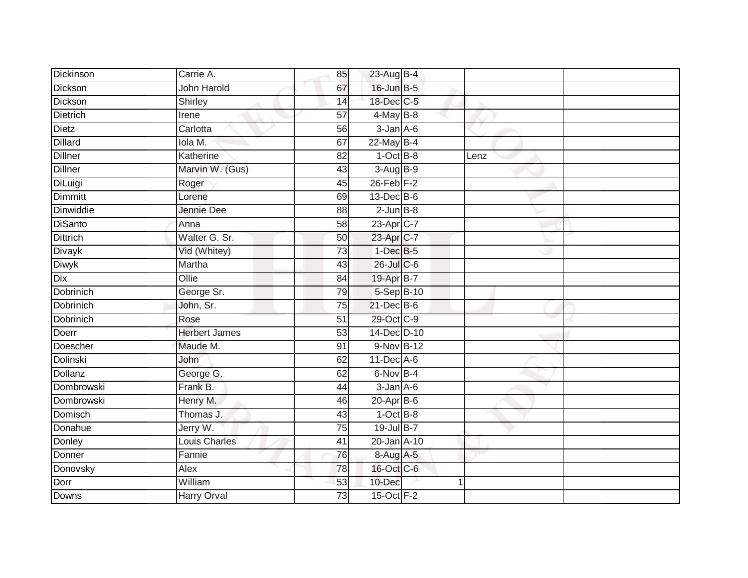| | | | | | | |
|---|---|---|---|---|---|---|
| Dickinson | Carrie A. | 85 | 23-Aug | B-4 | | |
| Dickson | John Harold | 67 | 16-Jun | B-5 | | |
| Dickson | Shirley | 14 | 18-Dec | C-5 | | |
| Dietrich | Irene | 57 | 4-May | B-8 | | |
| Dietz | Carlotta | 56 | 3-Jan | A-6 | | |
| Dillard | Iola M. | 67 | 22-May | B-4 | | |
| Dillner | Katherine | 82 | 1-Oct | B-8 | Lenz | |
| Dillner | Marvin W. (Gus) | 43 | 3-Aug | B-9 | | |
| DiLuigi | Roger | 45 | 26-Feb | F-2 | | |
| Dimmitt | Lorene | 69 | 13-Dec | B-6 | | |
| Dinwiddie | Jennie Dee | 88 | 2-Jun | B-8 | | |
| DiSanto | Anna | 58 | 23-Apr | C-7 | | |
| Dittrich | Walter G. Sr. | 50 | 23-Apr | C-7 | | |
| Divayk | Vid (Whitey) | 73 | 1-Dec | B-5 | | |
| Diwyk | Martha | 43 | 26-Jul | C-6 | | |
| Dix | Ollie | 84 | 19-Apr | B-7 | | |
| Dobrinich | George Sr. | 79 | 5-Sep | B-10 | | |
| Dobrinich | John, Sr. | 75 | 21-Dec | B-6 | | |
| Dobrinich | Rose | 51 | 29-Oct | C-9 | | |
| Doerr | Herbert James | 53 | 14-Dec | D-10 | | |
| Doescher | Maude M. | 91 | 9-Nov | B-12 | | |
| Dolinski | John | 62 | 11-Dec | A-6 | | |
| Dollanz | George G. | 62 | 6-Nov | B-4 | | |
| Dombrowski | Frank B. | 44 | 3-Jan | A-6 | | |
| Dombrowski | Henry M. | 46 | 20-Apr | B-6 | | |
| Domisch | Thomas J. | 43 | 1-Oct | B-8 | | |
| Donahue | Jerry W. | 75 | 19-Jul | B-7 | | |
| Donley | Louis Charles | 41 | 20-Jan | A-10 | | |
| Donner | Fannie | 76 | 8-Aug | A-5 | | |
| Donovsky | Alex | 78 | 16-Oct | C-6 | | |
| Dorr | William | 53 | 10-Dec | 1 | | |
| Downs | Harry Orval | 73 | 15-Oct | F-2 | | |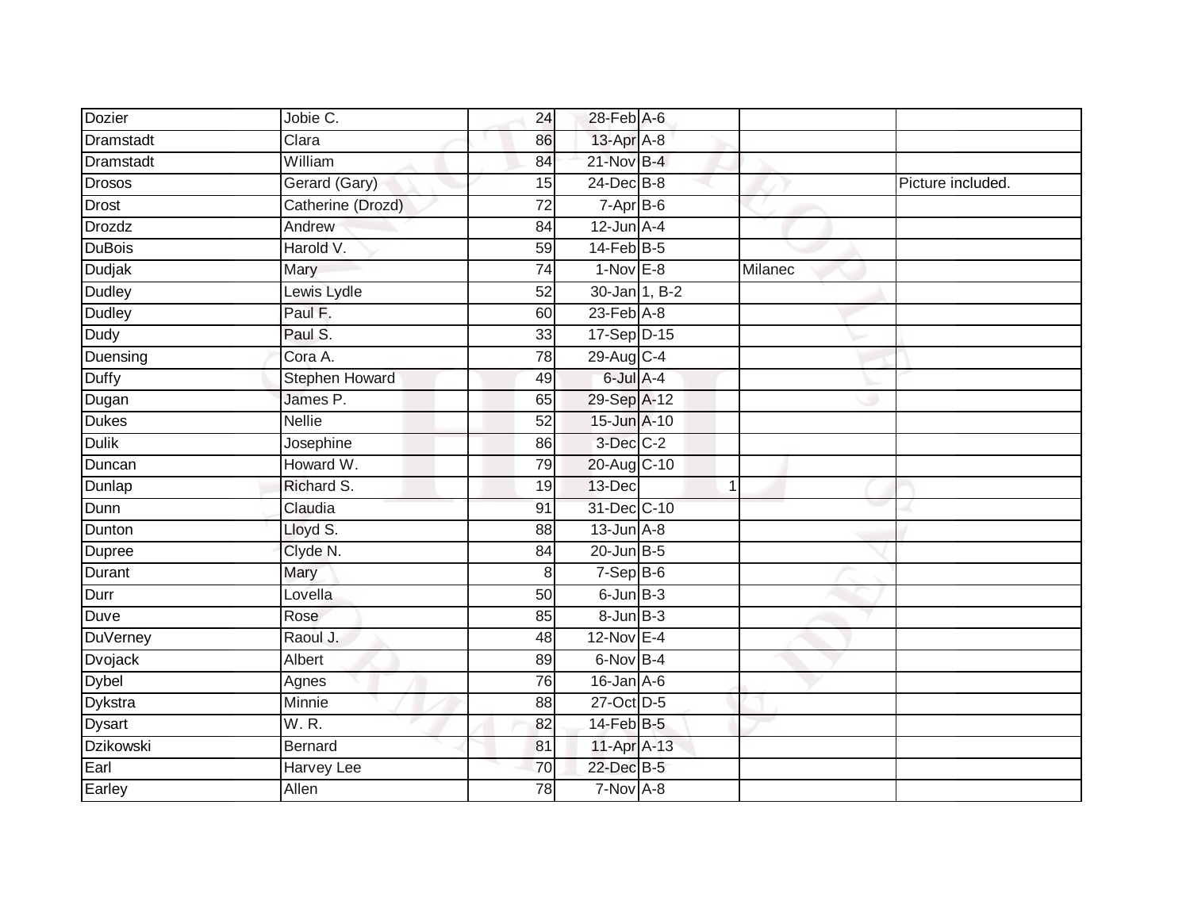| | | | | | | |
|---|---|---|---|---|---|---|
| Dozier | Jobie C. | 24 | 28-Feb | A-6 | | |
| Dramstadt | Clara | 86 | 13-Apr | A-8 | | |
| Dramstadt | William | 84 | 21-Nov | B-4 | | |
| Drosos | Gerard (Gary) | 15 | 24-Dec | B-8 | | Picture included. |
| Drost | Catherine (Drozd) | 72 | 7-Apr | B-6 | | |
| Drozdz | Andrew | 84 | 12-Jun | A-4 | | |
| DuBois | Harold V. | 59 | 14-Feb | B-5 | | |
| Dudjak | Mary | 74 | 1-Nov | E-8 | Milanec | |
| Dudley | Lewis Lydle | 52 | 30-Jan | 1, B-2 | | |
| Dudley | Paul F. | 60 | 23-Feb | A-8 | | |
| Dudy | Paul S. | 33 | 17-Sep | D-15 | | |
| Duensing | Cora A. | 78 | 29-Aug | C-4 | | |
| Duffy | Stephen Howard | 49 | 6-Jul | A-4 | | |
| Dugan | James P. | 65 | 29-Sep | A-12 | | |
| Dukes | Nellie | 52 | 15-Jun | A-10 | | |
| Dulik | Josephine | 86 | 3-Dec | C-2 | | |
| Duncan | Howard W. | 79 | 20-Aug | C-10 | | |
| Dunlap | Richard S. | 19 | 13-Dec | 1 | | |
| Dunn | Claudia | 91 | 31-Dec | C-10 | | |
| Dunton | Lloyd S. | 88 | 13-Jun | A-8 | | |
| Dupree | Clyde N. | 84 | 20-Jun | B-5 | | |
| Durant | Mary | 8 | 7-Sep | B-6 | | |
| Durr | Lovella | 50 | 6-Jun | B-3 | | |
| Duve | Rose | 85 | 8-Jun | B-3 | | |
| DuVerney | Raoul J. | 48 | 12-Nov | E-4 | | |
| Dvojack | Albert | 89 | 6-Nov | B-4 | | |
| Dybel | Agnes | 76 | 16-Jan | A-6 | | |
| Dykstra | Minnie | 88 | 27-Oct | D-5 | | |
| Dysart | W. R. | 82 | 14-Feb | B-5 | | |
| Dzikowski | Bernard | 81 | 11-Apr | A-13 | | |
| Earl | Harvey Lee | 70 | 22-Dec | B-5 | | |
| Earley | Allen | 78 | 7-Nov | A-8 | | |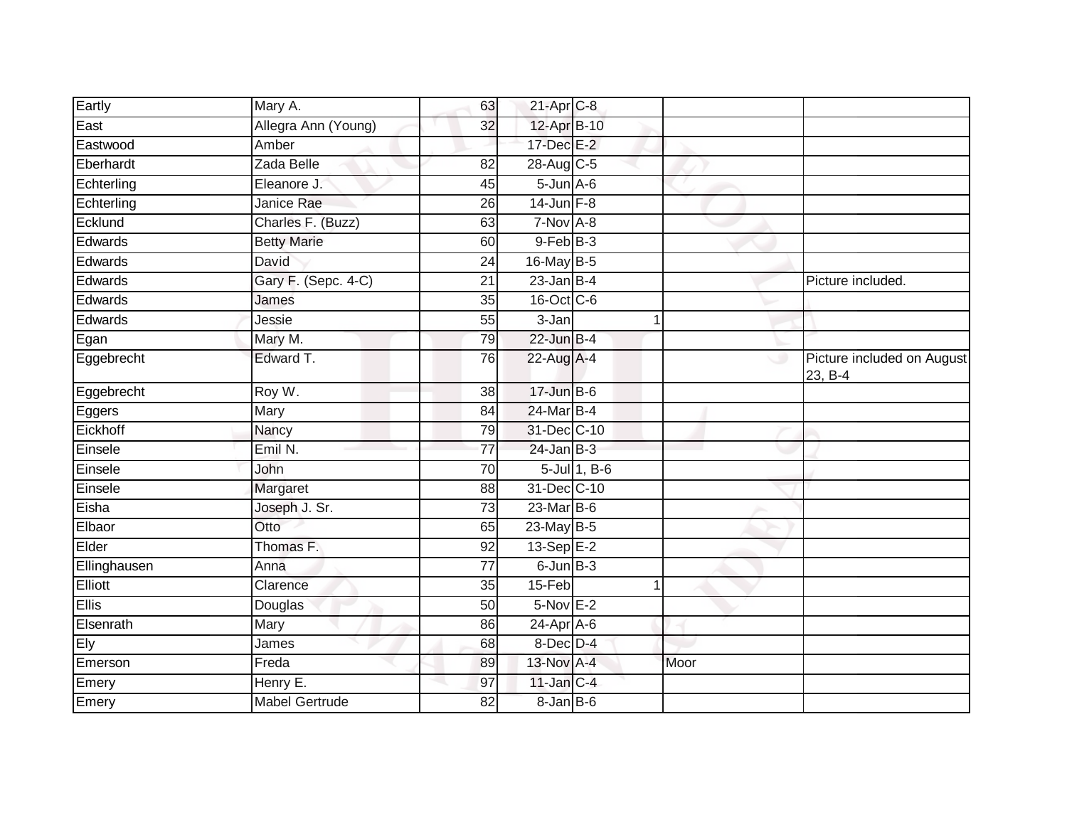| | | | | | | |
|---|---|---|---|---|---|---|
| Eartly | Mary A. | 63 | 21-Apr | C-8 | | |
| East | Allegra Ann (Young) | 32 | 12-Apr | B-10 | | |
| Eastwood | Amber | | 17-Dec | E-2 | | |
| Eberhardt | Zada Belle | 82 | 28-Aug | C-5 | | |
| Echterling | Eleanore J. | 45 | 5-Jun | A-6 | | |
| Echterling | Janice Rae | 26 | 14-Jun | F-8 | | |
| Ecklund | Charles F. (Buzz) | 63 | 7-Nov | A-8 | | |
| Edwards | Betty Marie | 60 | 9-Feb | B-3 | | |
| Edwards | David | 24 | 16-May | B-5 | | |
| Edwards | Gary F. (Sepc. 4-C) | 21 | 23-Jan | B-4 | | Picture included. |
| Edwards | James | 35 | 16-Oct | C-6 | | |
| Edwards | Jessie | 55 | 3-Jan | 1 | | |
| Egan | Mary M. | 79 | 22-Jun | B-4 | | |
| Eggebrecht | Edward T. | 76 | 22-Aug | A-4 | | Picture included on August 23, B-4 |
| Eggebrecht | Roy W. | 38 | 17-Jun | B-6 | | |
| Eggers | Mary | 84 | 24-Mar | B-4 | | |
| Eickhoff | Nancy | 79 | 31-Dec | C-10 | | |
| Einsele | Emil N. | 77 | 24-Jan | B-3 | | |
| Einsele | John | 70 | 5-Jul | 1, B-6 | | |
| Einsele | Margaret | 88 | 31-Dec | C-10 | | |
| Eisha | Joseph J. Sr. | 73 | 23-Mar | B-6 | | |
| Elbaor | Otto | 65 | 23-May | B-5 | | |
| Elder | Thomas F. | 92 | 13-Sep | E-2 | | |
| Ellinghausen | Anna | 77 | 6-Jun | B-3 | | |
| Elliott | Clarence | 35 | 15-Feb | 1 | | |
| Ellis | Douglas | 50 | 5-Nov | E-2 | | |
| Elsenrath | Mary | 86 | 24-Apr | A-6 | | |
| Ely | James | 68 | 8-Dec | D-4 | | |
| Emerson | Freda | 89 | 13-Nov | A-4 | Moor | |
| Emery | Henry E. | 97 | 11-Jan | C-4 | | |
| Emery | Mabel Gertrude | 82 | 8-Jan | B-6 | | |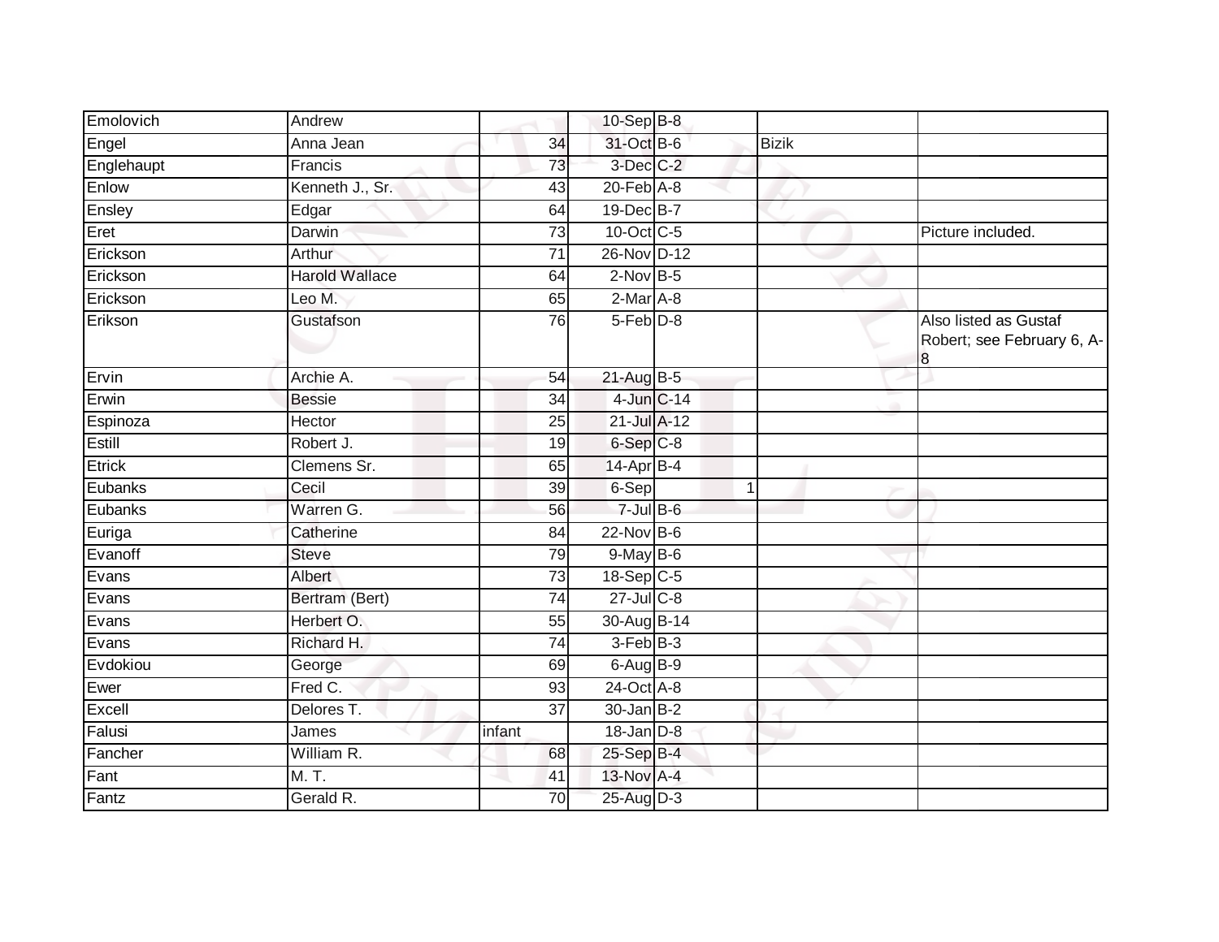| | | | | | | |
|---|---|---|---|---|---|---|
| Emolovich | Andrew | | 10-Sep | B-8 | | |
| Engel | Anna Jean | 34 | 31-Oct | B-6 | Bizik | |
| Englehaupt | Francis | 73 | 3-Dec | C-2 | | |
| Enlow | Kenneth J., Sr. | 43 | 20-Feb | A-8 | | |
| Ensley | Edgar | 64 | 19-Dec | B-7 | | |
| Eret | Darwin | 73 | 10-Oct | C-5 | | Picture included. |
| Erickson | Arthur | 71 | 26-Nov | D-12 | | |
| Erickson | Harold Wallace | 64 | 2-Nov | B-5 | | |
| Erickson | Leo M. | 65 | 2-Mar | A-8 | | |
| Erikson | Gustafson | 76 | 5-Feb | D-8 | | Also listed as Gustaf Robert; see February 6, A-8 |
| Ervin | Archie A. | 54 | 21-Aug | B-5 | | |
| Erwin | Bessie | 34 | 4-Jun | C-14 | | |
| Espinoza | Hector | 25 | 21-Jul | A-12 | | |
| Estill | Robert J. | 19 | 6-Sep | C-8 | | |
| Etrick | Clemens Sr. | 65 | 14-Apr | B-4 | | |
| Eubanks | Cecil | 39 | 6-Sep | 1 | | |
| Eubanks | Warren G. | 56 | 7-Jul | B-6 | | |
| Euriga | Catherine | 84 | 22-Nov | B-6 | | |
| Evanoff | Steve | 79 | 9-May | B-6 | | |
| Evans | Albert | 73 | 18-Sep | C-5 | | |
| Evans | Bertram (Bert) | 74 | 27-Jul | C-8 | | |
| Evans | Herbert O. | 55 | 30-Aug | B-14 | | |
| Evans | Richard H. | 74 | 3-Feb | B-3 | | |
| Evdokiou | George | 69 | 6-Aug | B-9 | | |
| Ewer | Fred C. | 93 | 24-Oct | A-8 | | |
| Excell | Delores T. | 37 | 30-Jan | B-2 | | |
| Falusi | James | infant | 18-Jan | D-8 | | |
| Fancher | William R. | 68 | 25-Sep | B-4 | | |
| Fant | M. T. | 41 | 13-Nov | A-4 | | |
| Fantz | Gerald R. | 70 | 25-Aug | D-3 | | |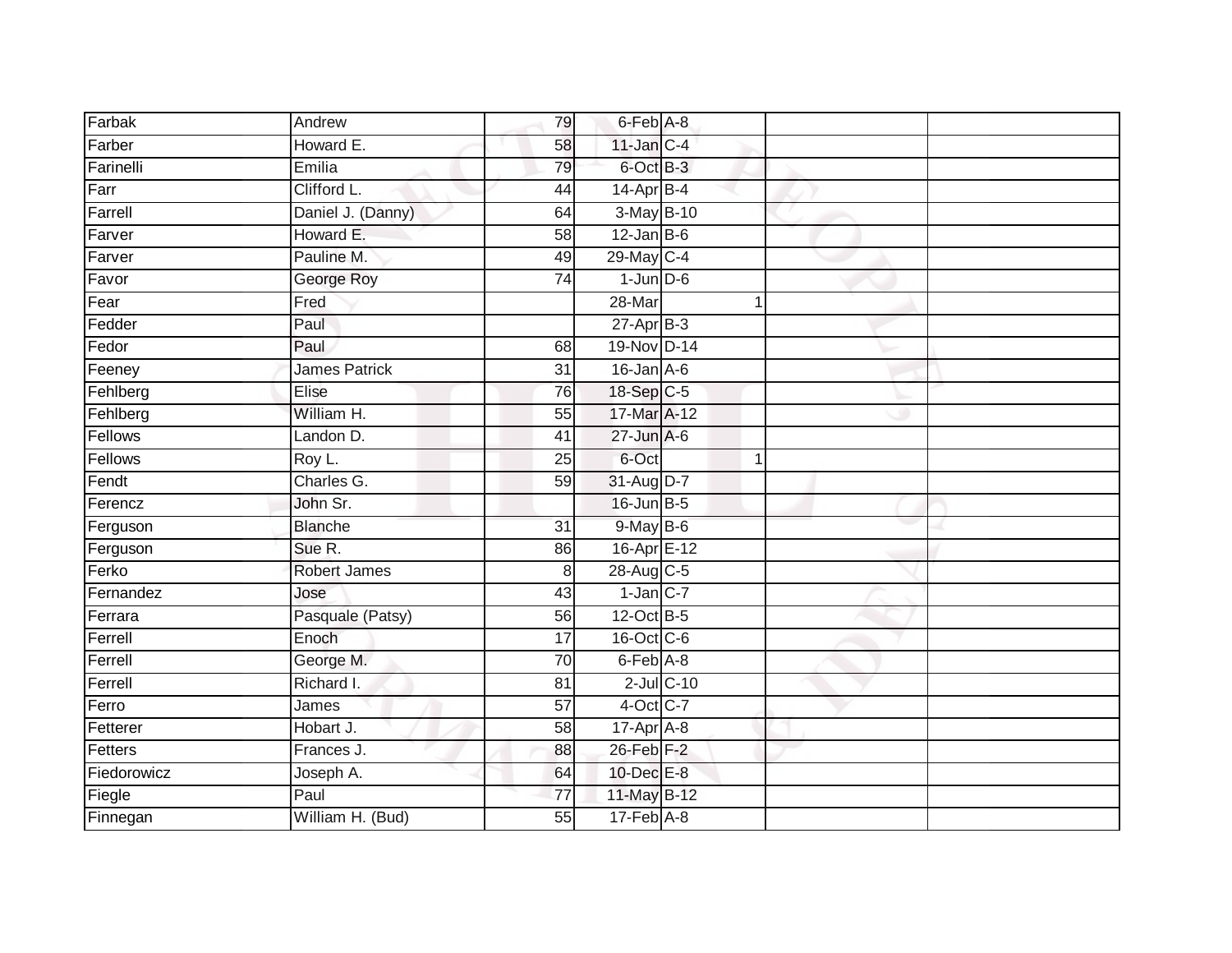| | | | | | | | |
|---|---|---|---|---|---|---|---|
| Farbak | Andrew | 79 | 6-Feb | A-8 | | | |
| Farber | Howard E. | 58 | 11-Jan | C-4 | | | |
| Farinelli | Emilia | 79 | 6-Oct | B-3 | | | |
| Farr | Clifford L. | 44 | 14-Apr | B-4 | | | |
| Farrell | Daniel J. (Danny) | 64 | 3-May | B-10 | | | |
| Farver | Howard E. | 58 | 12-Jan | B-6 | | | |
| Farver | Pauline M. | 49 | 29-May | C-4 | | | |
| Favor | George Roy | 74 | 1-Jun | D-6 | | | |
| Fear | Fred | | 28-Mar | | 1 | | |
| Fedder | Paul | | 27-Apr | B-3 | | | |
| Fedor | Paul | 68 | 19-Nov | D-14 | | | |
| Feeney | James Patrick | 31 | 16-Jan | A-6 | | | |
| Fehlberg | Elise | 76 | 18-Sep | C-5 | | | |
| Fehlberg | William H. | 55 | 17-Mar | A-12 | | | |
| Fellows | Landon D. | 41 | 27-Jun | A-6 | | | |
| Fellows | Roy L. | 25 | 6-Oct | | 1 | | |
| Fendt | Charles G. | 59 | 31-Aug | D-7 | | | |
| Ferencz | John Sr. | | 16-Jun | B-5 | | | |
| Ferguson | Blanche | 31 | 9-May | B-6 | | | |
| Ferguson | Sue R. | 86 | 16-Apr | E-12 | | | |
| Ferko | Robert James | 8 | 28-Aug | C-5 | | | |
| Fernandez | Jose | 43 | 1-Jan | C-7 | | | |
| Ferrara | Pasquale (Patsy) | 56 | 12-Oct | B-5 | | | |
| Ferrell | Enoch | 17 | 16-Oct | C-6 | | | |
| Ferrell | George M. | 70 | 6-Feb | A-8 | | | |
| Ferrell | Richard I. | 81 | 2-Jul | C-10 | | | |
| Ferro | James | 57 | 4-Oct | C-7 | | | |
| Fetterer | Hobart J. | 58 | 17-Apr | A-8 | | | |
| Fetters | Frances J. | 88 | 26-Feb | F-2 | | | |
| Fiedorowicz | Joseph A. | 64 | 10-Dec | E-8 | | | |
| Fiegle | Paul | 77 | 11-May | B-12 | | | |
| Finnegan | William H. (Bud) | 55 | 17-Feb | A-8 | | | |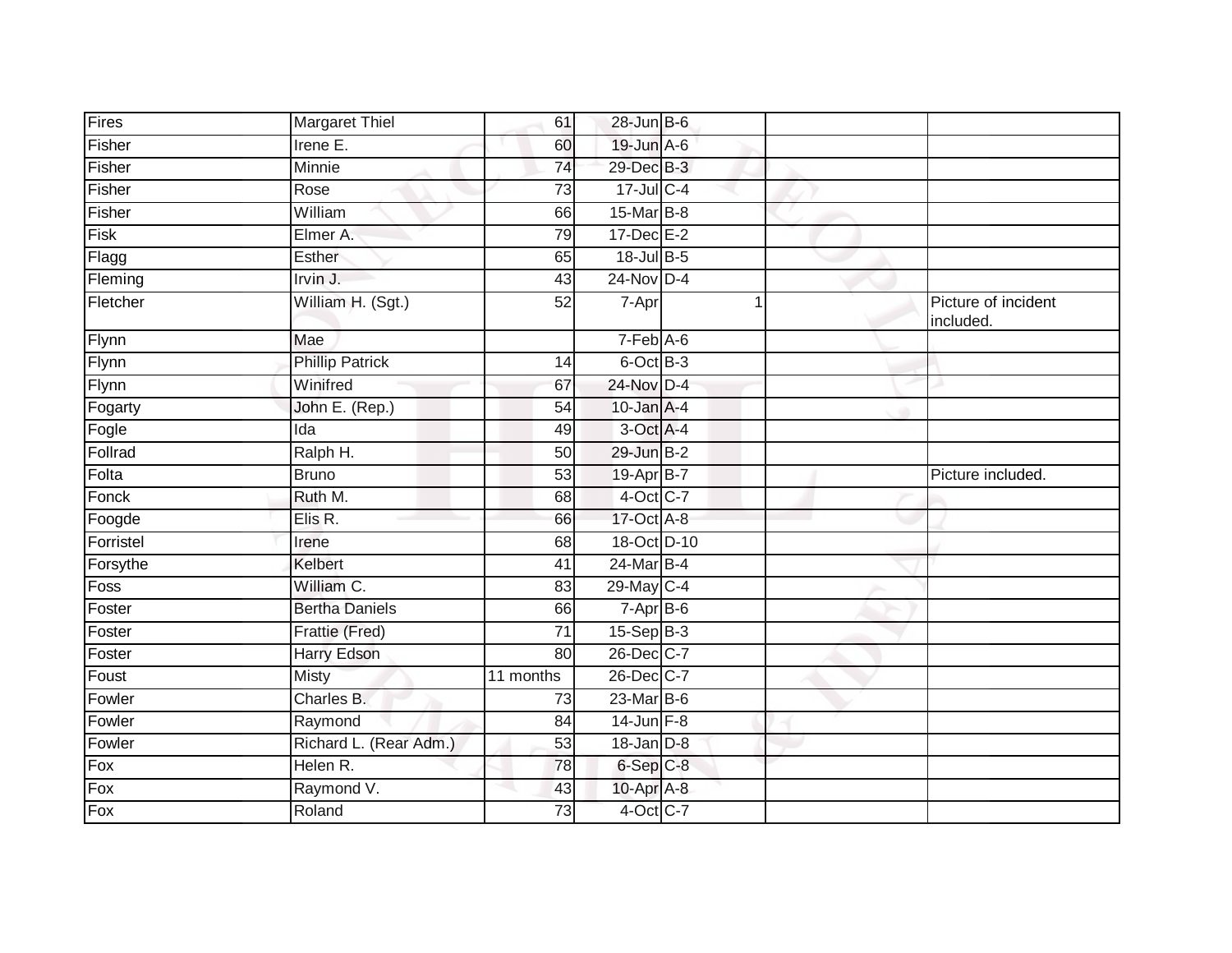| Fires | Margaret Thiel | 61 | 28-Jun | B-6 | | | |
|---|---|---|---|---|---|---|---|
| Fisher | Irene E. | 60 | 19-Jun | A-6 | | | |
| Fisher | Minnie | 74 | 29-Dec | B-3 | | | |
| Fisher | Rose | 73 | 17-Jul | C-4 | | | |
| Fisher | William | 66 | 15-Mar | B-8 | | | |
| Fisk | Elmer A. | 79 | 17-Dec | E-2 | | | |
| Flagg | Esther | 65 | 18-Jul | B-5 | | | |
| Fleming | Irvin J. | 43 | 24-Nov | D-4 | | | |
| Fletcher | William H. (Sgt.) | 52 | 7-Apr | | 1 | | Picture of incident included. |
| Flynn | Mae | | 7-Feb | A-6 | | | |
| Flynn | Phillip Patrick | 14 | 6-Oct | B-3 | | | |
| Flynn | Winifred | 67 | 24-Nov | D-4 | | | |
| Fogarty | John E. (Rep.) | 54 | 10-Jan | A-4 | | | |
| Fogle | Ida | 49 | 3-Oct | A-4 | | | |
| Follrad | Ralph H. | 50 | 29-Jun | B-2 | | | |
| Folta | Bruno | 53 | 19-Apr | B-7 | | | Picture included. |
| Fonck | Ruth M. | 68 | 4-Oct | C-7 | | | |
| Foogde | Elis R. | 66 | 17-Oct | A-8 | | | |
| Forristel | Irene | 68 | 18-Oct | D-10 | | | |
| Forsythe | Kelbert | 41 | 24-Mar | B-4 | | | |
| Foss | William C. | 83 | 29-May | C-4 | | | |
| Foster | Bertha Daniels | 66 | 7-Apr | B-6 | | | |
| Foster | Frattie (Fred) | 71 | 15-Sep | B-3 | | | |
| Foster | Harry Edson | 80 | 26-Dec | C-7 | | | |
| Foust | Misty | 11 months | 26-Dec | C-7 | | | |
| Fowler | Charles B. | 73 | 23-Mar | B-6 | | | |
| Fowler | Raymond | 84 | 14-Jun | F-8 | | | |
| Fowler | Richard L. (Rear Adm.) | 53 | 18-Jan | D-8 | | | |
| Fox | Helen R. | 78 | 6-Sep | C-8 | | | |
| Fox | Raymond V. | 43 | 10-Apr | A-8 | | | |
| Fox | Roland | 73 | 4-Oct | C-7 | | | |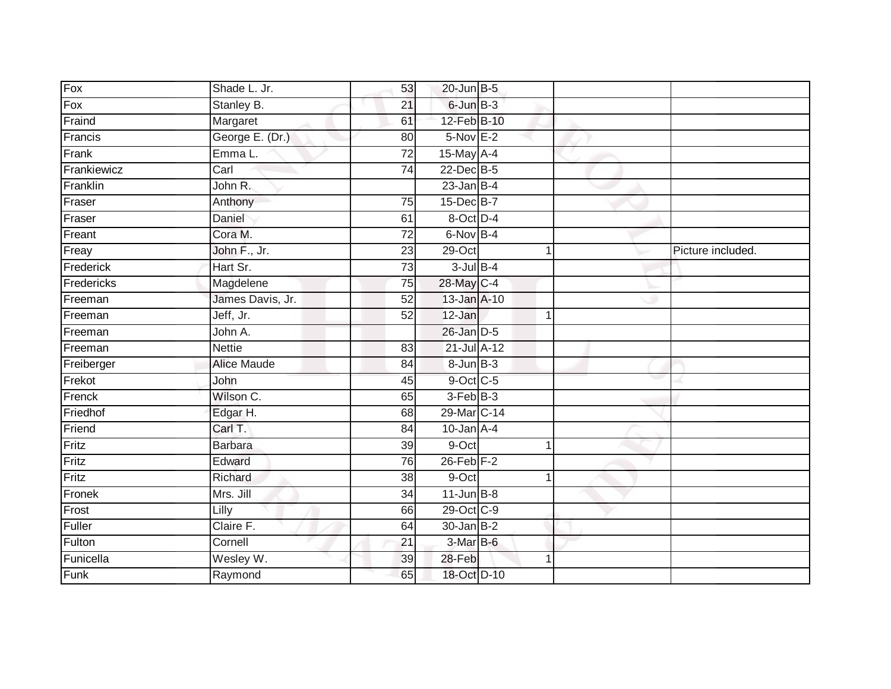| | | | | | | | |
|---|---|---|---|---|---|---|---|
| Fox | Shade L. Jr. | 53 | 20-Jun | B-5 | | | |
| Fox | Stanley B. | 21 | 6-Jun | B-3 | | | |
| Fraind | Margaret | 61 | 12-Feb | B-10 | | | |
| Francis | George E. (Dr.) | 80 | 5-Nov | E-2 | | | |
| Frank | Emma L. | 72 | 15-May | A-4 | | | |
| Frankiewicz | Carl | 74 | 22-Dec | B-5 | | | |
| Franklin | John R. | | 23-Jan | B-4 | | | |
| Fraser | Anthony | 75 | 15-Dec | B-7 | | | |
| Fraser | Daniel | 61 | 8-Oct | D-4 | | | |
| Freant | Cora M. | 72 | 6-Nov | B-4 | | | |
| Freay | John F., Jr. | 23 | 29-Oct | | 1 | | Picture included. |
| Frederick | Hart Sr. | 73 | 3-Jul | B-4 | | | |
| Fredericks | Magdelene | 75 | 28-May | C-4 | | | |
| Freeman | James Davis, Jr. | 52 | 13-Jan | A-10 | | | |
| Freeman | Jeff, Jr. | 52 | 12-Jan | | 1 | | |
| Freeman | John A. | | 26-Jan | D-5 | | | |
| Freeman | Nettie | 83 | 21-Jul | A-12 | | | |
| Freiberger | Alice Maude | 84 | 8-Jun | B-3 | | | |
| Frekot | John | 45 | 9-Oct | C-5 | | | |
| Frenck | Wilson C. | 65 | 3-Feb | B-3 | | | |
| Friedhof | Edgar H. | 68 | 29-Mar | C-14 | | | |
| Friend | Carl T. | 84 | 10-Jan | A-4 | | | |
| Fritz | Barbara | 39 | 9-Oct | | 1 | | |
| Fritz | Edward | 76 | 26-Feb | F-2 | | | |
| Fritz | Richard | 38 | 9-Oct | | 1 | | |
| Fronek | Mrs. Jill | 34 | 11-Jun | B-8 | | | |
| Frost | Lilly | 66 | 29-Oct | C-9 | | | |
| Fuller | Claire F. | 64 | 30-Jan | B-2 | | | |
| Fulton | Cornell | 21 | 3-Mar | B-6 | | | |
| Funicella | Wesley W. | 39 | 28-Feb | | 1 | | |
| Funk | Raymond | 65 | 18-Oct | D-10 | | | |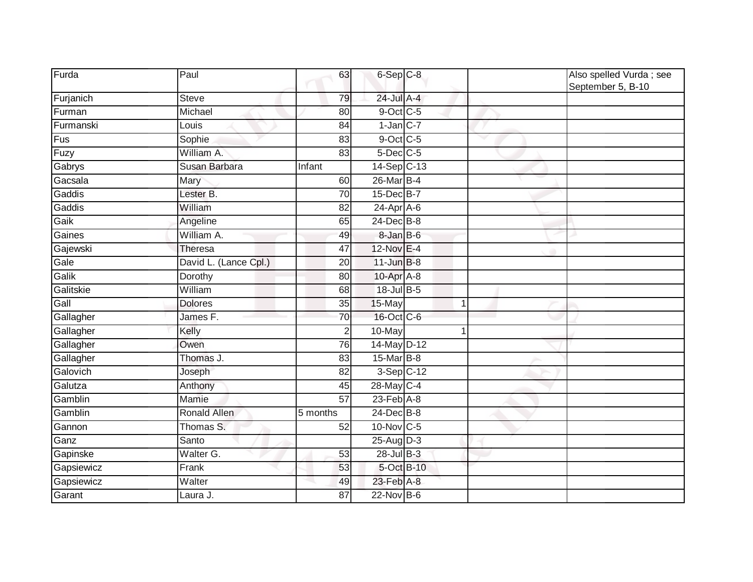| | | | | | | | |
|---|---|---|---|---|---|---|---|
| Furda | Paul | 63 | 6-Sep | C-8 | | | Also spelled Vurda ; see September 5, B-10 |
| Furjanich | Steve | 79 | 24-Jul | A-4 | | | |
| Furman | Michael | 80 | 9-Oct | C-5 | | | |
| Furmanski | Louis | 84 | 1-Jan | C-7 | | | |
| Fus | Sophie | 83 | 9-Oct | C-5 | | | |
| Fuzy | William A. | 83 | 5-Dec | C-5 | | | |
| Gabrys | Susan Barbara | Infant | 14-Sep | C-13 | | | |
| Gacsala | Mary | 60 | 26-Mar | B-4 | | | |
| Gaddis | Lester B. | 70 | 15-Dec | B-7 | | | |
| Gaddis | William | 82 | 24-Apr | A-6 | | | |
| Gaik | Angeline | 65 | 24-Dec | B-8 | | | |
| Gaines | William A. | 49 | 8-Jan | B-6 | | | |
| Gajewski | Theresa | 47 | 12-Nov | E-4 | | | |
| Gale | David L. (Lance Cpl.) | 20 | 11-Jun | B-8 | | | |
| Galik | Dorothy | 80 | 10-Apr | A-8 | | | |
| Galitskie | William | 68 | 18-Jul | B-5 | | | |
| Gall | Dolores | 35 | 15-May | | 1 | | |
| Gallagher | James F. | 70 | 16-Oct | C-6 | | | |
| Gallagher | Kelly | 2 | 10-May | | 1 | | |
| Gallagher | Owen | 76 | 14-May | D-12 | | | |
| Gallagher | Thomas J. | 83 | 15-Mar | B-8 | | | |
| Galovich | Joseph | 82 | 3-Sep | C-12 | | | |
| Galutza | Anthony | 45 | 28-May | C-4 | | | |
| Gamblin | Mamie | 57 | 23-Feb | A-8 | | | |
| Gamblin | Ronald Allen | 5 months | 24-Dec | B-8 | | | |
| Gannon | Thomas S. | 52 | 10-Nov | C-5 | | | |
| Ganz | Santo | | 25-Aug | D-3 | | | |
| Gapinske | Walter G. | 53 | 28-Jul | B-3 | | | |
| Gapsiewicz | Frank | 53 | 5-Oct | B-10 | | | |
| Gapsiewicz | Walter | 49 | 23-Feb | A-8 | | | |
| Garant | Laura J. | 87 | 22-Nov | B-6 | | | |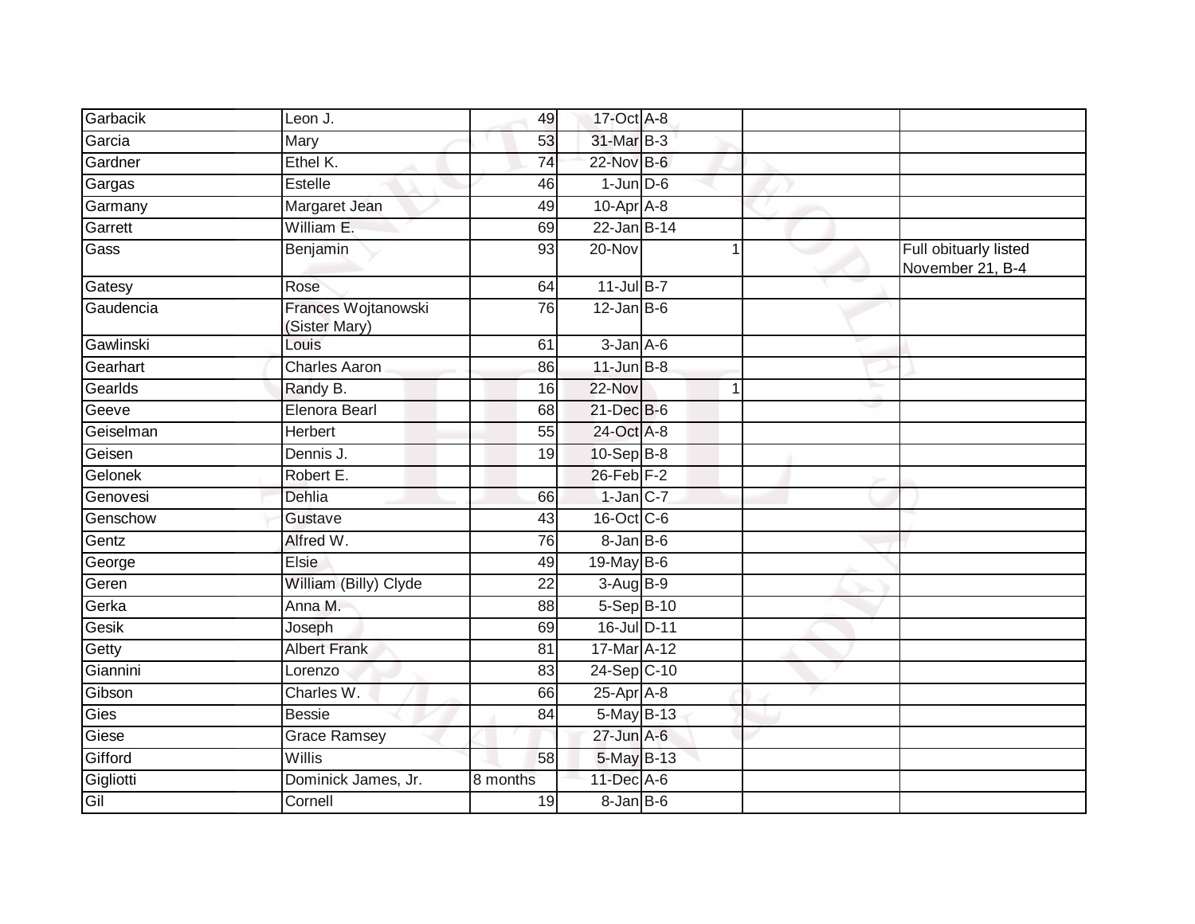| | | | | | | | |
|---|---|---|---|---|---|---|---|
| Garbacik | Leon J. | 49 | 17-Oct | A-8 | | | |
| Garcia | Mary | 53 | 31-Mar | B-3 | | | |
| Gardner | Ethel K. | 74 | 22-Nov | B-6 | | | |
| Gargas | Estelle | 46 | 1-Jun | D-6 | | | |
| Garmany | Margaret Jean | 49 | 10-Apr | A-8 | | | |
| Garrett | William E. | 69 | 22-Jan | B-14 | | | |
| Gass | Benjamin | 93 | 20-Nov | | 1 | | Full obituary listed November 21, B-4 |
| Gatesy | Rose | 64 | 11-Jul | B-7 | | | |
| Gaudencia | Frances Wojtanowski (Sister Mary) | 76 | 12-Jan | B-6 | | | |
| Gawlinski | Louis | 61 | 3-Jan | A-6 | | | |
| Gearhart | Charles Aaron | 86 | 11-Jun | B-8 | | | |
| Gearlds | Randy B. | 16 | 22-Nov | | 1 | | |
| Geeve | Elenora Bearl | 68 | 21-Dec | B-6 | | | |
| Geiselman | Herbert | 55 | 24-Oct | A-8 | | | |
| Geisen | Dennis J. | 19 | 10-Sep | B-8 | | | |
| Gelonek | Robert E. | | 26-Feb | F-2 | | | |
| Genovesi | Dehlia | 66 | 1-Jan | C-7 | | | |
| Genschow | Gustave | 43 | 16-Oct | C-6 | | | |
| Gentz | Alfred W. | 76 | 8-Jan | B-6 | | | |
| George | Elsie | 49 | 19-May | B-6 | | | |
| Geren | William (Billy) Clyde | 22 | 3-Aug | B-9 | | | |
| Gerka | Anna M. | 88 | 5-Sep | B-10 | | | |
| Gesik | Joseph | 69 | 16-Jul | D-11 | | | |
| Getty | Albert Frank | 81 | 17-Mar | A-12 | | | |
| Giannini | Lorenzo | 83 | 24-Sep | C-10 | | | |
| Gibson | Charles W. | 66 | 25-Apr | A-8 | | | |
| Gies | Bessie | 84 | 5-May | B-13 | | | |
| Giese | Grace Ramsey | | 27-Jun | A-6 | | | |
| Gifford | Willis | 58 | 5-May | B-13 | | | |
| Gigliotti | Dominick James, Jr. | 8 months | 11-Dec | A-6 | | | |
| Gil | Cornell | 19 | 8-Jan | B-6 | | | |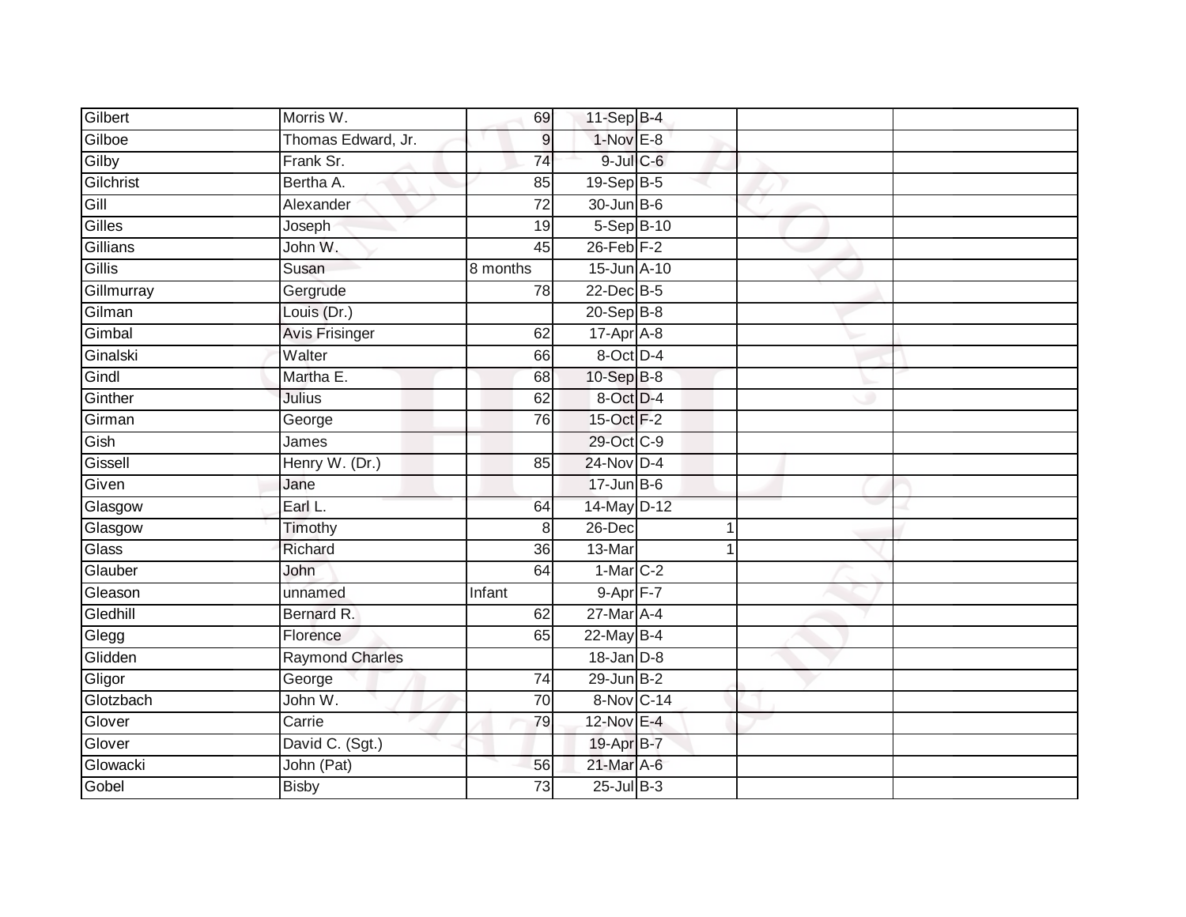| | | | | | | |
|---|---|---|---|---|---|---|
| Gilbert | Morris W. | 69 | 11-Sep | B-4 | | |
| Gilboe | Thomas Edward, Jr. | 9 | 1-Nov | E-8 | | |
| Gilby | Frank Sr. | 74 | 9-Jul | C-6 | | |
| Gilchrist | Bertha A. | 85 | 19-Sep | B-5 | | |
| Gill | Alexander | 72 | 30-Jun | B-6 | | |
| Gilles | Joseph | 19 | 5-Sep | B-10 | | |
| Gillians | John W. | 45 | 26-Feb | F-2 | | |
| Gillis | Susan | 8 months | 15-Jun | A-10 | | |
| Gillmurray | Gergrude | 78 | 22-Dec | B-5 | | |
| Gilman | Louis (Dr.) | | 20-Sep | B-8 | | |
| Gimbal | Avis Frisinger | 62 | 17-Apr | A-8 | | |
| Ginalski | Walter | 66 | 8-Oct | D-4 | | |
| Gindl | Martha E. | 68 | 10-Sep | B-8 | | |
| Ginther | Julius | 62 | 8-Oct | D-4 | | |
| Girman | George | 76 | 15-Oct | F-2 | | |
| Gish | James | | 29-Oct | C-9 | | |
| Gissell | Henry W. (Dr.) | 85 | 24-Nov | D-4 | | |
| Given | Jane | | 17-Jun | B-6 | | |
| Glasgow | Earl L. | 64 | 14-May | D-12 | | |
| Glasgow | Timothy | 8 | 26-Dec | 1 | | |
| Glass | Richard | 36 | 13-Mar | 1 | | |
| Glauber | John | 64 | 1-Mar | C-2 | | |
| Gleason | unnamed | Infant | 9-Apr | F-7 | | |
| Gledhill | Bernard R. | 62 | 27-Mar | A-4 | | |
| Glegg | Florence | 65 | 22-May | B-4 | | |
| Glidden | Raymond Charles | | 18-Jan | D-8 | | |
| Gligor | George | 74 | 29-Jun | B-2 | | |
| Glotzbach | John W. | 70 | 8-Nov | C-14 | | |
| Glover | Carrie | 79 | 12-Nov | E-4 | | |
| Glover | David C. (Sgt.) | | 19-Apr | B-7 | | |
| Glowacki | John (Pat) | 56 | 21-Mar | A-6 | | |
| Gobel | Bisby | 73 | 25-Jul | B-3 | | |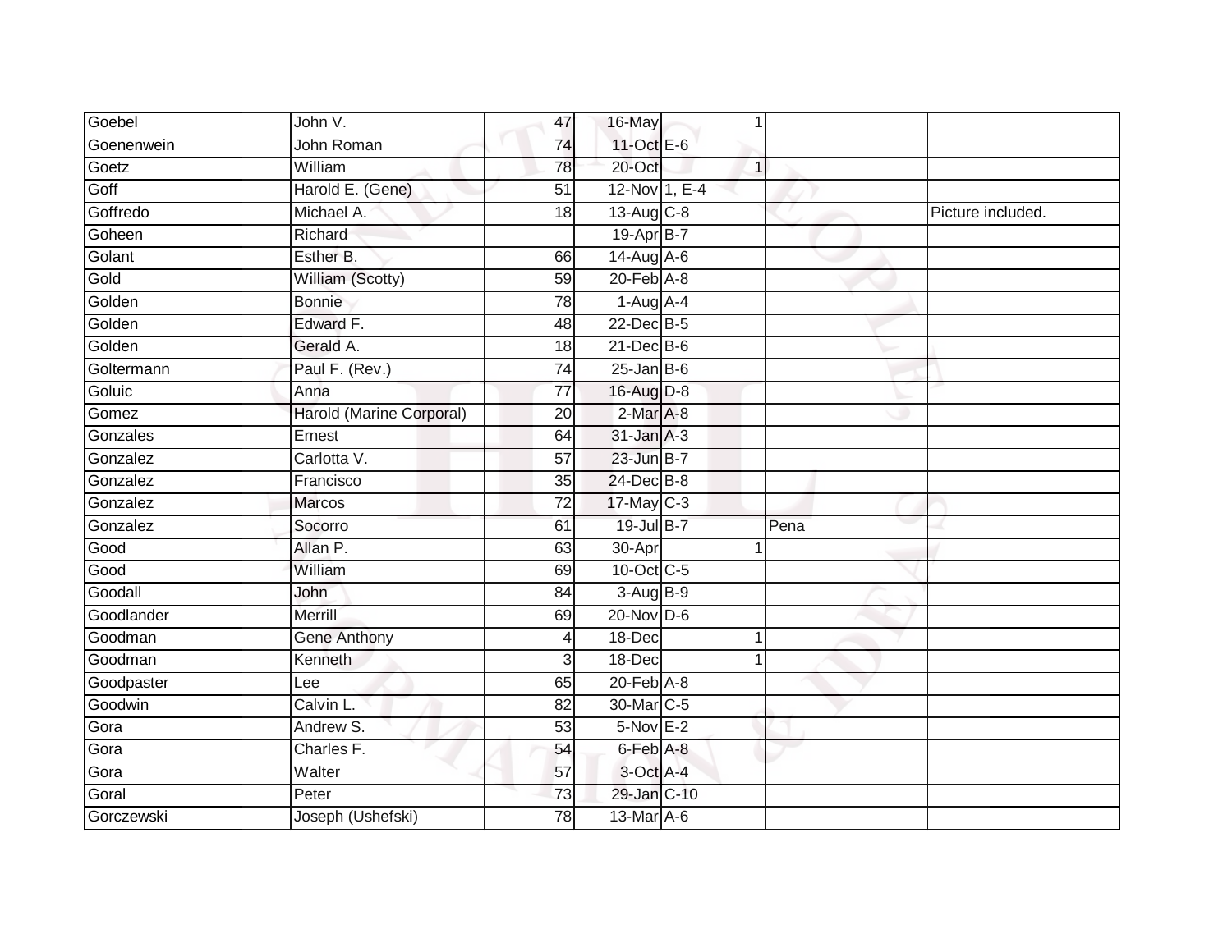| | | | | | | |
|---|---|---|---|---|---|---|
| Goebel | John V. | 47 | 16-May | 1 | | |
| Goenenwein | John Roman | 74 | 11-Oct | E-6 | | |
| Goetz | William | 78 | 20-Oct | 1 | | |
| Goff | Harold E. (Gene) | 51 | 12-Nov | 1, E-4 | | |
| Goffredo | Michael A. | 18 | 13-Aug | C-8 | | Picture included. |
| Goheen | Richard | | 19-Apr | B-7 | | |
| Golant | Esther B. | 66 | 14-Aug | A-6 | | |
| Gold | William (Scotty) | 59 | 20-Feb | A-8 | | |
| Golden | Bonnie | 78 | 1-Aug | A-4 | | |
| Golden | Edward F. | 48 | 22-Dec | B-5 | | |
| Golden | Gerald A. | 18 | 21-Dec | B-6 | | |
| Goltermann | Paul F. (Rev.) | 74 | 25-Jan | B-6 | | |
| Goluic | Anna | 77 | 16-Aug | D-8 | | |
| Gomez | Harold (Marine Corporal) | 20 | 2-Mar | A-8 | | |
| Gonzales | Ernest | 64 | 31-Jan | A-3 | | |
| Gonzalez | Carlotta V. | 57 | 23-Jun | B-7 | | |
| Gonzalez | Francisco | 35 | 24-Dec | B-8 | | |
| Gonzalez | Marcos | 72 | 17-May | C-3 | | |
| Gonzalez | Socorro | 61 | 19-Jul | B-7 | Pena | |
| Good | Allan P. | 63 | 30-Apr | 1 | | |
| Good | William | 69 | 10-Oct | C-5 | | |
| Goodall | John | 84 | 3-Aug | B-9 | | |
| Goodlander | Merrill | 69 | 20-Nov | D-6 | | |
| Goodman | Gene Anthony | 4 | 18-Dec | 1 | | |
| Goodman | Kenneth | 3 | 18-Dec | 1 | | |
| Goodpaster | Lee | 65 | 20-Feb | A-8 | | |
| Goodwin | Calvin L. | 82 | 30-Mar | C-5 | | |
| Gora | Andrew S. | 53 | 5-Nov | E-2 | | |
| Gora | Charles F. | 54 | 6-Feb | A-8 | | |
| Gora | Walter | 57 | 3-Oct | A-4 | | |
| Goral | Peter | 73 | 29-Jan | C-10 | | |
| Gorczewski | Joseph (Ushefski) | 78 | 13-Mar | A-6 | | |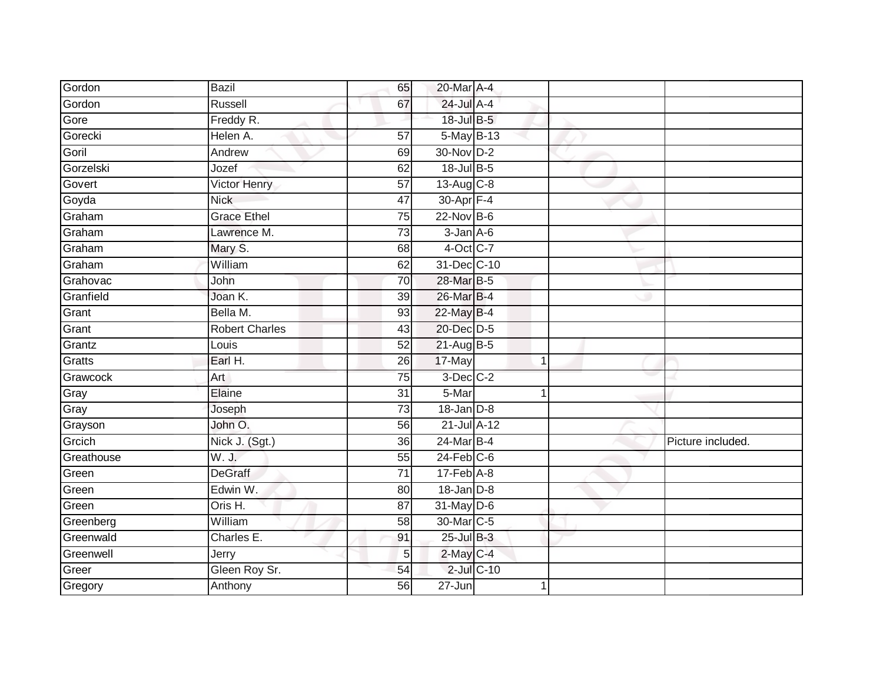| | | | | | | | |
|---|---|---|---|---|---|---|---|
| Gordon | Bazil | 65 | 20-Mar | A-4 | | | |
| Gordon | Russell | 67 | 24-Jul | A-4 | | | |
| Gore | Freddy R. | | 18-Jul | B-5 | | | |
| Gorecki | Helen A. | 57 | 5-May | B-13 | | | |
| Goril | Andrew | 69 | 30-Nov | D-2 | | | |
| Gorzelski | Jozef | 62 | 18-Jul | B-5 | | | |
| Govert | Victor Henry | 57 | 13-Aug | C-8 | | | |
| Goyda | Nick | 47 | 30-Apr | F-4 | | | |
| Graham | Grace Ethel | 75 | 22-Nov | B-6 | | | |
| Graham | Lawrence M. | 73 | 3-Jan | A-6 | | | |
| Graham | Mary S. | 68 | 4-Oct | C-7 | | | |
| Graham | William | 62 | 31-Dec | C-10 | | | |
| Grahovac | John | 70 | 28-Mar | B-5 | | | |
| Granfield | Joan K. | 39 | 26-Mar | B-4 | | | |
| Grant | Bella M. | 93 | 22-May | B-4 | | | |
| Grant | Robert Charles | 43 | 20-Dec | D-5 | | | |
| Grantz | Louis | 52 | 21-Aug | B-5 | | | |
| Gratts | Earl H. | 26 | 17-May | | 1 | | |
| Grawcock | Art | 75 | 3-Dec | C-2 | | | |
| Gray | Elaine | 31 | 5-Mar | | 1 | | |
| Gray | Joseph | 73 | 18-Jan | D-8 | | | |
| Grayson | John O. | 56 | 21-Jul | A-12 | | | |
| Grcich | Nick J. (Sgt.) | 36 | 24-Mar | B-4 | | | Picture included. |
| Greathouse | W. J. | 55 | 24-Feb | C-6 | | | |
| Green | DeGraff | 71 | 17-Feb | A-8 | | | |
| Green | Edwin W. | 80 | 18-Jan | D-8 | | | |
| Green | Oris H. | 87 | 31-May | D-6 | | | |
| Greenberg | William | 58 | 30-Mar | C-5 | | | |
| Greenwald | Charles E. | 91 | 25-Jul | B-3 | | | |
| Greenwell | Jerry | 5 | 2-May | C-4 | | | |
| Greer | Gleen Roy Sr. | 54 | 2-Jul | C-10 | | | |
| Gregory | Anthony | 56 | 27-Jun | | 1 | | |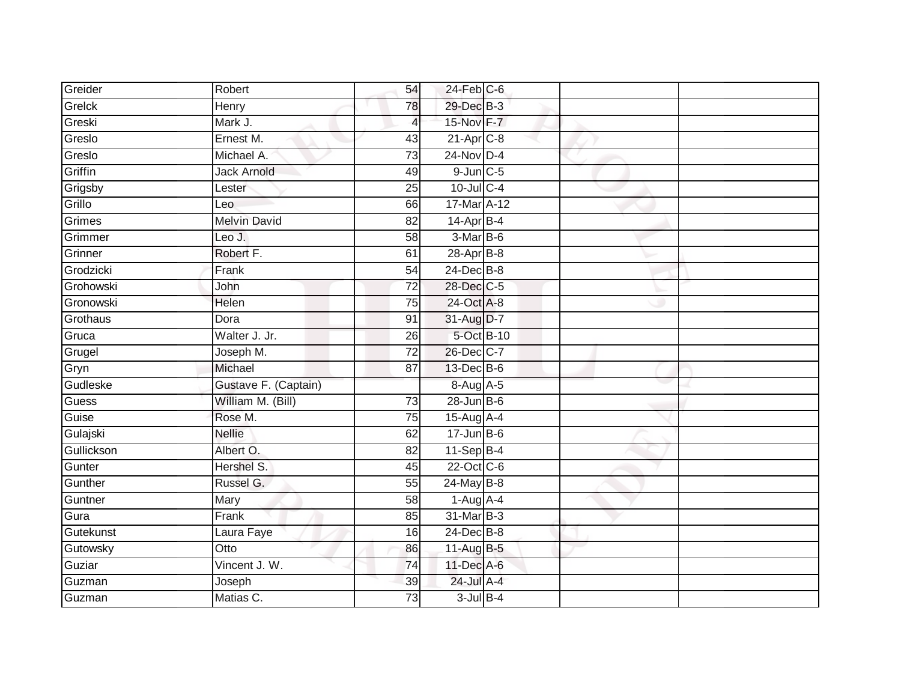| | | | | | | |
|---|---|---|---|---|---|---|
| Greider | Robert | 54 | 24-Feb | C-6 | | |
| Grelck | Henry | 78 | 29-Dec | B-3 | | |
| Greski | Mark J. | 4 | 15-Nov | F-7 | | |
| Greslo | Ernest M. | 43 | 21-Apr | C-8 | | |
| Greslo | Michael A. | 73 | 24-Nov | D-4 | | |
| Griffin | Jack Arnold | 49 | 9-Jun | C-5 | | |
| Grigsby | Lester | 25 | 10-Jul | C-4 | | |
| Grillo | Leo | 66 | 17-Mar | A-12 | | |
| Grimes | Melvin David | 82 | 14-Apr | B-4 | | |
| Grimmer | Leo J. | 58 | 3-Mar | B-6 | | |
| Grinner | Robert F. | 61 | 28-Apr | B-8 | | |
| Grodzicki | Frank | 54 | 24-Dec | B-8 | | |
| Grohowski | John | 72 | 28-Dec | C-5 | | |
| Gronowski | Helen | 75 | 24-Oct | A-8 | | |
| Grothaus | Dora | 91 | 31-Aug | D-7 | | |
| Gruca | Walter J. Jr. | 26 | 5-Oct | B-10 | | |
| Grugel | Joseph M. | 72 | 26-Dec | C-7 | | |
| Gryn | Michael | 87 | 13-Dec | B-6 | | |
| Gudleske | Gustave F. (Captain) | | 8-Aug | A-5 | | |
| Guess | William M. (Bill) | 73 | 28-Jun | B-6 | | |
| Guise | Rose M. | 75 | 15-Aug | A-4 | | |
| Gulajski | Nellie | 62 | 17-Jun | B-6 | | |
| Gullickson | Albert O. | 82 | 11-Sep | B-4 | | |
| Gunter | Hershel S. | 45 | 22-Oct | C-6 | | |
| Gunther | Russel G. | 55 | 24-May | B-8 | | |
| Guntner | Mary | 58 | 1-Aug | A-4 | | |
| Gura | Frank | 85 | 31-Mar | B-3 | | |
| Gutekunst | Laura Faye | 16 | 24-Dec | B-8 | | |
| Gutowsky | Otto | 86 | 11-Aug | B-5 | | |
| Guziar | Vincent J. W. | 74 | 11-Dec | A-6 | | |
| Guzman | Joseph | 39 | 24-Jul | A-4 | | |
| Guzman | Matias C. | 73 | 3-Jul | B-4 | | |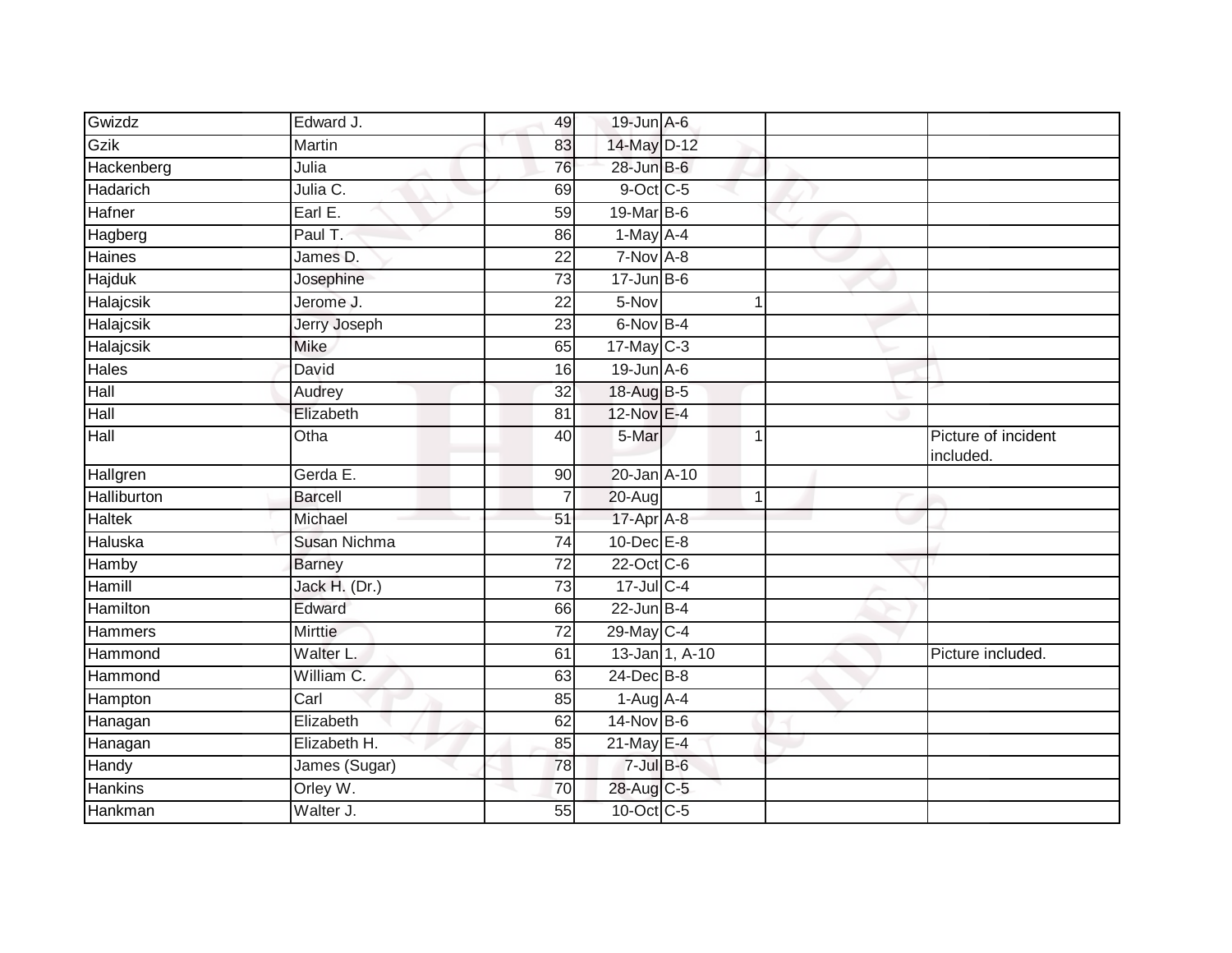| | | | | | | |
|---|---|---|---|---|---|---|
| Gwizdz | Edward J. | 49 | 19-Jun | A-6 | | |
| Gzik | Martin | 83 | 14-May | D-12 | | |
| Hackenberg | Julia | 76 | 28-Jun | B-6 | | |
| Hadarich | Julia C. | 69 | 9-Oct | C-5 | | |
| Hafner | Earl E. | 59 | 19-Mar | B-6 | | |
| Hagberg | Paul T. | 86 | 1-May | A-4 | | |
| Haines | James D. | 22 | 7-Nov | A-8 | | |
| Hajduk | Josephine | 73 | 17-Jun | B-6 | | |
| Halajcsik | Jerome J. | 22 | 5-Nov | 1 | | |
| Halajcsik | Jerry Joseph | 23 | 6-Nov | B-4 | | |
| Halajcsik | Mike | 65 | 17-May | C-3 | | |
| Hales | David | 16 | 19-Jun | A-6 | | |
| Hall | Audrey | 32 | 18-Aug | B-5 | | |
| Hall | Elizabeth | 81 | 12-Nov | E-4 | | |
| Hall | Otha | 40 | 5-Mar | 1 | | Picture of incident included. |
| Hallgren | Gerda E. | 90 | 20-Jan | A-10 | | |
| Halliburton | Barcell | 7 | 20-Aug | 1 | | |
| Haltek | Michael | 51 | 17-Apr | A-8 | | |
| Haluska | Susan Nichma | 74 | 10-Dec | E-8 | | |
| Hamby | Barney | 72 | 22-Oct | C-6 | | |
| Hamill | Jack H. (Dr.) | 73 | 17-Jul | C-4 | | |
| Hamilton | Edward | 66 | 22-Jun | B-4 | | |
| Hammers | Mirttie | 72 | 29-May | C-4 | | |
| Hammond | Walter L. | 61 | 13-Jan | 1, A-10 | | Picture included. |
| Hammond | William C. | 63 | 24-Dec | B-8 | | |
| Hampton | Carl | 85 | 1-Aug | A-4 | | |
| Hanagan | Elizabeth | 62 | 14-Nov | B-6 | | |
| Hanagan | Elizabeth H. | 85 | 21-May | E-4 | | |
| Handy | James (Sugar) | 78 | 7-Jul | B-6 | | |
| Hankins | Orley W. | 70 | 28-Aug | C-5 | | |
| Hankman | Walter J. | 55 | 10-Oct | C-5 | | |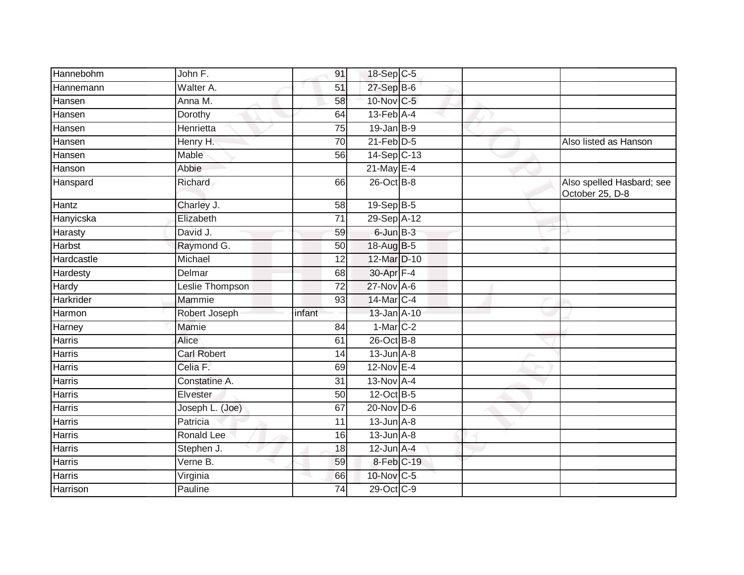| | | | | | | |
|---|---|---|---|---|---|---|
| Hannebohm | John F. | 91 | 18-Sep | C-5 | | |
| Hannemann | Walter A. | 51 | 27-Sep | B-6 | | |
| Hansen | Anna M. | 58 | 10-Nov | C-5 | | |
| Hansen | Dorothy | 64 | 13-Feb | A-4 | | |
| Hansen | Henrietta | 75 | 19-Jan | B-9 | | |
| Hansen | Henry H. | 70 | 21-Feb | D-5 | | Also listed as Hanson |
| Hansen | Mable | 56 | 14-Sep | C-13 | | |
| Hanson | Abbie | | 21-May | E-4 | | |
| Hanspard | Richard | 66 | 26-Oct | B-8 | | Also spelled Hasbard; see October 25, D-8 |
| Hantz | Charley J. | 58 | 19-Sep | B-5 | | |
| Hanyicska | Elizabeth | 71 | 29-Sep | A-12 | | |
| Harasty | David J. | 59 | 6-Jun | B-3 | | |
| Harbst | Raymond G. | 50 | 18-Aug | B-5 | | |
| Hardcastle | Michael | 12 | 12-Mar | D-10 | | |
| Hardesty | Delmar | 68 | 30-Apr | F-4 | | |
| Hardy | Leslie Thompson | 72 | 27-Nov | A-6 | | |
| Harkrider | Mammie | 93 | 14-Mar | C-4 | | |
| Harmon | Robert Joseph | infant | 13-Jan | A-10 | | |
| Harney | Mamie | 84 | 1-Mar | C-2 | | |
| Harris | Alice | 61 | 26-Oct | B-8 | | |
| Harris | Carl Robert | 14 | 13-Jun | A-8 | | |
| Harris | Celia F. | 69 | 12-Nov | E-4 | | |
| Harris | Constatine A. | 31 | 13-Nov | A-4 | | |
| Harris | Elvester | 50 | 12-Oct | B-5 | | |
| Harris | Joseph L. (Joe) | 67 | 20-Nov | D-6 | | |
| Harris | Patricia | 11 | 13-Jun | A-8 | | |
| Harris | Ronald Lee | 16 | 13-Jun | A-8 | | |
| Harris | Stephen J. | 18 | 12-Jun | A-4 | | |
| Harris | Verne B. | 59 | 8-Feb | C-19 | | |
| Harris | Virginia | 66 | 10-Nov | C-5 | | |
| Harrison | Pauline | 74 | 29-Oct | C-9 | | |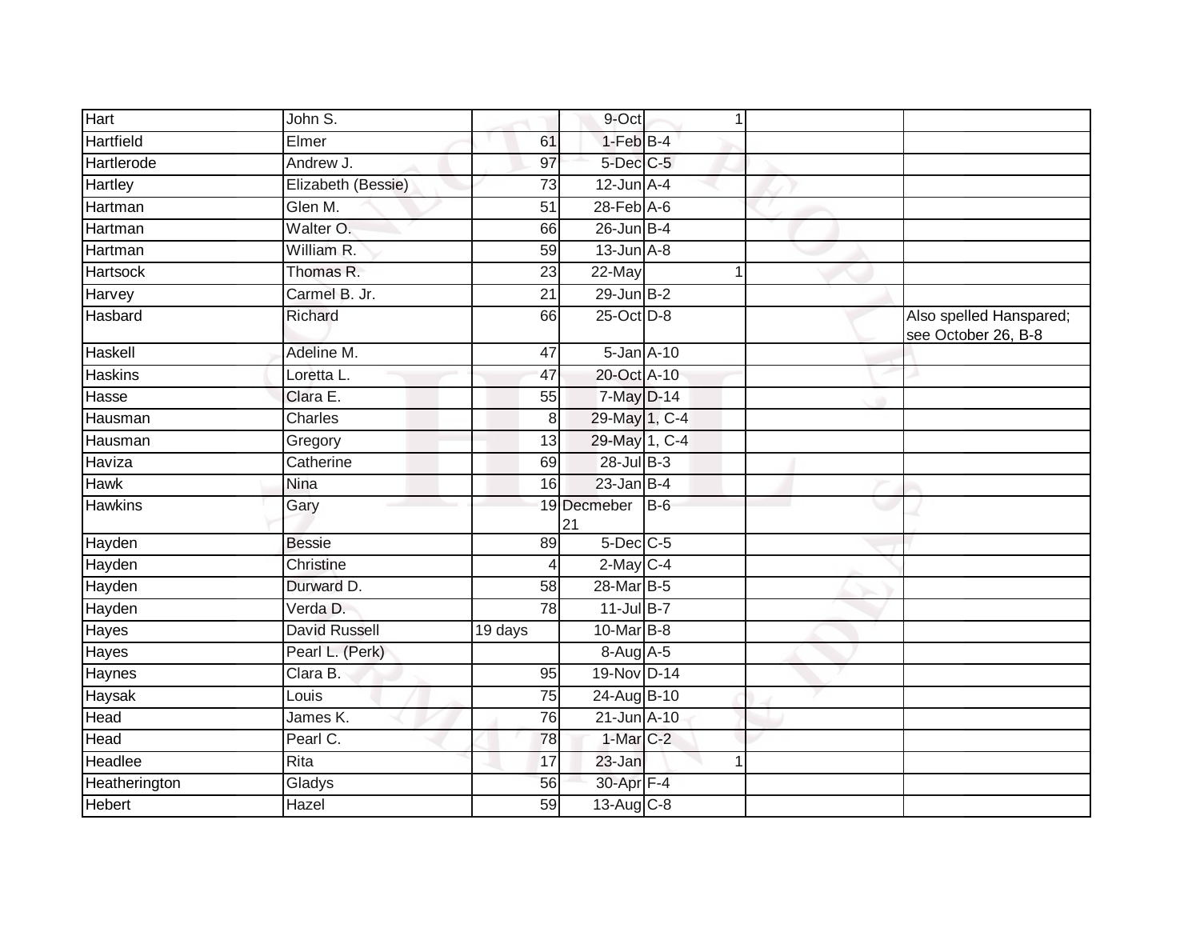| | | | | | | | |
|---|---|---|---|---|---|---|---|
| Hart | John S. | | 9-Oct | 1 | | | |
| Hartfield | Elmer | 61 | 1-Feb | B-4 | | | |
| Hartlerode | Andrew J. | 97 | 5-Dec | C-5 | | | |
| Hartley | Elizabeth (Bessie) | 73 | 12-Jun | A-4 | | | |
| Hartman | Glen M. | 51 | 28-Feb | A-6 | | | |
| Hartman | Walter O. | 66 | 26-Jun | B-4 | | | |
| Hartman | William R. | 59 | 13-Jun | A-8 | | | |
| Hartsock | Thomas R. | 23 | 22-May | 1 | | | |
| Harvey | Carmel B. Jr. | 21 | 29-Jun | B-2 | | | |
| Hasbard | Richard | 66 | 25-Oct | D-8 | | | Also spelled Hanspared; see October 26, B-8 |
| Haskell | Adeline M. | 47 | 5-Jan | A-10 | | | |
| Haskins | Loretta L. | 47 | 20-Oct | A-10 | | | |
| Hasse | Clara E. | 55 | 7-May | D-14 | | | |
| Hausman | Charles | 8 | 29-May | 1, C-4 | | | |
| Hausman | Gregory | 13 | 29-May | 1, C-4 | | | |
| Haviza | Catherine | 69 | 28-Jul | B-3 | | | |
| Hawk | Nina | 16 | 23-Jan | B-4 | | | |
| Hawkins | Gary | 19 | Decmeber 21 | B-6 | | | |
| Hayden | Bessie | 89 | 5-Dec | C-5 | | | |
| Hayden | Christine | 4 | 2-May | C-4 | | | |
| Hayden | Durward D. | 58 | 28-Mar | B-5 | | | |
| Hayden | Verda D. | 78 | 11-Jul | B-7 | | | |
| Hayes | David Russell | 19 days | 10-Mar | B-8 | | | |
| Hayes | Pearl L. (Perk) | | 8-Aug | A-5 | | | |
| Haynes | Clara B. | 95 | 19-Nov | D-14 | | | |
| Haysak | Louis | 75 | 24-Aug | B-10 | | | |
| Head | James K. | 76 | 21-Jun | A-10 | | | |
| Head | Pearl C. | 78 | 1-Mar | C-2 | | | |
| Headlee | Rita | 17 | 23-Jan | 1 | | | |
| Heatherington | Gladys | 56 | 30-Apr | F-4 | | | |
| Hebert | Hazel | 59 | 13-Aug | C-8 | | | |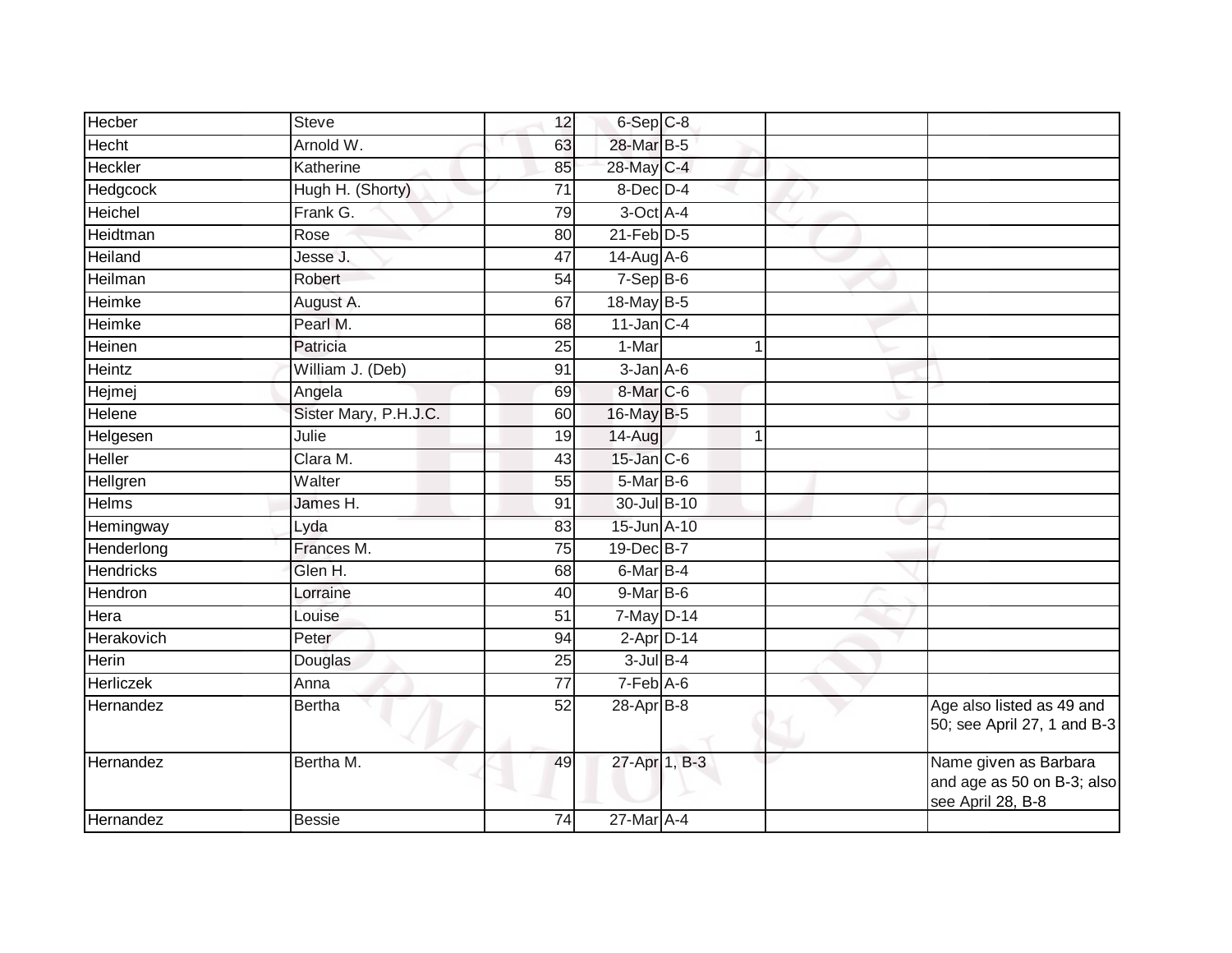| | | | | | | |
|---|---|---|---|---|---|---|
| Hecber | Steve | 12 | 6-Sep | C-8 | | |
| Hecht | Arnold W. | 63 | 28-Mar | B-5 | | |
| Heckler | Katherine | 85 | 28-May | C-4 | | |
| Hedgcock | Hugh H. (Shorty) | 71 | 8-Dec | D-4 | | |
| Heichel | Frank G. | 79 | 3-Oct | A-4 | | |
| Heidtman | Rose | 80 | 21-Feb | D-5 | | |
| Heiland | Jesse J. | 47 | 14-Aug | A-6 | | |
| Heilman | Robert | 54 | 7-Sep | B-6 | | |
| Heimke | August A. | 67 | 18-May | B-5 | | |
| Heimke | Pearl M. | 68 | 11-Jan | C-4 | | |
| Heinen | Patricia | 25 | 1-Mar | 1 | | |
| Heintz | William J. (Deb) | 91 | 3-Jan | A-6 | | |
| Hejmej | Angela | 69 | 8-Mar | C-6 | | |
| Helene | Sister Mary, P.H.J.C. | 60 | 16-May | B-5 | | |
| Helgesen | Julie | 19 | 14-Aug | 1 | | |
| Heller | Clara M. | 43 | 15-Jan | C-6 | | |
| Hellgren | Walter | 55 | 5-Mar | B-6 | | |
| Helms | James H. | 91 | 30-Jul | B-10 | | |
| Hemingway | Lyda | 83 | 15-Jun | A-10 | | |
| Henderlong | Frances M. | 75 | 19-Dec | B-7 | | |
| Hendricks | Glen H. | 68 | 6-Mar | B-4 | | |
| Hendron | Lorraine | 40 | 9-Mar | B-6 | | |
| Hera | Louise | 51 | 7-May | D-14 | | |
| Herakovich | Peter | 94 | 2-Apr | D-14 | | |
| Herin | Douglas | 25 | 3-Jul | B-4 | | |
| Herliczek | Anna | 77 | 7-Feb | A-6 | | |
| Hernandez | Bertha | 52 | 28-Apr | B-8 | | Age also listed as 49 and 50; see April 27, 1 and B-3 |
| Hernandez | Bertha M. | 49 | 27-Apr | 1, B-3 | | Name given as Barbara and age as 50 on B-3; also see April 28, B-8 |
| Hernandez | Bessie | 74 | 27-Mar | A-4 | | |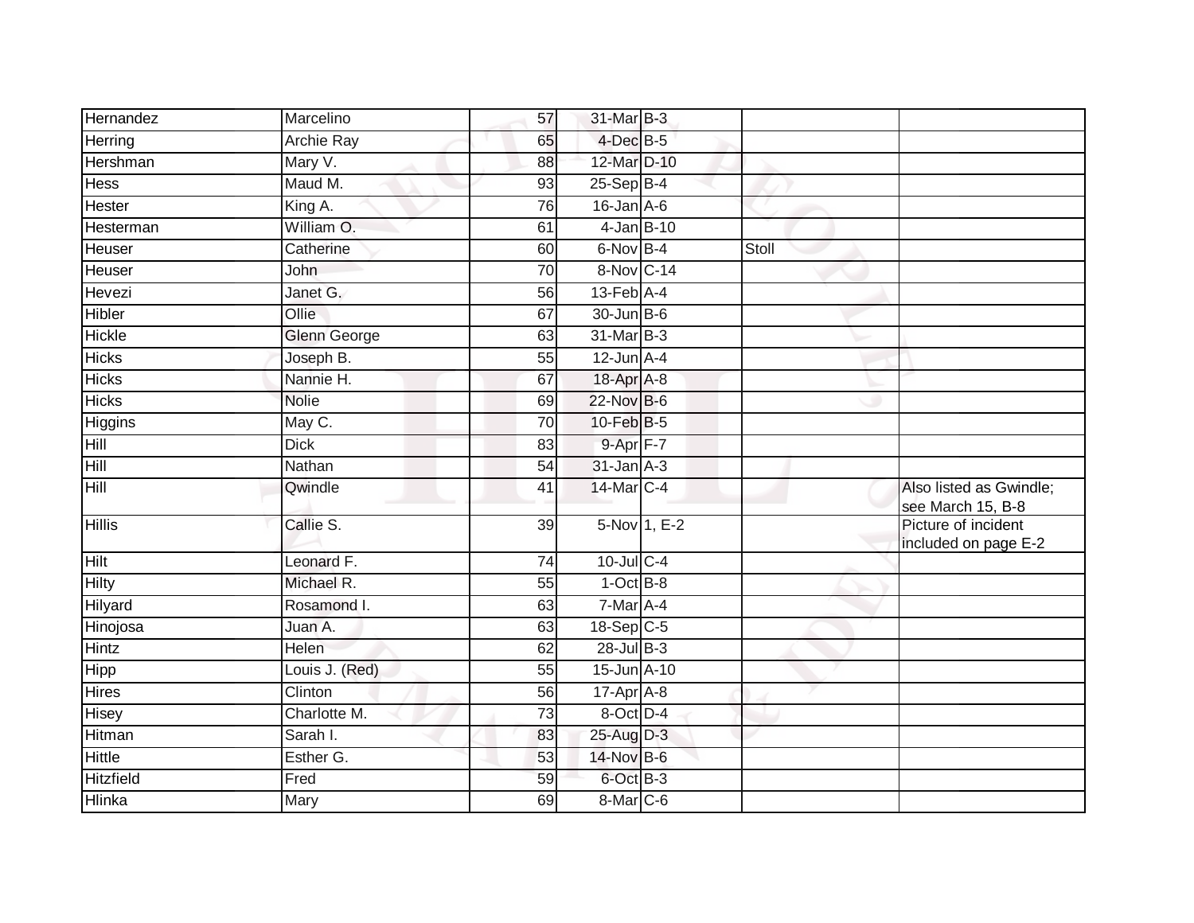| | | | | | | |
|---|---|---|---|---|---|---|
| Hernandez | Marcelino | 57 | 31-Mar | B-3 | | |
| Herring | Archie Ray | 65 | 4-Dec | B-5 | | |
| Hershman | Mary V. | 88 | 12-Mar | D-10 | | |
| Hess | Maud M. | 93 | 25-Sep | B-4 | | |
| Hester | King A. | 76 | 16-Jan | A-6 | | |
| Hesterman | William O. | 61 | 4-Jan | B-10 | | |
| Heuser | Catherine | 60 | 6-Nov | B-4 | Stoll | |
| Heuser | John | 70 | 8-Nov | C-14 | | |
| Hevezi | Janet G. | 56 | 13-Feb | A-4 | | |
| Hibler | Ollie | 67 | 30-Jun | B-6 | | |
| Hickle | Glenn George | 63 | 31-Mar | B-3 | | |
| Hicks | Joseph B. | 55 | 12-Jun | A-4 | | |
| Hicks | Nannie H. | 67 | 18-Apr | A-8 | | |
| Hicks | Nolie | 69 | 22-Nov | B-6 | | |
| Higgins | May C. | 70 | 10-Feb | B-5 | | |
| Hill | Dick | 83 | 9-Apr | F-7 | | |
| Hill | Nathan | 54 | 31-Jan | A-3 | | |
| Hill | Qwindle | 41 | 14-Mar | C-4 | | Also listed as Gwindle; see March 15, B-8 |
| Hillis | Callie S. | 39 | 5-Nov | 1, E-2 | | Picture of incident included on page E-2 |
| Hilt | Leonard F. | 74 | 10-Jul | C-4 | | |
| Hilty | Michael R. | 55 | 1-Oct | B-8 | | |
| Hilyard | Rosamond I. | 63 | 7-Mar | A-4 | | |
| Hinojosa | Juan A. | 63 | 18-Sep | C-5 | | |
| Hintz | Helen | 62 | 28-Jul | B-3 | | |
| Hipp | Louis J. (Red) | 55 | 15-Jun | A-10 | | |
| Hires | Clinton | 56 | 17-Apr | A-8 | | |
| Hisey | Charlotte M. | 73 | 8-Oct | D-4 | | |
| Hitman | Sarah I. | 83 | 25-Aug | D-3 | | |
| Hittle | Esther G. | 53 | 14-Nov | B-6 | | |
| Hitzfield | Fred | 59 | 6-Oct | B-3 | | |
| Hlinka | Mary | 69 | 8-Mar | C-6 | | |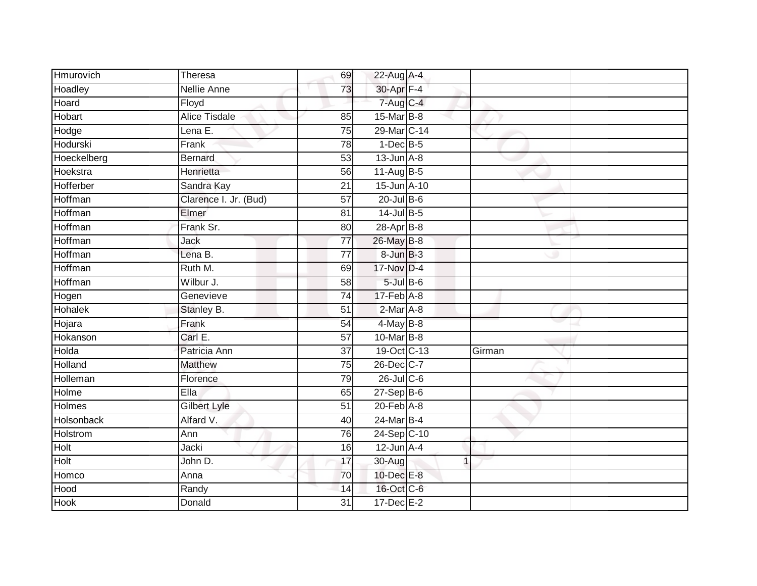| | | | | | | | |
|---|---|---|---|---|---|---|---|
| Hmurovich | Theresa | 69 | 22-Aug | A-4 | | | |
| Hoadley | Nellie Anne | 73 | 30-Apr | F-4 | | | |
| Hoard | Floyd | | 7-Aug | C-4 | | | |
| Hobart | Alice Tisdale | 85 | 15-Mar | B-8 | | | |
| Hodge | Lena E. | 75 | 29-Mar | C-14 | | | |
| Hodurski | Frank | 78 | 1-Dec | B-5 | | | |
| Hoeckelberg | Bernard | 53 | 13-Jun | A-8 | | | |
| Hoekstra | Henrietta | 56 | 11-Aug | B-5 | | | |
| Hofferber | Sandra Kay | 21 | 15-Jun | A-10 | | | |
| Hoffman | Clarence I. Jr. (Bud) | 57 | 20-Jul | B-6 | | | |
| Hoffman | Elmer | 81 | 14-Jul | B-5 | | | |
| Hoffman | Frank Sr. | 80 | 28-Apr | B-8 | | | |
| Hoffman | Jack | 77 | 26-May | B-8 | | | |
| Hoffman | Lena B. | 77 | 8-Jun | B-3 | | | |
| Hoffman | Ruth M. | 69 | 17-Nov | D-4 | | | |
| Hoffman | Wilbur J. | 58 | 5-Jul | B-6 | | | |
| Hogen | Genevieve | 74 | 17-Feb | A-8 | | | |
| Hohalek | Stanley B. | 51 | 2-Mar | A-8 | | | |
| Hojara | Frank | 54 | 4-May | B-8 | | | |
| Hokanson | Carl E. | 57 | 10-Mar | B-8 | | | |
| Holda | Patricia Ann | 37 | 19-Oct | C-13 | | Girman | |
| Holland | Matthew | 75 | 26-Dec | C-7 | | | |
| Holleman | Florence | 79 | 26-Jul | C-6 | | | |
| Holme | Ella | 65 | 27-Sep | B-6 | | | |
| Holmes | Gilbert Lyle | 51 | 20-Feb | A-8 | | | |
| Holsonback | Alfard V. | 40 | 24-Mar | B-4 | | | |
| Holstrom | Ann | 76 | 24-Sep | C-10 | | | |
| Holt | Jacki | 16 | 12-Jun | A-4 | | | |
| Holt | John D. | 17 | 30-Aug | | 1 | | |
| Homco | Anna | 70 | 10-Dec | E-8 | | | |
| Hood | Randy | 14 | 16-Oct | C-6 | | | |
| Hook | Donald | 31 | 17-Dec | E-2 | | | |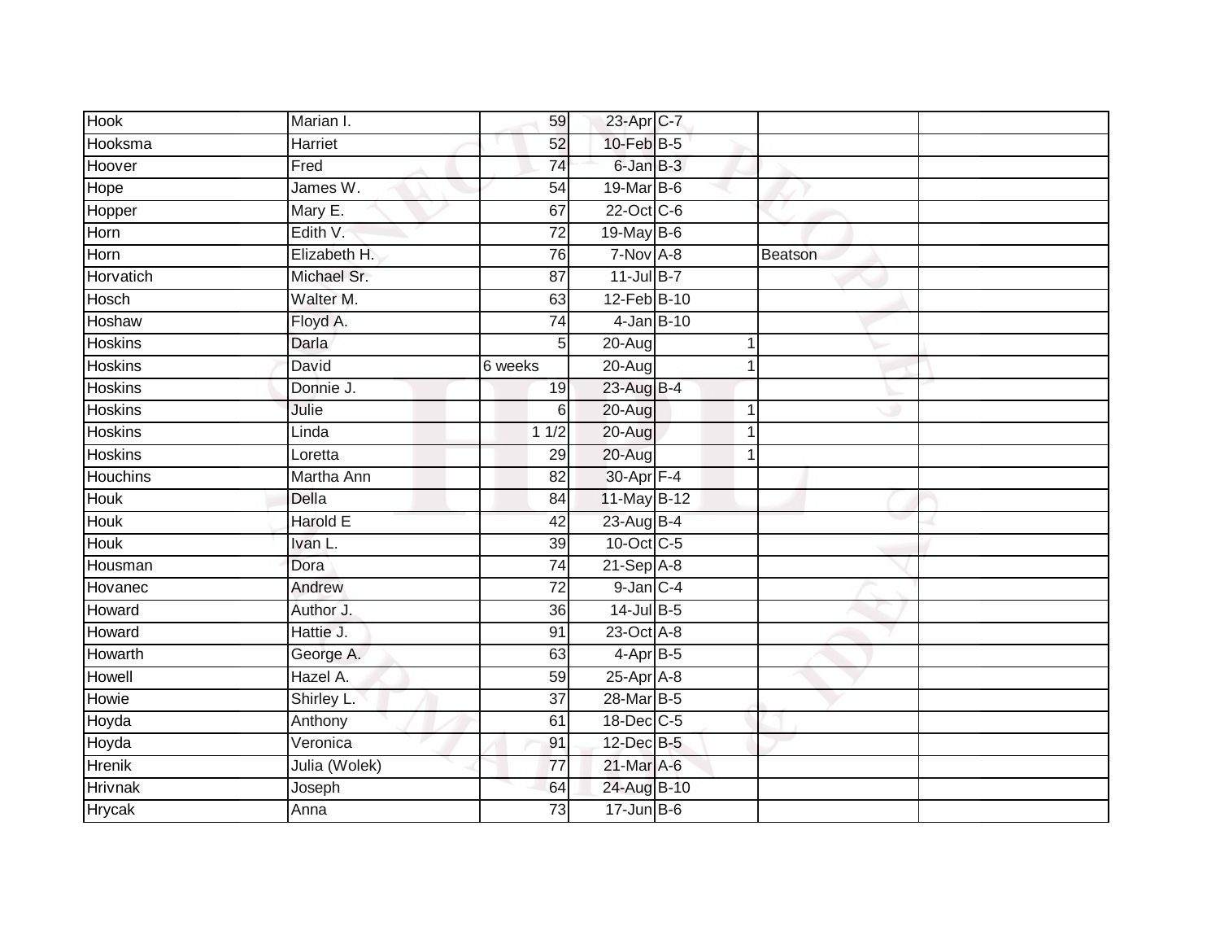| | | | | | | | |
|---|---|---|---|---|---|---|---|
| Hook | Marian I. | 59 | 23-Apr | C-7 | | | |
| Hooksma | Harriet | 52 | 10-Feb | B-5 | | | |
| Hoover | Fred | 74 | 6-Jan | B-3 | | | |
| Hope | James W. | 54 | 19-Mar | B-6 | | | |
| Hopper | Mary E. | 67 | 22-Oct | C-6 | | | |
| Horn | Edith V. | 72 | 19-May | B-6 | | | |
| Horn | Elizabeth H. | 76 | 7-Nov | A-8 | | Beatson | |
| Horvatich | Michael Sr. | 87 | 11-Jul | B-7 | | | |
| Hosch | Walter M. | 63 | 12-Feb | B-10 | | | |
| Hoshaw | Floyd A. | 74 | 4-Jan | B-10 | | | |
| Hoskins | Darla | 5 | 20-Aug | | 1 | | |
| Hoskins | David | 6 weeks | 20-Aug | | 1 | | |
| Hoskins | Donnie J. | 19 | 23-Aug | B-4 | | | |
| Hoskins | Julie | 6 | 20-Aug | | 1 | | |
| Hoskins | Linda | 1 1/2 | 20-Aug | | 1 | | |
| Hoskins | Loretta | 29 | 20-Aug | | 1 | | |
| Houchins | Martha Ann | 82 | 30-Apr | F-4 | | | |
| Houk | Della | 84 | 11-May | B-12 | | | |
| Houk | Harold E | 42 | 23-Aug | B-4 | | | |
| Houk | Ivan L. | 39 | 10-Oct | C-5 | | | |
| Housman | Dora | 74 | 21-Sep | A-8 | | | |
| Hovanec | Andrew | 72 | 9-Jan | C-4 | | | |
| Howard | Author J. | 36 | 14-Jul | B-5 | | | |
| Howard | Hattie J. | 91 | 23-Oct | A-8 | | | |
| Howarth | George A. | 63 | 4-Apr | B-5 | | | |
| Howell | Hazel A. | 59 | 25-Apr | A-8 | | | |
| Howie | Shirley L. | 37 | 28-Mar | B-5 | | | |
| Hoyda | Anthony | 61 | 18-Dec | C-5 | | | |
| Hoyda | Veronica | 91 | 12-Dec | B-5 | | | |
| Hrenik | Julia (Wolek) | 77 | 21-Mar | A-6 | | | |
| Hrivnak | Joseph | 64 | 24-Aug | B-10 | | | |
| Hrycak | Anna | 73 | 17-Jun | B-6 | | | |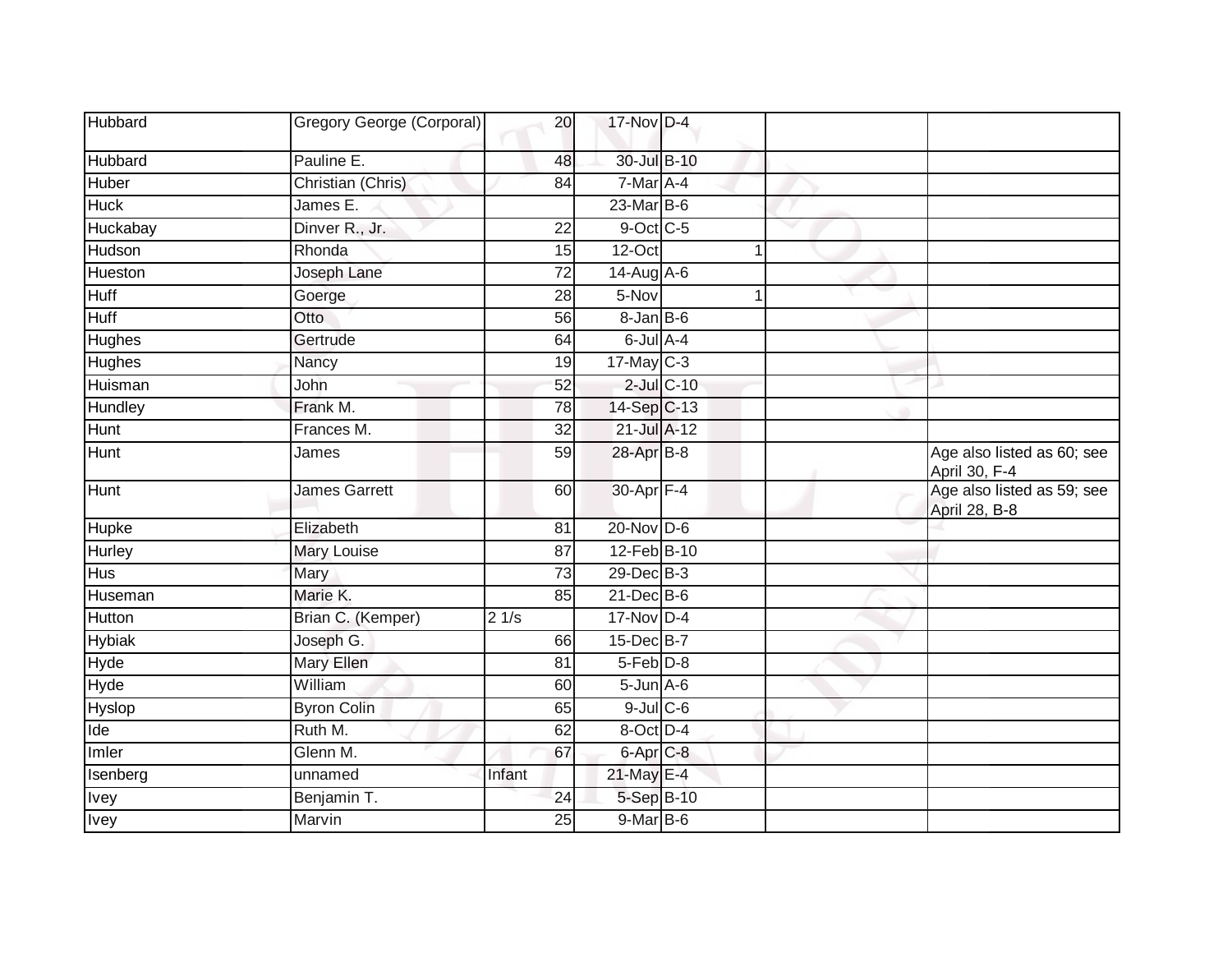| | | | | | | |
|---|---|---|---|---|---|---|
| Hubbard | Gregory George (Corporal) | 20 | 17-Nov | D-4 | | |
| Hubbard | Pauline E. | 48 | 30-Jul | B-10 | | |
| Huber | Christian (Chris) | 84 | 7-Mar | A-4 | | |
| Huck | James E. | | 23-Mar | B-6 | | |
| Huckabay | Dinver R., Jr. | 22 | 9-Oct | C-5 | | |
| Hudson | Rhonda | 15 | 12-Oct | 1 | | |
| Hueston | Joseph Lane | 72 | 14-Aug | A-6 | | |
| Huff | Goerge | 28 | 5-Nov | 1 | | |
| Huff | Otto | 56 | 8-Jan | B-6 | | |
| Hughes | Gertrude | 64 | 6-Jul | A-4 | | |
| Hughes | Nancy | 19 | 17-May | C-3 | | |
| Huisman | John | 52 | 2-Jul | C-10 | | |
| Hundley | Frank M. | 78 | 14-Sep | C-13 | | |
| Hunt | Frances M. | 32 | 21-Jul | A-12 | | |
| Hunt | James | 59 | 28-Apr | B-8 | | Age also listed as 60; see April 30, F-4 |
| Hunt | James Garrett | 60 | 30-Apr | F-4 | | Age also listed as 59; see April 28, B-8 |
| Hupke | Elizabeth | 81 | 20-Nov | D-6 | | |
| Hurley | Mary Louise | 87 | 12-Feb | B-10 | | |
| Hus | Mary | 73 | 29-Dec | B-3 | | |
| Huseman | Marie K. | 85 | 21-Dec | B-6 | | |
| Hutton | Brian C. (Kemper) | 2 1/s | 17-Nov | D-4 | | |
| Hybiak | Joseph G. | 66 | 15-Dec | B-7 | | |
| Hyde | Mary Ellen | 81 | 5-Feb | D-8 | | |
| Hyde | William | 60 | 5-Jun | A-6 | | |
| Hyslop | Byron Colin | 65 | 9-Jul | C-6 | | |
| Ide | Ruth M. | 62 | 8-Oct | D-4 | | |
| Imler | Glenn M. | 67 | 6-Apr | C-8 | | |
| Isenberg | unnamed | Infant | 21-May | E-4 | | |
| Ivey | Benjamin T. | 24 | 5-Sep | B-10 | | |
| Ivey | Marvin | 25 | 9-Mar | B-6 | | |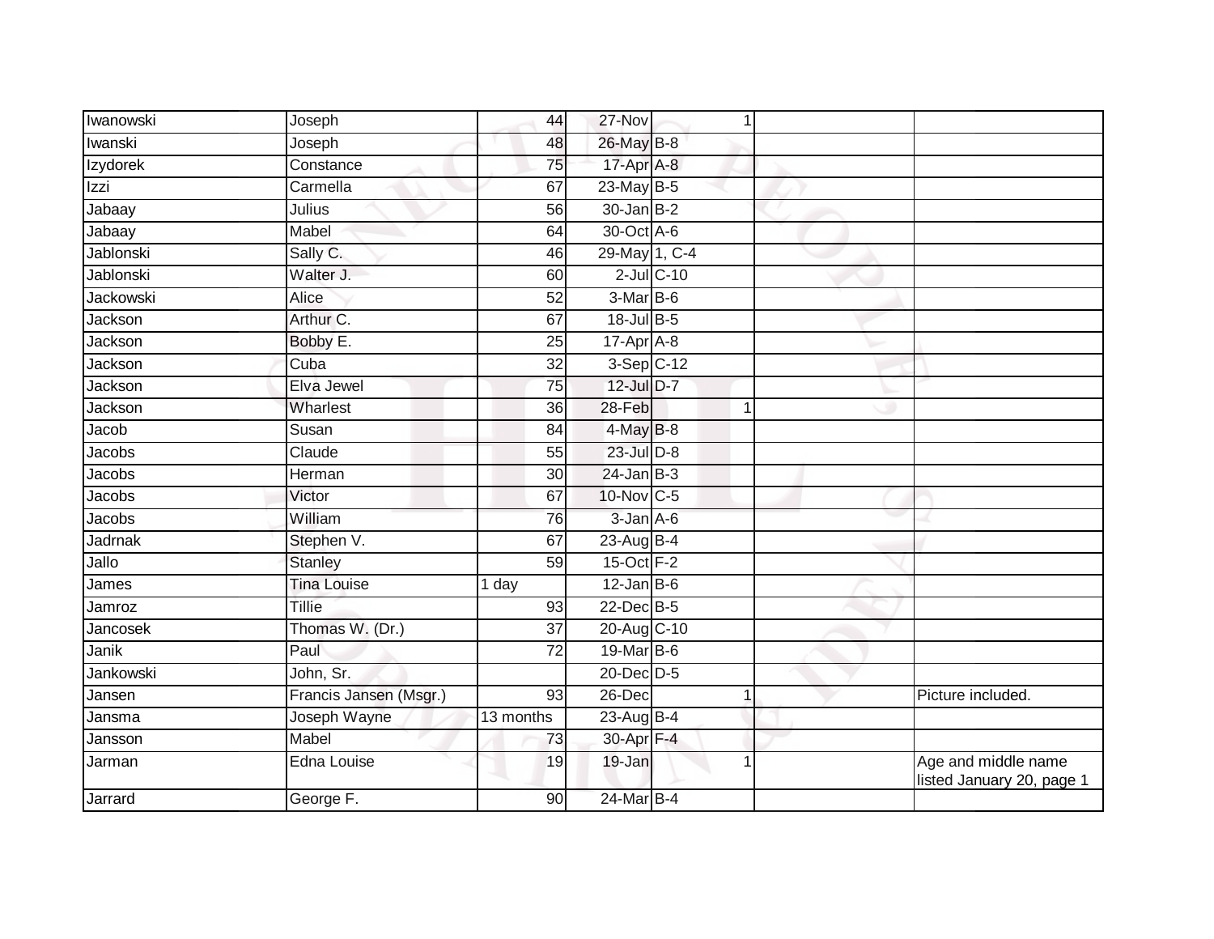| | | | | | | | |
|---|---|---|---|---|---|---|---|
| Iwanowski | Joseph | 44 | 27-Nov | | 1 | | |
| Iwanski | Joseph | 48 | 26-May | B-8 | | | |
| Izydorek | Constance | 75 | 17-Apr | A-8 | | | |
| Izzi | Carmella | 67 | 23-May | B-5 | | | |
| Jabaay | Julius | 56 | 30-Jan | B-2 | | | |
| Jabaay | Mabel | 64 | 30-Oct | A-6 | | | |
| Jablonski | Sally C. | 46 | 29-May | 1, C-4 | | | |
| Jablonski | Walter J. | 60 | 2-Jul | C-10 | | | |
| Jackowski | Alice | 52 | 3-Mar | B-6 | | | |
| Jackson | Arthur C. | 67 | 18-Jul | B-5 | | | |
| Jackson | Bobby E. | 25 | 17-Apr | A-8 | | | |
| Jackson | Cuba | 32 | 3-Sep | C-12 | | | |
| Jackson | Elva Jewel | 75 | 12-Jul | D-7 | | | |
| Jackson | Wharlest | 36 | 28-Feb | | 1 | | |
| Jacob | Susan | 84 | 4-May | B-8 | | | |
| Jacobs | Claude | 55 | 23-Jul | D-8 | | | |
| Jacobs | Herman | 30 | 24-Jan | B-3 | | | |
| Jacobs | Victor | 67 | 10-Nov | C-5 | | | |
| Jacobs | William | 76 | 3-Jan | A-6 | | | |
| Jadrnak | Stephen V. | 67 | 23-Aug | B-4 | | | |
| Jallo | Stanley | 59 | 15-Oct | F-2 | | | |
| James | Tina Louise | 1 day | 12-Jan | B-6 | | | |
| Jamroz | Tillie | 93 | 22-Dec | B-5 | | | |
| Jancosek | Thomas W. (Dr.) | 37 | 20-Aug | C-10 | | | |
| Janik | Paul | 72 | 19-Mar | B-6 | | | |
| Jankowski | John, Sr. | | 20-Dec | D-5 | | | |
| Jansen | Francis Jansen (Msgr.) | 93 | 26-Dec | | 1 | | Picture included. |
| Jansma | Joseph Wayne | 13 months | 23-Aug | B-4 | | | |
| Jansson | Mabel | 73 | 30-Apr | F-4 | | | |
| Jarman | Edna Louise | 19 | 19-Jan | | 1 | | Age and middle name listed January 20, page 1 |
| Jarrard | George F. | 90 | 24-Mar | B-4 | | | |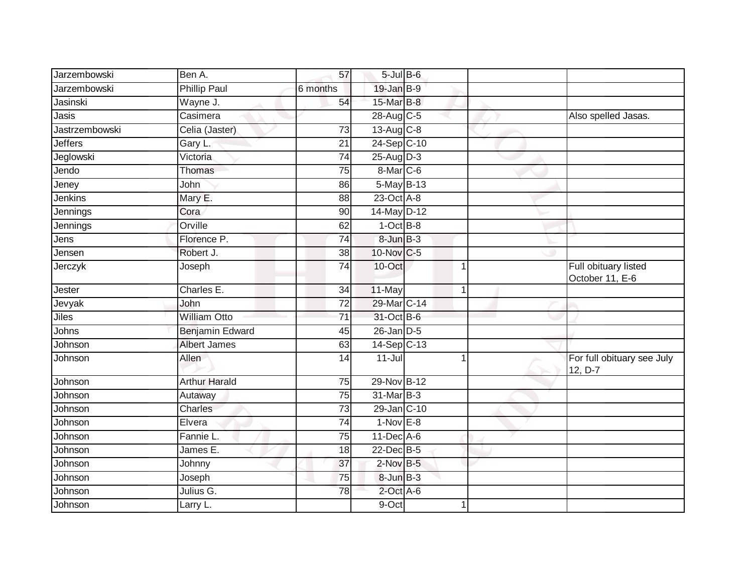| | | | | | | | |
|---|---|---|---|---|---|---|---|
| Jarzembowski | Ben A. | 57 | 5-Jul | B-6 | | | |
| Jarzembowski | Phillip Paul | 6 months | 19-Jan | B-9 | | | |
| Jasinski | Wayne J. | 54 | 15-Mar | B-8 | | | |
| Jasis | Casimera | | 28-Aug | C-5 | | | Also spelled Jasas. |
| Jastrzembowski | Celia (Jaster) | 73 | 13-Aug | C-8 | | | |
| Jeffers | Gary L. | 21 | 24-Sep | C-10 | | | |
| Jeglowski | Victoria | 74 | 25-Aug | D-3 | | | |
| Jendo | Thomas | 75 | 8-Mar | C-6 | | | |
| Jeney | John | 86 | 5-May | B-13 | | | |
| Jenkins | Mary E. | 88 | 23-Oct | A-8 | | | |
| Jennings | Cora | 90 | 14-May | D-12 | | | |
| Jennings | Orville | 62 | 1-Oct | B-8 | | | |
| Jens | Florence P. | 74 | 8-Jun | B-3 | | | |
| Jensen | Robert J. | 38 | 10-Nov | C-5 | | | |
| Jerczyk | Joseph | 74 | 10-Oct | | 1 | | Full obituary listed October 11, E-6 |
| Jester | Charles E. | 34 | 11-May | | 1 | | |
| Jevyak | John | 72 | 29-Mar | C-14 | | | |
| Jiles | William Otto | 71 | 31-Oct | B-6 | | | |
| Johns | Benjamin Edward | 45 | 26-Jan | D-5 | | | |
| Johnson | Albert James | 63 | 14-Sep | C-13 | | | |
| Johnson | Allen | 14 | 11-Jul | | 1 | | For full obituary see July 12, D-7 |
| Johnson | Arthur Harald | 75 | 29-Nov | B-12 | | | |
| Johnson | Autaway | 75 | 31-Mar | B-3 | | | |
| Johnson | Charles | 73 | 29-Jan | C-10 | | | |
| Johnson | Elvera | 74 | 1-Nov | E-8 | | | |
| Johnson | Fannie L. | 75 | 11-Dec | A-6 | | | |
| Johnson | James E. | 18 | 22-Dec | B-5 | | | |
| Johnson | Johnny | 37 | 2-Nov | B-5 | | | |
| Johnson | Joseph | 75 | 8-Jun | B-3 | | | |
| Johnson | Julius G. | 78 | 2-Oct | A-6 | | | |
| Johnson | Larry L. | | 9-Oct | | 1 | | |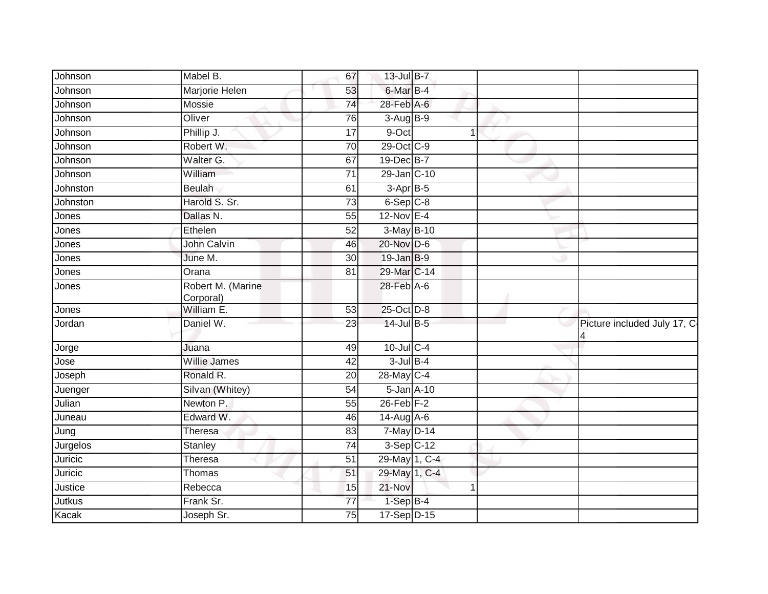| | | | | | | |
|---|---|---|---|---|---|---|
| Johnson | Mabel B. | 67 | 13-Jul | B-7 | | |
| Johnson | Marjorie Helen | 53 | 6-Mar | B-4 | | |
| Johnson | Mossie | 74 | 28-Feb | A-6 | | |
| Johnson | Oliver | 76 | 3-Aug | B-9 | | |
| Johnson | Phillip J. | 17 | 9-Oct | 1 | | |
| Johnson | Robert W. | 70 | 29-Oct | C-9 | | |
| Johnson | Walter G. | 67 | 19-Dec | B-7 | | |
| Johnson | William | 71 | 29-Jan | C-10 | | |
| Johnston | Beulah | 61 | 3-Apr | B-5 | | |
| Johnston | Harold S. Sr. | 73 | 6-Sep | C-8 | | |
| Jones | Dallas N. | 55 | 12-Nov | E-4 | | |
| Jones | Ethelen | 52 | 3-May | B-10 | | |
| Jones | John Calvin | 46 | 20-Nov | D-6 | | |
| Jones | June M. | 30 | 19-Jan | B-9 | | |
| Jones | Orana | 81 | 29-Mar | C-14 | | |
| Jones | Robert M. (Marine Corporal) | | 28-Feb | A-6 | | |
| Jones | William E. | 53 | 25-Oct | D-8 | | |
| Jordan | Daniel W. | 23 | 14-Jul | B-5 | | Picture included July 17, C-4 |
| Jorge | Juana | 49 | 10-Jul | C-4 | | |
| Jose | Willie James | 42 | 3-Jul | B-4 | | |
| Joseph | Ronald R. | 20 | 28-May | C-4 | | |
| Juenger | Silvan (Whitey) | 54 | 5-Jan | A-10 | | |
| Julian | Newton P. | 55 | 26-Feb | F-2 | | |
| Juneau | Edward W. | 46 | 14-Aug | A-6 | | |
| Jung | Theresa | 83 | 7-May | D-14 | | |
| Jurgelos | Stanley | 74 | 3-Sep | C-12 | | |
| Juricic | Theresa | 51 | 29-May | 1, C-4 | | |
| Juricic | Thomas | 51 | 29-May | 1, C-4 | | |
| Justice | Rebecca | 15 | 21-Nov | 1 | | |
| Jutkus | Frank Sr. | 77 | 1-Sep | B-4 | | |
| Kacak | Joseph Sr. | 75 | 17-Sep | D-15 | | |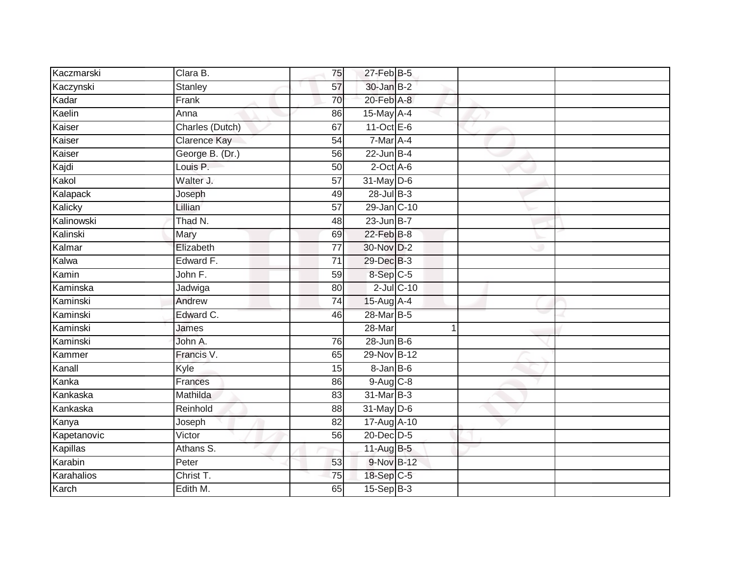| | | | | | | |
|---|---|---|---|---|---|---|
| Kaczmarski | Clara B. | 75 | 27-Feb | B-5 | | |
| Kaczynski | Stanley | 57 | 30-Jan | B-2 | | |
| Kadar | Frank | 70 | 20-Feb | A-8 | | |
| Kaelin | Anna | 86 | 15-May | A-4 | | |
| Kaiser | Charles (Dutch) | 67 | 11-Oct | E-6 | | |
| Kaiser | Clarence Kay | 54 | 7-Mar | A-4 | | |
| Kaiser | George B. (Dr.) | 56 | 22-Jun | B-4 | | |
| Kajdi | Louis P. | 50 | 2-Oct | A-6 | | |
| Kakol | Walter J. | 57 | 31-May | D-6 | | |
| Kalapack | Joseph | 49 | 28-Jul | B-3 | | |
| Kalicky | Lillian | 57 | 29-Jan | C-10 | | |
| Kalinowski | Thad N. | 48 | 23-Jun | B-7 | | |
| Kalinski | Mary | 69 | 22-Feb | B-8 | | |
| Kalmar | Elizabeth | 77 | 30-Nov | D-2 | | |
| Kalwa | Edward F. | 71 | 29-Dec | B-3 | | |
| Kamin | John F. | 59 | 8-Sep | C-5 | | |
| Kaminska | Jadwiga | 80 | 2-Jul | C-10 | | |
| Kaminski | Andrew | 74 | 15-Aug | A-4 | | |
| Kaminski | Edward C. | 46 | 28-Mar | B-5 | | |
| Kaminski | James | | 28-Mar | 1 | | |
| Kaminski | John A. | 76 | 28-Jun | B-6 | | |
| Kammer | Francis V. | 65 | 29-Nov | B-12 | | |
| Kanall | Kyle | 15 | 8-Jan | B-6 | | |
| Kanka | Frances | 86 | 9-Aug | C-8 | | |
| Kankaska | Mathilda | 83 | 31-Mar | B-3 | | |
| Kankaska | Reinhold | 88 | 31-May | D-6 | | |
| Kanya | Joseph | 82 | 17-Aug | A-10 | | |
| Kapetanovic | Victor | 56 | 20-Dec | D-5 | | |
| Kapillas | Athans S. | | 11-Aug | B-5 | | |
| Karabin | Peter | 53 | 9-Nov | B-12 | | |
| Karahalios | Christ T. | 75 | 18-Sep | C-5 | | |
| Karch | Edith M. | 65 | 15-Sep | B-3 | | |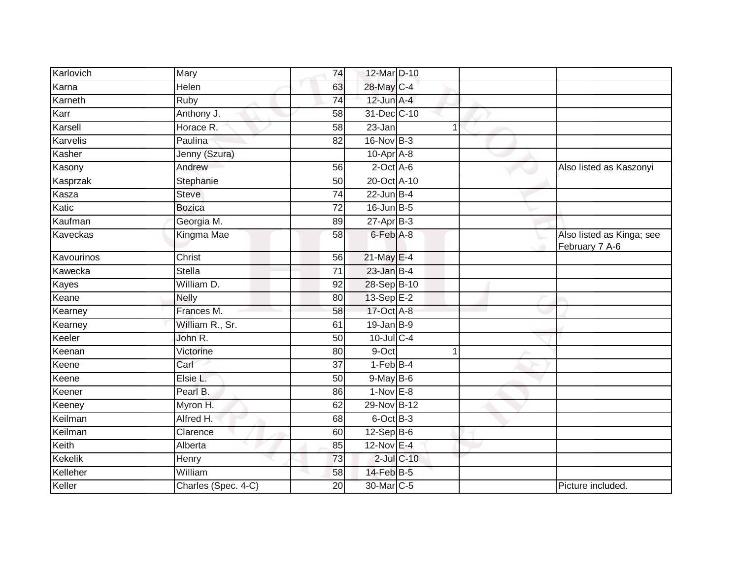| | | | | | | | |
|---|---|---|---|---|---|---|---|
| Karlovich | Mary | 74 | 12-Mar | D-10 | | | |
| Karna | Helen | 63 | 28-May | C-4 | | | |
| Karneth | Ruby | 74 | 12-Jun | A-4 | | | |
| Karr | Anthony J. | 58 | 31-Dec | C-10 | | | |
| Karsell | Horace R. | 58 | 23-Jan | | 1 | | |
| Karvelis | Paulina | 82 | 16-Nov | B-3 | | | |
| Kasher | Jenny (Szura) | | 10-Apr | A-8 | | | |
| Kasony | Andrew | 56 | 2-Oct | A-6 | | | Also listed as Kaszonyi |
| Kasprzak | Stephanie | 50 | 20-Oct | A-10 | | | |
| Kasza | Steve | 74 | 22-Jun | B-4 | | | |
| Katic | Bozica | 72 | 16-Jun | B-5 | | | |
| Kaufman | Georgia M. | 89 | 27-Apr | B-3 | | | |
| Kaveckas | Kingma Mae | 58 | 6-Feb | A-8 | | | Also listed as Kinga; see February 7 A-6 |
| Kavourinos | Christ | 56 | 21-May | E-4 | | | |
| Kawecka | Stella | 71 | 23-Jan | B-4 | | | |
| Kayes | William D. | 92 | 28-Sep | B-10 | | | |
| Keane | Nelly | 80 | 13-Sep | E-2 | | | |
| Kearney | Frances M. | 58 | 17-Oct | A-8 | | | |
| Kearney | William R., Sr. | 61 | 19-Jan | B-9 | | | |
| Keeler | John R. | 50 | 10-Jul | C-4 | | | |
| Keenan | Victorine | 80 | 9-Oct | | 1 | | |
| Keene | Carl | 37 | 1-Feb | B-4 | | | |
| Keene | Elsie L. | 50 | 9-May | B-6 | | | |
| Keener | Pearl B. | 86 | 1-Nov | E-8 | | | |
| Keeney | Myron H. | 62 | 29-Nov | B-12 | | | |
| Keilman | Alfred H. | 68 | 6-Oct | B-3 | | | |
| Keilman | Clarence | 60 | 12-Sep | B-6 | | | |
| Keith | Alberta | 85 | 12-Nov | E-4 | | | |
| Kekelik | Henry | 73 | 2-Jul | C-10 | | | |
| Kelleher | William | 58 | 14-Feb | B-5 | | | |
| Keller | Charles (Spec. 4-C) | 20 | 30-Mar | C-5 | | | Picture included. |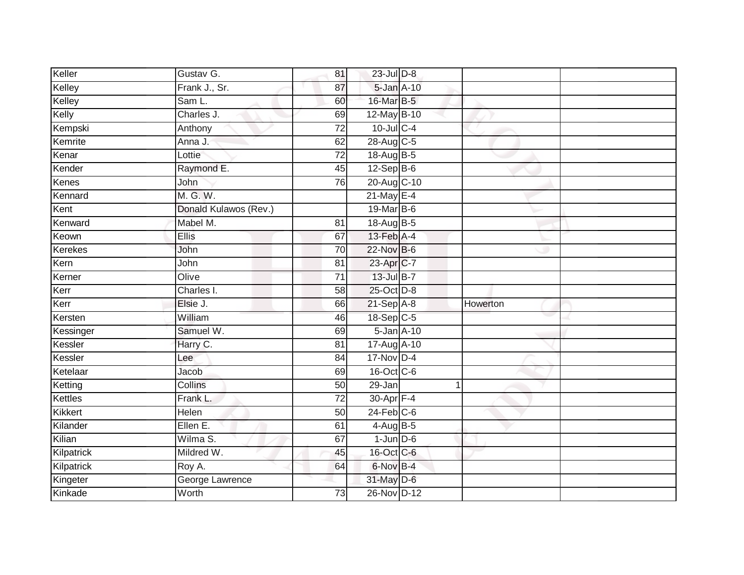| | | | | | | | |
|---|---|---|---|---|---|---|---|
| Keller | Gustav G. | 81 | 23-Jul | D-8 | | | |
| Kelley | Frank J., Sr. | 87 | 5-Jan | A-10 | | | |
| Kelley | Sam L. | 60 | 16-Mar | B-5 | | | |
| Kelly | Charles J. | 69 | 12-May | B-10 | | | |
| Kempski | Anthony | 72 | 10-Jul | C-4 | | | |
| Kemrite | Anna J. | 62 | 28-Aug | C-5 | | | |
| Kenar | Lottie | 72 | 18-Aug | B-5 | | | |
| Kender | Raymond E. | 45 | 12-Sep | B-6 | | | |
| Kenes | John | 76 | 20-Aug | C-10 | | | |
| Kennard | M. G. W. | | 21-May | E-4 | | | |
| Kent | Donald Kulawos (Rev.) | | 19-Mar | B-6 | | | |
| Kenward | Mabel M. | 81 | 18-Aug | B-5 | | | |
| Keown | Ellis | 67 | 13-Feb | A-4 | | | |
| Kerekes | John | 70 | 22-Nov | B-6 | | | |
| Kern | John | 81 | 23-Apr | C-7 | | | |
| Kerner | Olive | 71 | 13-Jul | B-7 | | | |
| Kerr | Charles I. | 58 | 25-Oct | D-8 | | | |
| Kerr | Elsie J. | 66 | 21-Sep | A-8 | | Howerton | |
| Kersten | William | 46 | 18-Sep | C-5 | | | |
| Kessinger | Samuel W. | 69 | 5-Jan | A-10 | | | |
| Kessler | Harry C. | 81 | 17-Aug | A-10 | | | |
| Kessler | Lee | 84 | 17-Nov | D-4 | | | |
| Ketelaar | Jacob | 69 | 16-Oct | C-6 | | | |
| Ketting | Collins | 50 | 29-Jan | | 1 | | |
| Kettles | Frank L. | 72 | 30-Apr | F-4 | | | |
| Kikkert | Helen | 50 | 24-Feb | C-6 | | | |
| Kilander | Ellen E. | 61 | 4-Aug | B-5 | | | |
| Kilian | Wilma S. | 67 | 1-Jun | D-6 | | | |
| Kilpatrick | Mildred W. | 45 | 16-Oct | C-6 | | | |
| Kilpatrick | Roy A. | 64 | 6-Nov | B-4 | | | |
| Kingeter | George Lawrence | | 31-May | D-6 | | | |
| Kinkade | Worth | 73 | 26-Nov | D-12 | | | |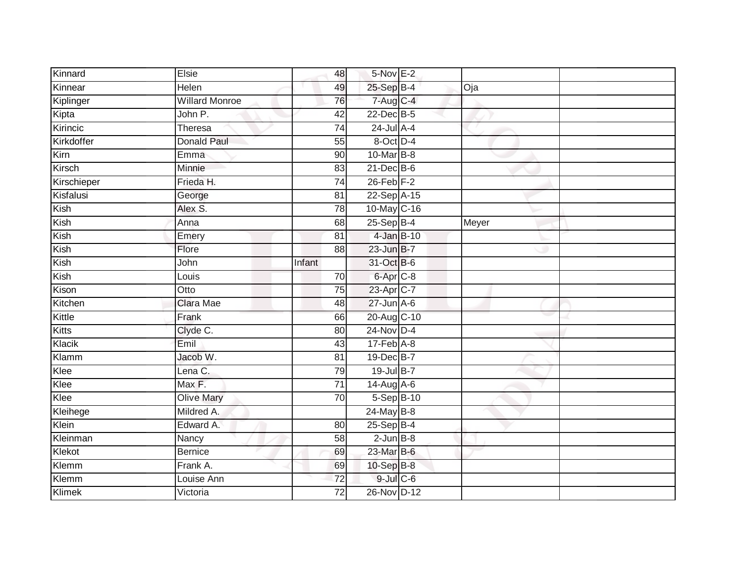| | | | | | | |
|---|---|---|---|---|---|---|
| Kinnard | Elsie | 48 | 5-Nov | E-2 | | |
| Kinnear | Helen | 49 | 25-Sep | B-4 | Oja | |
| Kiplinger | Willard Monroe | 76 | 7-Aug | C-4 | | |
| Kipta | John P. | 42 | 22-Dec | B-5 | | |
| Kirincic | Theresa | 74 | 24-Jul | A-4 | | |
| Kirkdoffer | Donald Paul | 55 | 8-Oct | D-4 | | |
| Kirn | Emma | 90 | 10-Mar | B-8 | | |
| Kirsch | Minnie | 83 | 21-Dec | B-6 | | |
| Kirschieper | Frieda H. | 74 | 26-Feb | F-2 | | |
| Kisfalusi | George | 81 | 22-Sep | A-15 | | |
| Kish | Alex S. | 78 | 10-May | C-16 | | |
| Kish | Anna | 68 | 25-Sep | B-4 | Meyer | |
| Kish | Emery | 81 | 4-Jan | B-10 | | |
| Kish | Flore | 88 | 23-Jun | B-7 | | |
| Kish | John | Infant | 31-Oct | B-6 | | |
| Kish | Louis | 70 | 6-Apr | C-8 | | |
| Kison | Otto | 75 | 23-Apr | C-7 | | |
| Kitchen | Clara Mae | 48 | 27-Jun | A-6 | | |
| Kittle | Frank | 66 | 20-Aug | C-10 | | |
| Kitts | Clyde C. | 80 | 24-Nov | D-4 | | |
| Klacik | Emil | 43 | 17-Feb | A-8 | | |
| Klamm | Jacob W. | 81 | 19-Dec | B-7 | | |
| Klee | Lena C. | 79 | 19-Jul | B-7 | | |
| Klee | Max F. | 71 | 14-Aug | A-6 | | |
| Klee | Olive Mary | 70 | 5-Sep | B-10 | | |
| Kleihege | Mildred A. | | 24-May | B-8 | | |
| Klein | Edward A. | 80 | 25-Sep | B-4 | | |
| Kleinman | Nancy | 58 | 2-Jun | B-8 | | |
| Klekot | Bernice | 69 | 23-Mar | B-6 | | |
| Klemm | Frank A. | 69 | 10-Sep | B-8 | | |
| Klemm | Louise Ann | 72 | 9-Jul | C-6 | | |
| Klimek | Victoria | 72 | 26-Nov | D-12 | | |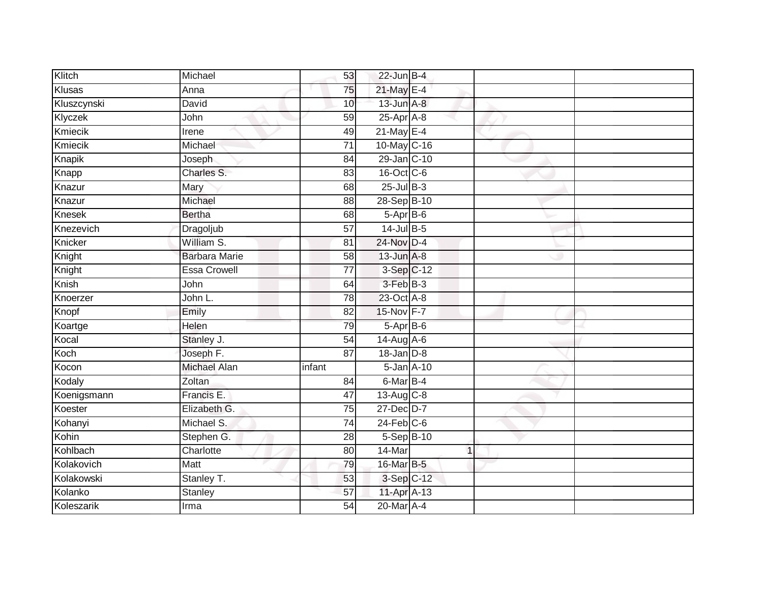| | | | | | | |
|---|---|---|---|---|---|---|
| Klitch | Michael | 53 | 22-Jun | B-4 | | |
| Klusas | Anna | 75 | 21-May | E-4 | | |
| Kluszcynski | David | 10 | 13-Jun | A-8 | | |
| Klyczek | John | 59 | 25-Apr | A-8 | | |
| Kmiecik | Irene | 49 | 21-May | E-4 | | |
| Kmiecik | Michael | 71 | 10-May | C-16 | | |
| Knapik | Joseph | 84 | 29-Jan | C-10 | | |
| Knapp | Charles S. | 83 | 16-Oct | C-6 | | |
| Knazur | Mary | 68 | 25-Jul | B-3 | | |
| Knazur | Michael | 88 | 28-Sep | B-10 | | |
| Knesek | Bertha | 68 | 5-Apr | B-6 | | |
| Knezevich | Dragoljub | 57 | 14-Jul | B-5 | | |
| Knicker | William S. | 81 | 24-Nov | D-4 | | |
| Knight | Barbara Marie | 58 | 13-Jun | A-8 | | |
| Knight | Essa Crowell | 77 | 3-Sep | C-12 | | |
| Knish | John | 64 | 3-Feb | B-3 | | |
| Knoerzer | John L. | 78 | 23-Oct | A-8 | | |
| Knopf | Emily | 82 | 15-Nov | F-7 | | |
| Koartge | Helen | 79 | 5-Apr | B-6 | | |
| Kocal | Stanley J. | 54 | 14-Aug | A-6 | | |
| Koch | Joseph F. | 87 | 18-Jan | D-8 | | |
| Kocon | Michael Alan | infant | 5-Jan | A-10 | | |
| Kodaly | Zoltan | 84 | 6-Mar | B-4 | | |
| Koenigsmann | Francis E. | 47 | 13-Aug | C-8 | | |
| Koester | Elizabeth G. | 75 | 27-Dec | D-7 | | |
| Kohanyi | Michael S. | 74 | 24-Feb | C-6 | | |
| Kohin | Stephen G. | 28 | 5-Sep | B-10 | | |
| Kohlbach | Charlotte | 80 | 14-Mar | 1 | | |
| Kolakovich | Matt | 79 | 16-Mar | B-5 | | |
| Kolakowski | Stanley T. | 53 | 3-Sep | C-12 | | |
| Kolanko | Stanley | 57 | 11-Apr | A-13 | | |
| Koleszarik | Irma | 54 | 20-Mar | A-4 | | |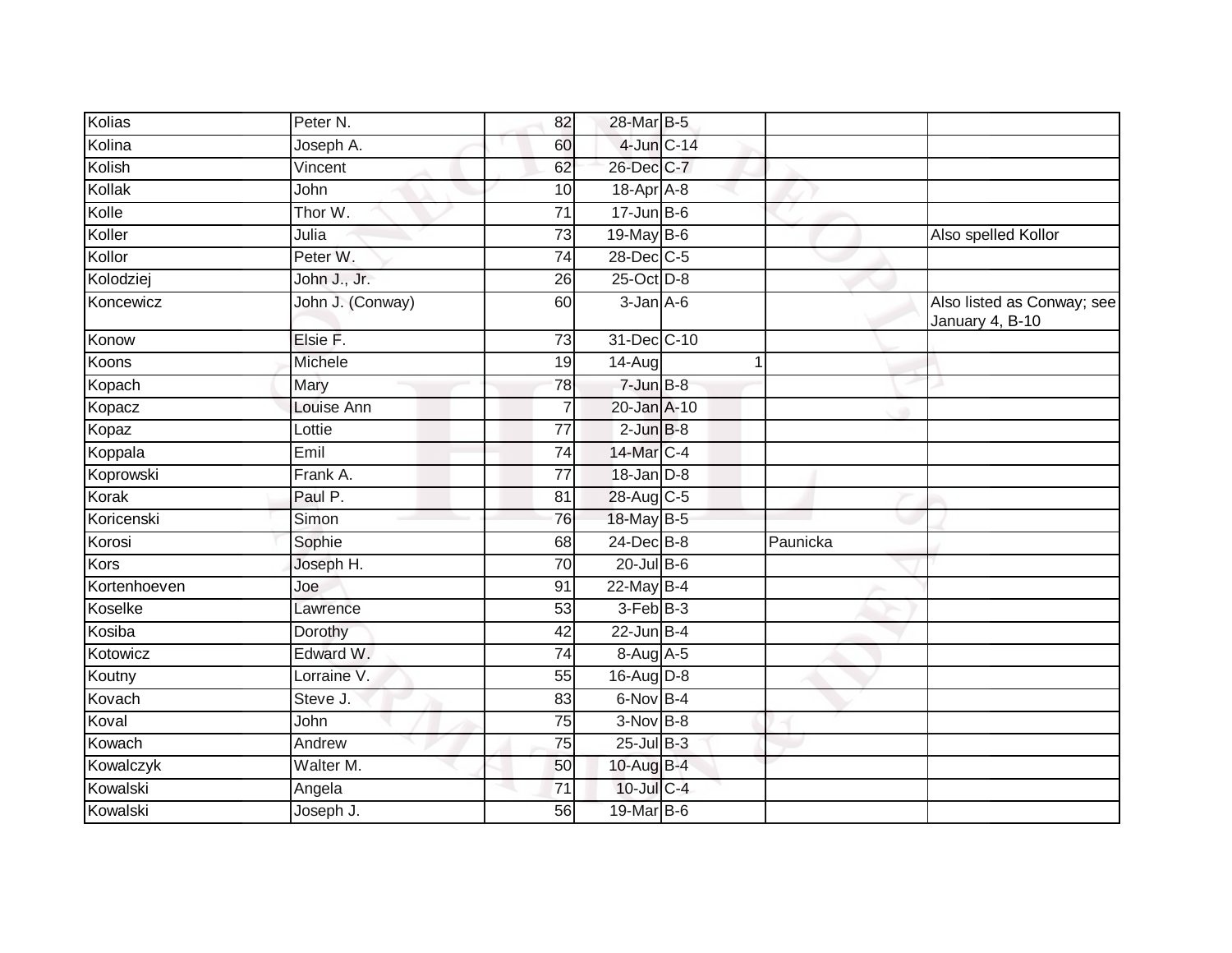| | | | | | | |
|---|---|---|---|---|---|---|
| Kolias | Peter N. | 82 | 28-Mar | B-5 | | |
| Kolina | Joseph A. | 60 | 4-Jun | C-14 | | |
| Kolish | Vincent | 62 | 26-Dec | C-7 | | |
| Kollak | John | 10 | 18-Apr | A-8 | | |
| Kolle | Thor W. | 71 | 17-Jun | B-6 | | |
| Koller | Julia | 73 | 19-May | B-6 | | Also spelled Kollor |
| Kollor | Peter W. | 74 | 28-Dec | C-5 | | |
| Kolodziej | John J., Jr. | 26 | 25-Oct | D-8 | | |
| Koncewicz | John J. (Conway) | 60 | 3-Jan | A-6 | | Also listed as Conway; see January 4, B-10 |
| Konow | Elsie F. | 73 | 31-Dec | C-10 | | |
| Koons | Michele | 19 | 14-Aug | 1 | | |
| Kopach | Mary | 78 | 7-Jun | B-8 | | |
| Kopacz | Louise Ann | 7 | 20-Jan | A-10 | | |
| Kopaz | Lottie | 77 | 2-Jun | B-8 | | |
| Koppala | Emil | 74 | 14-Mar | C-4 | | |
| Koprowski | Frank A. | 77 | 18-Jan | D-8 | | |
| Korak | Paul P. | 81 | 28-Aug | C-5 | | |
| Koricenski | Simon | 76 | 18-May | B-5 | | |
| Korosi | Sophie | 68 | 24-Dec | B-8 | Paunicka | |
| Kors | Joseph H. | 70 | 20-Jul | B-6 | | |
| Kortenhoeven | Joe | 91 | 22-May | B-4 | | |
| Koselke | Lawrence | 53 | 3-Feb | B-3 | | |
| Kosiba | Dorothy | 42 | 22-Jun | B-4 | | |
| Kotowicz | Edward W. | 74 | 8-Aug | A-5 | | |
| Koutny | Lorraine V. | 55 | 16-Aug | D-8 | | |
| Kovach | Steve J. | 83 | 6-Nov | B-4 | | |
| Koval | John | 75 | 3-Nov | B-8 | | |
| Kowach | Andrew | 75 | 25-Jul | B-3 | | |
| Kowalczyk | Walter M. | 50 | 10-Aug | B-4 | | |
| Kowalski | Angela | 71 | 10-Jul | C-4 | | |
| Kowalski | Joseph J. | 56 | 19-Mar | B-6 | | |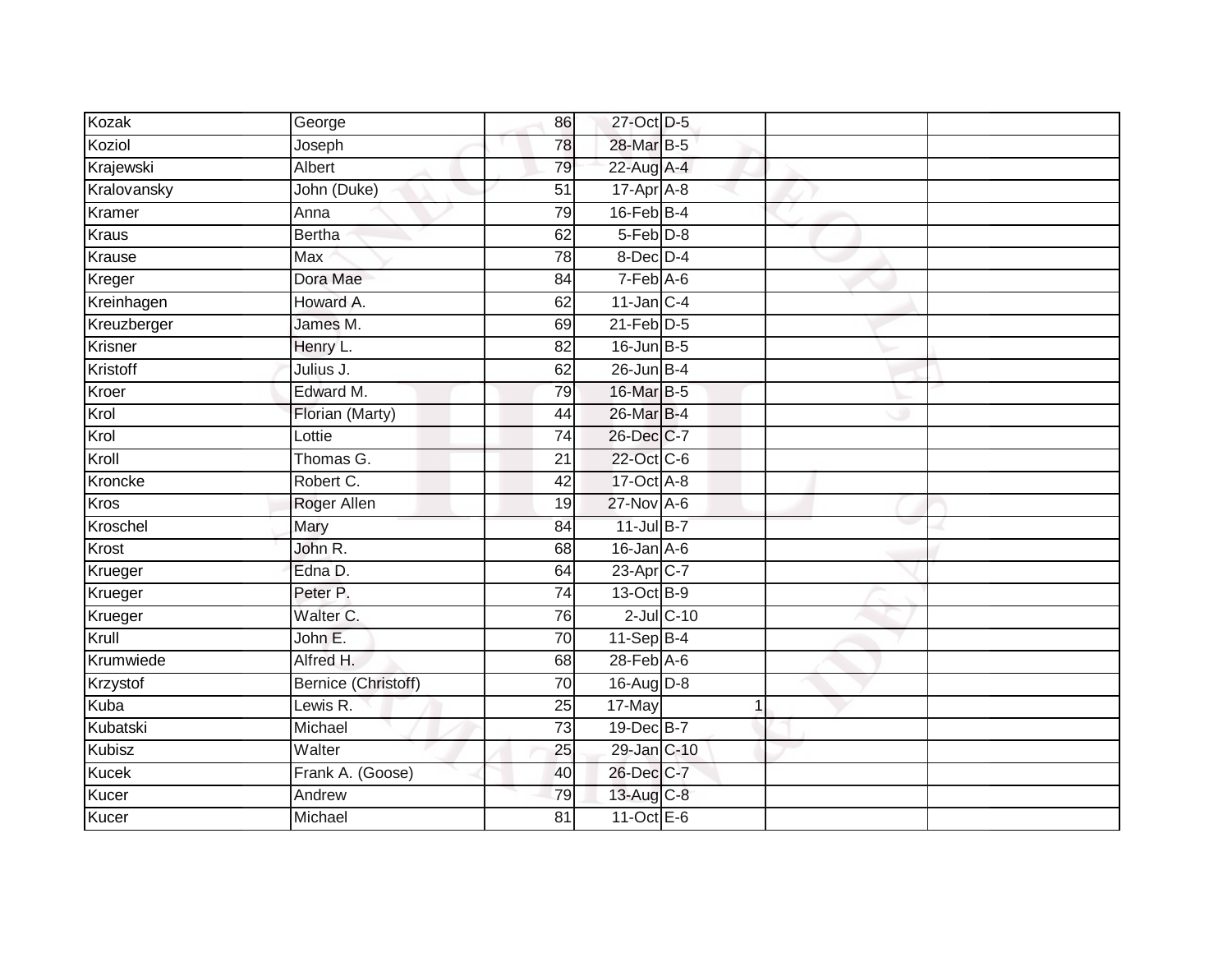| | | | | | | | |
|---|---|---|---|---|---|---|---|
| Kozak | George | 86 | 27-Oct | D-5 | | | |
| Koziol | Joseph | 78 | 28-Mar | B-5 | | | |
| Krajewski | Albert | 79 | 22-Aug | A-4 | | | |
| Kralovansky | John (Duke) | 51 | 17-Apr | A-8 | | | |
| Kramer | Anna | 79 | 16-Feb | B-4 | | | |
| Kraus | Bertha | 62 | 5-Feb | D-8 | | | |
| Krause | Max | 78 | 8-Dec | D-4 | | | |
| Kreger | Dora Mae | 84 | 7-Feb | A-6 | | | |
| Kreinhagen | Howard A. | 62 | 11-Jan | C-4 | | | |
| Kreuzberger | James M. | 69 | 21-Feb | D-5 | | | |
| Krisner | Henry L. | 82 | 16-Jun | B-5 | | | |
| Kristoff | Julius J. | 62 | 26-Jun | B-4 | | | |
| Kroer | Edward M. | 79 | 16-Mar | B-5 | | | |
| Krol | Florian (Marty) | 44 | 26-Mar | B-4 | | | |
| Krol | Lottie | 74 | 26-Dec | C-7 | | | |
| Kroll | Thomas G. | 21 | 22-Oct | C-6 | | | |
| Kroncke | Robert C. | 42 | 17-Oct | A-8 | | | |
| Kros | Roger Allen | 19 | 27-Nov | A-6 | | | |
| Kroschel | Mary | 84 | 11-Jul | B-7 | | | |
| Krost | John R. | 68 | 16-Jan | A-6 | | | |
| Krueger | Edna D. | 64 | 23-Apr | C-7 | | | |
| Krueger | Peter P. | 74 | 13-Oct | B-9 | | | |
| Krueger | Walter C. | 76 | 2-Jul | C-10 | | | |
| Krull | John E. | 70 | 11-Sep | B-4 | | | |
| Krumwiede | Alfred H. | 68 | 28-Feb | A-6 | | | |
| Krzystof | Bernice (Christoff) | 70 | 16-Aug | D-8 | | | |
| Kuba | Lewis R. | 25 | 17-May | | 1 | | |
| Kubatski | Michael | 73 | 19-Dec | B-7 | | | |
| Kubisz | Walter | 25 | 29-Jan | C-10 | | | |
| Kucek | Frank A. (Goose) | 40 | 26-Dec | C-7 | | | |
| Kucer | Andrew | 79 | 13-Aug | C-8 | | | |
| Kucer | Michael | 81 | 11-Oct | E-6 | | | |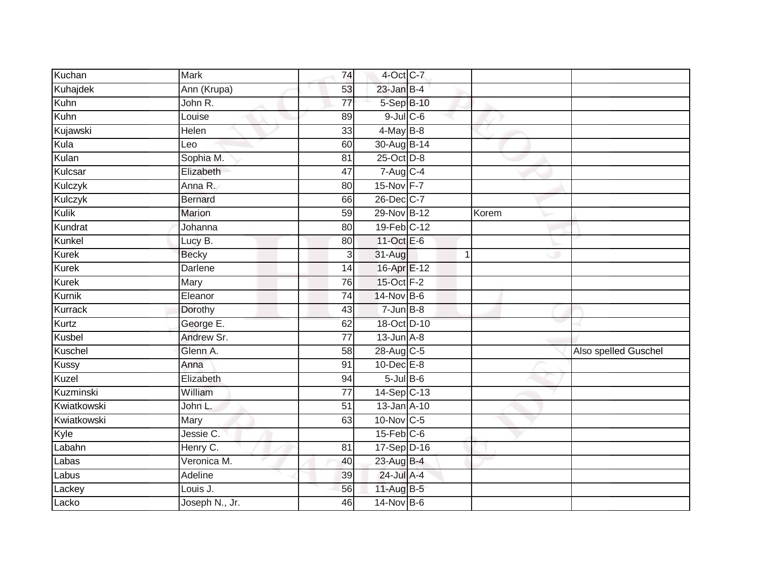| | | | | | | |
|---|---|---|---|---|---|---|
| Kuchan | Mark | 74 | 4-Oct | C-7 | | |
| Kuhajdek | Ann (Krupa) | 53 | 23-Jan | B-4 | | |
| Kuhn | John R. | 77 | 5-Sep | B-10 | | |
| Kuhn | Louise | 89 | 9-Jul | C-6 | | |
| Kujawski | Helen | 33 | 4-May | B-8 | | |
| Kula | Leo | 60 | 30-Aug | B-14 | | |
| Kulan | Sophia M. | 81 | 25-Oct | D-8 | | |
| Kulcsar | Elizabeth | 47 | 7-Aug | C-4 | | |
| Kulczyk | Anna R. | 80 | 15-Nov | F-7 | | |
| Kulczyk | Bernard | 66 | 26-Dec | C-7 | | |
| Kulik | Marion | 59 | 29-Nov | B-12 | Korem | |
| Kundrat | Johanna | 80 | 19-Feb | C-12 | | |
| Kunkel | Lucy B. | 80 | 11-Oct | E-6 | | |
| Kurek | Becky | 3 | 31-Aug | 1 | | |
| Kurek | Darlene | 14 | 16-Apr | E-12 | | |
| Kurek | Mary | 76 | 15-Oct | F-2 | | |
| Kurnik | Eleanor | 74 | 14-Nov | B-6 | | |
| Kurrack | Dorothy | 43 | 7-Jun | B-8 | | |
| Kurtz | George E. | 62 | 18-Oct | D-10 | | |
| Kusbel | Andrew Sr. | 77 | 13-Jun | A-8 | | |
| Kuschel | Glenn A. | 58 | 28-Aug | C-5 | | Also spelled Guschel |
| Kussy | Anna | 91 | 10-Dec | E-8 | | |
| Kuzel | Elizabeth | 94 | 5-Jul | B-6 | | |
| Kuzminski | William | 77 | 14-Sep | C-13 | | |
| Kwiatkowski | John L. | 51 | 13-Jan | A-10 | | |
| Kwiatkowski | Mary | 63 | 10-Nov | C-5 | | |
| Kyle | Jessie C. | | 15-Feb | C-6 | | |
| Labahn | Henry C. | 81 | 17-Sep | D-16 | | |
| Labas | Veronica M. | 40 | 23-Aug | B-4 | | |
| Labus | Adeline | 39 | 24-Jul | A-4 | | |
| Lackey | Louis J. | 56 | 11-Aug | B-5 | | |
| Lacko | Joseph N., Jr. | 46 | 14-Nov | B-6 | | |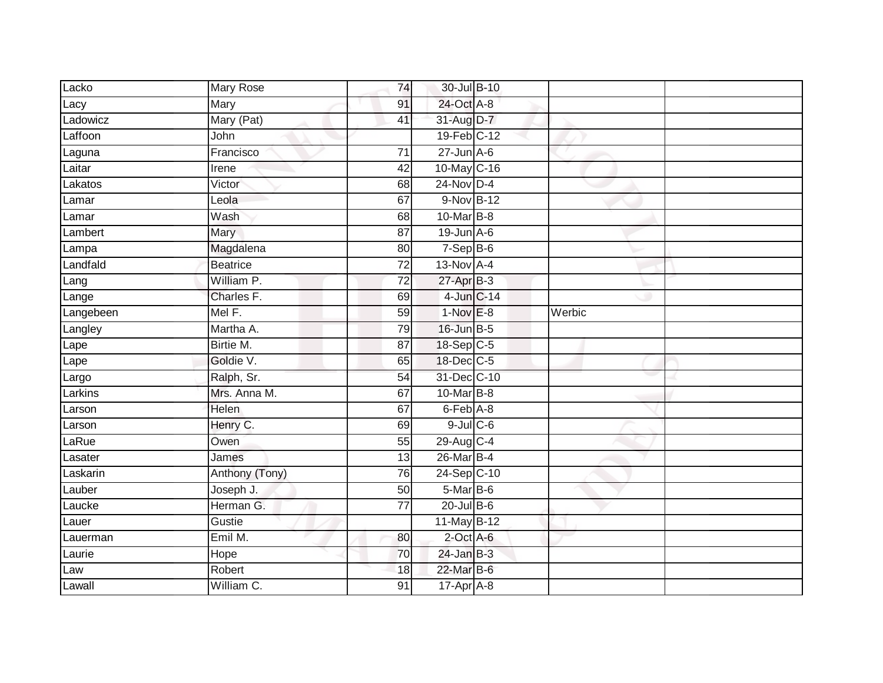| | | | | | | |
|---|---|---|---|---|---|---|
| Lacko | Mary Rose | 74 | 30-Jul | B-10 | | |
| Lacy | Mary | 91 | 24-Oct | A-8 | | |
| Ladowicz | Mary (Pat) | 41 | 31-Aug | D-7 | | |
| Laffoon | John | | 19-Feb | C-12 | | |
| Laguna | Francisco | 71 | 27-Jun | A-6 | | |
| Laitar | Irene | 42 | 10-May | C-16 | | |
| Lakatos | Victor | 68 | 24-Nov | D-4 | | |
| Lamar | Leola | 67 | 9-Nov | B-12 | | |
| Lamar | Wash | 68 | 10-Mar | B-8 | | |
| Lambert | Mary | 87 | 19-Jun | A-6 | | |
| Lampa | Magdalena | 80 | 7-Sep | B-6 | | |
| Landfald | Beatrice | 72 | 13-Nov | A-4 | | |
| Lang | William P. | 72 | 27-Apr | B-3 | | |
| Lange | Charles F. | 69 | 4-Jun | C-14 | | |
| Langebeen | Mel F. | 59 | 1-Nov | E-8 | Werbic | |
| Langley | Martha A. | 79 | 16-Jun | B-5 | | |
| Lape | Birtie M. | 87 | 18-Sep | C-5 | | |
| Lape | Goldie V. | 65 | 18-Dec | C-5 | | |
| Largo | Ralph, Sr. | 54 | 31-Dec | C-10 | | |
| Larkins | Mrs. Anna M. | 67 | 10-Mar | B-8 | | |
| Larson | Helen | 67 | 6-Feb | A-8 | | |
| Larson | Henry C. | 69 | 9-Jul | C-6 | | |
| LaRue | Owen | 55 | 29-Aug | C-4 | | |
| Lasater | James | 13 | 26-Mar | B-4 | | |
| Laskarin | Anthony (Tony) | 76 | 24-Sep | C-10 | | |
| Lauber | Joseph J. | 50 | 5-Mar | B-6 | | |
| Laucke | Herman G. | 77 | 20-Jul | B-6 | | |
| Lauer | Gustie | | 11-May | B-12 | | |
| Lauerman | Emil M. | 80 | 2-Oct | A-6 | | |
| Laurie | Hope | 70 | 24-Jan | B-3 | | |
| Law | Robert | 18 | 22-Mar | B-6 | | |
| Lawall | William C. | 91 | 17-Apr | A-8 | | |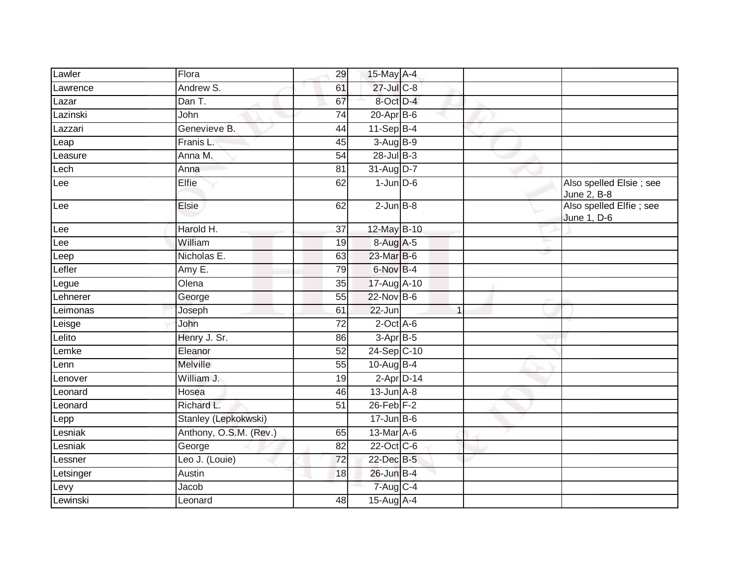| | | | | | | |
|---|---|---|---|---|---|---|
| Lawler | Flora | 29 | 15-May | A-4 | | |
| Lawrence | Andrew S. | 61 | 27-Jul | C-8 | | |
| Lazar | Dan T. | 67 | 8-Oct | D-4 | | |
| Lazinski | John | 74 | 20-Apr | B-6 | | |
| Lazzari | Genevieve B. | 44 | 11-Sep | B-4 | | |
| Leap | Franis L. | 45 | 3-Aug | B-9 | | |
| Leasure | Anna M. | 54 | 28-Jul | B-3 | | |
| Lech | Anna | 81 | 31-Aug | D-7 | | |
| Lee | Elfie | 62 | 1-Jun | D-6 | | Also spelled Elsie ; see June 2, B-8 |
| Lee | Elsie | 62 | 2-Jun | B-8 | | Also spelled Elfie ; see June 1, D-6 |
| Lee | Harold H. | 37 | 12-May | B-10 | | |
| Lee | William | 19 | 8-Aug | A-5 | | |
| Leep | Nicholas E. | 63 | 23-Mar | B-6 | | |
| Lefler | Amy E. | 79 | 6-Nov | B-4 | | |
| Legue | Olena | 35 | 17-Aug | A-10 | | |
| Lehnerer | George | 55 | 22-Nov | B-6 | | |
| Leimonas | Joseph | 61 | 22-Jun | 1 | | |
| Leisge | John | 72 | 2-Oct | A-6 | | |
| Lelito | Henry J. Sr. | 86 | 3-Apr | B-5 | | |
| Lemke | Eleanor | 52 | 24-Sep | C-10 | | |
| Lenn | Melville | 55 | 10-Aug | B-4 | | |
| Lenover | William J. | 19 | 2-Apr | D-14 | | |
| Leonard | Hosea | 46 | 13-Jun | A-8 | | |
| Leonard | Richard L. | 51 | 26-Feb | F-2 | | |
| Lepp | Stanley (Lepkokwski) | | 17-Jun | B-6 | | |
| Lesniak | Anthony, O.S.M. (Rev.) | 65 | 13-Mar | A-6 | | |
| Lesniak | George | 82 | 22-Oct | C-6 | | |
| Lessner | Leo J. (Louie) | 72 | 22-Dec | B-5 | | |
| Letsinger | Austin | 18 | 26-Jun | B-4 | | |
| Levy | Jacob | | 7-Aug | C-4 | | |
| Lewinski | Leonard | 48 | 15-Aug | A-4 | | |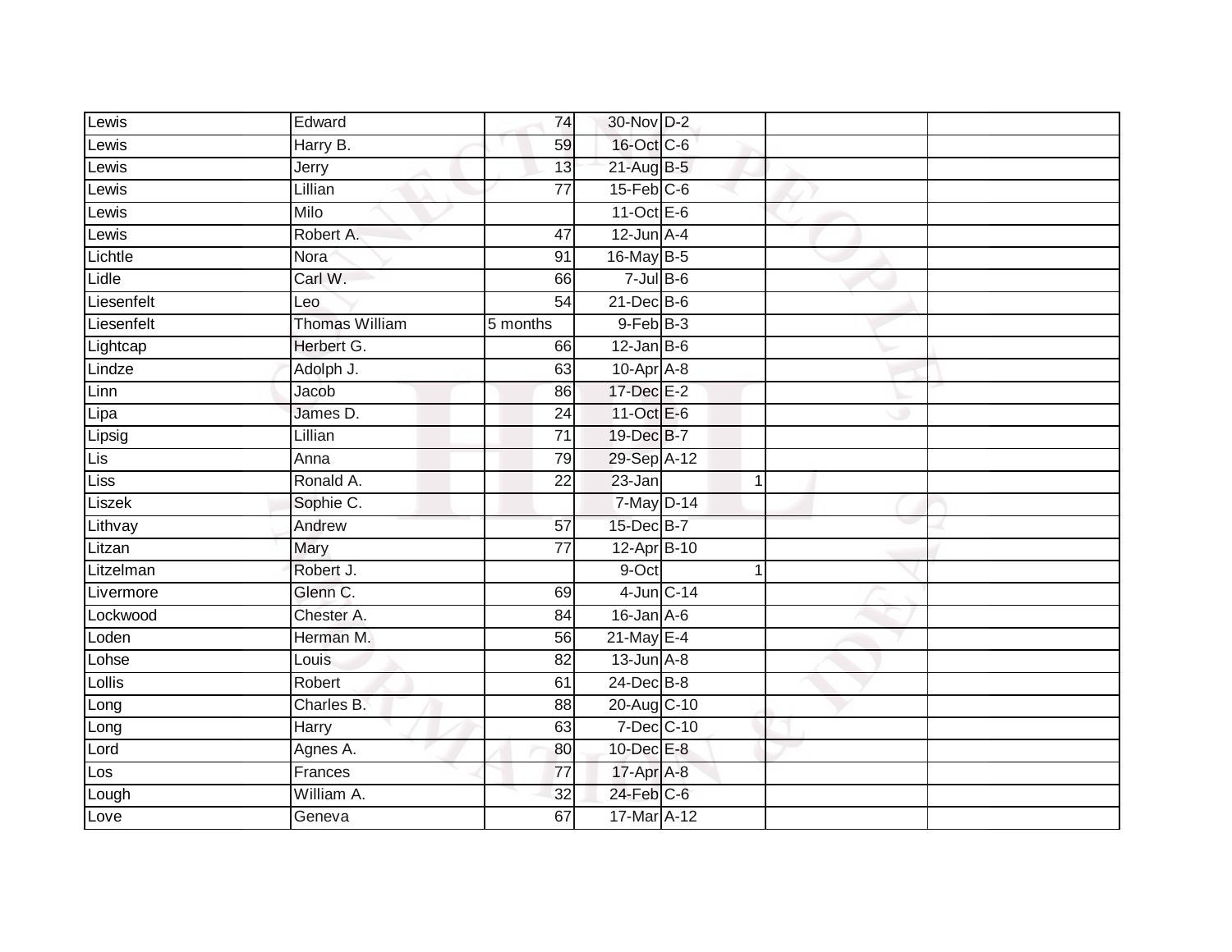| | | | | | | | |
|---|---|---|---|---|---|---|---|
| Lewis | Edward | 74 | 30-Nov | D-2 | | | |
| Lewis | Harry B. | 59 | 16-Oct | C-6 | | | |
| Lewis | Jerry | 13 | 21-Aug | B-5 | | | |
| Lewis | Lillian | 77 | 15-Feb | C-6 | | | |
| Lewis | Milo | | 11-Oct | E-6 | | | |
| Lewis | Robert A. | 47 | 12-Jun | A-4 | | | |
| Lichtle | Nora | 91 | 16-May | B-5 | | | |
| Lidle | Carl W. | 66 | 7-Jul | B-6 | | | |
| Liesenfelt | Leo | 54 | 21-Dec | B-6 | | | |
| Liesenfelt | Thomas William | 5 months | 9-Feb | B-3 | | | |
| Lightcap | Herbert G. | 66 | 12-Jan | B-6 | | | |
| Lindze | Adolph J. | 63 | 10-Apr | A-8 | | | |
| Linn | Jacob | 86 | 17-Dec | E-2 | | | |
| Lipa | James D. | 24 | 11-Oct | E-6 | | | |
| Lipsig | Lillian | 71 | 19-Dec | B-7 | | | |
| Lis | Anna | 79 | 29-Sep | A-12 | | | |
| Liss | Ronald A. | 22 | 23-Jan | | 1 | | |
| Liszek | Sophie C. | | 7-May | D-14 | | | |
| Lithvay | Andrew | 57 | 15-Dec | B-7 | | | |
| Litzan | Mary | 77 | 12-Apr | B-10 | | | |
| Litzelman | Robert J. | | 9-Oct | | 1 | | |
| Livermore | Glenn C. | 69 | 4-Jun | C-14 | | | |
| Lockwood | Chester A. | 84 | 16-Jan | A-6 | | | |
| Loden | Herman M. | 56 | 21-May | E-4 | | | |
| Lohse | Louis | 82 | 13-Jun | A-8 | | | |
| Lollis | Robert | 61 | 24-Dec | B-8 | | | |
| Long | Charles B. | 88 | 20-Aug | C-10 | | | |
| Long | Harry | 63 | 7-Dec | C-10 | | | |
| Lord | Agnes A. | 80 | 10-Dec | E-8 | | | |
| Los | Frances | 77 | 17-Apr | A-8 | | | |
| Lough | William A. | 32 | 24-Feb | C-6 | | | |
| Love | Geneva | 67 | 17-Mar | A-12 | | | |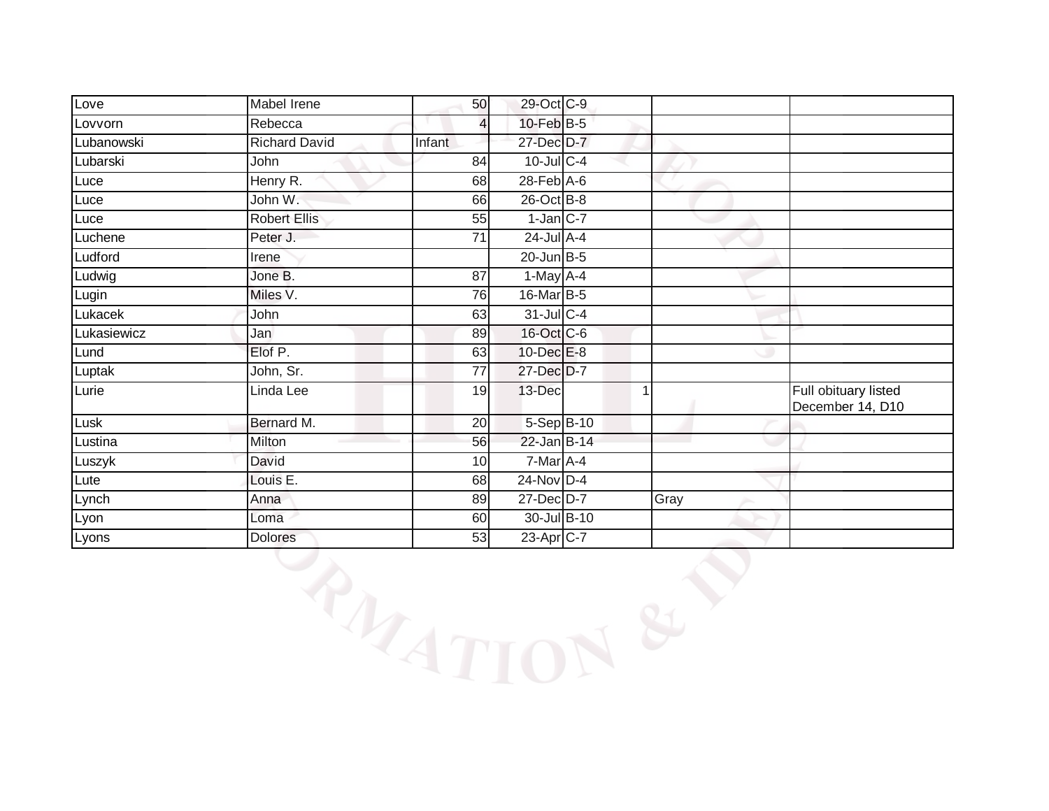| | | | | | | |
|---|---|---|---|---|---|---|
| Love | Mabel Irene | 50 | 29-Oct | C-9 | | |
| Lovvorn | Rebecca | 4 | 10-Feb | B-5 | | |
| Lubanowski | Richard David | Infant | 27-Dec | D-7 | | |
| Lubarski | John | 84 | 10-Jul | C-4 | | |
| Luce | Henry R. | 68 | 28-Feb | A-6 | | |
| Luce | John W. | 66 | 26-Oct | B-8 | | |
| Luce | Robert Ellis | 55 | 1-Jan | C-7 | | |
| Luchene | Peter J. | 71 | 24-Jul | A-4 | | |
| Ludford | Irene | | 20-Jun | B-5 | | |
| Ludwig | Jone B. | 87 | 1-May | A-4 | | |
| Lugin | Miles V. | 76 | 16-Mar | B-5 | | |
| Lukacek | John | 63 | 31-Jul | C-4 | | |
| Lukasiewicz | Jan | 89 | 16-Oct | C-6 | | |
| Lund | Elof P. | 63 | 10-Dec | E-8 | | |
| Luptak | John, Sr. | 77 | 27-Dec | D-7 | | |
| Lurie | Linda Lee | 19 | 13-Dec | 1 | | Full obituary listed December 14, D10 |
| Lusk | Bernard M. | 20 | 5-Sep | B-10 | | |
| Lustina | Milton | 56 | 22-Jan | B-14 | | |
| Luszyk | David | 10 | 7-Mar | A-4 | | |
| Lute | Louis E. | 68 | 24-Nov | D-4 | | |
| Lynch | Anna | 89 | 27-Dec | D-7 | Gray | |
| Lyon | Loma | 60 | 30-Jul | B-10 | | |
| Lyons | Dolores | 53 | 23-Apr | C-7 | | |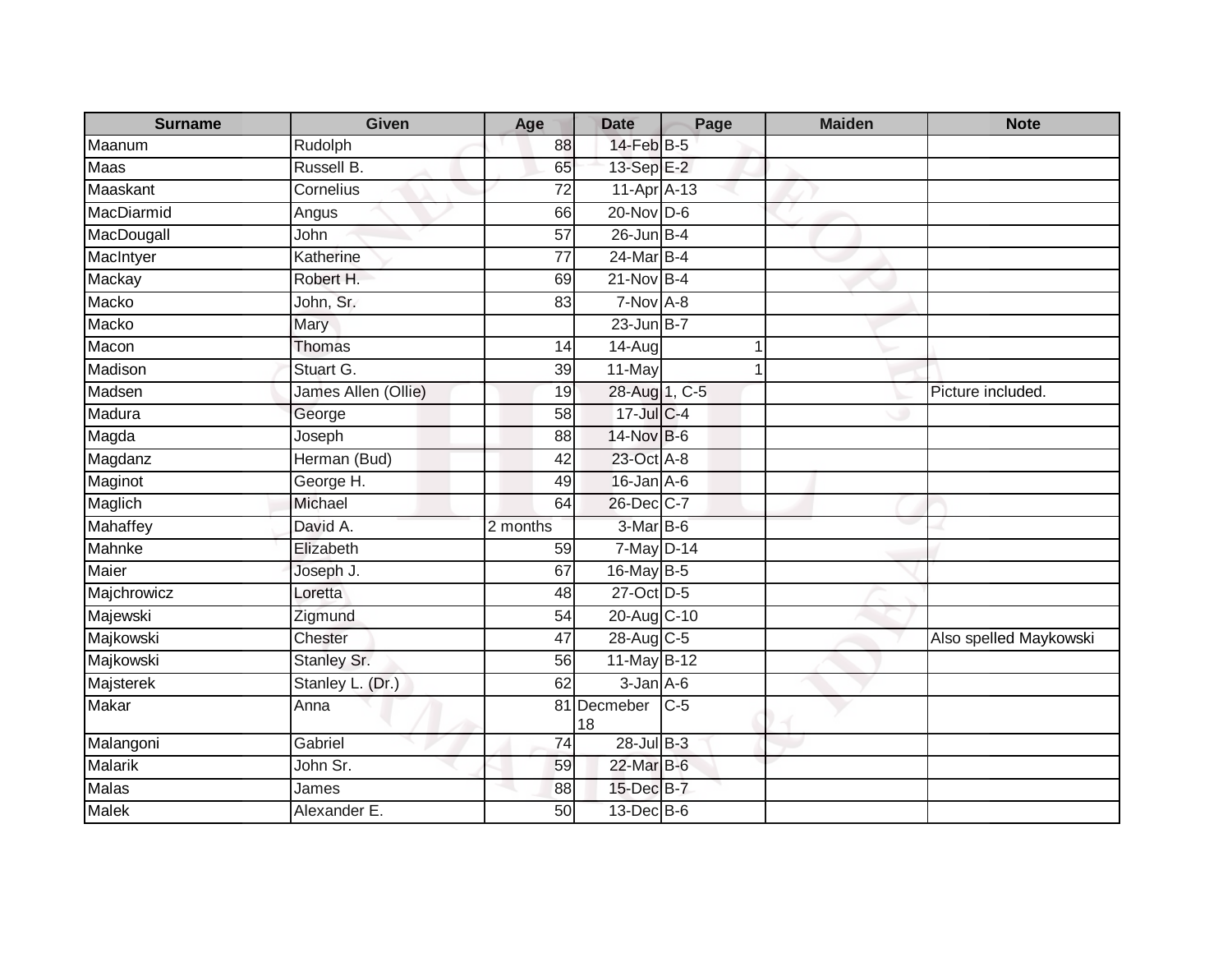| Surname | Given | Age | Date | Page | Maiden | Note |
| --- | --- | --- | --- | --- | --- | --- |
| Maanum | Rudolph | 88 | 14-Feb | B-5 | | |
| Maas | Russell B. | 65 | 13-Sep | E-2 | | |
| Maaskant | Cornelius | 72 | 11-Apr | A-13 | | |
| MacDiarmid | Angus | 66 | 20-Nov | D-6 | | |
| MacDougall | John | 57 | 26-Jun | B-4 | | |
| MacIntyer | Katherine | 77 | 24-Mar | B-4 | | |
| Mackay | Robert H. | 69 | 21-Nov | B-4 | | |
| Macko | John, Sr. | 83 | 7-Nov | A-8 | | |
| Macko | Mary | | 23-Jun | B-7 | | |
| Macon | Thomas | 14 | 14-Aug | 1 | | |
| Madison | Stuart G. | 39 | 11-May | 1 | | |
| Madsen | James Allen (Ollie) | 19 | 28-Aug | 1, C-5 | | Picture included. |
| Madura | George | 58 | 17-Jul | C-4 | | |
| Magda | Joseph | 88 | 14-Nov | B-6 | | |
| Magdanz | Herman (Bud) | 42 | 23-Oct | A-8 | | |
| Maginot | George H. | 49 | 16-Jan | A-6 | | |
| Maglich | Michael | 64 | 26-Dec | C-7 | | |
| Mahaffey | David A. | 2 months | 3-Mar | B-6 | | |
| Mahnke | Elizabeth | 59 | 7-May | D-14 | | |
| Maier | Joseph J. | 67 | 16-May | B-5 | | |
| Majchrowicz | Loretta | 48 | 27-Oct | D-5 | | |
| Majewski | Zigmund | 54 | 20-Aug | C-10 | | |
| Majkowski | Chester | 47 | 28-Aug | C-5 | | Also spelled Maykowski |
| Majkowski | Stanley Sr. | 56 | 11-May | B-12 | | |
| Majsterek | Stanley L. (Dr.) | 62 | 3-Jan | A-6 | | |
| Makar | Anna | 81 | Decmeber 18 | C-5 | | |
| Malangoni | Gabriel | 74 | 28-Jul | B-3 | | |
| Malarik | John Sr. | 59 | 22-Mar | B-6 | | |
| Malas | James | 88 | 15-Dec | B-7 | | |
| Malek | Alexander E. | 50 | 13-Dec | B-6 | | |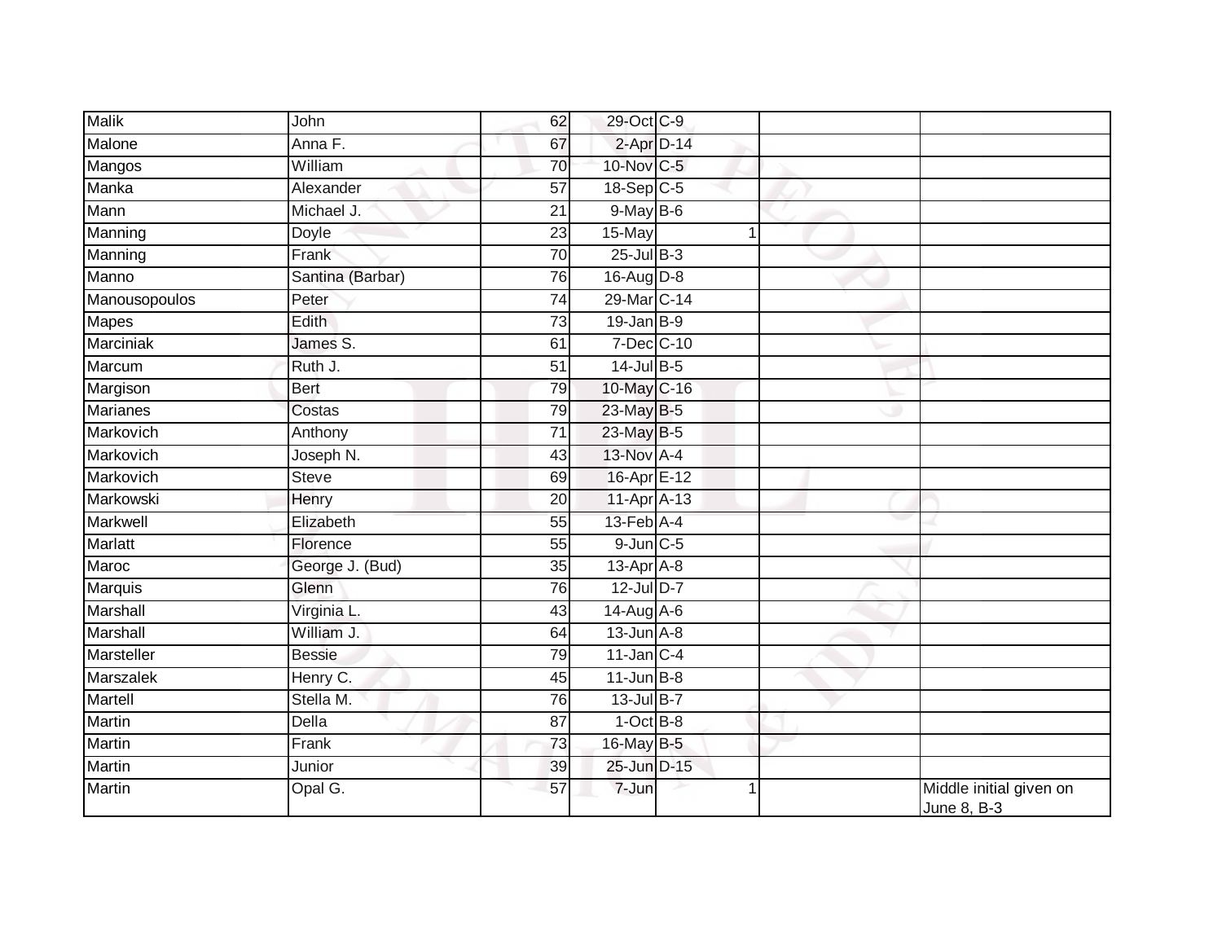| | | | | | | | |
|---|---|---|---|---|---|---|---|
| Malik | John | 62 | 29-Oct | C-9 | | | |
| Malone | Anna F. | 67 | 2-Apr | D-14 | | | |
| Mangos | William | 70 | 10-Nov | C-5 | | | |
| Manka | Alexander | 57 | 18-Sep | C-5 | | | |
| Mann | Michael J. | 21 | 9-May | B-6 | | | |
| Manning | Doyle | 23 | 15-May | | 1 | | |
| Manning | Frank | 70 | 25-Jul | B-3 | | | |
| Manno | Santina (Barbar) | 76 | 16-Aug | D-8 | | | |
| Manousopoulos | Peter | 74 | 29-Mar | C-14 | | | |
| Mapes | Edith | 73 | 19-Jan | B-9 | | | |
| Marciniak | James S. | 61 | 7-Dec | C-10 | | | |
| Marcum | Ruth J. | 51 | 14-Jul | B-5 | | | |
| Margison | Bert | 79 | 10-May | C-16 | | | |
| Marianes | Costas | 79 | 23-May | B-5 | | | |
| Markovich | Anthony | 71 | 23-May | B-5 | | | |
| Markovich | Joseph N. | 43 | 13-Nov | A-4 | | | |
| Markovich | Steve | 69 | 16-Apr | E-12 | | | |
| Markowski | Henry | 20 | 11-Apr | A-13 | | | |
| Markwell | Elizabeth | 55 | 13-Feb | A-4 | | | |
| Marlatt | Florence | 55 | 9-Jun | C-5 | | | |
| Maroc | George J. (Bud) | 35 | 13-Apr | A-8 | | | |
| Marquis | Glenn | 76 | 12-Jul | D-7 | | | |
| Marshall | Virginia L. | 43 | 14-Aug | A-6 | | | |
| Marshall | William J. | 64 | 13-Jun | A-8 | | | |
| Marsteller | Bessie | 79 | 11-Jan | C-4 | | | |
| Marszalek | Henry C. | 45 | 11-Jun | B-8 | | | |
| Martell | Stella M. | 76 | 13-Jul | B-7 | | | |
| Martin | Della | 87 | 1-Oct | B-8 | | | |
| Martin | Frank | 73 | 16-May | B-5 | | | |
| Martin | Junior | 39 | 25-Jun | D-15 | | | |
| Martin | Opal G. | 57 | 7-Jun | | 1 | | Middle initial given on June 8, B-3 |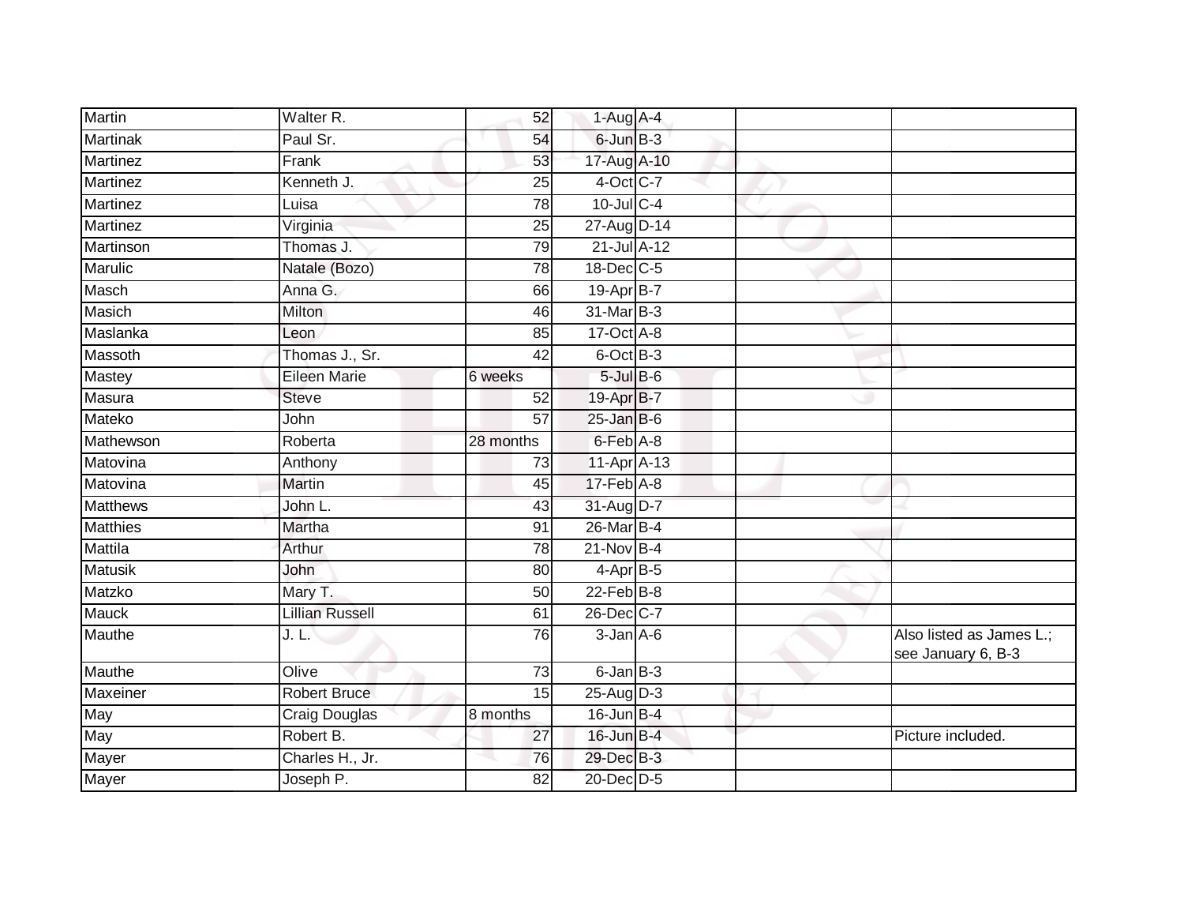| | | | | | | |
|---|---|---|---|---|---|---|
| Martin | Walter R. | 52 | 1-Aug | A-4 | | |
| Martinak | Paul Sr. | 54 | 6-Jun | B-3 | | |
| Martinez | Frank | 53 | 17-Aug | A-10 | | |
| Martinez | Kenneth J. | 25 | 4-Oct | C-7 | | |
| Martinez | Luisa | 78 | 10-Jul | C-4 | | |
| Martinez | Virginia | 25 | 27-Aug | D-14 | | |
| Martinson | Thomas J. | 79 | 21-Jul | A-12 | | |
| Marulic | Natale (Bozo) | 78 | 18-Dec | C-5 | | |
| Masch | Anna G. | 66 | 19-Apr | B-7 | | |
| Masich | Milton | 46 | 31-Mar | B-3 | | |
| Maslanka | Leon | 85 | 17-Oct | A-8 | | |
| Massoth | Thomas J., Sr. | 42 | 6-Oct | B-3 | | |
| Mastey | Eileen Marie | 6 weeks | 5-Jul | B-6 | | |
| Masura | Steve | 52 | 19-Apr | B-7 | | |
| Mateko | John | 57 | 25-Jan | B-6 | | |
| Mathewson | Roberta | 28 months | 6-Feb | A-8 | | |
| Matovina | Anthony | 73 | 11-Apr | A-13 | | |
| Matovina | Martin | 45 | 17-Feb | A-8 | | |
| Matthews | John L. | 43 | 31-Aug | D-7 | | |
| Matthies | Martha | 91 | 26-Mar | B-4 | | |
| Mattila | Arthur | 78 | 21-Nov | B-4 | | |
| Matusik | John | 80 | 4-Apr | B-5 | | |
| Matzko | Mary T. | 50 | 22-Feb | B-8 | | |
| Mauck | Lillian Russell | 61 | 26-Dec | C-7 | | |
| Mauthe | J. L. | 76 | 3-Jan | A-6 | | Also listed as James L.; see January 6, B-3 |
| Mauthe | Olive | 73 | 6-Jan | B-3 | | |
| Maxeiner | Robert Bruce | 15 | 25-Aug | D-3 | | |
| May | Craig Douglas | 8 months | 16-Jun | B-4 | | |
| May | Robert B. | 27 | 16-Jun | B-4 | | Picture included. |
| Mayer | Charles H., Jr. | 76 | 29-Dec | B-3 | | |
| Mayer | Joseph P. | 82 | 20-Dec | D-5 | | |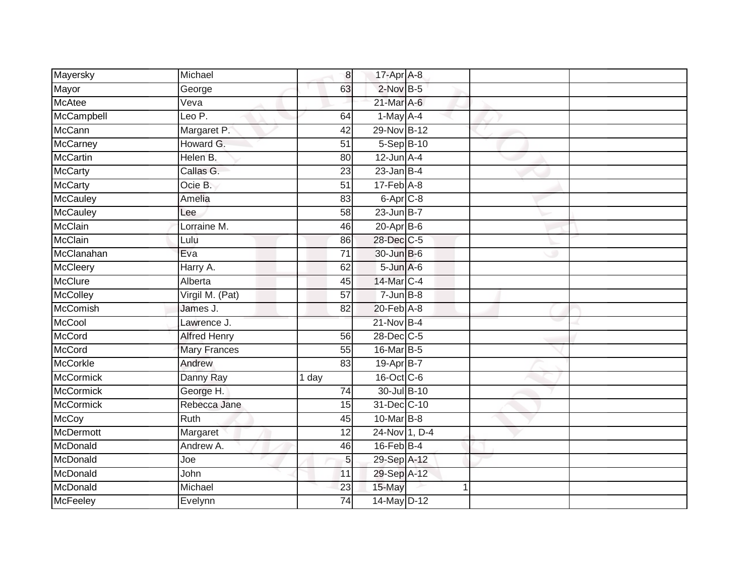| | | | | | | |
|---|---|---|---|---|---|---|
| Mayersky | Michael | 8 | 17-Apr | A-8 | | |
| Mayor | George | 63 | 2-Nov | B-5 | | |
| McAtee | Veva | | 21-Mar | A-6 | | |
| McCampbell | Leo P. | 64 | 1-May | A-4 | | |
| McCann | Margaret P. | 42 | 29-Nov | B-12 | | |
| McCarney | Howard G. | 51 | 5-Sep | B-10 | | |
| McCartin | Helen B. | 80 | 12-Jun | A-4 | | |
| McCarty | Callas G. | 23 | 23-Jan | B-4 | | |
| McCarty | Ocie B. | 51 | 17-Feb | A-8 | | |
| McCauley | Amelia | 83 | 6-Apr | C-8 | | |
| McCauley | Lee | 58 | 23-Jun | B-7 | | |
| McClain | Lorraine M. | 46 | 20-Apr | B-6 | | |
| McClain | Lulu | 86 | 28-Dec | C-5 | | |
| McClanahan | Eva | 71 | 30-Jun | B-6 | | |
| McCleery | Harry A. | 62 | 5-Jun | A-6 | | |
| McClure | Alberta | 45 | 14-Mar | C-4 | | |
| McColley | Virgil M. (Pat) | 57 | 7-Jun | B-8 | | |
| McComish | James J. | 82 | 20-Feb | A-8 | | |
| McCool | Lawrence J. | | 21-Nov | B-4 | | |
| McCord | Alfred Henry | 56 | 28-Dec | C-5 | | |
| McCord | Mary Frances | 55 | 16-Mar | B-5 | | |
| McCorkle | Andrew | 83 | 19-Apr | B-7 | | |
| McCormick | Danny Ray | 1 day | 16-Oct | C-6 | | |
| McCormick | George H. | 74 | 30-Jul | B-10 | | |
| McCormick | Rebecca Jane | 15 | 31-Dec | C-10 | | |
| McCoy | Ruth | 45 | 10-Mar | B-8 | | |
| McDermott | Margaret | 12 | 24-Nov | 1, D-4 | | |
| McDonald | Andrew A. | 46 | 16-Feb | B-4 | | |
| McDonald | Joe | 5 | 29-Sep | A-12 | | |
| McDonald | John | 11 | 29-Sep | A-12 | | |
| McDonald | Michael | 23 | 15-May | 1 | | |
| McFeeley | Evelynn | 74 | 14-May | D-12 | | |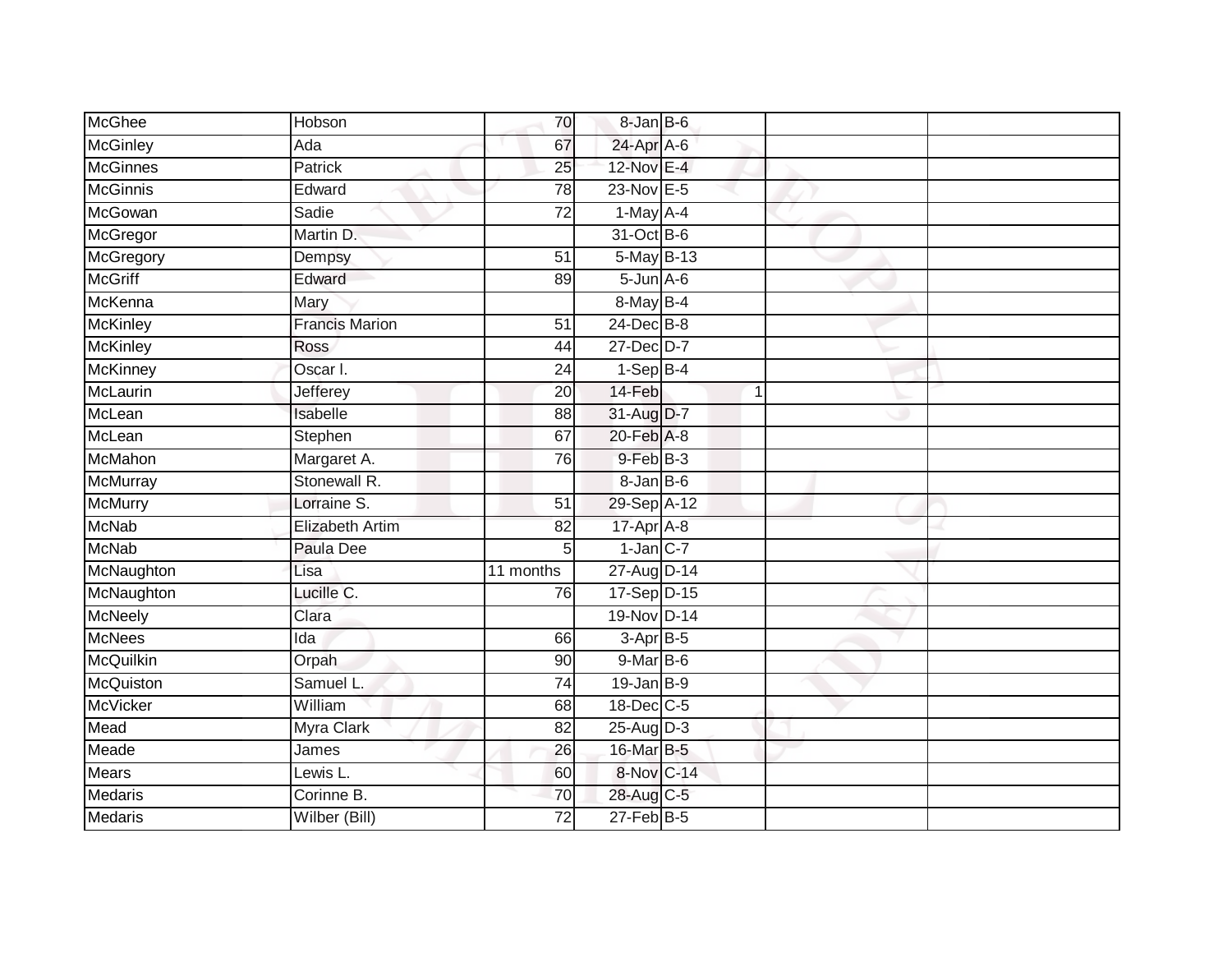| | | | | | | | |
|---|---|---|---|---|---|---|---|
| McGhee | Hobson | 70 | 8-Jan | B-6 | | | |
| McGinley | Ada | 67 | 24-Apr | A-6 | | | |
| McGinnes | Patrick | 25 | 12-Nov | E-4 | | | |
| McGinnis | Edward | 78 | 23-Nov | E-5 | | | |
| McGowan | Sadie | 72 | 1-May | A-4 | | | |
| McGregor | Martin D. | | 31-Oct | B-6 | | | |
| McGregory | Dempsy | 51 | 5-May | B-13 | | | |
| McGriff | Edward | 89 | 5-Jun | A-6 | | | |
| McKenna | Mary | | 8-May | B-4 | | | |
| McKinley | Francis Marion | 51 | 24-Dec | B-8 | | | |
| McKinley | Ross | 44 | 27-Dec | D-7 | | | |
| McKinney | Oscar l. | 24 | 1-Sep | B-4 | | | |
| McLaurin | Jefferey | 20 | 14-Feb | | 1 | | |
| McLean | Isabelle | 88 | 31-Aug | D-7 | | | |
| McLean | Stephen | 67 | 20-Feb | A-8 | | | |
| McMahon | Margaret A. | 76 | 9-Feb | B-3 | | | |
| McMurray | Stonewall R. | | 8-Jan | B-6 | | | |
| McMurry | Lorraine S. | 51 | 29-Sep | A-12 | | | |
| McNab | Elizabeth Artim | 82 | 17-Apr | A-8 | | | |
| McNab | Paula Dee | 5 | 1-Jan | C-7 | | | |
| McNaughton | Lisa | 11 months | 27-Aug | D-14 | | | |
| McNaughton | Lucille C. | 76 | 17-Sep | D-15 | | | |
| McNeely | Clara | | 19-Nov | D-14 | | | |
| McNees | Ida | 66 | 3-Apr | B-5 | | | |
| McQuilkin | Orpah | 90 | 9-Mar | B-6 | | | |
| McQuiston | Samuel L. | 74 | 19-Jan | B-9 | | | |
| McVicker | William | 68 | 18-Dec | C-5 | | | |
| Mead | Myra Clark | 82 | 25-Aug | D-3 | | | |
| Meade | James | 26 | 16-Mar | B-5 | | | |
| Mears | Lewis L. | 60 | 8-Nov | C-14 | | | |
| Medaris | Corinne B. | 70 | 28-Aug | C-5 | | | |
| Medaris | Wilber (Bill) | 72 | 27-Feb | B-5 | | | |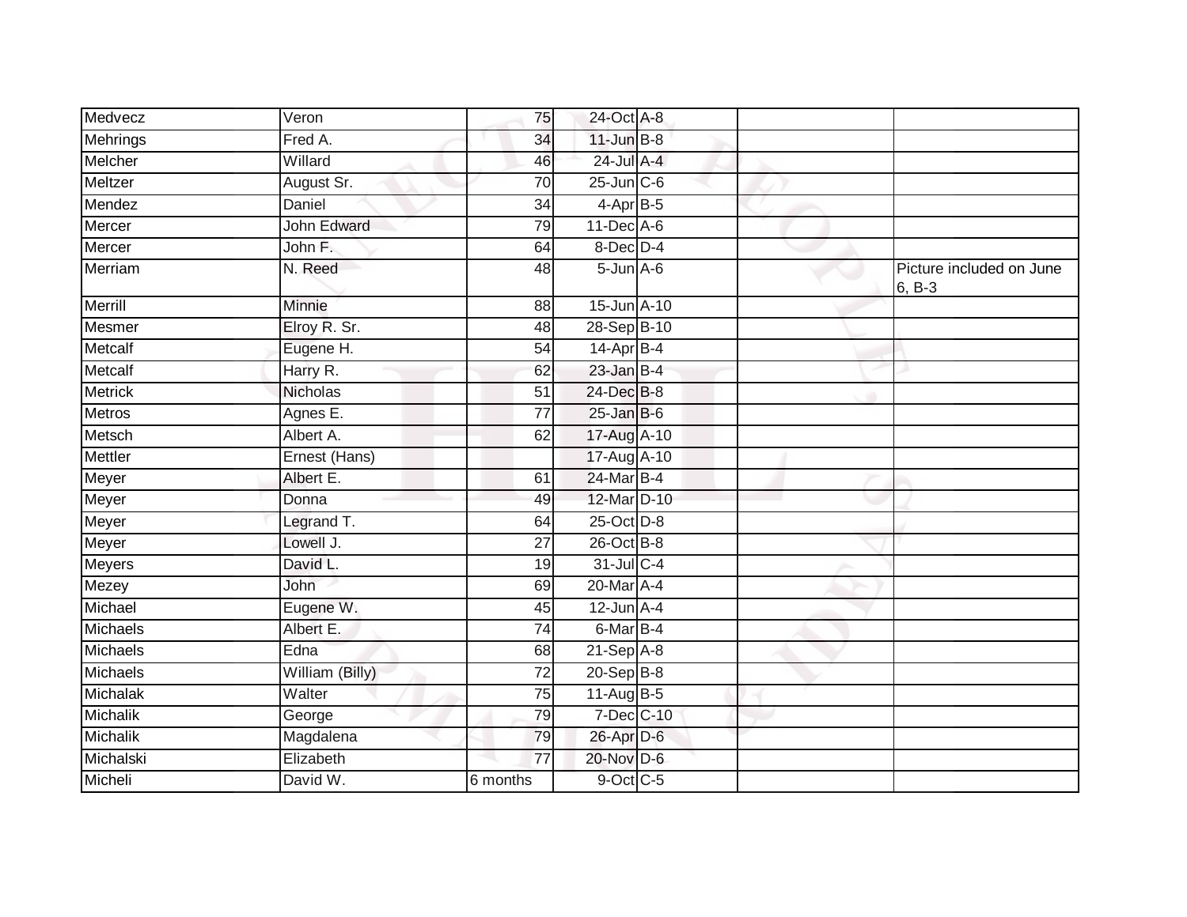| | | | | | | |
|---|---|---|---|---|---|---|
| Medvecz | Veron | 75 | 24-Oct | A-8 | | |
| Mehrings | Fred A. | 34 | 11-Jun | B-8 | | |
| Melcher | Willard | 46 | 24-Jul | A-4 | | |
| Meltzer | August Sr. | 70 | 25-Jun | C-6 | | |
| Mendez | Daniel | 34 | 4-Apr | B-5 | | |
| Mercer | John Edward | 79 | 11-Dec | A-6 | | |
| Mercer | John F. | 64 | 8-Dec | D-4 | | |
| Merriam | N. Reed | 48 | 5-Jun | A-6 | | Picture included on June 6, B-3 |
| Merrill | Minnie | 88 | 15-Jun | A-10 | | |
| Mesmer | Elroy R. Sr. | 48 | 28-Sep | B-10 | | |
| Metcalf | Eugene H. | 54 | 14-Apr | B-4 | | |
| Metcalf | Harry R. | 62 | 23-Jan | B-4 | | |
| Metrick | Nicholas | 51 | 24-Dec | B-8 | | |
| Metros | Agnes E. | 77 | 25-Jan | B-6 | | |
| Metsch | Albert A. | 62 | 17-Aug | A-10 | | |
| Mettler | Ernest (Hans) | | 17-Aug | A-10 | | |
| Meyer | Albert E. | 61 | 24-Mar | B-4 | | |
| Meyer | Donna | 49 | 12-Mar | D-10 | | |
| Meyer | Legrand T. | 64 | 25-Oct | D-8 | | |
| Meyer | Lowell J. | 27 | 26-Oct | B-8 | | |
| Meyers | David L. | 19 | 31-Jul | C-4 | | |
| Mezey | John | 69 | 20-Mar | A-4 | | |
| Michael | Eugene W. | 45 | 12-Jun | A-4 | | |
| Michaels | Albert E. | 74 | 6-Mar | B-4 | | |
| Michaels | Edna | 68 | 21-Sep | A-8 | | |
| Michaels | William (Billy) | 72 | 20-Sep | B-8 | | |
| Michalak | Walter | 75 | 11-Aug | B-5 | | |
| Michalik | George | 79 | 7-Dec | C-10 | | |
| Michalik | Magdalena | 79 | 26-Apr | D-6 | | |
| Michalski | Elizabeth | 77 | 20-Nov | D-6 | | |
| Micheli | David W. | 6 months | 9-Oct | C-5 | | |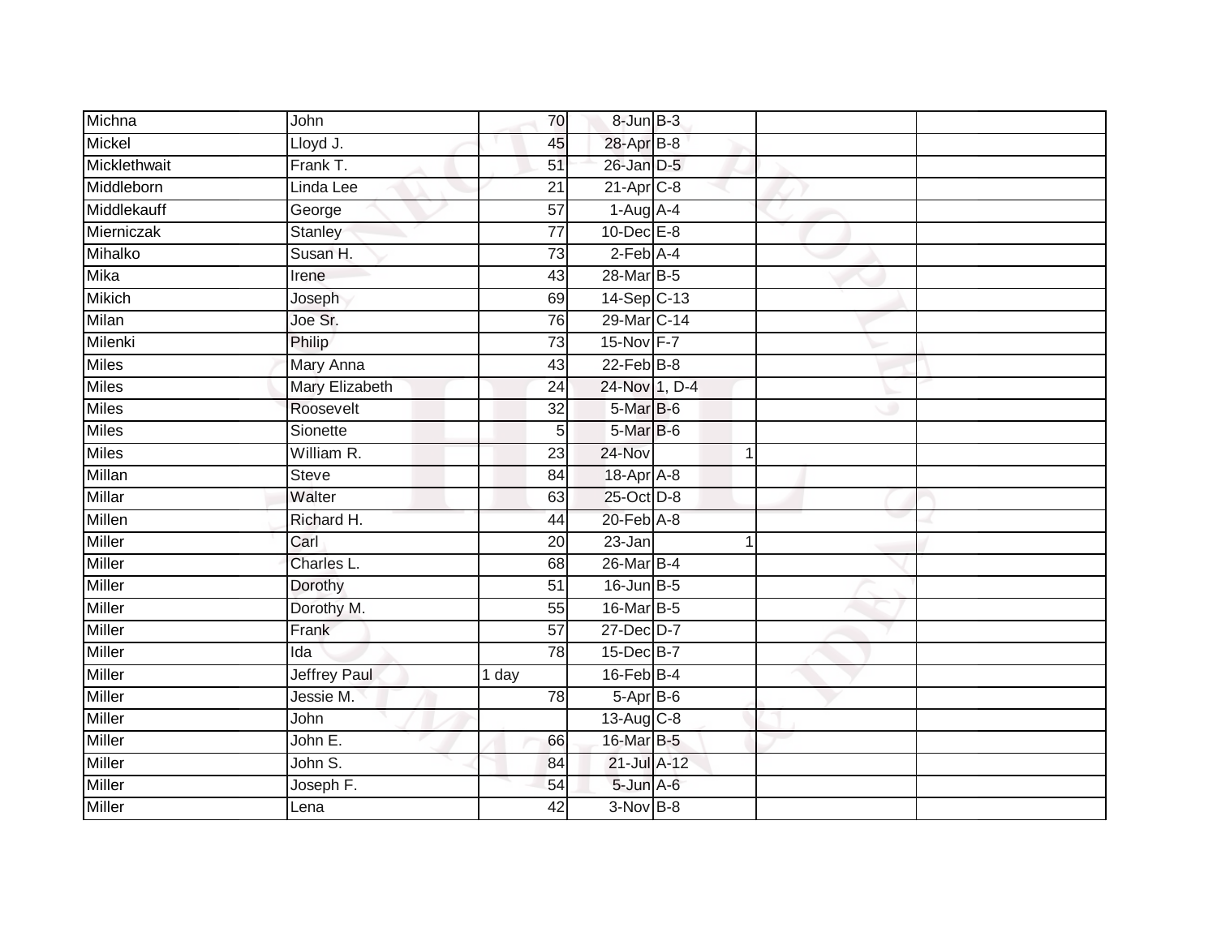| | | | | | | | |
|---|---|---|---|---|---|---|---|
| Michna | John | 70 | 8-Jun | B-3 | | | |
| Mickel | Lloyd J. | 45 | 28-Apr | B-8 | | | |
| Micklethwait | Frank T. | 51 | 26-Jan | D-5 | | | |
| Middleborn | Linda Lee | 21 | 21-Apr | C-8 | | | |
| Middlekauff | George | 57 | 1-Aug | A-4 | | | |
| Mierniczak | Stanley | 77 | 10-Dec | E-8 | | | |
| Mihalko | Susan H. | 73 | 2-Feb | A-4 | | | |
| Mika | Irene | 43 | 28-Mar | B-5 | | | |
| Mikich | Joseph | 69 | 14-Sep | C-13 | | | |
| Milan | Joe Sr. | 76 | 29-Mar | C-14 | | | |
| Milenki | Philip | 73 | 15-Nov | F-7 | | | |
| Miles | Mary Anna | 43 | 22-Feb | B-8 | | | |
| Miles | Mary Elizabeth | 24 | 24-Nov | 1, D-4 | | | |
| Miles | Roosevelt | 32 | 5-Mar | B-6 | | | |
| Miles | Sionette | 5 | 5-Mar | B-6 | | | |
| Miles | William R. | 23 | 24-Nov | | 1 | | |
| Millan | Steve | 84 | 18-Apr | A-8 | | | |
| Millar | Walter | 63 | 25-Oct | D-8 | | | |
| Millen | Richard H. | 44 | 20-Feb | A-8 | | | |
| Miller | Carl | 20 | 23-Jan | | 1 | | |
| Miller | Charles L. | 68 | 26-Mar | B-4 | | | |
| Miller | Dorothy | 51 | 16-Jun | B-5 | | | |
| Miller | Dorothy M. | 55 | 16-Mar | B-5 | | | |
| Miller | Frank | 57 | 27-Dec | D-7 | | | |
| Miller | Ida | 78 | 15-Dec | B-7 | | | |
| Miller | Jeffrey Paul | 1 day | 16-Feb | B-4 | | | |
| Miller | Jessie M. | 78 | 5-Apr | B-6 | | | |
| Miller | John | | 13-Aug | C-8 | | | |
| Miller | John E. | 66 | 16-Mar | B-5 | | | |
| Miller | John S. | 84 | 21-Jul | A-12 | | | |
| Miller | Joseph F. | 54 | 5-Jun | A-6 | | | |
| Miller | Lena | 42 | 3-Nov | B-8 | | | |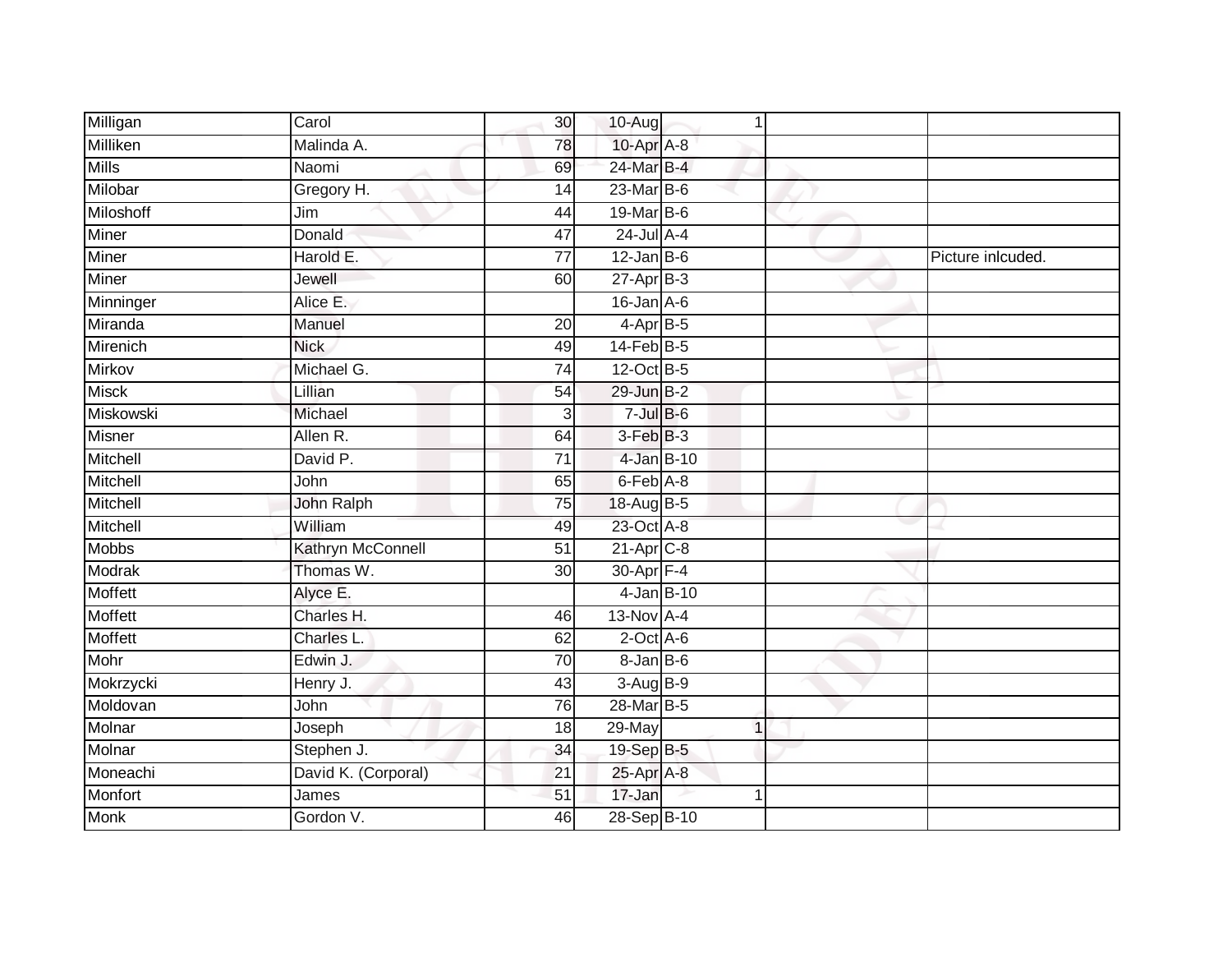| | | | | | | | |
|---|---|---|---|---|---|---|---|
| Milligan | Carol | 30 | 10-Aug | | 1 | | |
| Milliken | Malinda A. | 78 | 10-Apr | A-8 | | | |
| Mills | Naomi | 69 | 24-Mar | B-4 | | | |
| Milobar | Gregory H. | 14 | 23-Mar | B-6 | | | |
| Miloshoff | Jim | 44 | 19-Mar | B-6 | | | |
| Miner | Donald | 47 | 24-Jul | A-4 | | | |
| Miner | Harold E. | 77 | 12-Jan | B-6 | | | Picture inlcuded. |
| Miner | Jewell | 60 | 27-Apr | B-3 | | | |
| Minninger | Alice E. | | 16-Jan | A-6 | | | |
| Miranda | Manuel | 20 | 4-Apr | B-5 | | | |
| Mirenich | Nick | 49 | 14-Feb | B-5 | | | |
| Mirkov | Michael G. | 74 | 12-Oct | B-5 | | | |
| Misck | Lillian | 54 | 29-Jun | B-2 | | | |
| Miskowski | Michael | 3 | 7-Jul | B-6 | | | |
| Misner | Allen R. | 64 | 3-Feb | B-3 | | | |
| Mitchell | David P. | 71 | 4-Jan | B-10 | | | |
| Mitchell | John | 65 | 6-Feb | A-8 | | | |
| Mitchell | John Ralph | 75 | 18-Aug | B-5 | | | |
| Mitchell | William | 49 | 23-Oct | A-8 | | | |
| Mobbs | Kathryn McConnell | 51 | 21-Apr | C-8 | | | |
| Modrak | Thomas W. | 30 | 30-Apr | F-4 | | | |
| Moffett | Alyce E. | | 4-Jan | B-10 | | | |
| Moffett | Charles H. | 46 | 13-Nov | A-4 | | | |
| Moffett | Charles L. | 62 | 2-Oct | A-6 | | | |
| Mohr | Edwin J. | 70 | 8-Jan | B-6 | | | |
| Mokrzycki | Henry J. | 43 | 3-Aug | B-9 | | | |
| Moldovan | John | 76 | 28-Mar | B-5 | | | |
| Molnar | Joseph | 18 | 29-May | | 1 | | |
| Molnar | Stephen J. | 34 | 19-Sep | B-5 | | | |
| Moneachi | David K. (Corporal) | 21 | 25-Apr | A-8 | | | |
| Monfort | James | 51 | 17-Jan | | 1 | | |
| Monk | Gordon V. | 46 | 28-Sep | B-10 | | | |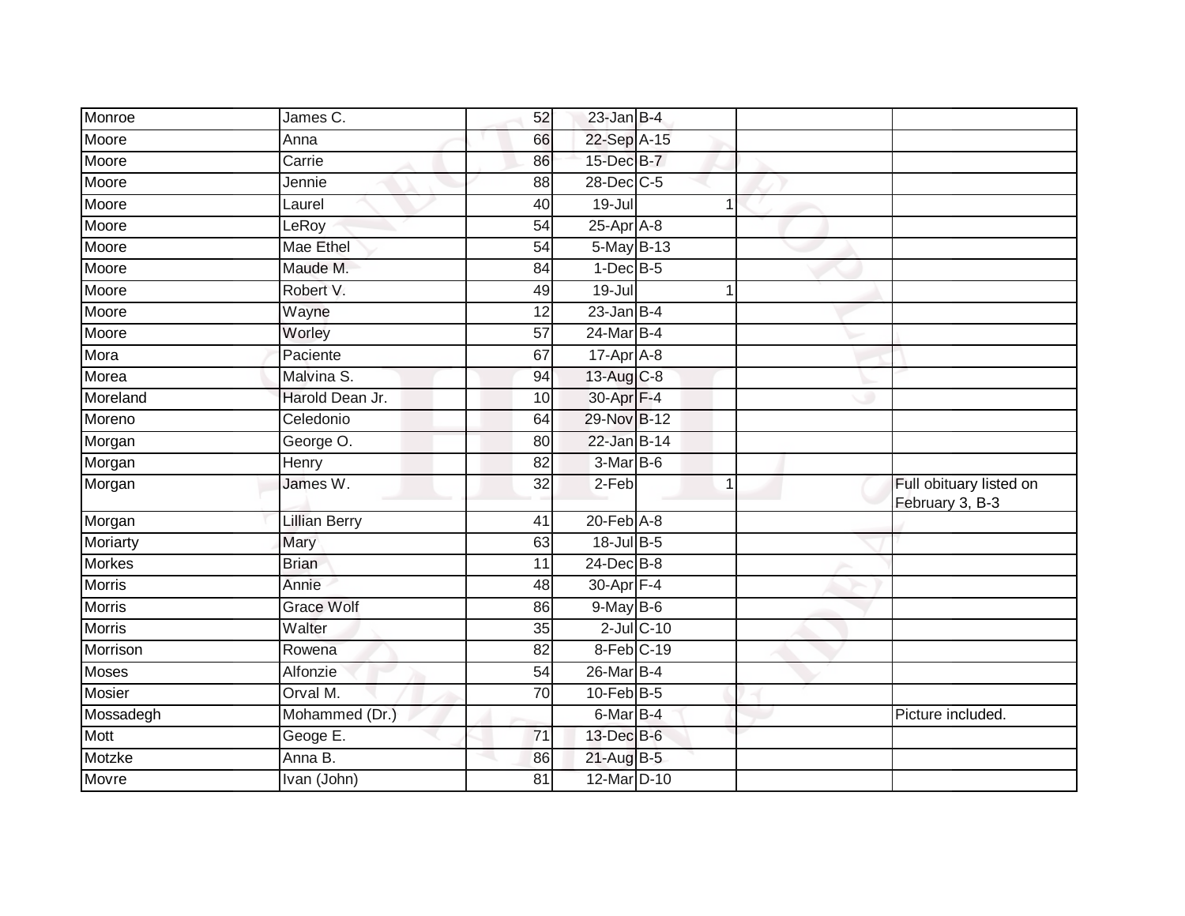| | | | | | | | |
|---|---|---|---|---|---|---|---|
| Monroe | James C. | 52 | 23-Jan | B-4 | | | |
| Moore | Anna | 66 | 22-Sep | A-15 | | | |
| Moore | Carrie | 86 | 15-Dec | B-7 | | | |
| Moore | Jennie | 88 | 28-Dec | C-5 | | | |
| Moore | Laurel | 40 | 19-Jul | | 1 | | |
| Moore | LeRoy | 54 | 25-Apr | A-8 | | | |
| Moore | Mae Ethel | 54 | 5-May | B-13 | | | |
| Moore | Maude M. | 84 | 1-Dec | B-5 | | | |
| Moore | Robert V. | 49 | 19-Jul | | 1 | | |
| Moore | Wayne | 12 | 23-Jan | B-4 | | | |
| Moore | Worley | 57 | 24-Mar | B-4 | | | |
| Mora | Paciente | 67 | 17-Apr | A-8 | | | |
| Morea | Malvina S. | 94 | 13-Aug | C-8 | | | |
| Moreland | Harold Dean Jr. | 10 | 30-Apr | F-4 | | | |
| Moreno | Celedonio | 64 | 29-Nov | B-12 | | | |
| Morgan | George O. | 80 | 22-Jan | B-14 | | | |
| Morgan | Henry | 82 | 3-Mar | B-6 | | | |
| Morgan | James W. | 32 | 2-Feb | | 1 | | Full obituary listed on February 3, B-3 |
| Morgan | Lillian Berry | 41 | 20-Feb | A-8 | | | |
| Moriarty | Mary | 63 | 18-Jul | B-5 | | | |
| Morkes | Brian | 11 | 24-Dec | B-8 | | | |
| Morris | Annie | 48 | 30-Apr | F-4 | | | |
| Morris | Grace Wolf | 86 | 9-May | B-6 | | | |
| Morris | Walter | 35 | 2-Jul | C-10 | | | |
| Morrison | Rowena | 82 | 8-Feb | C-19 | | | |
| Moses | Alfonzie | 54 | 26-Mar | B-4 | | | |
| Mosier | Orval M. | 70 | 10-Feb | B-5 | | | |
| Mossadegh | Mohammed (Dr.) | | 6-Mar | B-4 | | | Picture included. |
| Mott | Geoge E. | 71 | 13-Dec | B-6 | | | |
| Motzke | Anna B. | 86 | 21-Aug | B-5 | | | |
| Movre | Ivan (John) | 81 | 12-Mar | D-10 | | | |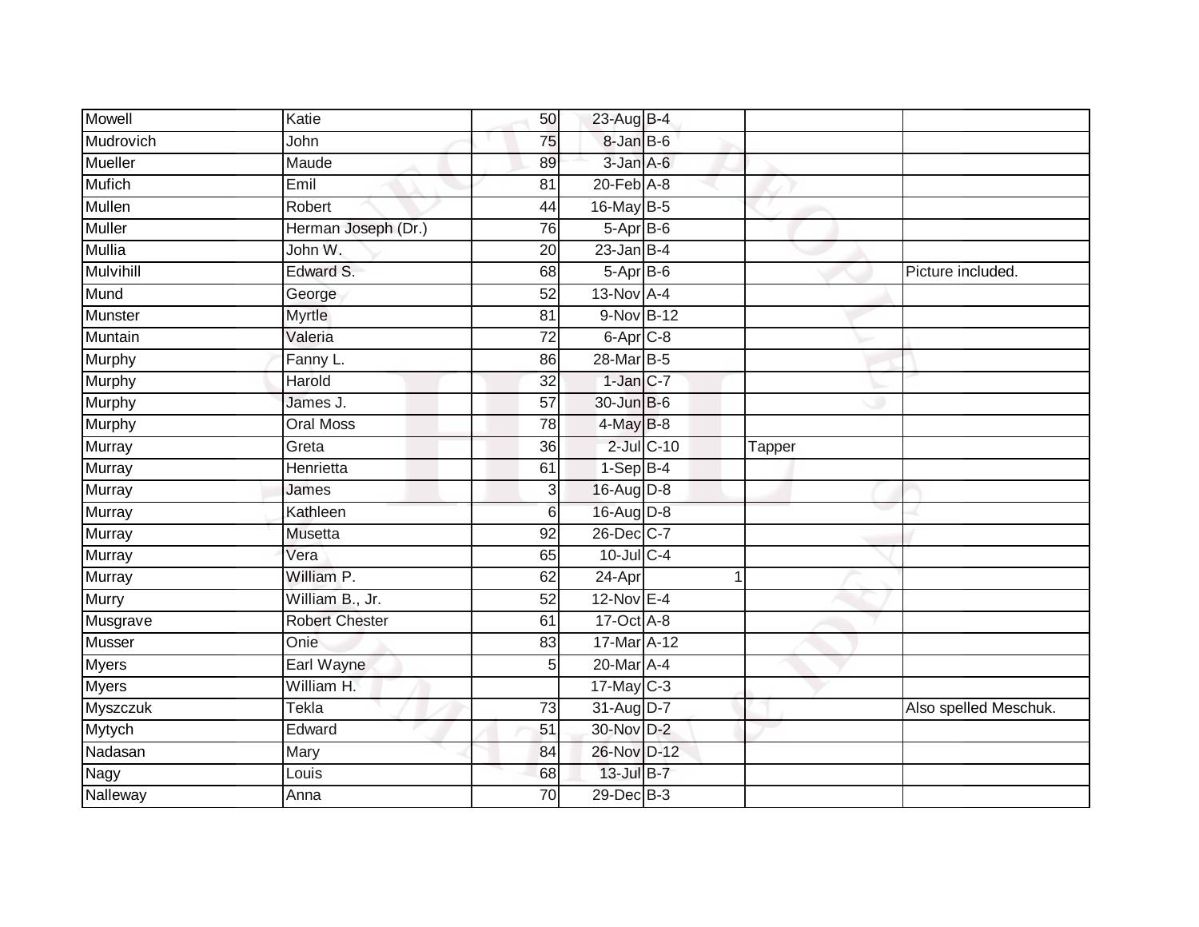| | | | | | | |
|---|---|---|---|---|---|---|
| Mowell | Katie | 50 | 23-Aug | B-4 | | |
| Mudrovich | John | 75 | 8-Jan | B-6 | | |
| Mueller | Maude | 89 | 3-Jan | A-6 | | |
| Mufich | Emil | 81 | 20-Feb | A-8 | | |
| Mullen | Robert | 44 | 16-May | B-5 | | |
| Muller | Herman Joseph (Dr.) | 76 | 5-Apr | B-6 | | |
| Mullia | John W. | 20 | 23-Jan | B-4 | | |
| Mulvihill | Edward S. | 68 | 5-Apr | B-6 | | Picture included. |
| Mund | George | 52 | 13-Nov | A-4 | | |
| Munster | Myrtle | 81 | 9-Nov | B-12 | | |
| Muntain | Valeria | 72 | 6-Apr | C-8 | | |
| Murphy | Fanny L. | 86 | 28-Mar | B-5 | | |
| Murphy | Harold | 32 | 1-Jan | C-7 | | |
| Murphy | James J. | 57 | 30-Jun | B-6 | | |
| Murphy | Oral Moss | 78 | 4-May | B-8 | | |
| Murray | Greta | 36 | 2-Jul | C-10 | Tapper | |
| Murray | Henrietta | 61 | 1-Sep | B-4 | | |
| Murray | James | 3 | 16-Aug | D-8 | | |
| Murray | Kathleen | 6 | 16-Aug | D-8 | | |
| Murray | Musetta | 92 | 26-Dec | C-7 | | |
| Murray | Vera | 65 | 10-Jul | C-4 | | |
| Murray | William P. | 62 | 24-Apr | 1 | | |
| Murry | William B., Jr. | 52 | 12-Nov | E-4 | | |
| Musgrave | Robert Chester | 61 | 17-Oct | A-8 | | |
| Musser | Onie | 83 | 17-Mar | A-12 | | |
| Myers | Earl Wayne | 5 | 20-Mar | A-4 | | |
| Myers | William H. | | 17-May | C-3 | | |
| Myszczuk | Tekla | 73 | 31-Aug | D-7 | | Also spelled Meschuk. |
| Mytych | Edward | 51 | 30-Nov | D-2 | | |
| Nadasan | Mary | 84 | 26-Nov | D-12 | | |
| Nagy | Louis | 68 | 13-Jul | B-7 | | |
| Nalleway | Anna | 70 | 29-Dec | B-3 | | |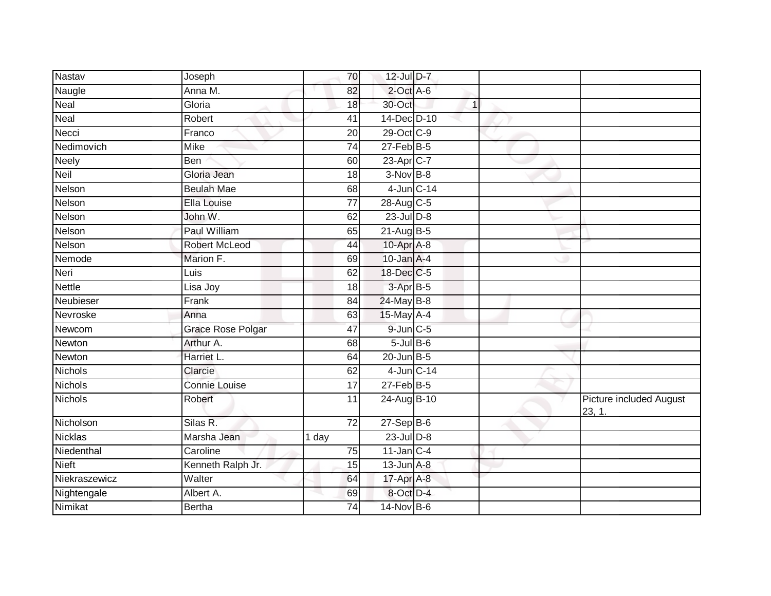| | | | | | | |
|---|---|---|---|---|---|---|
| Nastav | Joseph | 70 | 12-Jul | D-7 | | |
| Naugle | Anna M. | 82 | 2-Oct | A-6 | | |
| Neal | Gloria | 18 | 30-Oct | 1 | | |
| Neal | Robert | 41 | 14-Dec | D-10 | | |
| Necci | Franco | 20 | 29-Oct | C-9 | | |
| Nedimovich | Mike | 74 | 27-Feb | B-5 | | |
| Neely | Ben | 60 | 23-Apr | C-7 | | |
| Neil | Gloria Jean | 18 | 3-Nov | B-8 | | |
| Nelson | Beulah Mae | 68 | 4-Jun | C-14 | | |
| Nelson | Ella Louise | 77 | 28-Aug | C-5 | | |
| Nelson | John W. | 62 | 23-Jul | D-8 | | |
| Nelson | Paul William | 65 | 21-Aug | B-5 | | |
| Nelson | Robert McLeod | 44 | 10-Apr | A-8 | | |
| Nemode | Marion F. | 69 | 10-Jan | A-4 | | |
| Neri | Luis | 62 | 18-Dec | C-5 | | |
| Nettle | Lisa Joy | 18 | 3-Apr | B-5 | | |
| Neubieser | Frank | 84 | 24-May | B-8 | | |
| Nevroske | Anna | 63 | 15-May | A-4 | | |
| Newcom | Grace Rose Polgar | 47 | 9-Jun | C-5 | | |
| Newton | Arthur A. | 68 | 5-Jul | B-6 | | |
| Newton | Harriet L. | 64 | 20-Jun | B-5 | | |
| Nichols | Clarcie | 62 | 4-Jun | C-14 | | |
| Nichols | Connie Louise | 17 | 27-Feb | B-5 | | |
| Nichols | Robert | 11 | 24-Aug | B-10 | | Picture included August 23, 1. |
| Nicholson | Silas R. | 72 | 27-Sep | B-6 | | |
| Nicklas | Marsha Jean | 1 day | 23-Jul | D-8 | | |
| Niedenthal | Caroline | 75 | 11-Jan | C-4 | | |
| Nieft | Kenneth Ralph Jr. | 15 | 13-Jun | A-8 | | |
| Niekraszewicz | Walter | 64 | 17-Apr | A-8 | | |
| Nightengale | Albert A. | 69 | 8-Oct | D-4 | | |
| Nimikat | Bertha | 74 | 14-Nov | B-6 | | |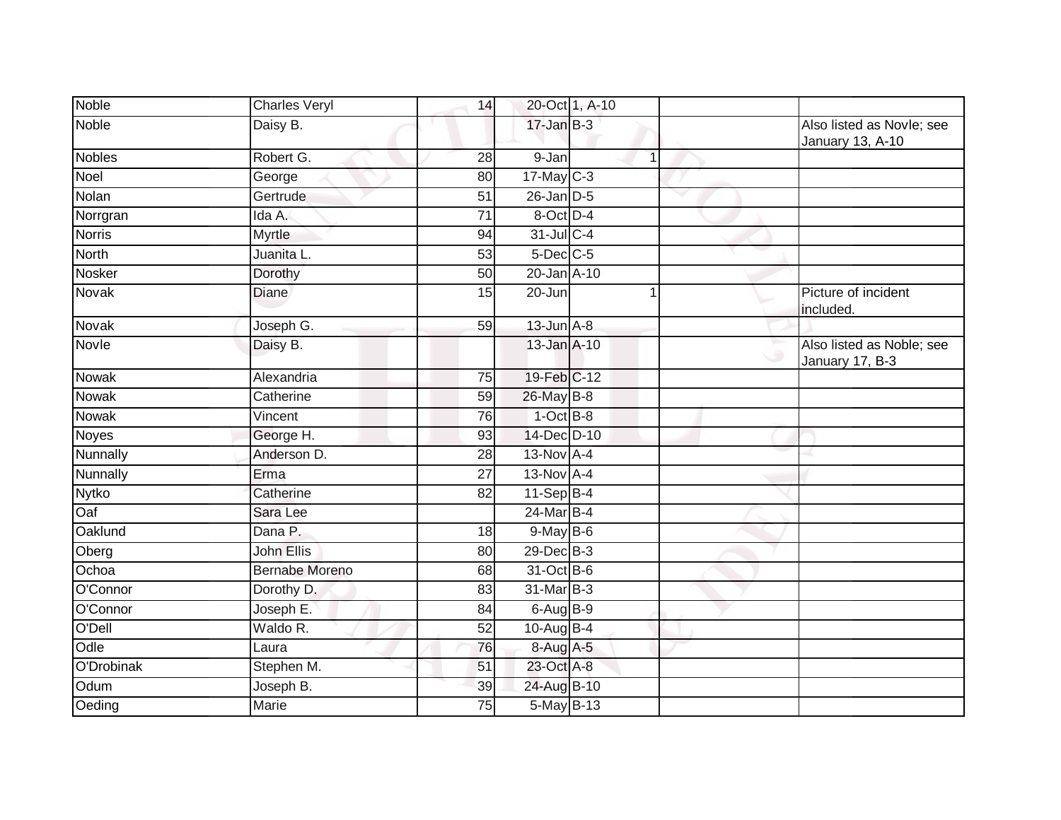| | | | | | | |
|---|---|---|---|---|---|---|
| Noble | Charles Veryl | 14 | 20-Oct | 1, A-10 | | |
| Noble | Daisy B. | | 17-Jan | B-3 | | Also listed as Novle; see January 13, A-10 |
| Nobles | Robert G. | 28 | 9-Jan | 1 | | |
| Noel | George | 80 | 17-May | C-3 | | |
| Nolan | Gertrude | 51 | 26-Jan | D-5 | | |
| Norrgran | Ida A. | 71 | 8-Oct | D-4 | | |
| Norris | Myrtle | 94 | 31-Jul | C-4 | | |
| North | Juanita L. | 53 | 5-Dec | C-5 | | |
| Nosker | Dorothy | 50 | 20-Jan | A-10 | | |
| Novak | Diane | 15 | 20-Jun | 1 | | Picture of incident included. |
| Novak | Joseph G. | 59 | 13-Jun | A-8 | | |
| Novle | Daisy B. | | 13-Jan | A-10 | | Also listed as Noble; see January 17, B-3 |
| Nowak | Alexandria | 75 | 19-Feb | C-12 | | |
| Nowak | Catherine | 59 | 26-May | B-8 | | |
| Nowak | Vincent | 76 | 1-Oct | B-8 | | |
| Noyes | George H. | 93 | 14-Dec | D-10 | | |
| Nunnally | Anderson D. | 28 | 13-Nov | A-4 | | |
| Nunnally | Erma | 27 | 13-Nov | A-4 | | |
| Nytko | Catherine | 82 | 11-Sep | B-4 | | |
| Oaf | Sara Lee | | 24-Mar | B-4 | | |
| Oaklund | Dana P. | 18 | 9-May | B-6 | | |
| Oberg | John Ellis | 80 | 29-Dec | B-3 | | |
| Ochoa | Bernabe Moreno | 68 | 31-Oct | B-6 | | |
| O'Connor | Dorothy D. | 83 | 31-Mar | B-3 | | |
| O'Connor | Joseph E. | 84 | 6-Aug | B-9 | | |
| O'Dell | Waldo R. | 52 | 10-Aug | B-4 | | |
| Odle | Laura | 76 | 8-Aug | A-5 | | |
| O'Drobinak | Stephen M. | 51 | 23-Oct | A-8 | | |
| Odum | Joseph B. | 39 | 24-Aug | B-10 | | |
| Oeding | Marie | 75 | 5-May | B-13 | | |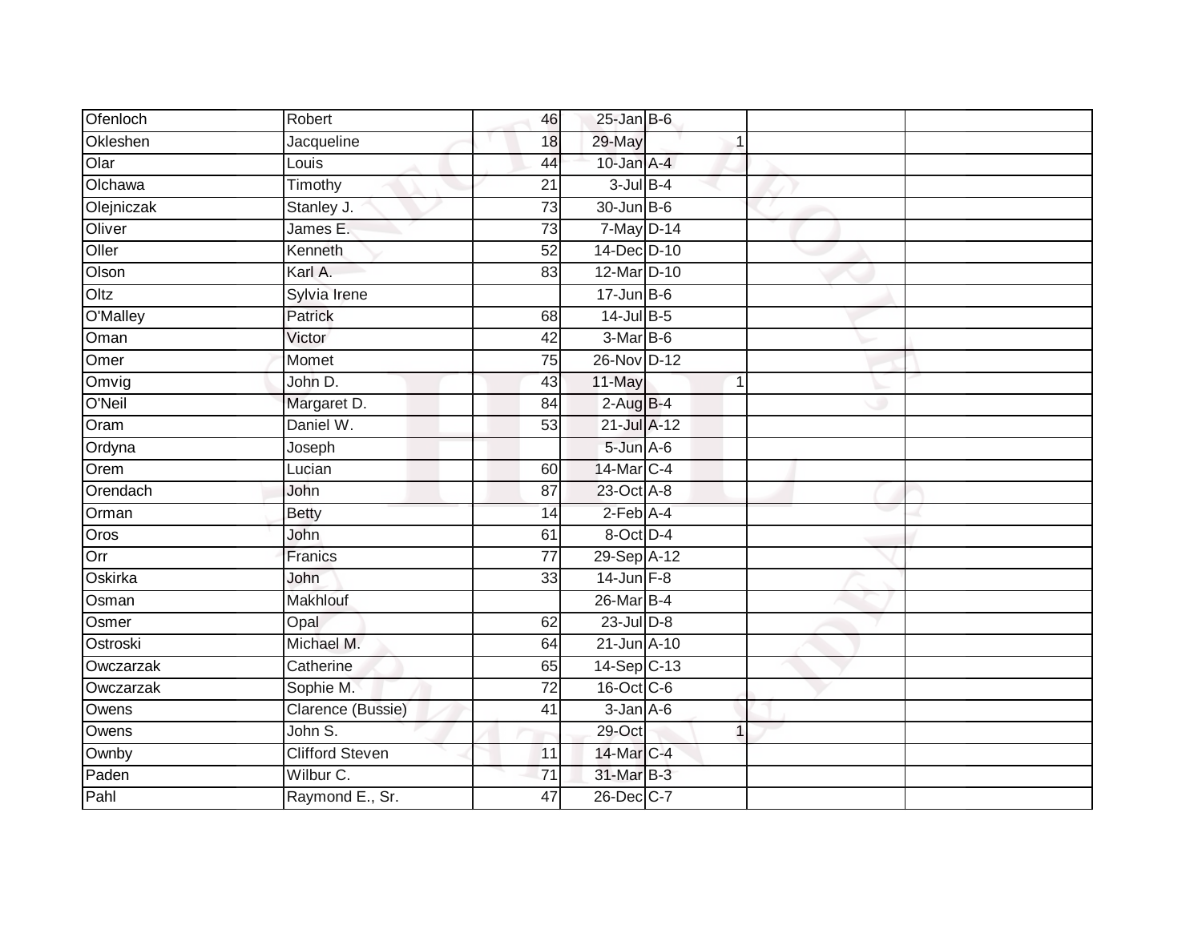| | | | | | | | |
|---|---|---|---|---|---|---|---|
| Ofenloch | Robert | 46 | 25-Jan | B-6 | | | |
| Okleshen | Jacqueline | 18 | 29-May | | 1 | | |
| Olar | Louis | 44 | 10-Jan | A-4 | | | |
| Olchawa | Timothy | 21 | 3-Jul | B-4 | | | |
| Olejniczak | Stanley J. | 73 | 30-Jun | B-6 | | | |
| Oliver | James E. | 73 | 7-May | D-14 | | | |
| Oller | Kenneth | 52 | 14-Dec | D-10 | | | |
| Olson | Karl A. | 83 | 12-Mar | D-10 | | | |
| Oltz | Sylvia Irene | | 17-Jun | B-6 | | | |
| O'Malley | Patrick | 68 | 14-Jul | B-5 | | | |
| Oman | Victor | 42 | 3-Mar | B-6 | | | |
| Omer | Momet | 75 | 26-Nov | D-12 | | | |
| Omvig | John D. | 43 | 11-May | | 1 | | |
| O'Neil | Margaret D. | 84 | 2-Aug | B-4 | | | |
| Oram | Daniel W. | 53 | 21-Jul | A-12 | | | |
| Ordyna | Joseph | | 5-Jun | A-6 | | | |
| Orem | Lucian | 60 | 14-Mar | C-4 | | | |
| Orendach | John | 87 | 23-Oct | A-8 | | | |
| Orman | Betty | 14 | 2-Feb | A-4 | | | |
| Oros | John | 61 | 8-Oct | D-4 | | | |
| Orr | Franics | 77 | 29-Sep | A-12 | | | |
| Oskirka | John | 33 | 14-Jun | F-8 | | | |
| Osman | Makhlouf | | 26-Mar | B-4 | | | |
| Osmer | Opal | 62 | 23-Jul | D-8 | | | |
| Ostroski | Michael M. | 64 | 21-Jun | A-10 | | | |
| Owczarzak | Catherine | 65 | 14-Sep | C-13 | | | |
| Owczarzak | Sophie M. | 72 | 16-Oct | C-6 | | | |
| Owens | Clarence (Bussie) | 41 | 3-Jan | A-6 | | | |
| Owens | John S. | | 29-Oct | | 1 | | |
| Ownby | Clifford Steven | 11 | 14-Mar | C-4 | | | |
| Paden | Wilbur C. | 71 | 31-Mar | B-3 | | | |
| Pahl | Raymond E., Sr. | 47 | 26-Dec | C-7 | | | |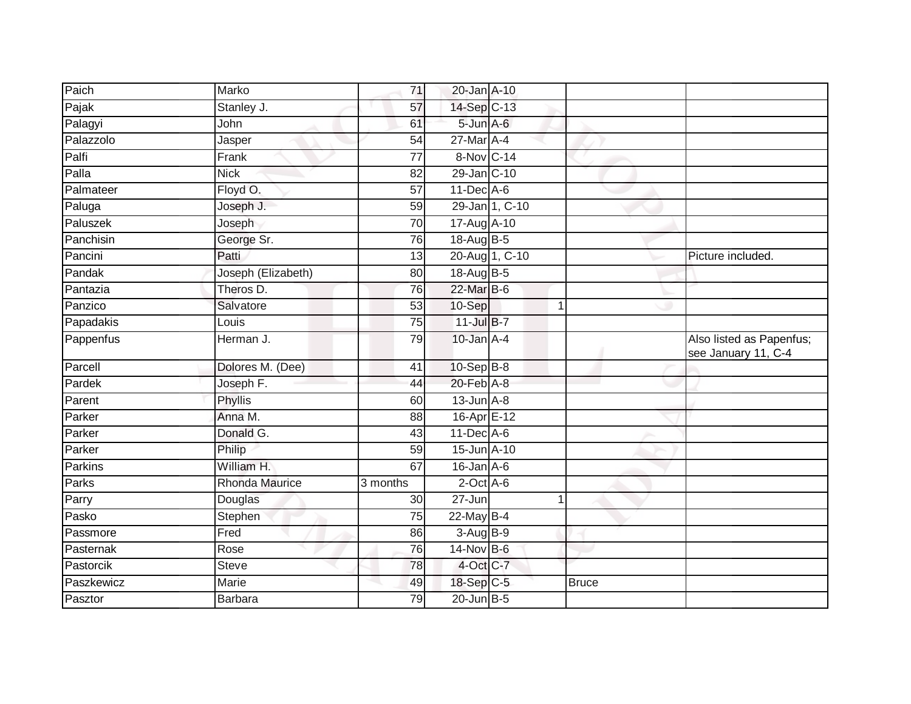| | | | | | | |
|---|---|---|---|---|---|---|
| Paich | Marko | 71 | 20-Jan | A-10 | | |
| Pajak | Stanley J. | 57 | 14-Sep | C-13 | | |
| Palagyi | John | 61 | 5-Jun | A-6 | | |
| Palazzolo | Jasper | 54 | 27-Mar | A-4 | | |
| Palfi | Frank | 77 | 8-Nov | C-14 | | |
| Palla | Nick | 82 | 29-Jan | C-10 | | |
| Palmateer | Floyd O. | 57 | 11-Dec | A-6 | | |
| Paluga | Joseph J. | 59 | 29-Jan | 1, C-10 | | |
| Paluszek | Joseph | 70 | 17-Aug | A-10 | | |
| Panchisin | George Sr. | 76 | 18-Aug | B-5 | | |
| Pancini | Patti | 13 | 20-Aug | 1, C-10 | | Picture included. |
| Pandak | Joseph (Elizabeth) | 80 | 18-Aug | B-5 | | |
| Pantazia | Theros D. | 76 | 22-Mar | B-6 | | |
| Panzico | Salvatore | 53 | 10-Sep | 1 | | |
| Papadakis | Louis | 75 | 11-Jul | B-7 | | |
| Pappenfus | Herman J. | 79 | 10-Jan | A-4 | | Also listed as Papenfus; see January 11, C-4 |
| Parcell | Dolores M. (Dee) | 41 | 10-Sep | B-8 | | |
| Pardek | Joseph F. | 44 | 20-Feb | A-8 | | |
| Parent | Phyllis | 60 | 13-Jun | A-8 | | |
| Parker | Anna M. | 88 | 16-Apr | E-12 | | |
| Parker | Donald G. | 43 | 11-Dec | A-6 | | |
| Parker | Philip | 59 | 15-Jun | A-10 | | |
| Parkins | William H. | 67 | 16-Jan | A-6 | | |
| Parks | Rhonda Maurice | 3 months | 2-Oct | A-6 | | |
| Parry | Douglas | 30 | 27-Jun | 1 | | |
| Pasko | Stephen | 75 | 22-May | B-4 | | |
| Passmore | Fred | 86 | 3-Aug | B-9 | | |
| Pasternak | Rose | 76 | 14-Nov | B-6 | | |
| Pastorcik | Steve | 78 | 4-Oct | C-7 | | |
| Paszkewicz | Marie | 49 | 18-Sep | C-5 | Bruce | |
| Pasztor | Barbara | 79 | 20-Jun | B-5 | | |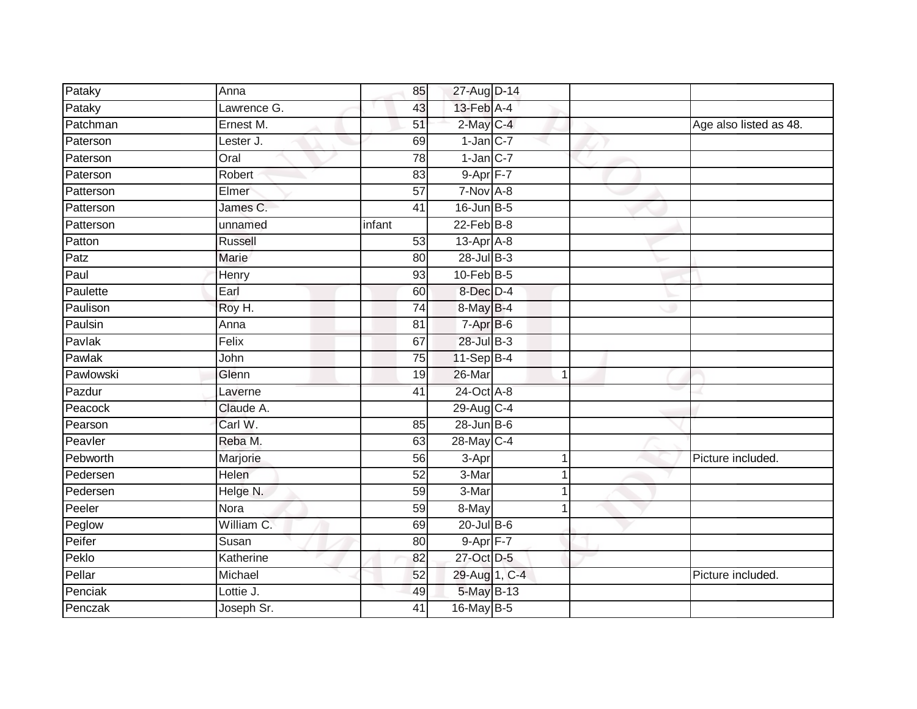| | | | | | | | |
|---|---|---|---|---|---|---|---|
| Pataky | Anna | 85 | 27-Aug | D-14 | | | |
| Pataky | Lawrence G. | 43 | 13-Feb | A-4 | | | |
| Patchman | Ernest M. | 51 | 2-May | C-4 | | | Age also listed as 48. |
| Paterson | Lester J. | 69 | 1-Jan | C-7 | | | |
| Paterson | Oral | 78 | 1-Jan | C-7 | | | |
| Paterson | Robert | 83 | 9-Apr | F-7 | | | |
| Patterson | Elmer | 57 | 7-Nov | A-8 | | | |
| Patterson | James C. | 41 | 16-Jun | B-5 | | | |
| Patterson | unnamed | infant | 22-Feb | B-8 | | | |
| Patton | Russell | 53 | 13-Apr | A-8 | | | |
| Patz | Marie | 80 | 28-Jul | B-3 | | | |
| Paul | Henry | 93 | 10-Feb | B-5 | | | |
| Paulette | Earl | 60 | 8-Dec | D-4 | | | |
| Paulison | Roy H. | 74 | 8-May | B-4 | | | |
| Paulsin | Anna | 81 | 7-Apr | B-6 | | | |
| Pavlak | Felix | 67 | 28-Jul | B-3 | | | |
| Pawlak | John | 75 | 11-Sep | B-4 | | | |
| Pawlowski | Glenn | 19 | 26-Mar | | 1 | | |
| Pazdur | Laverne | 41 | 24-Oct | A-8 | | | |
| Peacock | Claude A. | | 29-Aug | C-4 | | | |
| Pearson | Carl W. | 85 | 28-Jun | B-6 | | | |
| Peavler | Reba M. | 63 | 28-May | C-4 | | | |
| Pebworth | Marjorie | 56 | 3-Apr | | 1 | | Picture included. |
| Pedersen | Helen | 52 | 3-Mar | | 1 | | |
| Pedersen | Helge N. | 59 | 3-Mar | | 1 | | |
| Peeler | Nora | 59 | 8-May | | 1 | | |
| Peglow | William C. | 69 | 20-Jul | B-6 | | | |
| Peifer | Susan | 80 | 9-Apr | F-7 | | | |
| Peklo | Katherine | 82 | 27-Oct | D-5 | | | |
| Pellar | Michael | 52 | 29-Aug | 1, C-4 | | | Picture included. |
| Penciak | Lottie J. | 49 | 5-May | B-13 | | | |
| Penczak | Joseph Sr. | 41 | 16-May | B-5 | | | |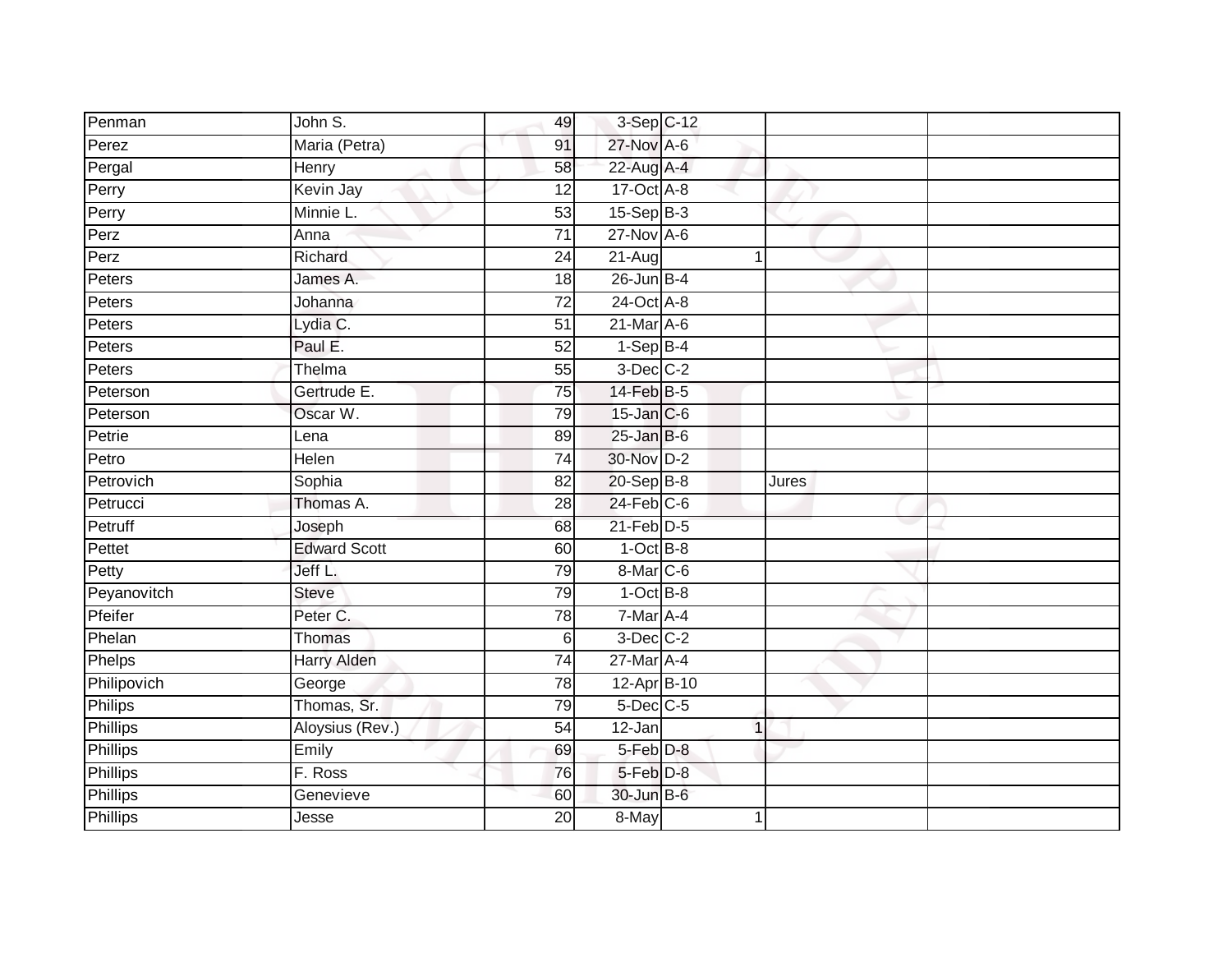| | | | | | | | |
|---|---|---|---|---|---|---|---|
| Penman | John S. | 49 | 3-Sep | C-12 | | | |
| Perez | Maria (Petra) | 91 | 27-Nov | A-6 | | | |
| Pergal | Henry | 58 | 22-Aug | A-4 | | | |
| Perry | Kevin Jay | 12 | 17-Oct | A-8 | | | |
| Perry | Minnie L. | 53 | 15-Sep | B-3 | | | |
| Perz | Anna | 71 | 27-Nov | A-6 | | | |
| Perz | Richard | 24 | 21-Aug | | 1 | | |
| Peters | James A. | 18 | 26-Jun | B-4 | | | |
| Peters | Johanna | 72 | 24-Oct | A-8 | | | |
| Peters | Lydia C. | 51 | 21-Mar | A-6 | | | |
| Peters | Paul E. | 52 | 1-Sep | B-4 | | | |
| Peters | Thelma | 55 | 3-Dec | C-2 | | | |
| Peterson | Gertrude E. | 75 | 14-Feb | B-5 | | | |
| Peterson | Oscar W. | 79 | 15-Jan | C-6 | | | |
| Petrie | Lena | 89 | 25-Jan | B-6 | | | |
| Petro | Helen | 74 | 30-Nov | D-2 | | | |
| Petrovich | Sophia | 82 | 20-Sep | B-8 | | Jures | |
| Petrucci | Thomas A. | 28 | 24-Feb | C-6 | | | |
| Petruff | Joseph | 68 | 21-Feb | D-5 | | | |
| Pettet | Edward Scott | 60 | 1-Oct | B-8 | | | |
| Petty | Jeff L. | 79 | 8-Mar | C-6 | | | |
| Peyanovitch | Steve | 79 | 1-Oct | B-8 | | | |
| Pfeifer | Peter C. | 78 | 7-Mar | A-4 | | | |
| Phelan | Thomas | 6 | 3-Dec | C-2 | | | |
| Phelps | Harry Alden | 74 | 27-Mar | A-4 | | | |
| Philipovich | George | 78 | 12-Apr | B-10 | | | |
| Philips | Thomas, Sr. | 79 | 5-Dec | C-5 | | | |
| Phillips | Aloysius (Rev.) | 54 | 12-Jan | | 1 | | |
| Phillips | Emily | 69 | 5-Feb | D-8 | | | |
| Phillips | F. Ross | 76 | 5-Feb | D-8 | | | |
| Phillips | Genevieve | 60 | 30-Jun | B-6 | | | |
| Phillips | Jesse | 20 | 8-May | | 1 | | |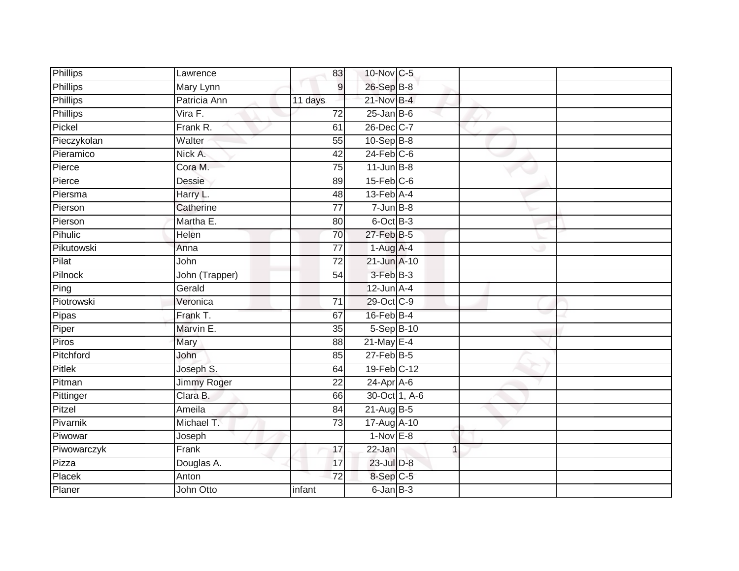| | | | | | | |
|---|---|---|---|---|---|---|
| Phillips | Lawrence | 83 | 10-Nov | C-5 | | |
| Phillips | Mary Lynn | 9 | 26-Sep | B-8 | | |
| Phillips | Patricia Ann | 11 days | 21-Nov | B-4 | | |
| Phillips | Vira F. | 72 | 25-Jan | B-6 | | |
| Pickel | Frank R. | 61 | 26-Dec | C-7 | | |
| Pieczykolan | Walter | 55 | 10-Sep | B-8 | | |
| Pieramico | Nick A. | 42 | 24-Feb | C-6 | | |
| Pierce | Cora M. | 75 | 11-Jun | B-8 | | |
| Pierce | Dessie | 89 | 15-Feb | C-6 | | |
| Piersma | Harry L. | 48 | 13-Feb | A-4 | | |
| Pierson | Catherine | 77 | 7-Jun | B-8 | | |
| Pierson | Martha E. | 80 | 6-Oct | B-3 | | |
| Pihulic | Helen | 70 | 27-Feb | B-5 | | |
| Pikutowski | Anna | 77 | 1-Aug | A-4 | | |
| Pilat | John | 72 | 21-Jun | A-10 | | |
| Pilnock | John (Trapper) | 54 | 3-Feb | B-3 | | |
| Ping | Gerald | | 12-Jun | A-4 | | |
| Piotrowski | Veronica | 71 | 29-Oct | C-9 | | |
| Pipas | Frank T. | 67 | 16-Feb | B-4 | | |
| Piper | Marvin E. | 35 | 5-Sep | B-10 | | |
| Piros | Mary | 88 | 21-May | E-4 | | |
| Pitchford | John | 85 | 27-Feb | B-5 | | |
| Pitlek | Joseph S. | 64 | 19-Feb | C-12 | | |
| Pitman | Jimmy Roger | 22 | 24-Apr | A-6 | | |
| Pittinger | Clara B. | 66 | 30-Oct | 1, A-6 | | |
| Pitzel | Ameila | 84 | 21-Aug | B-5 | | |
| Pivarnik | Michael T. | 73 | 17-Aug | A-10 | | |
| Piwowar | Joseph | | 1-Nov | E-8 | | |
| Piwowarczyk | Frank | 17 | 22-Jan | 1 | | |
| Pizza | Douglas A. | 17 | 23-Jul | D-8 | | |
| Placek | Anton | 72 | 8-Sep | C-5 | | |
| Planer | John Otto | infant | 6-Jan | B-3 | | |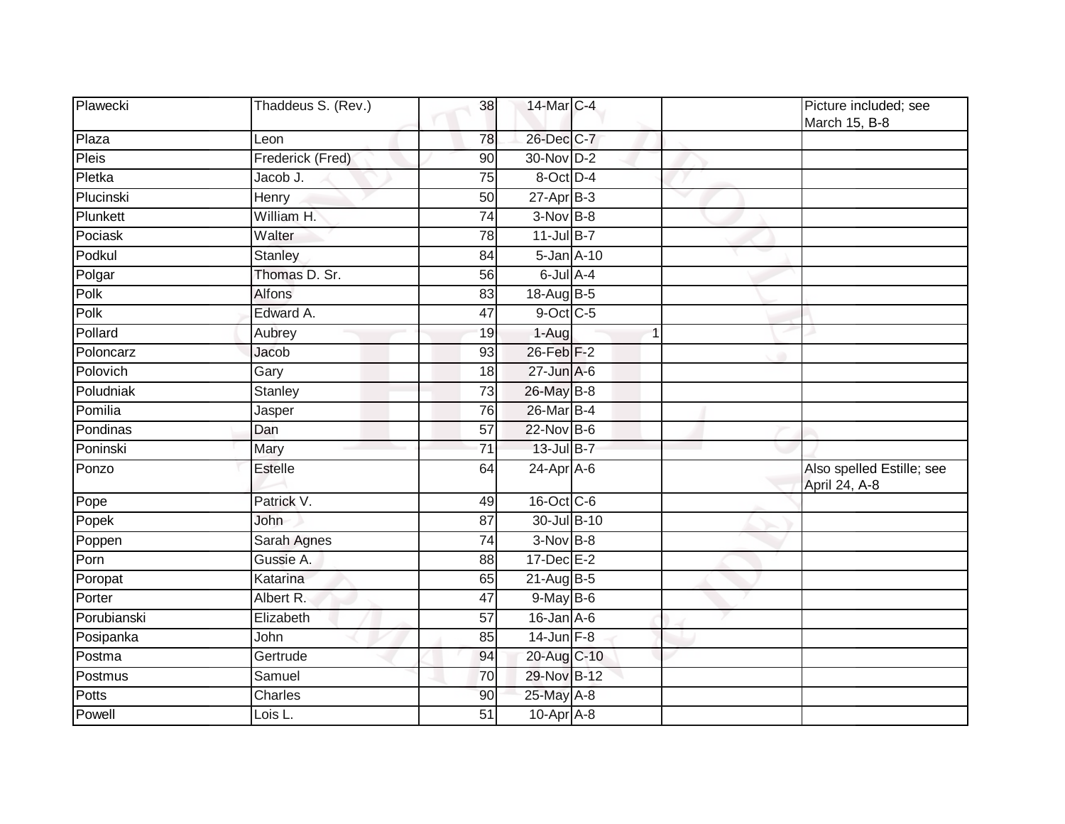| | | | | | | | |
|---|---|---|---|---|---|---|---|
| Plawecki | Thaddeus S. (Rev.) | 38 | 14-Mar | C-4 | | | Picture included; see March 15, B-8 |
| Plaza | Leon | 78 | 26-Dec | C-7 | | | |
| Pleis | Frederick (Fred) | 90 | 30-Nov | D-2 | | | |
| Pletka | Jacob J. | 75 | 8-Oct | D-4 | | | |
| Plucinski | Henry | 50 | 27-Apr | B-3 | | | |
| Plunkett | William H. | 74 | 3-Nov | B-8 | | | |
| Pociask | Walter | 78 | 11-Jul | B-7 | | | |
| Podkul | Stanley | 84 | 5-Jan | A-10 | | | |
| Polgar | Thomas D. Sr. | 56 | 6-Jul | A-4 | | | |
| Polk | Alfons | 83 | 18-Aug | B-5 | | | |
| Polk | Edward A. | 47 | 9-Oct | C-5 | | | |
| Pollard | Aubrey | 19 | 1-Aug | | 1 | | |
| Poloncarz | Jacob | 93 | 26-Feb | F-2 | | | |
| Polovich | Gary | 18 | 27-Jun | A-6 | | | |
| Poludniak | Stanley | 73 | 26-May | B-8 | | | |
| Pomilia | Jasper | 76 | 26-Mar | B-4 | | | |
| Pondinas | Dan | 57 | 22-Nov | B-6 | | | |
| Poninski | Mary | 71 | 13-Jul | B-7 | | | |
| Ponzo | Estelle | 64 | 24-Apr | A-6 | | | Also spelled Estille; see April 24, A-8 |
| Pope | Patrick V. | 49 | 16-Oct | C-6 | | | |
| Popek | John | 87 | 30-Jul | B-10 | | | |
| Poppen | Sarah Agnes | 74 | 3-Nov | B-8 | | | |
| Porn | Gussie A. | 88 | 17-Dec | E-2 | | | |
| Poropat | Katarina | 65 | 21-Aug | B-5 | | | |
| Porter | Albert R. | 47 | 9-May | B-6 | | | |
| Porubianski | Elizabeth | 57 | 16-Jan | A-6 | | | |
| Posipanka | John | 85 | 14-Jun | F-8 | | | |
| Postma | Gertrude | 94 | 20-Aug | C-10 | | | |
| Postmus | Samuel | 70 | 29-Nov | B-12 | | | |
| Potts | Charles | 90 | 25-May | A-8 | | | |
| Powell | Lois L. | 51 | 10-Apr | A-8 | | | |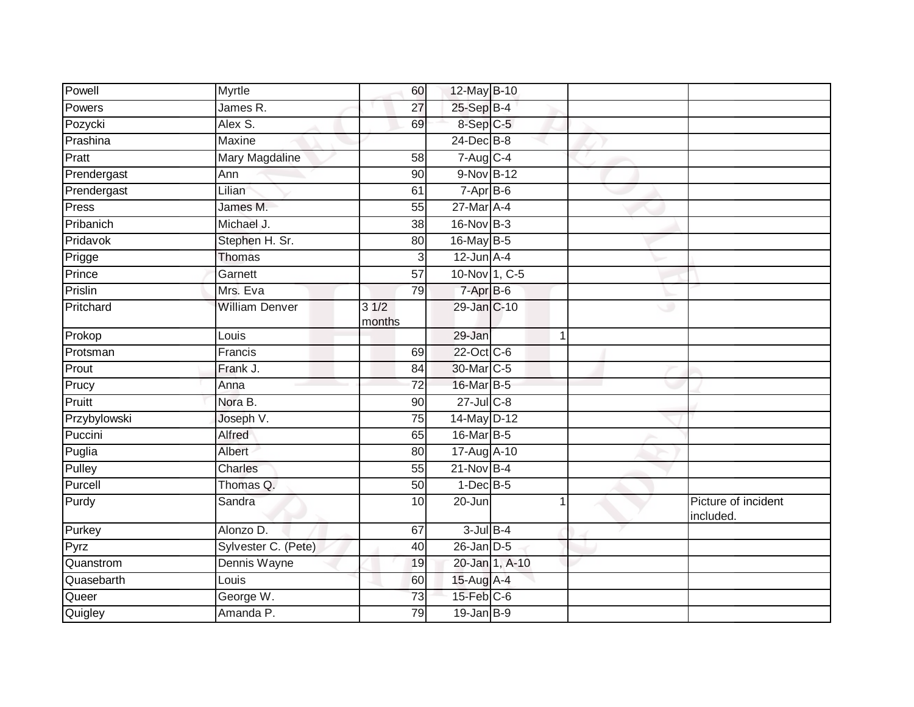| | | | | | | |
|---|---|---|---|---|---|---|
| Powell | Myrtle | 60 | 12-May | B-10 | | |
| Powers | James R. | 27 | 25-Sep | B-4 | | |
| Pozycki | Alex S. | 69 | 8-Sep | C-5 | | |
| Prashina | Maxine | | 24-Dec | B-8 | | |
| Pratt | Mary Magdaline | 58 | 7-Aug | C-4 | | |
| Prendergast | Ann | 90 | 9-Nov | B-12 | | |
| Prendergast | Lilian | 61 | 7-Apr | B-6 | | |
| Press | James M. | 55 | 27-Mar | A-4 | | |
| Pribanich | Michael J. | 38 | 16-Nov | B-3 | | |
| Pridavok | Stephen H. Sr. | 80 | 16-May | B-5 | | |
| Prigge | Thomas | 3 | 12-Jun | A-4 | | |
| Prince | Garnett | 57 | 10-Nov | 1, C-5 | | |
| Prislin | Mrs. Eva | 79 | 7-Apr | B-6 | | |
| Pritchard | William Denver | 3 1/2 months | 29-Jan | C-10 | | |
| Prokop | Louis | | 29-Jan | 1 | | |
| Protsman | Francis | 69 | 22-Oct | C-6 | | |
| Prout | Frank J. | 84 | 30-Mar | C-5 | | |
| Prucy | Anna | 72 | 16-Mar | B-5 | | |
| Pruitt | Nora B. | 90 | 27-Jul | C-8 | | |
| Przybylowski | Joseph V. | 75 | 14-May | D-12 | | |
| Puccini | Alfred | 65 | 16-Mar | B-5 | | |
| Puglia | Albert | 80 | 17-Aug | A-10 | | |
| Pulley | Charles | 55 | 21-Nov | B-4 | | |
| Purcell | Thomas Q. | 50 | 1-Dec | B-5 | | |
| Purdy | Sandra | 10 | 20-Jun | 1 | | Picture of incident included. |
| Purkey | Alonzo D. | 67 | 3-Jul | B-4 | | |
| Pyrz | Sylvester C. (Pete) | 40 | 26-Jan | D-5 | | |
| Quanstrom | Dennis Wayne | 19 | 20-Jan | 1, A-10 | | |
| Quasebarth | Louis | 60 | 15-Aug | A-4 | | |
| Queer | George W. | 73 | 15-Feb | C-6 | | |
| Quigley | Amanda P. | 79 | 19-Jan | B-9 | | |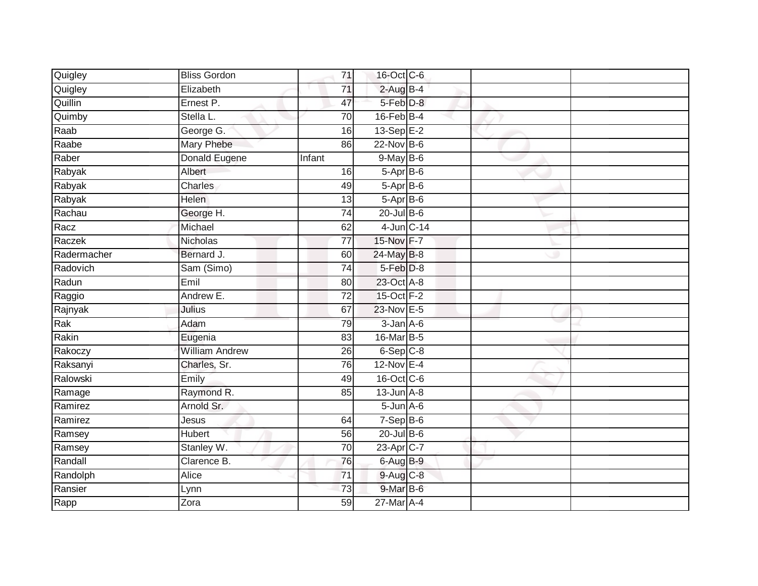| | | | | | | |
|---|---|---|---|---|---|---|
| Quigley | Bliss Gordon | 71 | 16-Oct | C-6 | | |
| Quigley | Elizabeth | 71 | 2-Aug | B-4 | | |
| Quillin | Ernest P. | 47 | 5-Feb | D-8 | | |
| Quimby | Stella L. | 70 | 16-Feb | B-4 | | |
| Raab | George G. | 16 | 13-Sep | E-2 | | |
| Raabe | Mary Phebe | 86 | 22-Nov | B-6 | | |
| Raber | Donald Eugene | Infant | 9-May | B-6 | | |
| Rabyak | Albert | 16 | 5-Apr | B-6 | | |
| Rabyak | Charles | 49 | 5-Apr | B-6 | | |
| Rabyak | Helen | 13 | 5-Apr | B-6 | | |
| Rachau | George H. | 74 | 20-Jul | B-6 | | |
| Racz | Michael | 62 | 4-Jun | C-14 | | |
| Raczek | Nicholas | 77 | 15-Nov | F-7 | | |
| Radermacher | Bernard J. | 60 | 24-May | B-8 | | |
| Radovich | Sam (Simo) | 74 | 5-Feb | D-8 | | |
| Radun | Emil | 80 | 23-Oct | A-8 | | |
| Raggio | Andrew E. | 72 | 15-Oct | F-2 | | |
| Rajnyak | Julius | 67 | 23-Nov | E-5 | | |
| Rak | Adam | 79 | 3-Jan | A-6 | | |
| Rakin | Eugenia | 83 | 16-Mar | B-5 | | |
| Rakoczy | William Andrew | 26 | 6-Sep | C-8 | | |
| Raksanyi | Charles, Sr. | 76 | 12-Nov | E-4 | | |
| Ralowski | Emily | 49 | 16-Oct | C-6 | | |
| Ramage | Raymond R. | 85 | 13-Jun | A-8 | | |
| Ramirez | Arnold Sr. | | 5-Jun | A-6 | | |
| Ramirez | Jesus | 64 | 7-Sep | B-6 | | |
| Ramsey | Hubert | 56 | 20-Jul | B-6 | | |
| Ramsey | Stanley W. | 70 | 23-Apr | C-7 | | |
| Randall | Clarence B. | 76 | 6-Aug | B-9 | | |
| Randolph | Alice | 71 | 9-Aug | C-8 | | |
| Ransier | Lynn | 73 | 9-Mar | B-6 | | |
| Rapp | Zora | 59 | 27-Mar | A-4 | | |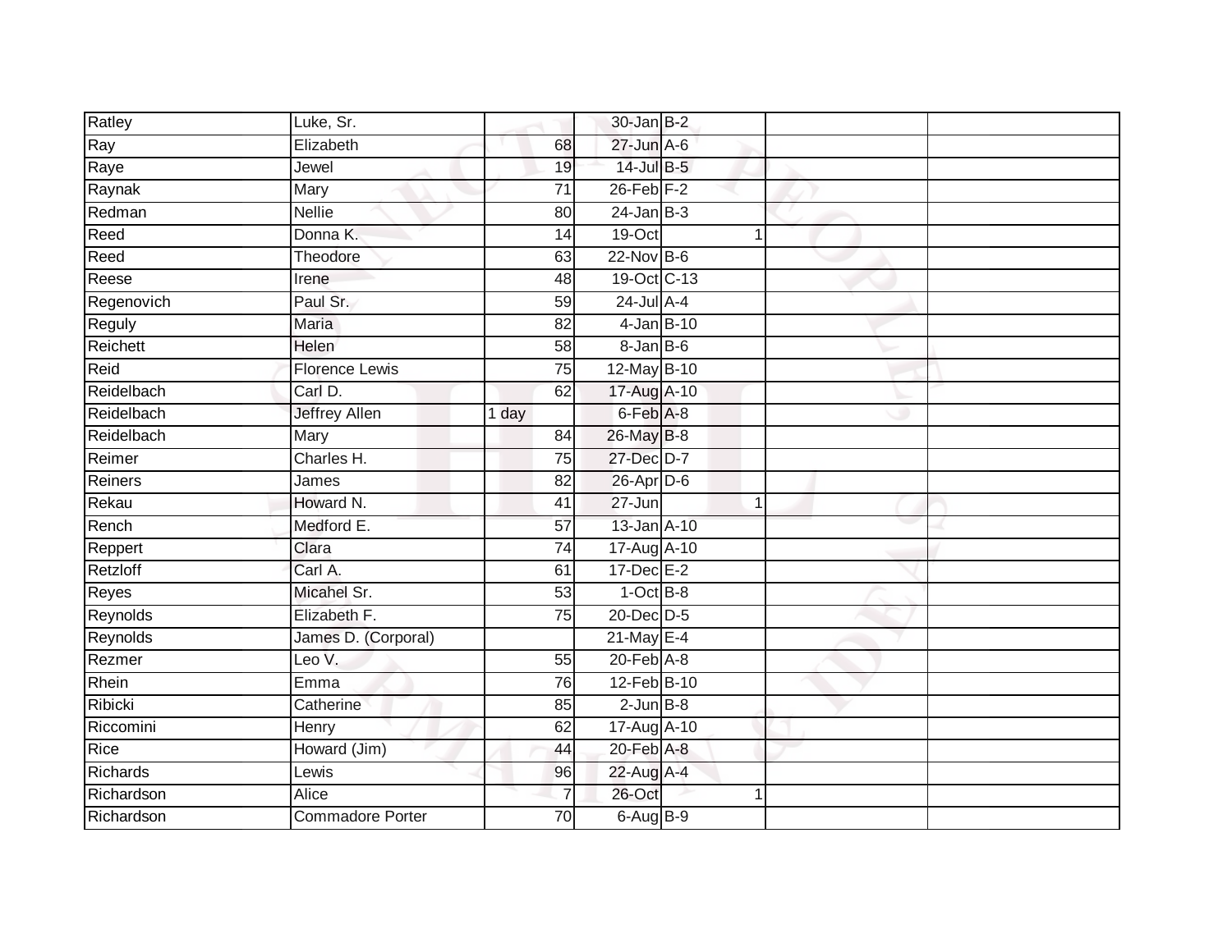| | | | | | | | |
|---|---|---|---|---|---|---|---|
| Ratley | Luke, Sr. | | 30-Jan | B-2 | | | |
| Ray | Elizabeth | 68 | 27-Jun | A-6 | | | |
| Raye | Jewel | 19 | 14-Jul | B-5 | | | |
| Raynak | Mary | 71 | 26-Feb | F-2 | | | |
| Redman | Nellie | 80 | 24-Jan | B-3 | | | |
| Reed | Donna K. | 14 | 19-Oct | | 1 | | |
| Reed | Theodore | 63 | 22-Nov | B-6 | | | |
| Reese | Irene | 48 | 19-Oct | C-13 | | | |
| Regenovich | Paul Sr. | 59 | 24-Jul | A-4 | | | |
| Reguly | Maria | 82 | 4-Jan | B-10 | | | |
| Reichett | Helen | 58 | 8-Jan | B-6 | | | |
| Reid | Florence Lewis | 75 | 12-May | B-10 | | | |
| Reidelbach | Carl D. | 62 | 17-Aug | A-10 | | | |
| Reidelbach | Jeffrey Allen | 1 day | 6-Feb | A-8 | | | |
| Reidelbach | Mary | 84 | 26-May | B-8 | | | |
| Reimer | Charles H. | 75 | 27-Dec | D-7 | | | |
| Reiners | James | 82 | 26-Apr | D-6 | | | |
| Rekau | Howard N. | 41 | 27-Jun | | 1 | | |
| Rench | Medford E. | 57 | 13-Jan | A-10 | | | |
| Reppert | Clara | 74 | 17-Aug | A-10 | | | |
| Retzloff | Carl A. | 61 | 17-Dec | E-2 | | | |
| Reyes | Micahel Sr. | 53 | 1-Oct | B-8 | | | |
| Reynolds | Elizabeth F. | 75 | 20-Dec | D-5 | | | |
| Reynolds | James D. (Corporal) | | 21-May | E-4 | | | |
| Rezmer | Leo V. | 55 | 20-Feb | A-8 | | | |
| Rhein | Emma | 76 | 12-Feb | B-10 | | | |
| Ribicki | Catherine | 85 | 2-Jun | B-8 | | | |
| Riccomini | Henry | 62 | 17-Aug | A-10 | | | |
| Rice | Howard (Jim) | 44 | 20-Feb | A-8 | | | |
| Richards | Lewis | 96 | 22-Aug | A-4 | | | |
| Richardson | Alice | 7 | 26-Oct | | 1 | | |
| Richardson | Commadore Porter | 70 | 6-Aug | B-9 | | | |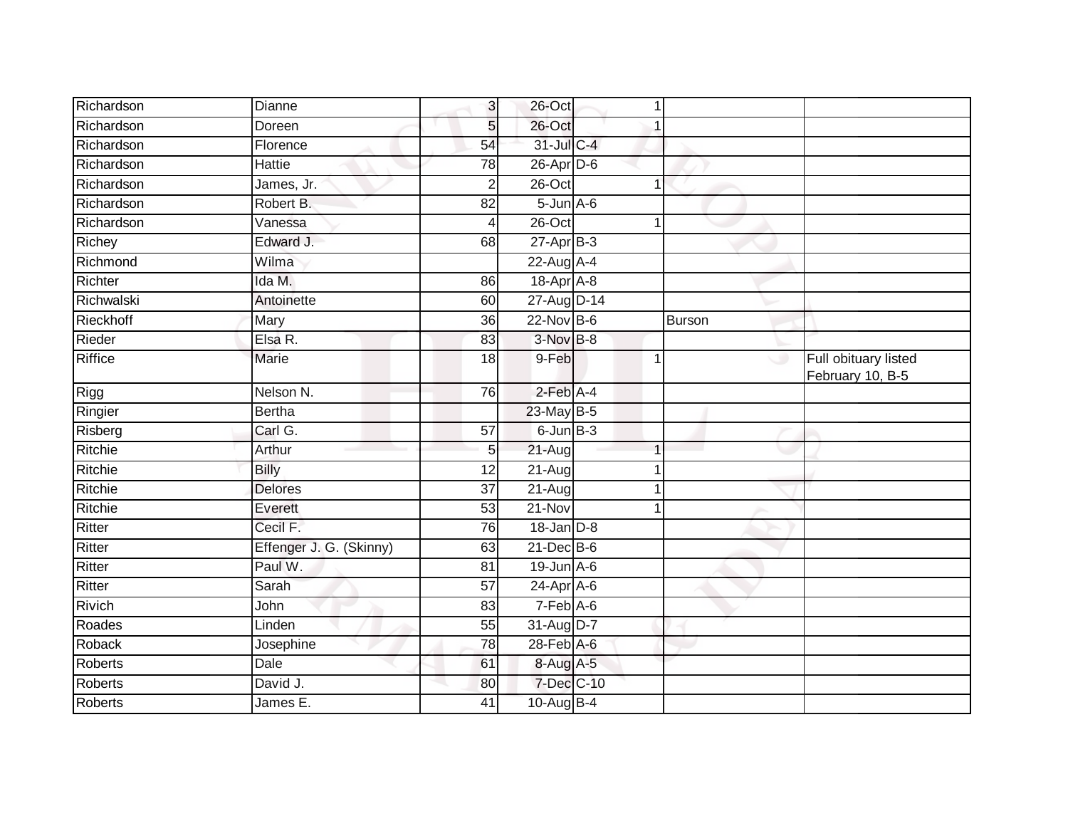| | | | | | | | |
|---|---|---|---|---|---|---|---|
| Richardson | Dianne | 3 | 26-Oct | | 1 | | |
| Richardson | Doreen | 5 | 26-Oct | | 1 | | |
| Richardson | Florence | 54 | 31-Jul | C-4 | | | |
| Richardson | Hattie | 78 | 26-Apr | D-6 | | | |
| Richardson | James, Jr. | 2 | 26-Oct | | 1 | | |
| Richardson | Robert B. | 82 | 5-Jun | A-6 | | | |
| Richardson | Vanessa | 4 | 26-Oct | | 1 | | |
| Richey | Edward J. | 68 | 27-Apr | B-3 | | | |
| Richmond | Wilma | | 22-Aug | A-4 | | | |
| Richter | Ida M. | 86 | 18-Apr | A-8 | | | |
| Richwalski | Antoinette | 60 | 27-Aug | D-14 | | | |
| Rieckhoff | Mary | 36 | 22-Nov | B-6 | | Burson | |
| Rieder | Elsa R. | 83 | 3-Nov | B-8 | | | |
| Riffice | Marie | 18 | 9-Feb | | 1 | | Full obituary listed February 10, B-5 |
| Rigg | Nelson N. | 76 | 2-Feb | A-4 | | | |
| Ringier | Bertha | | 23-May | B-5 | | | |
| Risberg | Carl G. | 57 | 6-Jun | B-3 | | | |
| Ritchie | Arthur | 5 | 21-Aug | | 1 | | |
| Ritchie | Billy | 12 | 21-Aug | | 1 | | |
| Ritchie | Delores | 37 | 21-Aug | | 1 | | |
| Ritchie | Everett | 53 | 21-Nov | | 1 | | |
| Ritter | Cecil F. | 76 | 18-Jan | D-8 | | | |
| Ritter | Effenger J. G. (Skinny) | 63 | 21-Dec | B-6 | | | |
| Ritter | Paul W. | 81 | 19-Jun | A-6 | | | |
| Ritter | Sarah | 57 | 24-Apr | A-6 | | | |
| Rivich | John | 83 | 7-Feb | A-6 | | | |
| Roades | Linden | 55 | 31-Aug | D-7 | | | |
| Roback | Josephine | 78 | 28-Feb | A-6 | | | |
| Roberts | Dale | 61 | 8-Aug | A-5 | | | |
| Roberts | David J. | 80 | 7-Dec | C-10 | | | |
| Roberts | James E. | 41 | 10-Aug | B-4 | | | |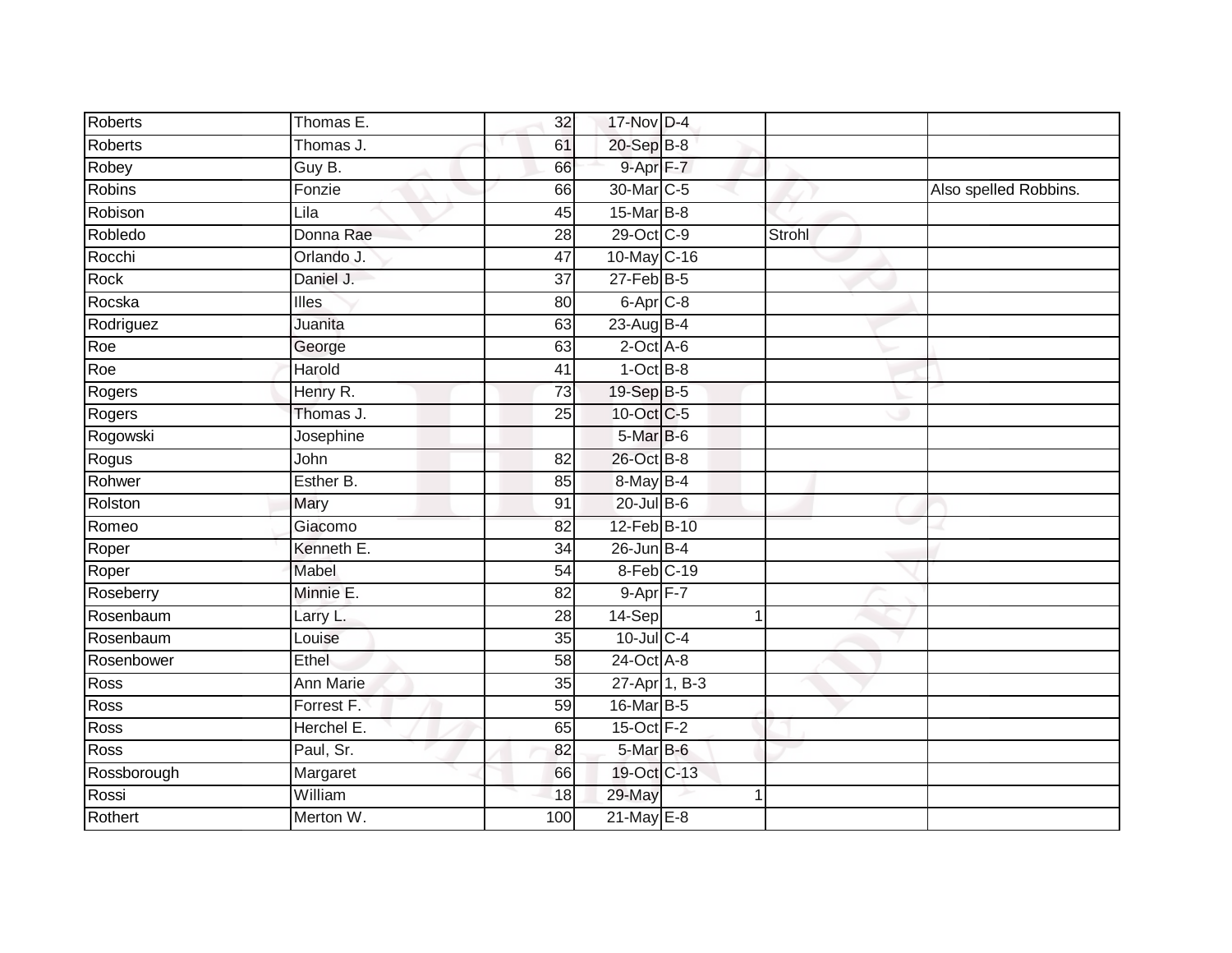| | | | | | | |
|---|---|---|---|---|---|---|
| Roberts | Thomas E. | 32 | 17-Nov | D-4 | | |
| Roberts | Thomas J. | 61 | 20-Sep | B-8 | | |
| Robey | Guy B. | 66 | 9-Apr | F-7 | | |
| Robins | Fonzie | 66 | 30-Mar | C-5 | | Also spelled Robbins. |
| Robison | Lila | 45 | 15-Mar | B-8 | | |
| Robledo | Donna Rae | 28 | 29-Oct | C-9 | Strohl | |
| Rocchi | Orlando J. | 47 | 10-May | C-16 | | |
| Rock | Daniel J. | 37 | 27-Feb | B-5 | | |
| Rocska | Illes | 80 | 6-Apr | C-8 | | |
| Rodriguez | Juanita | 63 | 23-Aug | B-4 | | |
| Roe | George | 63 | 2-Oct | A-6 | | |
| Roe | Harold | 41 | 1-Oct | B-8 | | |
| Rogers | Henry R. | 73 | 19-Sep | B-5 | | |
| Rogers | Thomas J. | 25 | 10-Oct | C-5 | | |
| Rogowski | Josephine | | 5-Mar | B-6 | | |
| Rogus | John | 82 | 26-Oct | B-8 | | |
| Rohwer | Esther B. | 85 | 8-May | B-4 | | |
| Rolston | Mary | 91 | 20-Jul | B-6 | | |
| Romeo | Giacomo | 82 | 12-Feb | B-10 | | |
| Roper | Kenneth E. | 34 | 26-Jun | B-4 | | |
| Roper | Mabel | 54 | 8-Feb | C-19 | | |
| Roseberry | Minnie E. | 82 | 9-Apr | F-7 | | |
| Rosenbaum | Larry L. | 28 | 14-Sep | 1 | | |
| Rosenbaum | Louise | 35 | 10-Jul | C-4 | | |
| Rosenbower | Ethel | 58 | 24-Oct | A-8 | | |
| Ross | Ann Marie | 35 | 27-Apr | 1, B-3 | | |
| Ross | Forrest F. | 59 | 16-Mar | B-5 | | |
| Ross | Herchel E. | 65 | 15-Oct | F-2 | | |
| Ross | Paul, Sr. | 82 | 5-Mar | B-6 | | |
| Rossborough | Margaret | 66 | 19-Oct | C-13 | | |
| Rossi | William | 18 | 29-May | 1 | | |
| Rothert | Merton W. | 100 | 21-May | E-8 | | |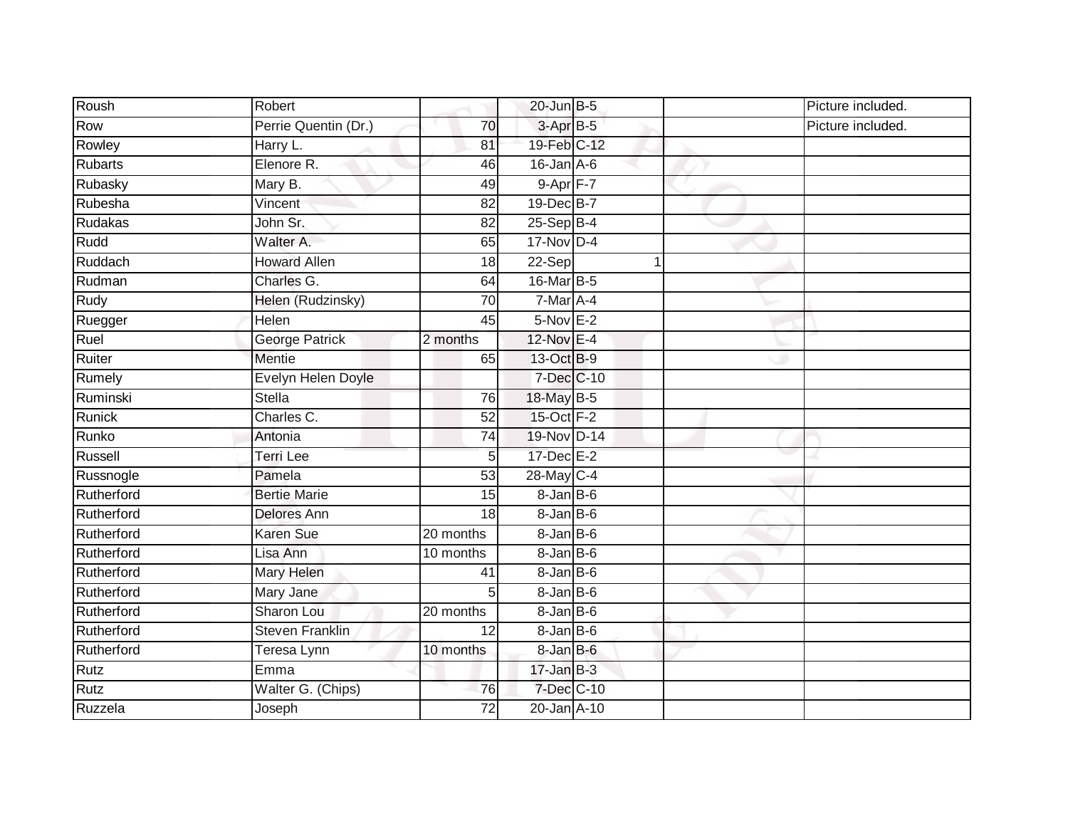| | | | | | | |
|---|---|---|---|---|---|---|
| Roush | Robert | | 20-Jun | B-5 | | Picture included. |
| Row | Perrie Quentin (Dr.) | 70 | 3-Apr | B-5 | | Picture included. |
| Rowley | Harry L. | 81 | 19-Feb | C-12 | | |
| Rubarts | Elenore R. | 46 | 16-Jan | A-6 | | |
| Rubasky | Mary B. | 49 | 9-Apr | F-7 | | |
| Rubesha | Vincent | 82 | 19-Dec | B-7 | | |
| Rudakas | John Sr. | 82 | 25-Sep | B-4 | | |
| Rudd | Walter A. | 65 | 17-Nov | D-4 | | |
| Ruddach | Howard Allen | 18 | 22-Sep | 1 | | |
| Rudman | Charles G. | 64 | 16-Mar | B-5 | | |
| Rudy | Helen (Rudzinsky) | 70 | 7-Mar | A-4 | | |
| Ruegger | Helen | 45 | 5-Nov | E-2 | | |
| Ruel | George Patrick | 2 months | 12-Nov | E-4 | | |
| Ruiter | Mentie | 65 | 13-Oct | B-9 | | |
| Rumely | Evelyn Helen Doyle | | 7-Dec | C-10 | | |
| Ruminski | Stella | 76 | 18-May | B-5 | | |
| Runick | Charles C. | 52 | 15-Oct | F-2 | | |
| Runko | Antonia | 74 | 19-Nov | D-14 | | |
| Russell | Terri Lee | 5 | 17-Dec | E-2 | | |
| Russnogle | Pamela | 53 | 28-May | C-4 | | |
| Rutherford | Bertie Marie | 15 | 8-Jan | B-6 | | |
| Rutherford | Delores Ann | 18 | 8-Jan | B-6 | | |
| Rutherford | Karen Sue | 20 months | 8-Jan | B-6 | | |
| Rutherford | Lisa Ann | 10 months | 8-Jan | B-6 | | |
| Rutherford | Mary Helen | 41 | 8-Jan | B-6 | | |
| Rutherford | Mary Jane | 5 | 8-Jan | B-6 | | |
| Rutherford | Sharon Lou | 20 months | 8-Jan | B-6 | | |
| Rutherford | Steven Franklin | 12 | 8-Jan | B-6 | | |
| Rutherford | Teresa Lynn | 10 months | 8-Jan | B-6 | | |
| Rutz | Emma | | 17-Jan | B-3 | | |
| Rutz | Walter G. (Chips) | 76 | 7-Dec | C-10 | | |
| Ruzzela | Joseph | 72 | 20-Jan | A-10 | | |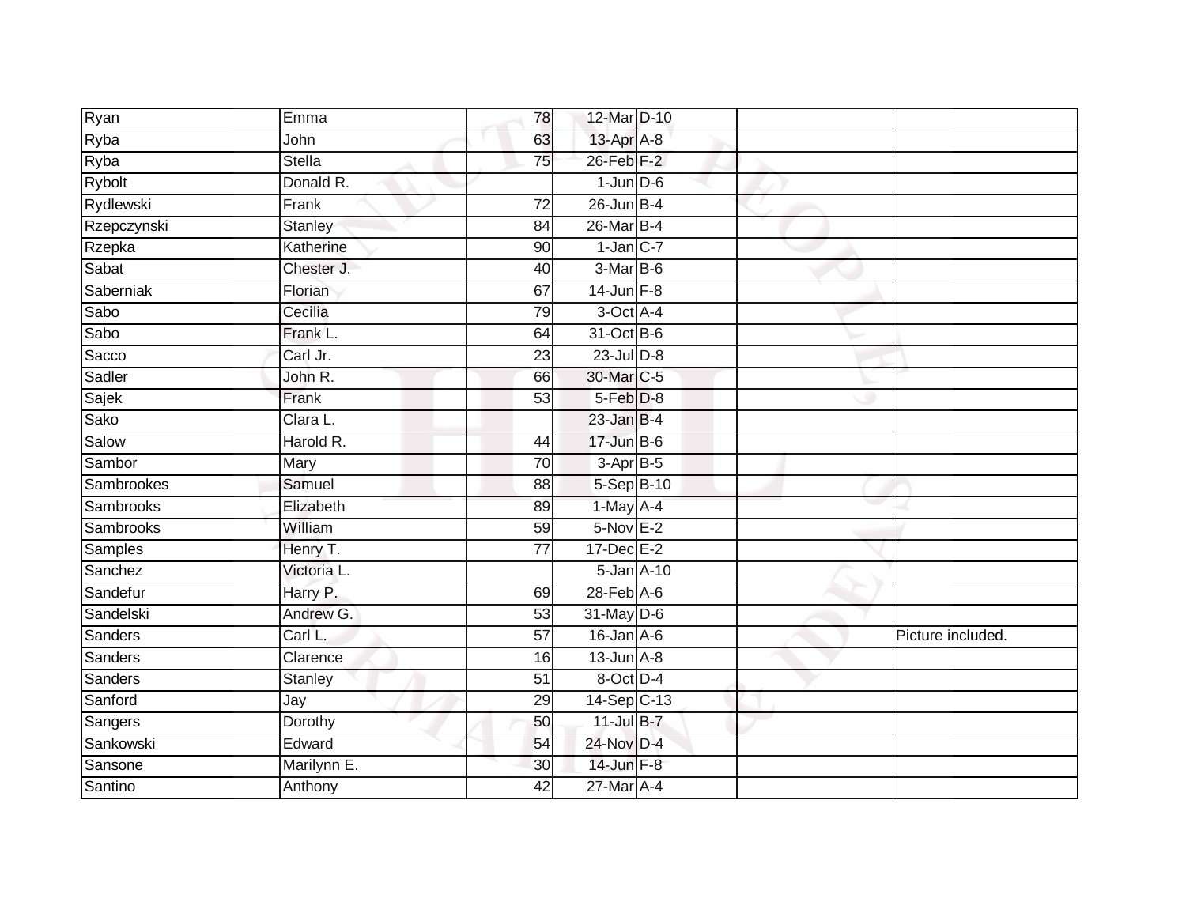| | | | | | | |
|---|---|---|---|---|---|---|
| Ryan | Emma | 78 | 12-Mar | D-10 | | |
| Ryba | John | 63 | 13-Apr | A-8 | | |
| Ryba | Stella | 75 | 26-Feb | F-2 | | |
| Rybolt | Donald R. | | 1-Jun | D-6 | | |
| Rydlewski | Frank | 72 | 26-Jun | B-4 | | |
| Rzepczynski | Stanley | 84 | 26-Mar | B-4 | | |
| Rzepka | Katherine | 90 | 1-Jan | C-7 | | |
| Sabat | Chester J. | 40 | 3-Mar | B-6 | | |
| Saberniak | Florian | 67 | 14-Jun | F-8 | | |
| Sabo | Cecilia | 79 | 3-Oct | A-4 | | |
| Sabo | Frank L. | 64 | 31-Oct | B-6 | | |
| Sacco | Carl Jr. | 23 | 23-Jul | D-8 | | |
| Sadler | John R. | 66 | 30-Mar | C-5 | | |
| Sajek | Frank | 53 | 5-Feb | D-8 | | |
| Sako | Clara L. | | 23-Jan | B-4 | | |
| Salow | Harold R. | 44 | 17-Jun | B-6 | | |
| Sambor | Mary | 70 | 3-Apr | B-5 | | |
| Sambrookes | Samuel | 88 | 5-Sep | B-10 | | |
| Sambrooks | Elizabeth | 89 | 1-May | A-4 | | |
| Sambrooks | William | 59 | 5-Nov | E-2 | | |
| Samples | Henry T. | 77 | 17-Dec | E-2 | | |
| Sanchez | Victoria L. | | 5-Jan | A-10 | | |
| Sandefur | Harry P. | 69 | 28-Feb | A-6 | | |
| Sandelski | Andrew G. | 53 | 31-May | D-6 | | |
| Sanders | Carl L. | 57 | 16-Jan | A-6 | | Picture included. |
| Sanders | Clarence | 16 | 13-Jun | A-8 | | |
| Sanders | Stanley | 51 | 8-Oct | D-4 | | |
| Sanford | Jay | 29 | 14-Sep | C-13 | | |
| Sangers | Dorothy | 50 | 11-Jul | B-7 | | |
| Sankowski | Edward | 54 | 24-Nov | D-4 | | |
| Sansone | Marilynn E. | 30 | 14-Jun | F-8 | | |
| Santino | Anthony | 42 | 27-Mar | A-4 | | |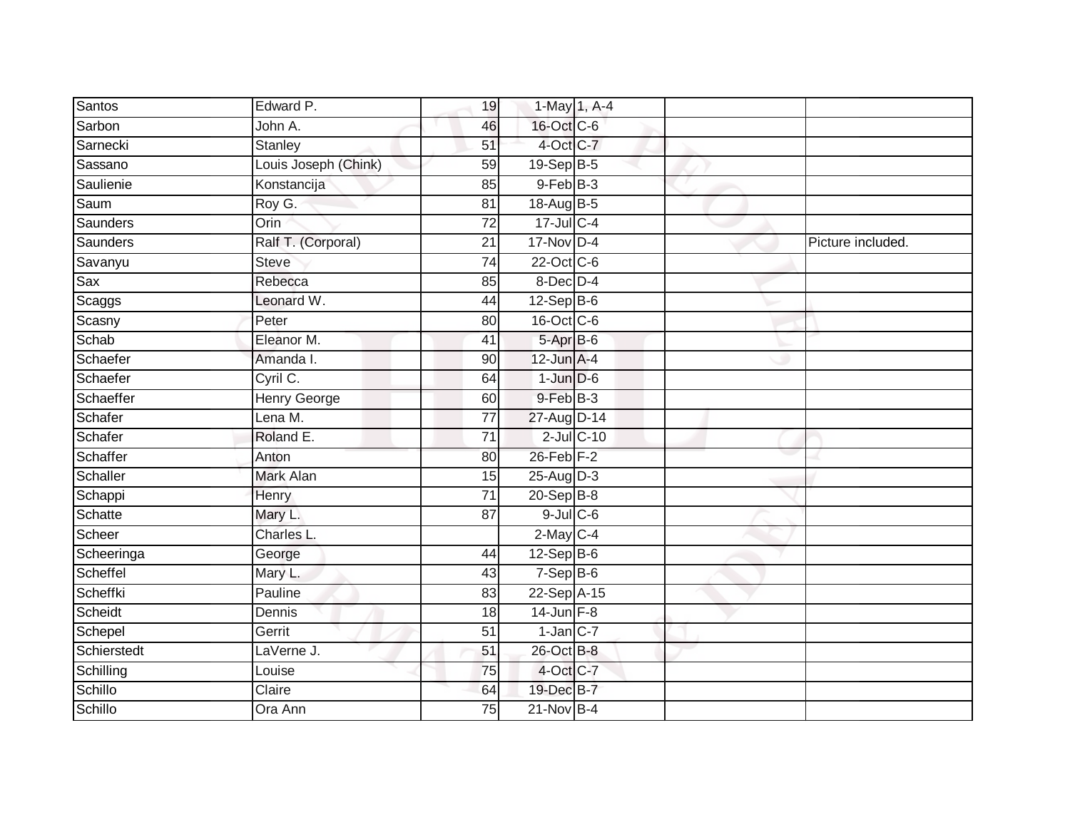| | | | | | | |
|---|---|---|---|---|---|---|
| Santos | Edward P. | 19 | 1-May | 1, A-4 | | |
| Sarbon | John A. | 46 | 16-Oct | C-6 | | |
| Sarnecki | Stanley | 51 | 4-Oct | C-7 | | |
| Sassano | Louis Joseph (Chink) | 59 | 19-Sep | B-5 | | |
| Saulienie | Konstancija | 85 | 9-Feb | B-3 | | |
| Saum | Roy G. | 81 | 18-Aug | B-5 | | |
| Saunders | Orin | 72 | 17-Jul | C-4 | | |
| Saunders | Ralf T. (Corporal) | 21 | 17-Nov | D-4 | | Picture included. |
| Savanyu | Steve | 74 | 22-Oct | C-6 | | |
| Sax | Rebecca | 85 | 8-Dec | D-4 | | |
| Scaggs | Leonard W. | 44 | 12-Sep | B-6 | | |
| Scasny | Peter | 80 | 16-Oct | C-6 | | |
| Schab | Eleanor M. | 41 | 5-Apr | B-6 | | |
| Schaefer | Amanda I. | 90 | 12-Jun | A-4 | | |
| Schaefer | Cyril C. | 64 | 1-Jun | D-6 | | |
| Schaeffer | Henry George | 60 | 9-Feb | B-3 | | |
| Schafer | Lena M. | 77 | 27-Aug | D-14 | | |
| Schafer | Roland E. | 71 | 2-Jul | C-10 | | |
| Schaffer | Anton | 80 | 26-Feb | F-2 | | |
| Schaller | Mark Alan | 15 | 25-Aug | D-3 | | |
| Schappi | Henry | 71 | 20-Sep | B-8 | | |
| Schatte | Mary L. | 87 | 9-Jul | C-6 | | |
| Scheer | Charles L. | | 2-May | C-4 | | |
| Scheeringa | George | 44 | 12-Sep | B-6 | | |
| Scheffel | Mary L. | 43 | 7-Sep | B-6 | | |
| Scheffki | Pauline | 83 | 22-Sep | A-15 | | |
| Scheidt | Dennis | 18 | 14-Jun | F-8 | | |
| Schepel | Gerrit | 51 | 1-Jan | C-7 | | |
| Schierstedt | LaVerne J. | 51 | 26-Oct | B-8 | | |
| Schilling | Louise | 75 | 4-Oct | C-7 | | |
| Schillo | Claire | 64 | 19-Dec | B-7 | | |
| Schillo | Ora Ann | 75 | 21-Nov | B-4 | | |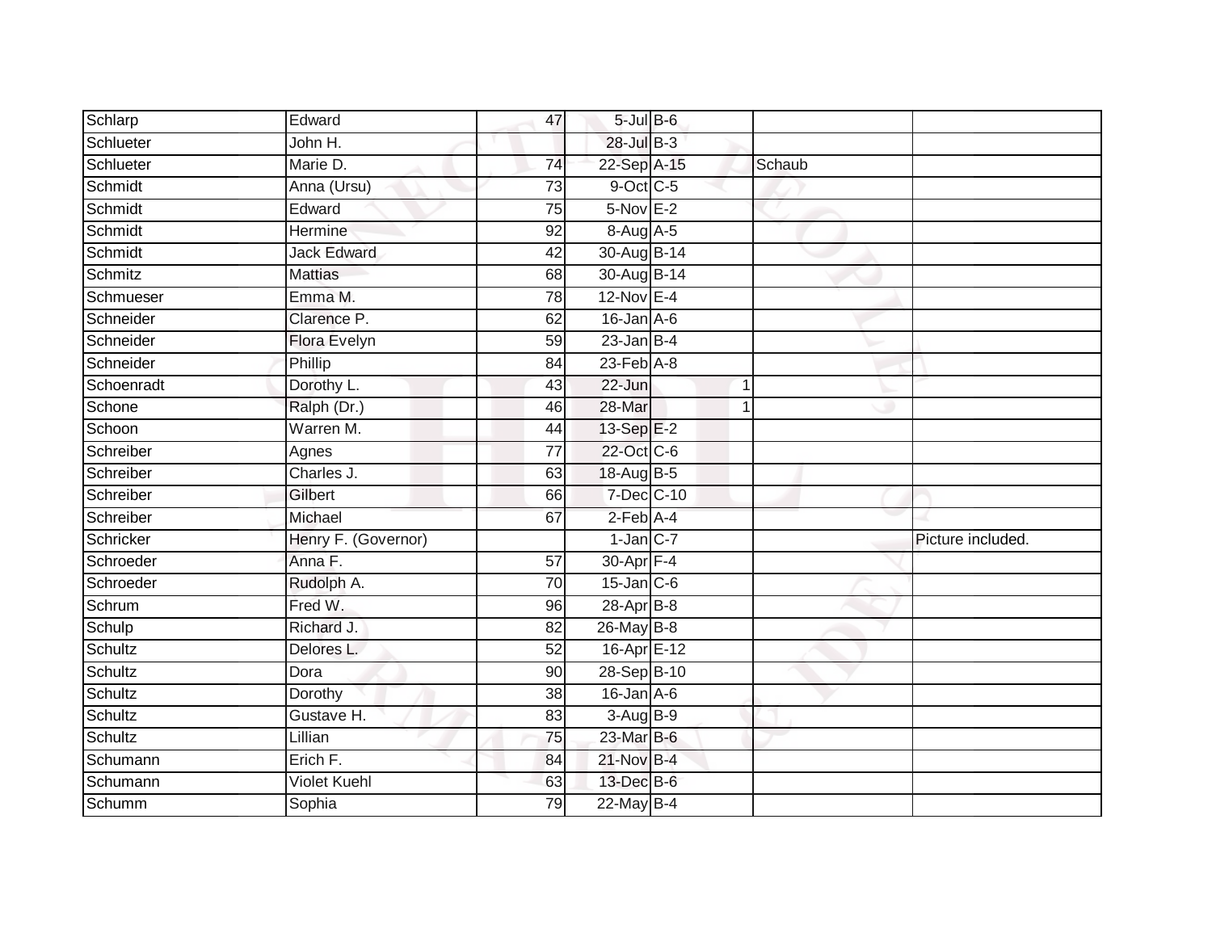| | | | | | | |
|---|---|---|---|---|---|---|
| Schlarp | Edward | 47 | 5-Jul | B-6 | | |
| Schlueter | John H. | | 28-Jul | B-3 | | |
| Schlueter | Marie D. | 74 | 22-Sep | A-15 | Schaub | |
| Schmidt | Anna (Ursu) | 73 | 9-Oct | C-5 | | |
| Schmidt | Edward | 75 | 5-Nov | E-2 | | |
| Schmidt | Hermine | 92 | 8-Aug | A-5 | | |
| Schmidt | Jack Edward | 42 | 30-Aug | B-14 | | |
| Schmitz | Mattias | 68 | 30-Aug | B-14 | | |
| Schmueser | Emma M. | 78 | 12-Nov | E-4 | | |
| Schneider | Clarence P. | 62 | 16-Jan | A-6 | | |
| Schneider | Flora Evelyn | 59 | 23-Jan | B-4 | | |
| Schneider | Phillip | 84 | 23-Feb | A-8 | | |
| Schoenradt | Dorothy L. | 43 | 22-Jun | 1 | | |
| Schone | Ralph (Dr.) | 46 | 28-Mar | 1 | | |
| Schoon | Warren M. | 44 | 13-Sep | E-2 | | |
| Schreiber | Agnes | 77 | 22-Oct | C-6 | | |
| Schreiber | Charles J. | 63 | 18-Aug | B-5 | | |
| Schreiber | Gilbert | 66 | 7-Dec | C-10 | | |
| Schreiber | Michael | 67 | 2-Feb | A-4 | | |
| Schricker | Henry F. (Governor) | | 1-Jan | C-7 | | Picture included. |
| Schroeder | Anna F. | 57 | 30-Apr | F-4 | | |
| Schroeder | Rudolph A. | 70 | 15-Jan | C-6 | | |
| Schrum | Fred W. | 96 | 28-Apr | B-8 | | |
| Schulp | Richard J. | 82 | 26-May | B-8 | | |
| Schultz | Delores L. | 52 | 16-Apr | E-12 | | |
| Schultz | Dora | 90 | 28-Sep | B-10 | | |
| Schultz | Dorothy | 38 | 16-Jan | A-6 | | |
| Schultz | Gustave H. | 83 | 3-Aug | B-9 | | |
| Schultz | Lillian | 75 | 23-Mar | B-6 | | |
| Schumann | Erich F. | 84 | 21-Nov | B-4 | | |
| Schumann | Violet Kuehl | 63 | 13-Dec | B-6 | | |
| Schumm | Sophia | 79 | 22-May | B-4 | | |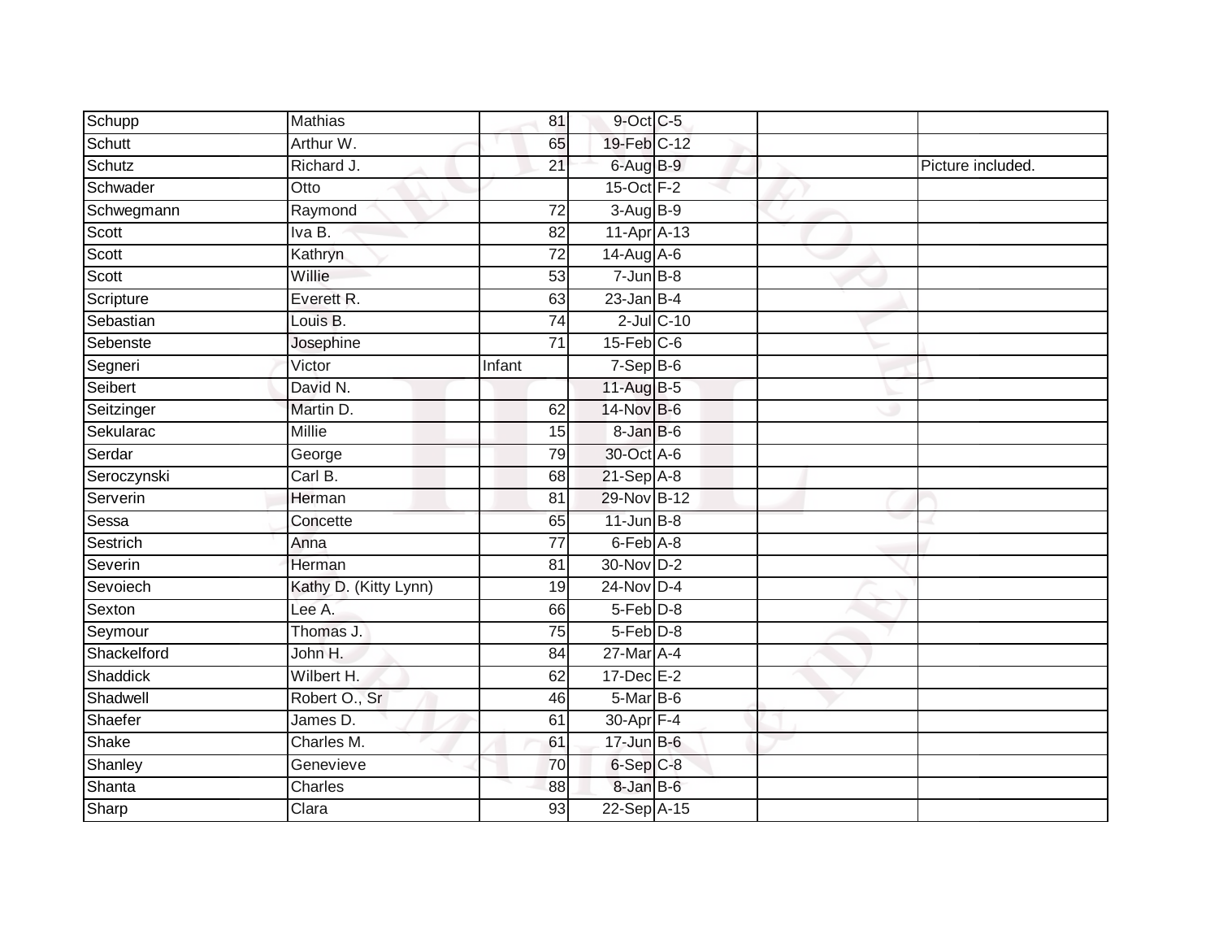| | | | | | | |
|---|---|---|---|---|---|---|
| Schupp | Mathias | 81 | 9-Oct | C-5 | | |
| Schutt | Arthur W. | 65 | 19-Feb | C-12 | | |
| Schutz | Richard J. | 21 | 6-Aug | B-9 | | Picture included. |
| Schwader | Otto | | 15-Oct | F-2 | | |
| Schwegmann | Raymond | 72 | 3-Aug | B-9 | | |
| Scott | Iva B. | 82 | 11-Apr | A-13 | | |
| Scott | Kathryn | 72 | 14-Aug | A-6 | | |
| Scott | Willie | 53 | 7-Jun | B-8 | | |
| Scripture | Everett R. | 63 | 23-Jan | B-4 | | |
| Sebastian | Louis B. | 74 | 2-Jul | C-10 | | |
| Sebenste | Josephine | 71 | 15-Feb | C-6 | | |
| Segneri | Victor | Infant | 7-Sep | B-6 | | |
| Seibert | David N. | | 11-Aug | B-5 | | |
| Seitzinger | Martin D. | 62 | 14-Nov | B-6 | | |
| Sekularac | Millie | 15 | 8-Jan | B-6 | | |
| Serdar | George | 79 | 30-Oct | A-6 | | |
| Seroczynski | Carl B. | 68 | 21-Sep | A-8 | | |
| Serverin | Herman | 81 | 29-Nov | B-12 | | |
| Sessa | Concette | 65 | 11-Jun | B-8 | | |
| Sestrich | Anna | 77 | 6-Feb | A-8 | | |
| Severin | Herman | 81 | 30-Nov | D-2 | | |
| Sevoiech | Kathy D. (Kitty Lynn) | 19 | 24-Nov | D-4 | | |
| Sexton | Lee A. | 66 | 5-Feb | D-8 | | |
| Seymour | Thomas J. | 75 | 5-Feb | D-8 | | |
| Shackelford | John H. | 84 | 27-Mar | A-4 | | |
| Shaddick | Wilbert H. | 62 | 17-Dec | E-2 | | |
| Shadwell | Robert O., Sr | 46 | 5-Mar | B-6 | | |
| Shaefer | James D. | 61 | 30-Apr | F-4 | | |
| Shake | Charles M. | 61 | 17-Jun | B-6 | | |
| Shanley | Genevieve | 70 | 6-Sep | C-8 | | |
| Shanta | Charles | 88 | 8-Jan | B-6 | | |
| Sharp | Clara | 93 | 22-Sep | A-15 | | |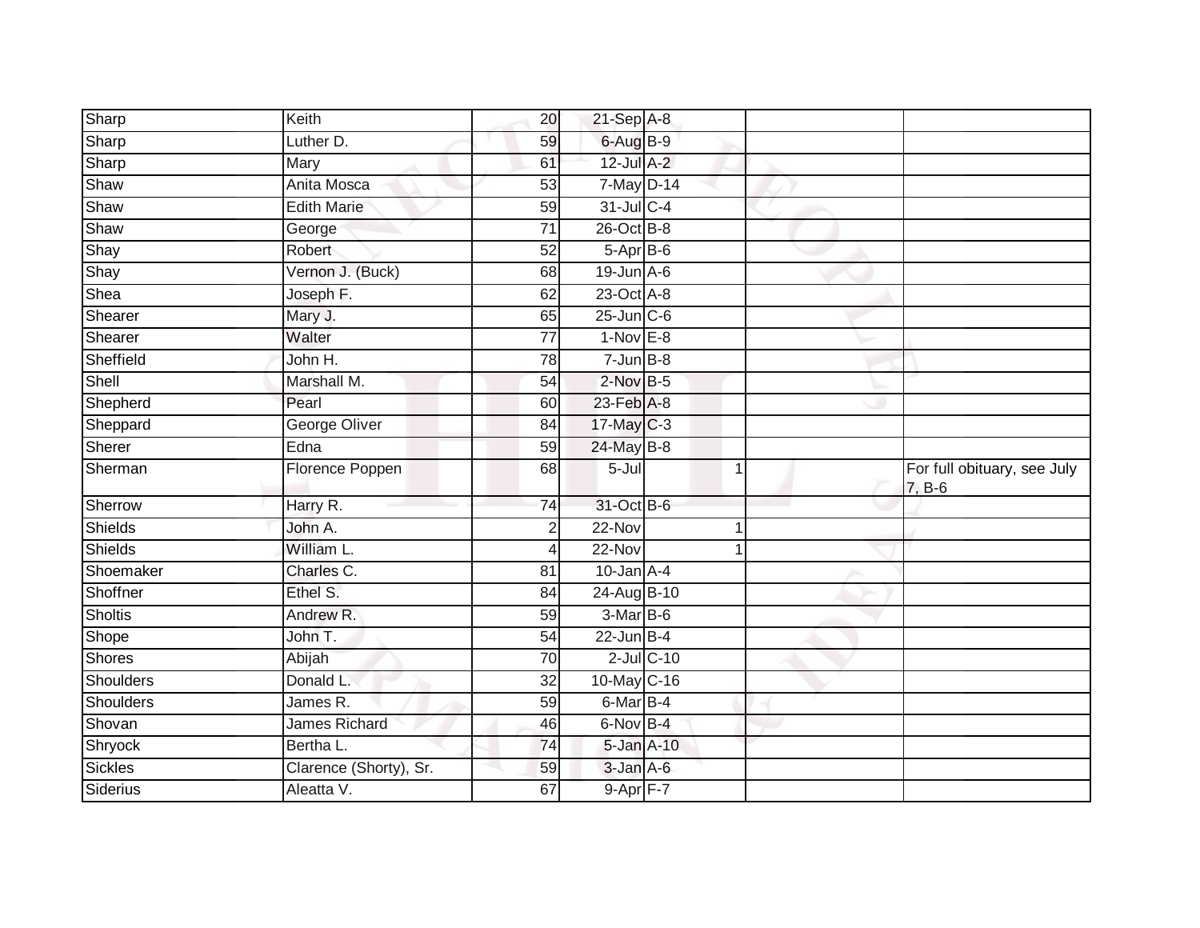| | | | | | | | |
|---|---|---|---|---|---|---|---|
| Sharp | Keith | 20 | 21-Sep | A-8 | | | |
| Sharp | Luther D. | 59 | 6-Aug | B-9 | | | |
| Sharp | Mary | 61 | 12-Jul | A-2 | | | |
| Shaw | Anita Mosca | 53 | 7-May | D-14 | | | |
| Shaw | Edith Marie | 59 | 31-Jul | C-4 | | | |
| Shaw | George | 71 | 26-Oct | B-8 | | | |
| Shay | Robert | 52 | 5-Apr | B-6 | | | |
| Shay | Vernon J. (Buck) | 68 | 19-Jun | A-6 | | | |
| Shea | Joseph F. | 62 | 23-Oct | A-8 | | | |
| Shearer | Mary J. | 65 | 25-Jun | C-6 | | | |
| Shearer | Walter | 77 | 1-Nov | E-8 | | | |
| Sheffield | John H. | 78 | 7-Jun | B-8 | | | |
| Shell | Marshall M. | 54 | 2-Nov | B-5 | | | |
| Shepherd | Pearl | 60 | 23-Feb | A-8 | | | |
| Sheppard | George Oliver | 84 | 17-May | C-3 | | | |
| Sherer | Edna | 59 | 24-May | B-8 | | | |
| Sherman | Florence Poppen | 68 | 5-Jul | | 1 | | For full obituary, see July 7, B-6 |
| Sherrow | Harry R. | 74 | 31-Oct | B-6 | | | |
| Shields | John A. | 2 | 22-Nov | | 1 | | |
| Shields | William L. | 4 | 22-Nov | | 1 | | |
| Shoemaker | Charles C. | 81 | 10-Jan | A-4 | | | |
| Shoffner | Ethel S. | 84 | 24-Aug | B-10 | | | |
| Sholtis | Andrew R. | 59 | 3-Mar | B-6 | | | |
| Shope | John T. | 54 | 22-Jun | B-4 | | | |
| Shores | Abijah | 70 | 2-Jul | C-10 | | | |
| Shoulders | Donald L. | 32 | 10-May | C-16 | | | |
| Shoulders | James R. | 59 | 6-Mar | B-4 | | | |
| Shovan | James Richard | 46 | 6-Nov | B-4 | | | |
| Shryock | Bertha L. | 74 | 5-Jan | A-10 | | | |
| Sickles | Clarence (Shorty), Sr. | 59 | 3-Jan | A-6 | | | |
| Siderius | Aleatta V. | 67 | 9-Apr | F-7 | | | |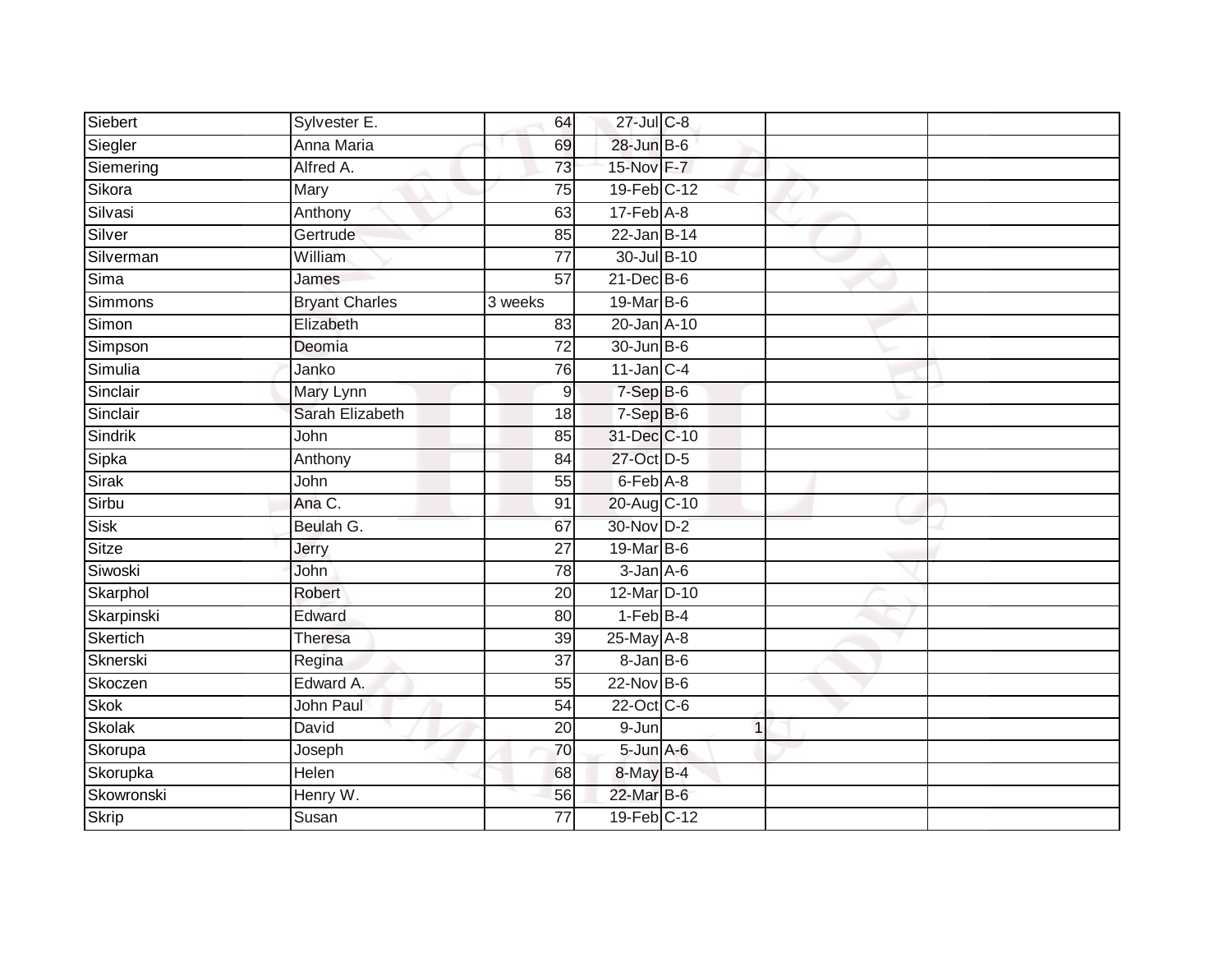| | | | | | | | |
|---|---|---|---|---|---|---|---|
| Siebert | Sylvester E. | 64 | 27-Jul | C-8 | | | |
| Siegler | Anna Maria | 69 | 28-Jun | B-6 | | | |
| Siemering | Alfred A. | 73 | 15-Nov | F-7 | | | |
| Sikora | Mary | 75 | 19-Feb | C-12 | | | |
| Silvasi | Anthony | 63 | 17-Feb | A-8 | | | |
| Silver | Gertrude | 85 | 22-Jan | B-14 | | | |
| Silverman | William | 77 | 30-Jul | B-10 | | | |
| Sima | James | 57 | 21-Dec | B-6 | | | |
| Simmons | Bryant Charles | 3 weeks | 19-Mar | B-6 | | | |
| Simon | Elizabeth | 83 | 20-Jan | A-10 | | | |
| Simpson | Deomia | 72 | 30-Jun | B-6 | | | |
| Simulia | Janko | 76 | 11-Jan | C-4 | | | |
| Sinclair | Mary Lynn | 9 | 7-Sep | B-6 | | | |
| Sinclair | Sarah Elizabeth | 18 | 7-Sep | B-6 | | | |
| Sindrik | John | 85 | 31-Dec | C-10 | | | |
| Sipka | Anthony | 84 | 27-Oct | D-5 | | | |
| Sirak | John | 55 | 6-Feb | A-8 | | | |
| Sirbu | Ana C. | 91 | 20-Aug | C-10 | | | |
| Sisk | Beulah G. | 67 | 30-Nov | D-2 | | | |
| Sitze | Jerry | 27 | 19-Mar | B-6 | | | |
| Siwoski | John | 78 | 3-Jan | A-6 | | | |
| Skarphol | Robert | 20 | 12-Mar | D-10 | | | |
| Skarpinski | Edward | 80 | 1-Feb | B-4 | | | |
| Skertich | Theresa | 39 | 25-May | A-8 | | | |
| Sknerski | Regina | 37 | 8-Jan | B-6 | | | |
| Skoczen | Edward A. | 55 | 22-Nov | B-6 | | | |
| Skok | John Paul | 54 | 22-Oct | C-6 | | | |
| Skolak | David | 20 | 9-Jun | | 1 | | |
| Skorupa | Joseph | 70 | 5-Jun | A-6 | | | |
| Skorupka | Helen | 68 | 8-May | B-4 | | | |
| Skowronski | Henry W. | 56 | 22-Mar | B-6 | | | |
| Skrip | Susan | 77 | 19-Feb | C-12 | | | |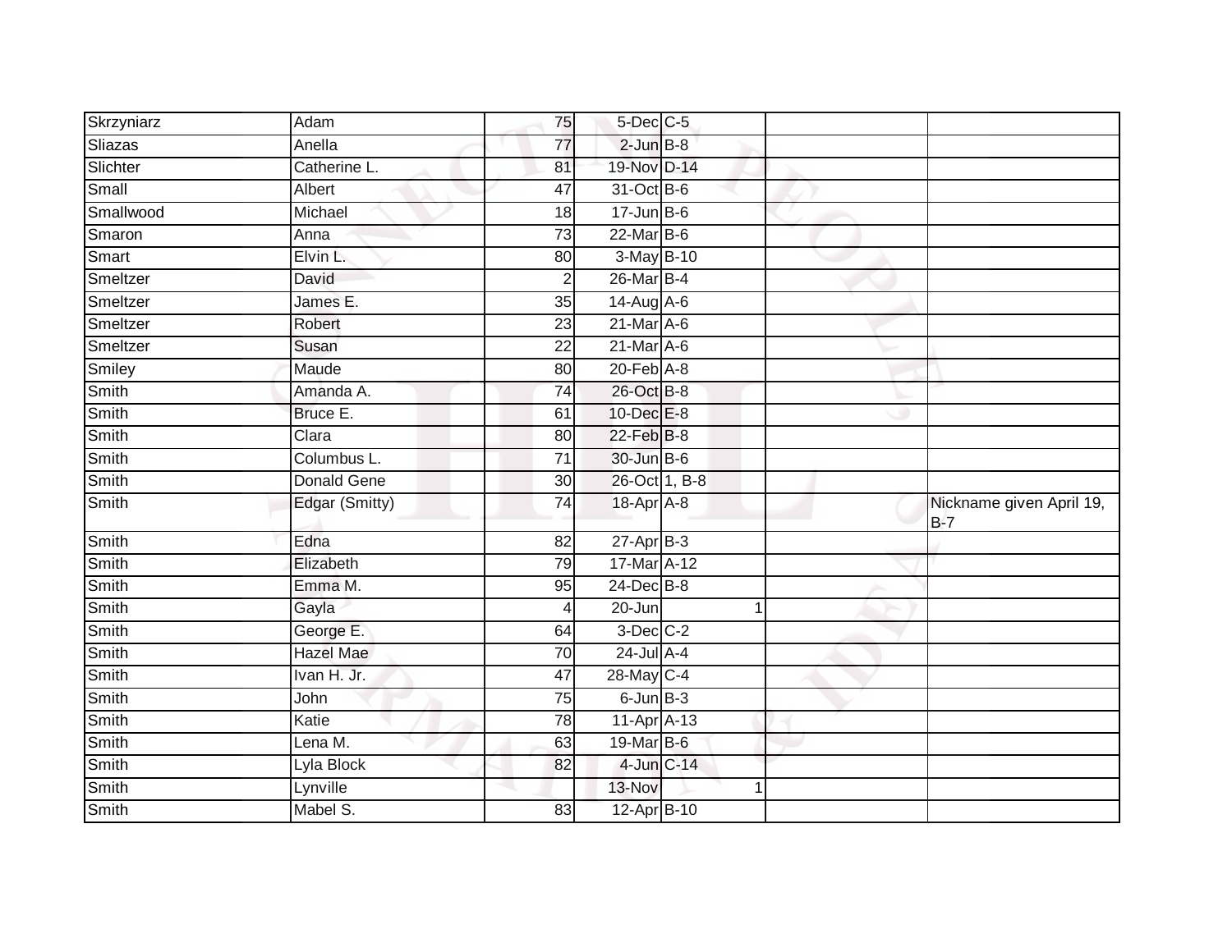| | | | | | | |
|---|---|---|---|---|---|---|
| Skrzyniarz | Adam | 75 | 5-Dec | C-5 | | |
| Sliazas | Anella | 77 | 2-Jun | B-8 | | |
| Slichter | Catherine L. | 81 | 19-Nov | D-14 | | |
| Small | Albert | 47 | 31-Oct | B-6 | | |
| Smallwood | Michael | 18 | 17-Jun | B-6 | | |
| Smaron | Anna | 73 | 22-Mar | B-6 | | |
| Smart | Elvin L. | 80 | 3-May | B-10 | | |
| Smeltzer | David | 2 | 26-Mar | B-4 | | |
| Smeltzer | James E. | 35 | 14-Aug | A-6 | | |
| Smeltzer | Robert | 23 | 21-Mar | A-6 | | |
| Smeltzer | Susan | 22 | 21-Mar | A-6 | | |
| Smiley | Maude | 80 | 20-Feb | A-8 | | |
| Smith | Amanda A. | 74 | 26-Oct | B-8 | | |
| Smith | Bruce E. | 61 | 10-Dec | E-8 | | |
| Smith | Clara | 80 | 22-Feb | B-8 | | |
| Smith | Columbus L. | 71 | 30-Jun | B-6 | | |
| Smith | Donald Gene | 30 | 26-Oct | 1, B-8 | | |
| Smith | Edgar (Smitty) | 74 | 18-Apr | A-8 | | Nickname given April 19, B-7 |
| Smith | Edna | 82 | 27-Apr | B-3 | | |
| Smith | Elizabeth | 79 | 17-Mar | A-12 | | |
| Smith | Emma M. | 95 | 24-Dec | B-8 | | |
| Smith | Gayla | 4 | 20-Jun | 1 | | |
| Smith | George E. | 64 | 3-Dec | C-2 | | |
| Smith | Hazel Mae | 70 | 24-Jul | A-4 | | |
| Smith | Ivan H. Jr. | 47 | 28-May | C-4 | | |
| Smith | John | 75 | 6-Jun | B-3 | | |
| Smith | Katie | 78 | 11-Apr | A-13 | | |
| Smith | Lena M. | 63 | 19-Mar | B-6 | | |
| Smith | Lyla Block | 82 | 4-Jun | C-14 | | |
| Smith | Lynville | | 13-Nov | 1 | | |
| Smith | Mabel S. | 83 | 12-Apr | B-10 | | |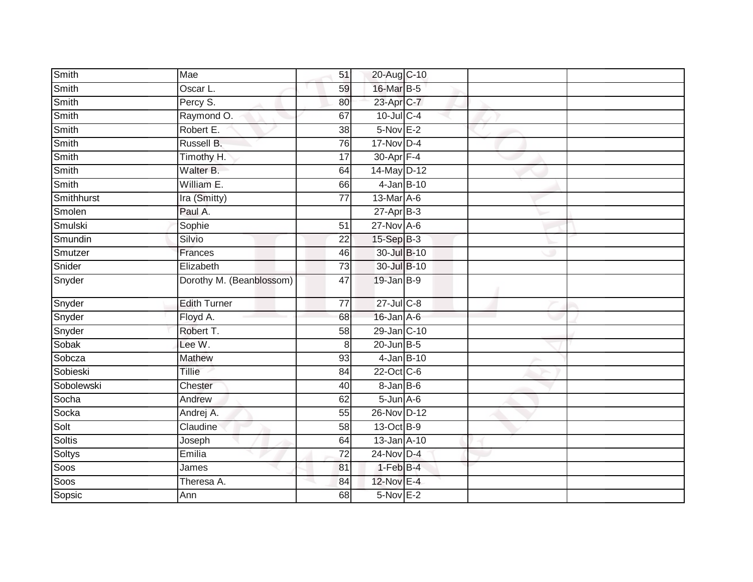| | | | | | | |
|---|---|---|---|---|---|---|
| Smith | Mae | 51 | 20-Aug | C-10 | | |
| Smith | Oscar L. | 59 | 16-Mar | B-5 | | |
| Smith | Percy S. | 80 | 23-Apr | C-7 | | |
| Smith | Raymond O. | 67 | 10-Jul | C-4 | | |
| Smith | Robert E. | 38 | 5-Nov | E-2 | | |
| Smith | Russell B. | 76 | 17-Nov | D-4 | | |
| Smith | Timothy H. | 17 | 30-Apr | F-4 | | |
| Smith | Walter B. | 64 | 14-May | D-12 | | |
| Smith | William E. | 66 | 4-Jan | B-10 | | |
| Smithhurst | Ira (Smitty) | 77 | 13-Mar | A-6 | | |
| Smolen | Paul A. | | 27-Apr | B-3 | | |
| Smulski | Sophie | 51 | 27-Nov | A-6 | | |
| Smundin | Silvio | 22 | 15-Sep | B-3 | | |
| Smutzer | Frances | 46 | 30-Jul | B-10 | | |
| Snider | Elizabeth | 73 | 30-Jul | B-10 | | |
| Snyder | Dorothy M. (Beanblossom) | 47 | 19-Jan | B-9 | | |
| Snyder | Edith Turner | 77 | 27-Jul | C-8 | | |
| Snyder | Floyd A. | 68 | 16-Jan | A-6 | | |
| Snyder | Robert T. | 58 | 29-Jan | C-10 | | |
| Sobak | Lee W. | 8 | 20-Jun | B-5 | | |
| Sobcza | Mathew | 93 | 4-Jan | B-10 | | |
| Sobieski | Tillie | 84 | 22-Oct | C-6 | | |
| Sobolewski | Chester | 40 | 8-Jan | B-6 | | |
| Socha | Andrew | 62 | 5-Jun | A-6 | | |
| Socka | Andrej A. | 55 | 26-Nov | D-12 | | |
| Solt | Claudine | 58 | 13-Oct | B-9 | | |
| Soltis | Joseph | 64 | 13-Jan | A-10 | | |
| Soltys | Emilia | 72 | 24-Nov | D-4 | | |
| Soos | James | 81 | 1-Feb | B-4 | | |
| Soos | Theresa A. | 84 | 12-Nov | E-4 | | |
| Sopsic | Ann | 68 | 5-Nov | E-2 | | |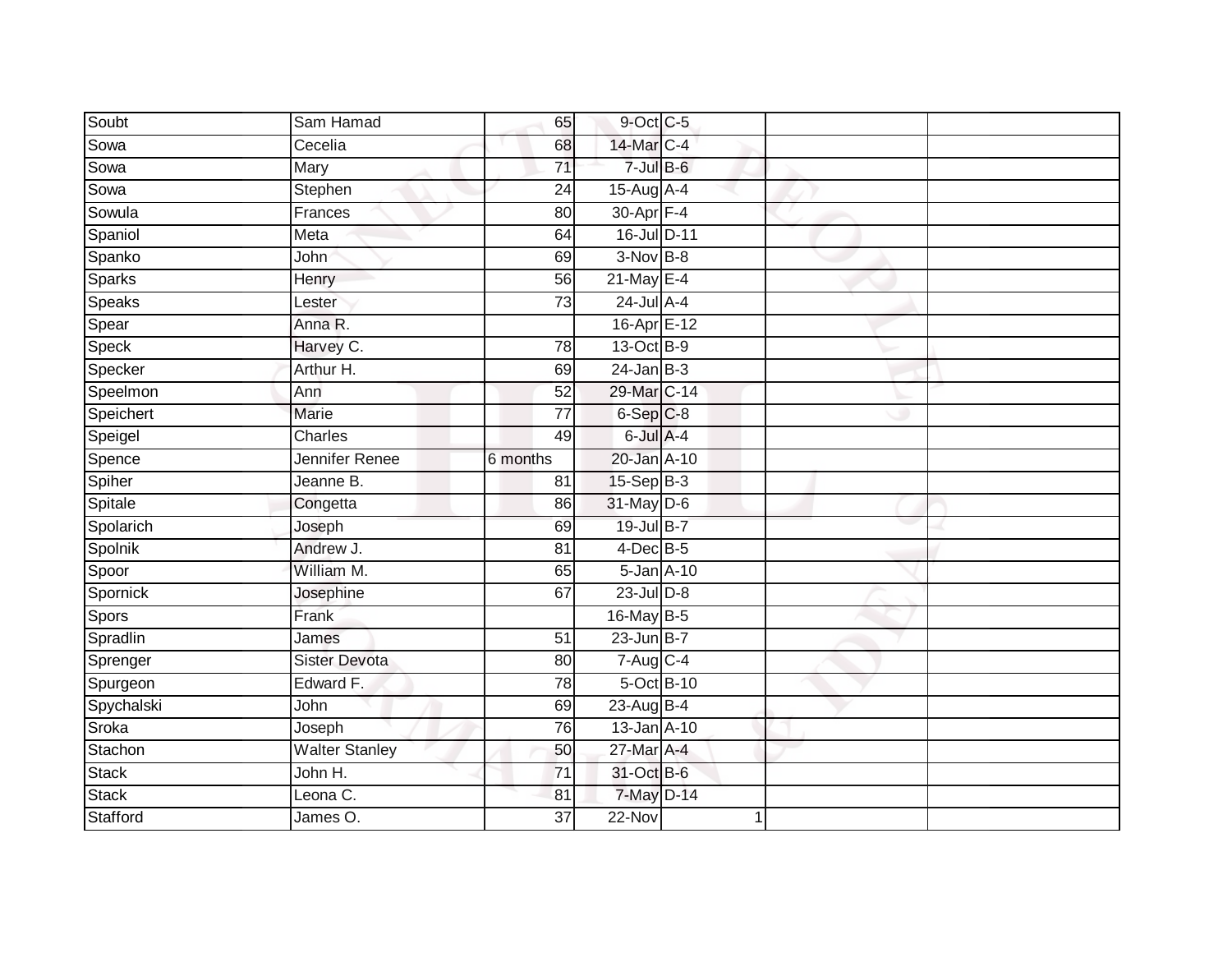| | | | | | | |
|---|---|---|---|---|---|---|
| Soubt | Sam Hamad | 65 | 9-Oct | C-5 | | |
| Sowa | Cecelia | 68 | 14-Mar | C-4 | | |
| Sowa | Mary | 71 | 7-Jul | B-6 | | |
| Sowa | Stephen | 24 | 15-Aug | A-4 | | |
| Sowula | Frances | 80 | 30-Apr | F-4 | | |
| Spaniol | Meta | 64 | 16-Jul | D-11 | | |
| Spanko | John | 69 | 3-Nov | B-8 | | |
| Sparks | Henry | 56 | 21-May | E-4 | | |
| Speaks | Lester | 73 | 24-Jul | A-4 | | |
| Spear | Anna R. | | 16-Apr | E-12 | | |
| Speck | Harvey C. | 78 | 13-Oct | B-9 | | |
| Specker | Arthur H. | 69 | 24-Jan | B-3 | | |
| Speelmon | Ann | 52 | 29-Mar | C-14 | | |
| Speichert | Marie | 77 | 6-Sep | C-8 | | |
| Speigel | Charles | 49 | 6-Jul | A-4 | | |
| Spence | Jennifer Renee | 6 months | 20-Jan | A-10 | | |
| Spiher | Jeanne B. | 81 | 15-Sep | B-3 | | |
| Spitale | Congetta | 86 | 31-May | D-6 | | |
| Spolarich | Joseph | 69 | 19-Jul | B-7 | | |
| Spolnik | Andrew J. | 81 | 4-Dec | B-5 | | |
| Spoor | William M. | 65 | 5-Jan | A-10 | | |
| Spornick | Josephine | 67 | 23-Jul | D-8 | | |
| Spors | Frank | | 16-May | B-5 | | |
| Spradlin | James | 51 | 23-Jun | B-7 | | |
| Sprenger | Sister Devota | 80 | 7-Aug | C-4 | | |
| Spurgeon | Edward F. | 78 | 5-Oct | B-10 | | |
| Spychalski | John | 69 | 23-Aug | B-4 | | |
| Sroka | Joseph | 76 | 13-Jan | A-10 | | |
| Stachon | Walter Stanley | 50 | 27-Mar | A-4 | | |
| Stack | John H. | 71 | 31-Oct | B-6 | | |
| Stack | Leona C. | 81 | 7-May | D-14 | | |
| Stafford | James O. | 37 | 22-Nov | 1 | | |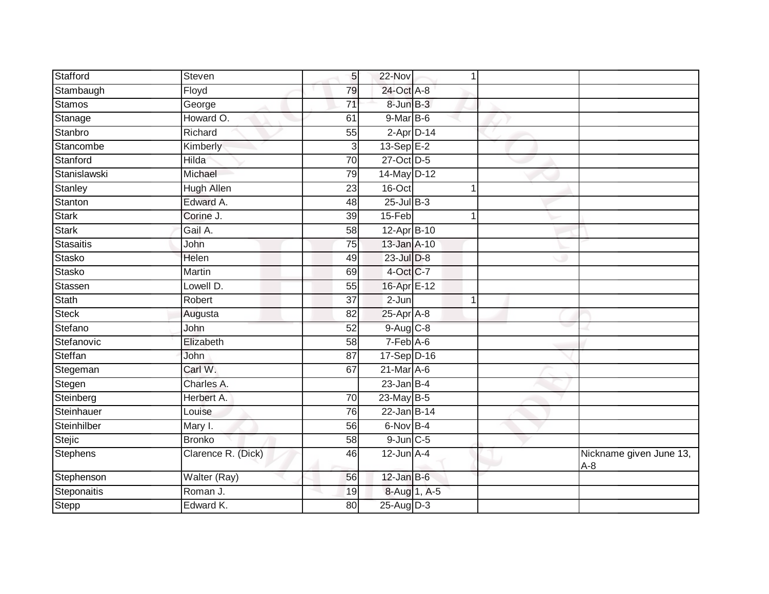| | | | | | | |
|---|---|---|---|---|---|---|
| Stafford | Steven | 5 | 22-Nov | 1 | | |
| Stambaugh | Floyd | 79 | 24-Oct | A-8 | | |
| Stamos | George | 71 | 8-Jun | B-3 | | |
| Stanage | Howard O. | 61 | 9-Mar | B-6 | | |
| Stanbro | Richard | 55 | 2-Apr | D-14 | | |
| Stancombe | Kimberly | 3 | 13-Sep | E-2 | | |
| Stanford | Hilda | 70 | 27-Oct | D-5 | | |
| Stanislawski | Michael | 79 | 14-May | D-12 | | |
| Stanley | Hugh Allen | 23 | 16-Oct | 1 | | |
| Stanton | Edward A. | 48 | 25-Jul | B-3 | | |
| Stark | Corine J. | 39 | 15-Feb | 1 | | |
| Stark | Gail A. | 58 | 12-Apr | B-10 | | |
| Stasaitis | John | 75 | 13-Jan | A-10 | | |
| Stasko | Helen | 49 | 23-Jul | D-8 | | |
| Stasko | Martin | 69 | 4-Oct | C-7 | | |
| Stassen | Lowell D. | 55 | 16-Apr | E-12 | | |
| Stath | Robert | 37 | 2-Jun | 1 | | |
| Steck | Augusta | 82 | 25-Apr | A-8 | | |
| Stefano | John | 52 | 9-Aug | C-8 | | |
| Stefanovic | Elizabeth | 58 | 7-Feb | A-6 | | |
| Steffan | John | 87 | 17-Sep | D-16 | | |
| Stegeman | Carl W. | 67 | 21-Mar | A-6 | | |
| Stegen | Charles A. | | 23-Jan | B-4 | | |
| Steinberg | Herbert A. | 70 | 23-May | B-5 | | |
| Steinhauer | Louise | 76 | 22-Jan | B-14 | | |
| Steinhilber | Mary I. | 56 | 6-Nov | B-4 | | |
| Stejic | Bronko | 58 | 9-Jun | C-5 | | |
| Stephens | Clarence R. (Dick) | 46 | 12-Jun | A-4 | | Nickname given June 13, A-8 |
| Stephenson | Walter (Ray) | 56 | 12-Jan | B-6 | | |
| Steponaitis | Roman J. | 19 | 8-Aug | 1, A-5 | | |
| Stepp | Edward K. | 80 | 25-Aug | D-3 | | |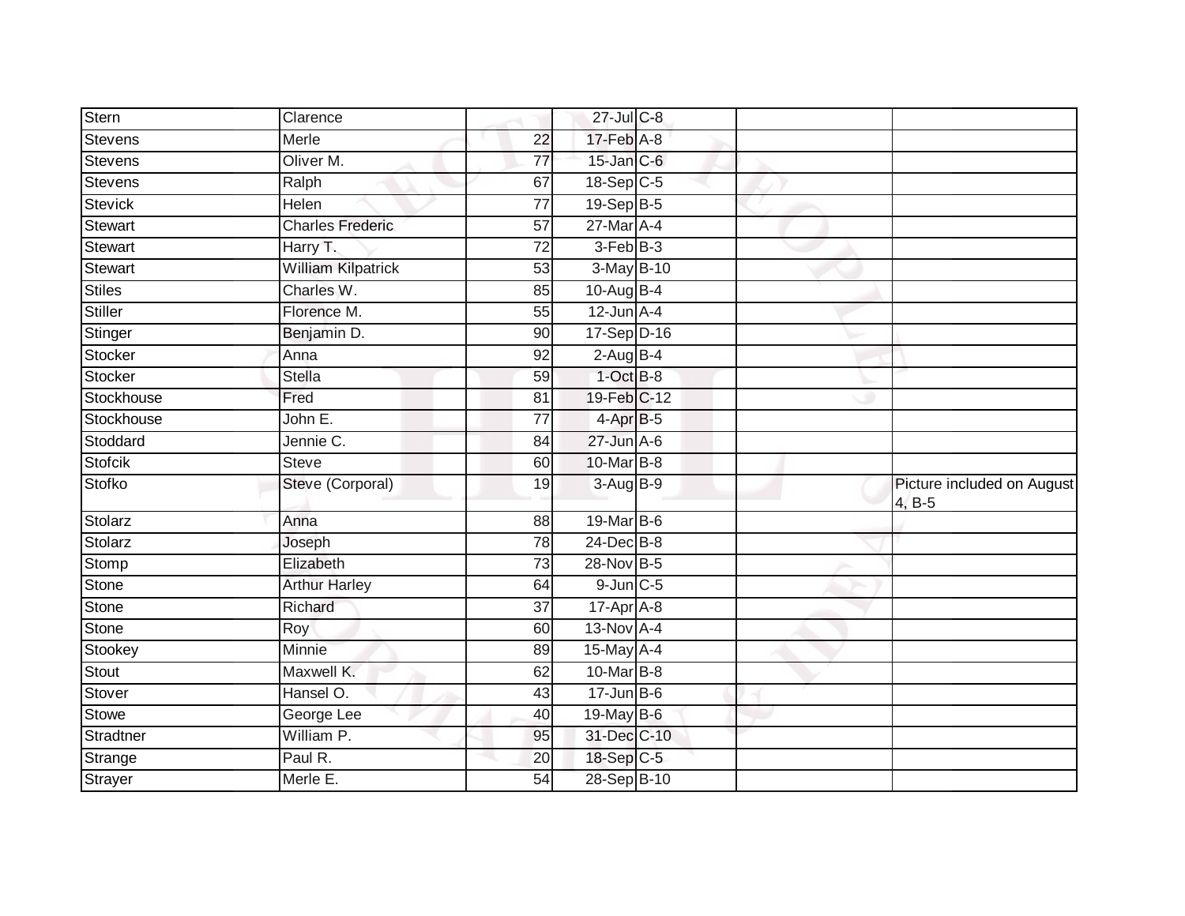| | | | | | | |
|---|---|---|---|---|---|---|
| Stern | Clarence | | 27-Jul | C-8 | | |
| Stevens | Merle | 22 | 17-Feb | A-8 | | |
| Stevens | Oliver M. | 77 | 15-Jan | C-6 | | |
| Stevens | Ralph | 67 | 18-Sep | C-5 | | |
| Stevick | Helen | 77 | 19-Sep | B-5 | | |
| Stewart | Charles Frederic | 57 | 27-Mar | A-4 | | |
| Stewart | Harry T. | 72 | 3-Feb | B-3 | | |
| Stewart | William Kilpatrick | 53 | 3-May | B-10 | | |
| Stiles | Charles W. | 85 | 10-Aug | B-4 | | |
| Stiller | Florence M. | 55 | 12-Jun | A-4 | | |
| Stinger | Benjamin D. | 90 | 17-Sep | D-16 | | |
| Stocker | Anna | 92 | 2-Aug | B-4 | | |
| Stocker | Stella | 59 | 1-Oct | B-8 | | |
| Stockhouse | Fred | 81 | 19-Feb | C-12 | | |
| Stockhouse | John E. | 77 | 4-Apr | B-5 | | |
| Stoddard | Jennie C. | 84 | 27-Jun | A-6 | | |
| Stofcik | Steve | 60 | 10-Mar | B-8 | | |
| Stofko | Steve (Corporal) | 19 | 3-Aug | B-9 | | Picture included on August 4, B-5 |
| Stolarz | Anna | 88 | 19-Mar | B-6 | | |
| Stolarz | Joseph | 78 | 24-Dec | B-8 | | |
| Stomp | Elizabeth | 73 | 28-Nov | B-5 | | |
| Stone | Arthur Harley | 64 | 9-Jun | C-5 | | |
| Stone | Richard | 37 | 17-Apr | A-8 | | |
| Stone | Roy | 60 | 13-Nov | A-4 | | |
| Stookey | Minnie | 89 | 15-May | A-4 | | |
| Stout | Maxwell K. | 62 | 10-Mar | B-8 | | |
| Stover | Hansel O. | 43 | 17-Jun | B-6 | | |
| Stowe | George Lee | 40 | 19-May | B-6 | | |
| Stradtner | William P. | 95 | 31-Dec | C-10 | | |
| Strange | Paul R. | 20 | 18-Sep | C-5 | | |
| Strayer | Merle E. | 54 | 28-Sep | B-10 | | |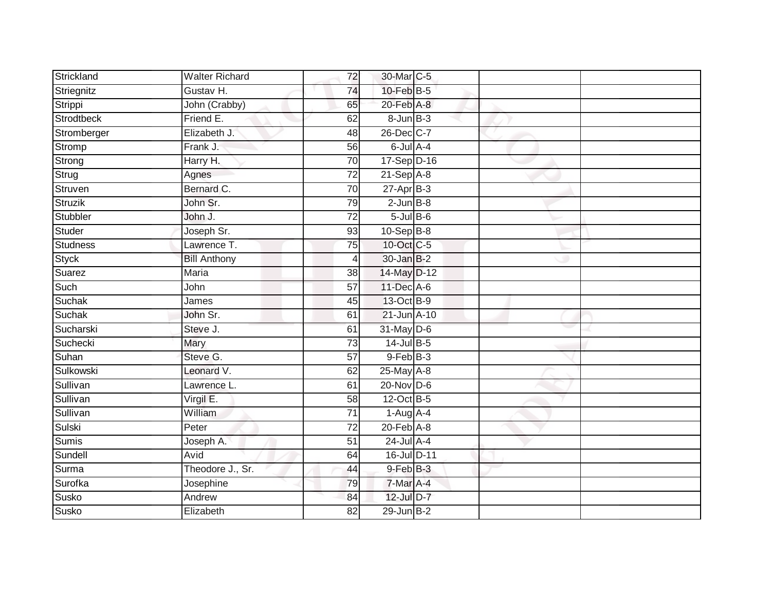| | | | | | | |
|---|---|---|---|---|---|---|
| Strickland | Walter Richard | 72 | 30-Mar | C-5 | | |
| Striegnitz | Gustav H. | 74 | 10-Feb | B-5 | | |
| Strippi | John (Crabby) | 65 | 20-Feb | A-8 | | |
| Strodtbeck | Friend E. | 62 | 8-Jun | B-3 | | |
| Stromberger | Elizabeth J. | 48 | 26-Dec | C-7 | | |
| Stromp | Frank J. | 56 | 6-Jul | A-4 | | |
| Strong | Harry H. | 70 | 17-Sep | D-16 | | |
| Strug | Agnes | 72 | 21-Sep | A-8 | | |
| Struven | Bernard C. | 70 | 27-Apr | B-3 | | |
| Struzik | John Sr. | 79 | 2-Jun | B-8 | | |
| Stubbler | John J. | 72 | 5-Jul | B-6 | | |
| Studer | Joseph Sr. | 93 | 10-Sep | B-8 | | |
| Studness | Lawrence T. | 75 | 10-Oct | C-5 | | |
| Styck | Bill Anthony | 4 | 30-Jan | B-2 | | |
| Suarez | Maria | 38 | 14-May | D-12 | | |
| Such | John | 57 | 11-Dec | A-6 | | |
| Suchak | James | 45 | 13-Oct | B-9 | | |
| Suchak | John Sr. | 61 | 21-Jun | A-10 | | |
| Sucharski | Steve J. | 61 | 31-May | D-6 | | |
| Suchecki | Mary | 73 | 14-Jul | B-5 | | |
| Suhan | Steve G. | 57 | 9-Feb | B-3 | | |
| Sulkowski | Leonard V. | 62 | 25-May | A-8 | | |
| Sullivan | Lawrence L. | 61 | 20-Nov | D-6 | | |
| Sullivan | Virgil E. | 58 | 12-Oct | B-5 | | |
| Sullivan | William | 71 | 1-Aug | A-4 | | |
| Sulski | Peter | 72 | 20-Feb | A-8 | | |
| Sumis | Joseph A. | 51 | 24-Jul | A-4 | | |
| Sundell | Avid | 64 | 16-Jul | D-11 | | |
| Surma | Theodore J., Sr. | 44 | 9-Feb | B-3 | | |
| Surofka | Josephine | 79 | 7-Mar | A-4 | | |
| Susko | Andrew | 84 | 12-Jul | D-7 | | |
| Susko | Elizabeth | 82 | 29-Jun | B-2 | | |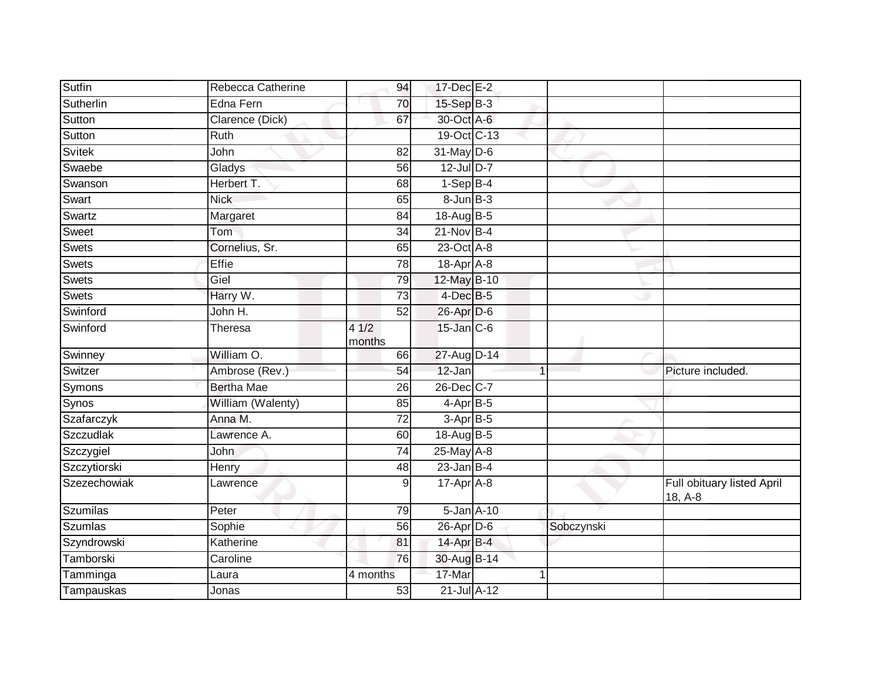| | | | | | | | |
|---|---|---|---|---|---|---|---|
| Sutfin | Rebecca Catherine | 94 | 17-Dec | E-2 | | | |
| Sutherlin | Edna Fern | 70 | 15-Sep | B-3 | | | |
| Sutton | Clarence (Dick) | 67 | 30-Oct | A-6 | | | |
| Sutton | Ruth | | 19-Oct | C-13 | | | |
| Svitek | John | 82 | 31-May | D-6 | | | |
| Swaebe | Gladys | 56 | 12-Jul | D-7 | | | |
| Swanson | Herbert T. | 68 | 1-Sep | B-4 | | | |
| Swart | Nick | 65 | 8-Jun | B-3 | | | |
| Swartz | Margaret | 84 | 18-Aug | B-5 | | | |
| Sweet | Tom | 34 | 21-Nov | B-4 | | | |
| Swets | Cornelius, Sr. | 65 | 23-Oct | A-8 | | | |
| Swets | Effie | 78 | 18-Apr | A-8 | | | |
| Swets | Giel | 79 | 12-May | B-10 | | | |
| Swets | Harry W. | 73 | 4-Dec | B-5 | | | |
| Swinford | John H. | 52 | 26-Apr | D-6 | | | |
| Swinford | Theresa | 4 1/2 months | 15-Jan | C-6 | | | |
| Swinney | William O. | 66 | 27-Aug | D-14 | | | |
| Switzer | Ambrose (Rev.) | 54 | 12-Jan | | 1 | | Picture included. |
| Symons | Bertha Mae | 26 | 26-Dec | C-7 | | | |
| Synos | William (Walenty) | 85 | 4-Apr | B-5 | | | |
| Szafarczyk | Anna M. | 72 | 3-Apr | B-5 | | | |
| Szczudlak | Lawrence A. | 60 | 18-Aug | B-5 | | | |
| Szczygiel | John | 74 | 25-May | A-8 | | | |
| Szczytiorski | Henry | 48 | 23-Jan | B-4 | | | |
| Szezechowiak | Lawrence | 9 | 17-Apr | A-8 | | | Full obituary listed April 18, A-8 |
| Szumilas | Peter | 79 | 5-Jan | A-10 | | | |
| Szumlas | Sophie | 56 | 26-Apr | D-6 | | Sobczynski | |
| Szyndrowski | Katherine | 81 | 14-Apr | B-4 | | | |
| Tamborski | Caroline | 76 | 30-Aug | B-14 | | | |
| Tamminga | Laura | 4 months | 17-Mar | | 1 | | |
| Tampauskas | Jonas | 53 | 21-Jul | A-12 | | | |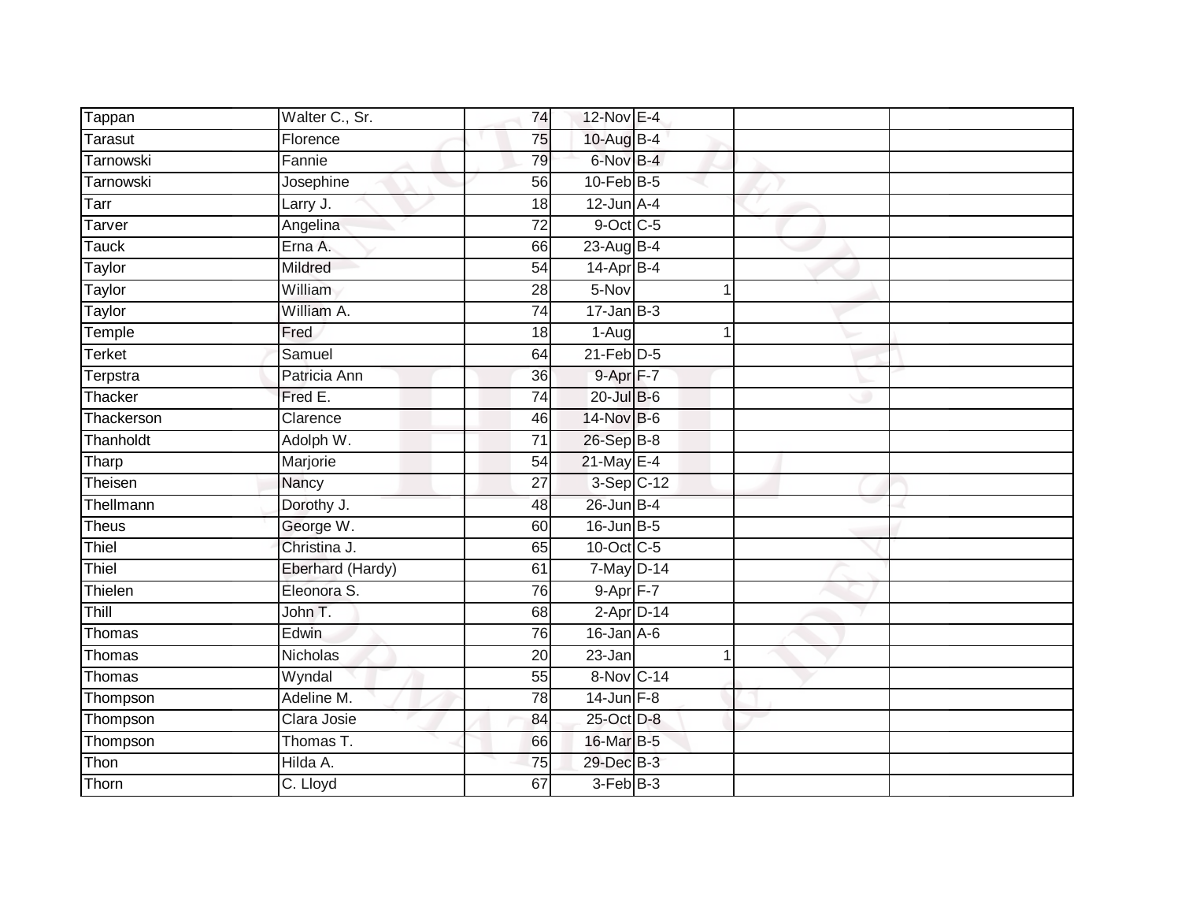| | | | | | | | |
|---|---|---|---|---|---|---|---|
| Tappan | Walter C., Sr. | 74 | 12-Nov | E-4 | | | |
| Tarasut | Florence | 75 | 10-Aug | B-4 | | | |
| Tarnowski | Fannie | 79 | 6-Nov | B-4 | | | |
| Tarnowski | Josephine | 56 | 10-Feb | B-5 | | | |
| Tarr | Larry J. | 18 | 12-Jun | A-4 | | | |
| Tarver | Angelina | 72 | 9-Oct | C-5 | | | |
| Tauck | Erna A. | 66 | 23-Aug | B-4 | | | |
| Taylor | Mildred | 54 | 14-Apr | B-4 | | | |
| Taylor | William | 28 | 5-Nov | | 1 | | |
| Taylor | William A. | 74 | 17-Jan | B-3 | | | |
| Temple | Fred | 18 | 1-Aug | | 1 | | |
| Terket | Samuel | 64 | 21-Feb | D-5 | | | |
| Terpstra | Patricia Ann | 36 | 9-Apr | F-7 | | | |
| Thacker | Fred E. | 74 | 20-Jul | B-6 | | | |
| Thackerson | Clarence | 46 | 14-Nov | B-6 | | | |
| Thanholdt | Adolph W. | 71 | 26-Sep | B-8 | | | |
| Tharp | Marjorie | 54 | 21-May | E-4 | | | |
| Theisen | Nancy | 27 | 3-Sep | C-12 | | | |
| Thellmann | Dorothy J. | 48 | 26-Jun | B-4 | | | |
| Theus | George W. | 60 | 16-Jun | B-5 | | | |
| Thiel | Christina J. | 65 | 10-Oct | C-5 | | | |
| Thiel | Eberhard (Hardy) | 61 | 7-May | D-14 | | | |
| Thielen | Eleonora S. | 76 | 9-Apr | F-7 | | | |
| Thill | John T. | 68 | 2-Apr | D-14 | | | |
| Thomas | Edwin | 76 | 16-Jan | A-6 | | | |
| Thomas | Nicholas | 20 | 23-Jan | | 1 | | |
| Thomas | Wyndal | 55 | 8-Nov | C-14 | | | |
| Thompson | Adeline M. | 78 | 14-Jun | F-8 | | | |
| Thompson | Clara Josie | 84 | 25-Oct | D-8 | | | |
| Thompson | Thomas T. | 66 | 16-Mar | B-5 | | | |
| Thon | Hilda A. | 75 | 29-Dec | B-3 | | | |
| Thorn | C. Lloyd | 67 | 3-Feb | B-3 | | | |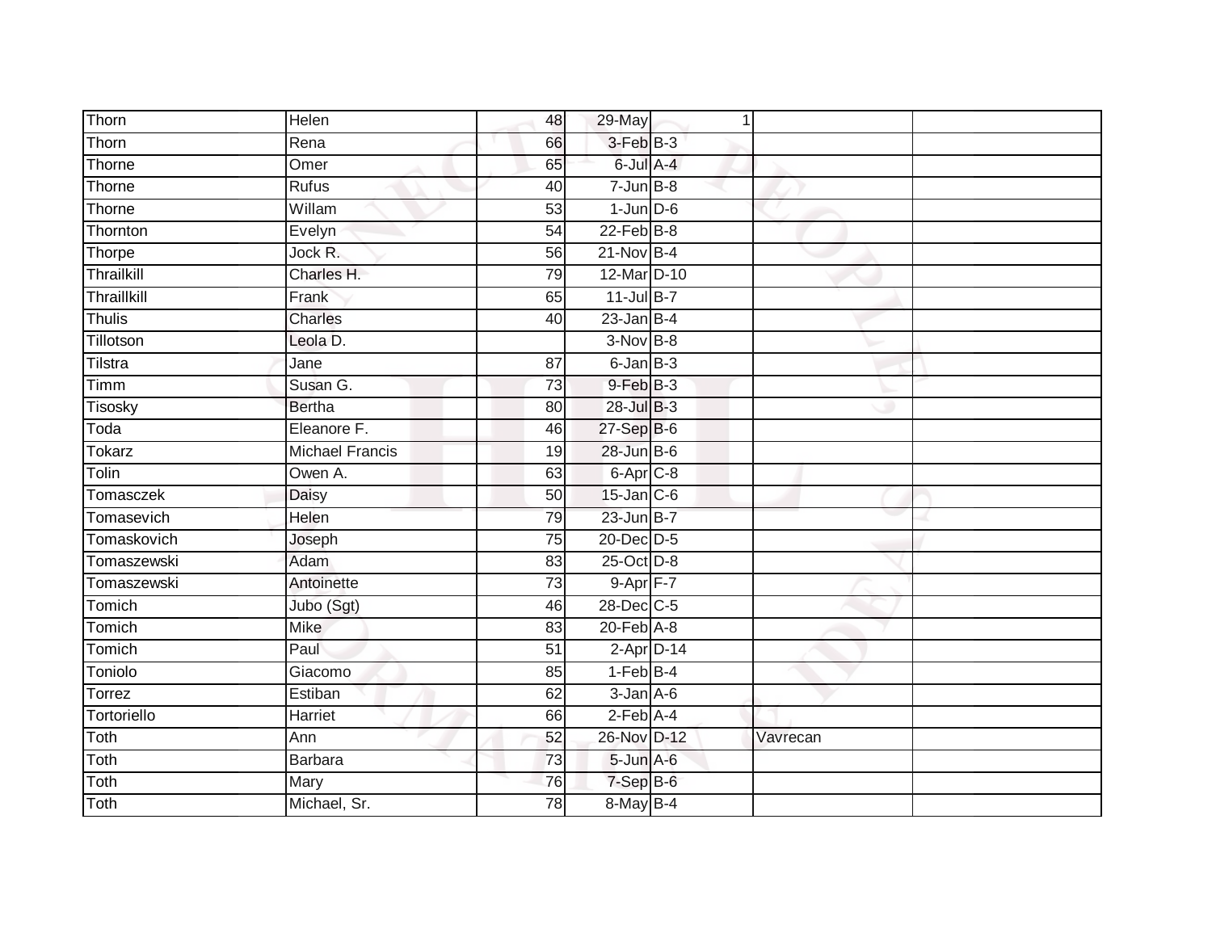| | | | | | | |
|---|---|---|---|---|---|---|
| Thorn | Helen | 48 | 29-May | 1 | | |
| Thorn | Rena | 66 | 3-Feb | B-3 | | |
| Thorne | Omer | 65 | 6-Jul | A-4 | | |
| Thorne | Rufus | 40 | 7-Jun | B-8 | | |
| Thorne | Willam | 53 | 1-Jun | D-6 | | |
| Thornton | Evelyn | 54 | 22-Feb | B-8 | | |
| Thorpe | Jock R. | 56 | 21-Nov | B-4 | | |
| Thrailkill | Charles H. | 79 | 12-Mar | D-10 | | |
| Thraillkill | Frank | 65 | 11-Jul | B-7 | | |
| Thulis | Charles | 40 | 23-Jan | B-4 | | |
| Tillotson | Leola D. | | 3-Nov | B-8 | | |
| Tilstra | Jane | 87 | 6-Jan | B-3 | | |
| Timm | Susan G. | 73 | 9-Feb | B-3 | | |
| Tisosky | Bertha | 80 | 28-Jul | B-3 | | |
| Toda | Eleanore F. | 46 | 27-Sep | B-6 | | |
| Tokarz | Michael Francis | 19 | 28-Jun | B-6 | | |
| Tolin | Owen A. | 63 | 6-Apr | C-8 | | |
| Tomasczek | Daisy | 50 | 15-Jan | C-6 | | |
| Tomasevich | Helen | 79 | 23-Jun | B-7 | | |
| Tomaskovich | Joseph | 75 | 20-Dec | D-5 | | |
| Tomaszewski | Adam | 83 | 25-Oct | D-8 | | |
| Tomaszewski | Antoinette | 73 | 9-Apr | F-7 | | |
| Tomich | Jubo (Sgt) | 46 | 28-Dec | C-5 | | |
| Tomich | Mike | 83 | 20-Feb | A-8 | | |
| Tomich | Paul | 51 | 2-Apr | D-14 | | |
| Toniolo | Giacomo | 85 | 1-Feb | B-4 | | |
| Torrez | Estiban | 62 | 3-Jan | A-6 | | |
| Tortoriello | Harriet | 66 | 2-Feb | A-4 | | |
| Toth | Ann | 52 | 26-Nov | D-12 | Vavrecan | |
| Toth | Barbara | 73 | 5-Jun | A-6 | | |
| Toth | Mary | 76 | 7-Sep | B-6 | | |
| Toth | Michael, Sr. | 78 | 8-May | B-4 | | |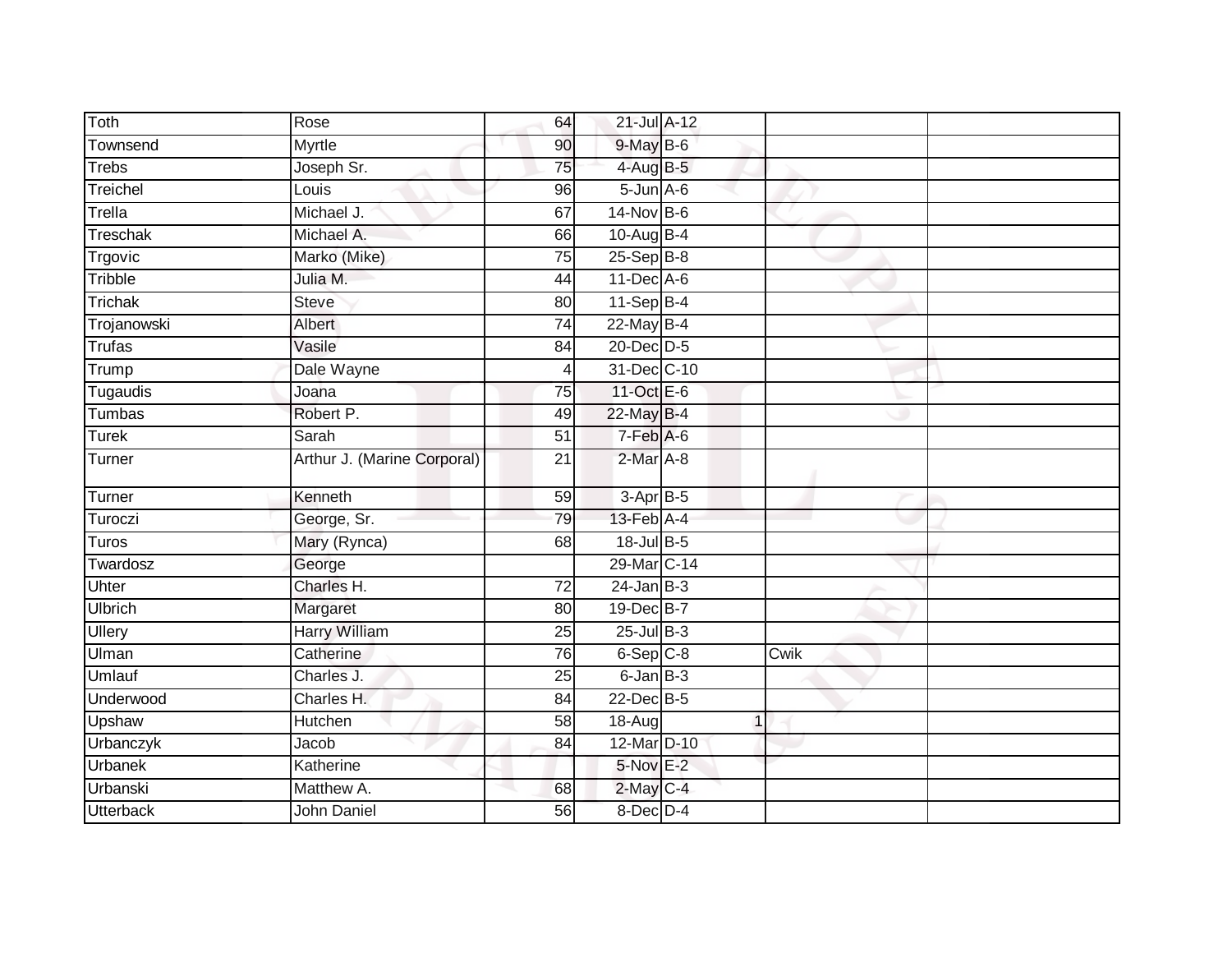| | | | | | | | |
|---|---|---|---|---|---|---|---|
| Toth | Rose | 64 | 21-Jul | A-12 | | | |
| Townsend | Myrtle | 90 | 9-May | B-6 | | | |
| Trebs | Joseph Sr. | 75 | 4-Aug | B-5 | | | |
| Treichel | Louis | 96 | 5-Jun | A-6 | | | |
| Trella | Michael J. | 67 | 14-Nov | B-6 | | | |
| Treschak | Michael A. | 66 | 10-Aug | B-4 | | | |
| Trgovic | Marko (Mike) | 75 | 25-Sep | B-8 | | | |
| Tribble | Julia M. | 44 | 11-Dec | A-6 | | | |
| Trichak | Steve | 80 | 11-Sep | B-4 | | | |
| Trojanowski | Albert | 74 | 22-May | B-4 | | | |
| Trufas | Vasile | 84 | 20-Dec | D-5 | | | |
| Trump | Dale Wayne | 4 | 31-Dec | C-10 | | | |
| Tugaudis | Joana | 75 | 11-Oct | E-6 | | | |
| Tumbas | Robert P. | 49 | 22-May | B-4 | | | |
| Turek | Sarah | 51 | 7-Feb | A-6 | | | |
| Turner | Arthur J. (Marine Corporal) | 21 | 2-Mar | A-8 | | | |
| Turner | Kenneth | 59 | 3-Apr | B-5 | | | |
| Turoczi | George, Sr. | 79 | 13-Feb | A-4 | | | |
| Turos | Mary (Rynca) | 68 | 18-Jul | B-5 | | | |
| Twardosz | George | | 29-Mar | C-14 | | | |
| Uhter | Charles H. | 72 | 24-Jan | B-3 | | | |
| Ulbrich | Margaret | 80 | 19-Dec | B-7 | | | |
| Ullery | Harry William | 25 | 25-Jul | B-3 | | | |
| Ulman | Catherine | 76 | 6-Sep | C-8 | | Cwik | |
| Umlauf | Charles J. | 25 | 6-Jan | B-3 | | | |
| Underwood | Charles H. | 84 | 22-Dec | B-5 | | | |
| Upshaw | Hutchen | 58 | 18-Aug | | 1 | | |
| Urbanczyk | Jacob | 84 | 12-Mar | D-10 | | | |
| Urbanek | Katherine | | 5-Nov | E-2 | | | |
| Urbanski | Matthew A. | 68 | 2-May | C-4 | | | |
| Utterback | John Daniel | 56 | 8-Dec | D-4 | | | |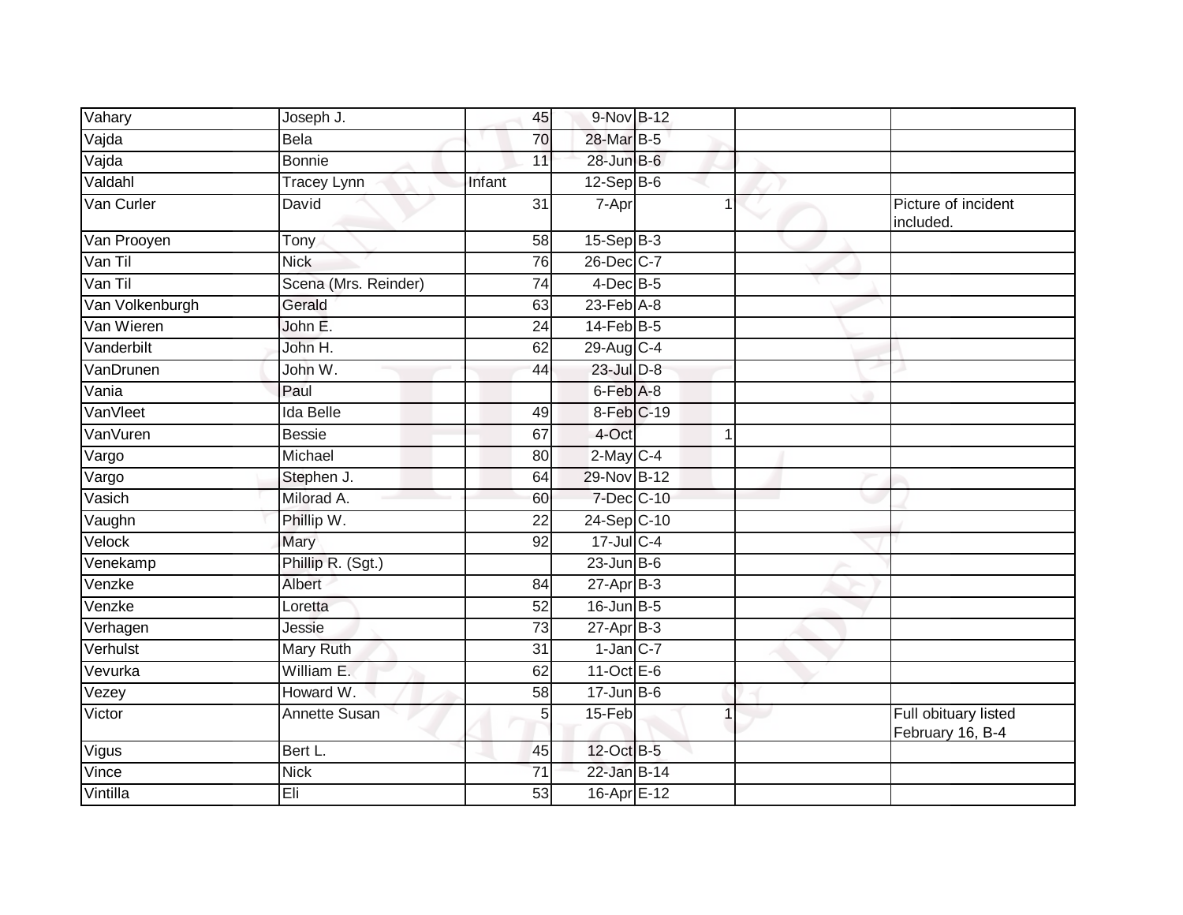| | | | | | | |
|---|---|---|---|---|---|---|
| Vahary | Joseph J. | 45 | 9-Nov | B-12 | | |
| Vajda | Bela | 70 | 28-Mar | B-5 | | |
| Vajda | Bonnie | 11 | 28-Jun | B-6 | | |
| Valdahl | Tracey Lynn | Infant | 12-Sep | B-6 | | |
| Van Curler | David | 31 | 7-Apr | 1 | | Picture of incident included. |
| Van Prooyen | Tony | 58 | 15-Sep | B-3 | | |
| Van Til | Nick | 76 | 26-Dec | C-7 | | |
| Van Til | Scena (Mrs. Reinder) | 74 | 4-Dec | B-5 | | |
| Van Volkenburgh | Gerald | 63 | 23-Feb | A-8 | | |
| Van Wieren | John E. | 24 | 14-Feb | B-5 | | |
| Vanderbilt | John H. | 62 | 29-Aug | C-4 | | |
| VanDrunen | John W. | 44 | 23-Jul | D-8 | | |
| Vania | Paul | | 6-Feb | A-8 | | |
| VanVleet | Ida Belle | 49 | 8-Feb | C-19 | | |
| VanVuren | Bessie | 67 | 4-Oct | 1 | | |
| Vargo | Michael | 80 | 2-May | C-4 | | |
| Vargo | Stephen J. | 64 | 29-Nov | B-12 | | |
| Vasich | Milorad A. | 60 | 7-Dec | C-10 | | |
| Vaughn | Phillip W. | 22 | 24-Sep | C-10 | | |
| Velock | Mary | 92 | 17-Jul | C-4 | | |
| Venekamp | Phillip R. (Sgt.) | | 23-Jun | B-6 | | |
| Venzke | Albert | 84 | 27-Apr | B-3 | | |
| Venzke | Loretta | 52 | 16-Jun | B-5 | | |
| Verhagen | Jessie | 73 | 27-Apr | B-3 | | |
| Verhulst | Mary Ruth | 31 | 1-Jan | C-7 | | |
| Vevurka | William E. | 62 | 11-Oct | E-6 | | |
| Vezey | Howard W. | 58 | 17-Jun | B-6 | | |
| Victor | Annette Susan | 5 | 15-Feb | 1 | | Full obituary listed February 16, B-4 |
| Vigus | Bert L. | 45 | 12-Oct | B-5 | | |
| Vince | Nick | 71 | 22-Jan | B-14 | | |
| Vintilla | Eli | 53 | 16-Apr | E-12 | | |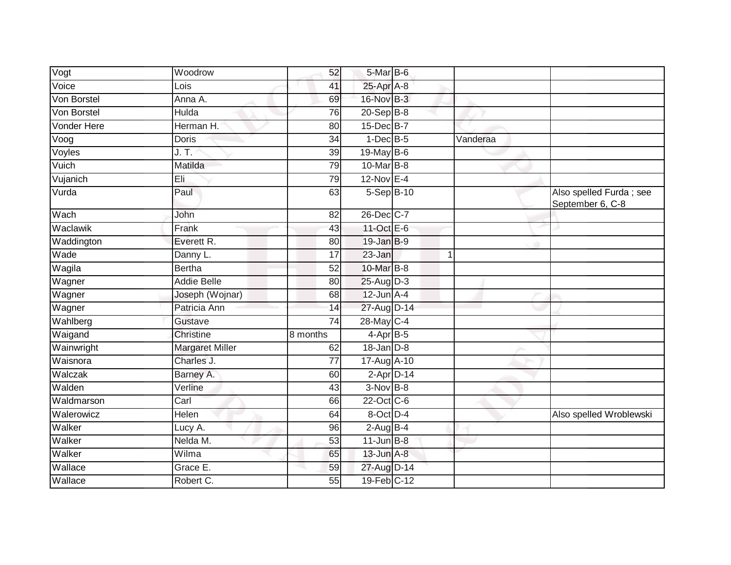| | | | | | | | |
|---|---|---|---|---|---|---|---|
| Vogt | Woodrow | 52 | 5-Mar | B-6 | | | |
| Voice | Lois | 41 | 25-Apr | A-8 | | | |
| Von Borstel | Anna A. | 69 | 16-Nov | B-3 | | | |
| Von Borstel | Hulda | 76 | 20-Sep | B-8 | | | |
| Vonder Here | Herman H. | 80 | 15-Dec | B-7 | | | |
| Voog | Doris | 34 | 1-Dec | B-5 | | Vanderaa | |
| Voyles | J. T. | 39 | 19-May | B-6 | | | |
| Vuich | Matilda | 79 | 10-Mar | B-8 | | | |
| Vujanich | Eli | 79 | 12-Nov | E-4 | | | |
| Vurda | Paul | 63 | 5-Sep | B-10 | | | Also spelled Furda ; see September 6, C-8 |
| Wach | John | 82 | 26-Dec | C-7 | | | |
| Waclawik | Frank | 43 | 11-Oct | E-6 | | | |
| Waddington | Everett R. | 80 | 19-Jan | B-9 | | | |
| Wade | Danny L. | 17 | 23-Jan | | 1 | | |
| Wagila | Bertha | 52 | 10-Mar | B-8 | | | |
| Wagner | Addie Belle | 80 | 25-Aug | D-3 | | | |
| Wagner | Joseph (Wojnar) | 68 | 12-Jun | A-4 | | | |
| Wagner | Patricia Ann | 14 | 27-Aug | D-14 | | | |
| Wahlberg | Gustave | 74 | 28-May | C-4 | | | |
| Waigand | Christine | 8 months | 4-Apr | B-5 | | | |
| Wainwright | Margaret Miller | 62 | 18-Jan | D-8 | | | |
| Waisnora | Charles J. | 77 | 17-Aug | A-10 | | | |
| Walczak | Barney A. | 60 | 2-Apr | D-14 | | | |
| Walden | Verline | 43 | 3-Nov | B-8 | | | |
| Waldmarson | Carl | 66 | 22-Oct | C-6 | | | |
| Walerowicz | Helen | 64 | 8-Oct | D-4 | | | Also spelled Wroblewski |
| Walker | Lucy A. | 96 | 2-Aug | B-4 | | | |
| Walker | Nelda M. | 53 | 11-Jun | B-8 | | | |
| Walker | Wilma | 65 | 13-Jun | A-8 | | | |
| Wallace | Grace E. | 59 | 27-Aug | D-14 | | | |
| Wallace | Robert C. | 55 | 19-Feb | C-12 | | | |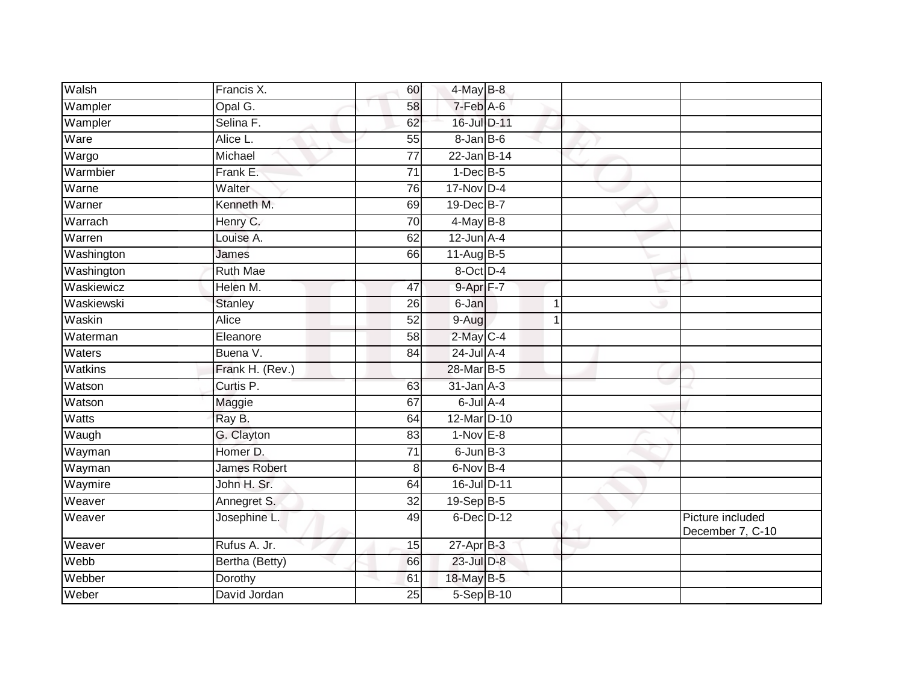| | | | | | | | |
|---|---|---|---|---|---|---|---|
| Walsh | Francis X. | 60 | 4-May | B-8 | | | |
| Wampler | Opal G. | 58 | 7-Feb | A-6 | | | |
| Wampler | Selina F. | 62 | 16-Jul | D-11 | | | |
| Ware | Alice L. | 55 | 8-Jan | B-6 | | | |
| Wargo | Michael | 77 | 22-Jan | B-14 | | | |
| Warmbier | Frank E. | 71 | 1-Dec | B-5 | | | |
| Warne | Walter | 76 | 17-Nov | D-4 | | | |
| Warner | Kenneth M. | 69 | 19-Dec | B-7 | | | |
| Warrach | Henry C. | 70 | 4-May | B-8 | | | |
| Warren | Louise A. | 62 | 12-Jun | A-4 | | | |
| Washington | James | 66 | 11-Aug | B-5 | | | |
| Washington | Ruth Mae | | 8-Oct | D-4 | | | |
| Waskiewicz | Helen M. | 47 | 9-Apr | F-7 | | | |
| Waskiewski | Stanley | 26 | 6-Jan | | 1 | | |
| Waskin | Alice | 52 | 9-Aug | | 1 | | |
| Waterman | Eleanore | 58 | 2-May | C-4 | | | |
| Waters | Buena V. | 84 | 24-Jul | A-4 | | | |
| Watkins | Frank H. (Rev.) | | 28-Mar | B-5 | | | |
| Watson | Curtis P. | 63 | 31-Jan | A-3 | | | |
| Watson | Maggie | 67 | 6-Jul | A-4 | | | |
| Watts | Ray B. | 64 | 12-Mar | D-10 | | | |
| Waugh | G. Clayton | 83 | 1-Nov | E-8 | | | |
| Wayman | Homer D. | 71 | 6-Jun | B-3 | | | |
| Wayman | James Robert | 8 | 6-Nov | B-4 | | | |
| Waymire | John H. Sr. | 64 | 16-Jul | D-11 | | | |
| Weaver | Annegret S. | 32 | 19-Sep | B-5 | | | |
| Weaver | Josephine L. | 49 | 6-Dec | D-12 | | | Picture included December 7, C-10 |
| Weaver | Rufus A. Jr. | 15 | 27-Apr | B-3 | | | |
| Webb | Bertha (Betty) | 66 | 23-Jul | D-8 | | | |
| Webber | Dorothy | 61 | 18-May | B-5 | | | |
| Weber | David Jordan | 25 | 5-Sep | B-10 | | | |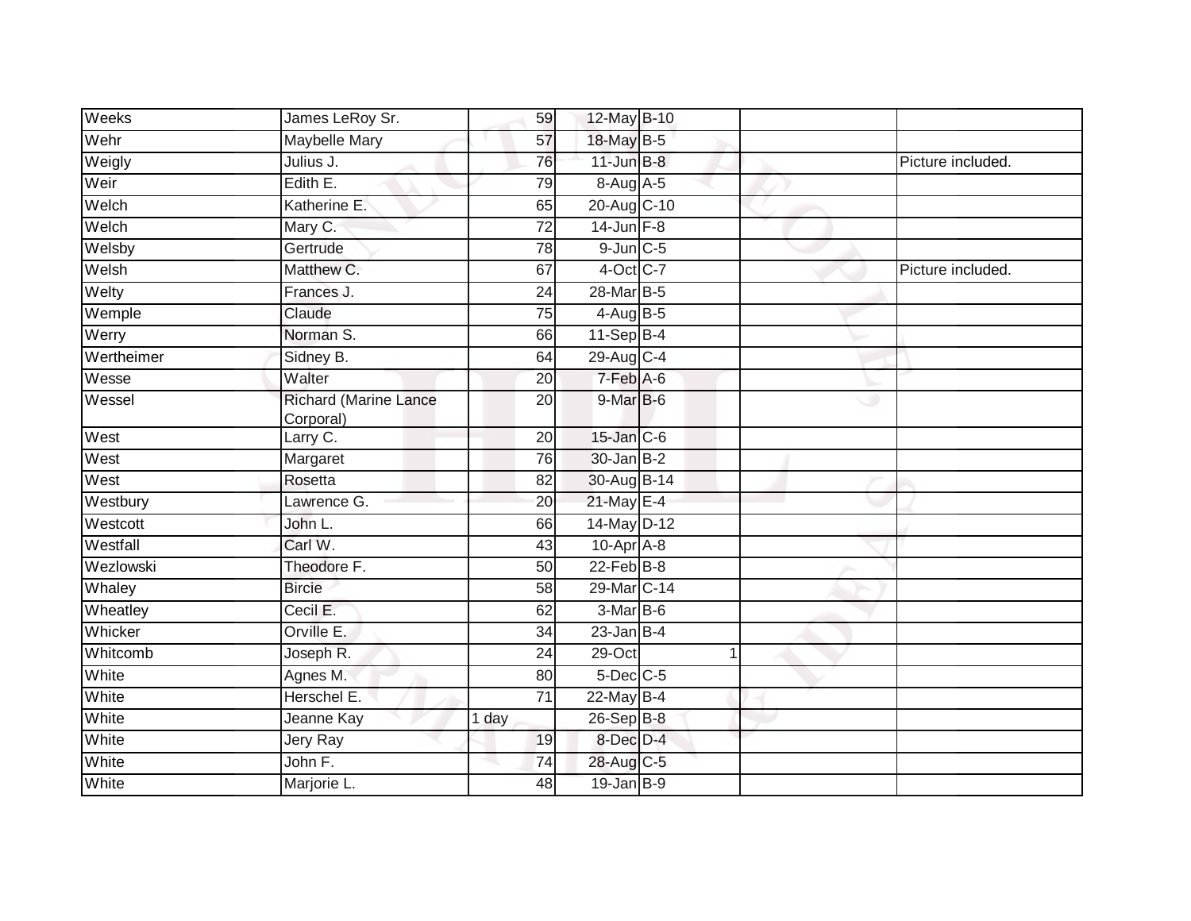| | | | | | | | |
|---|---|---|---|---|---|---|---|
| Weeks | James LeRoy Sr. | 59 | 12-May | B-10 | | | |
| Wehr | Maybelle Mary | 57 | 18-May | B-5 | | | |
| Weigly | Julius J. | 76 | 11-Jun | B-8 | | | Picture included. |
| Weir | Edith E. | 79 | 8-Aug | A-5 | | | |
| Welch | Katherine E. | 65 | 20-Aug | C-10 | | | |
| Welch | Mary C. | 72 | 14-Jun | F-8 | | | |
| Welsby | Gertrude | 78 | 9-Jun | C-5 | | | |
| Welsh | Matthew C. | 67 | 4-Oct | C-7 | | | Picture included. |
| Welty | Frances J. | 24 | 28-Mar | B-5 | | | |
| Wemple | Claude | 75 | 4-Aug | B-5 | | | |
| Werry | Norman S. | 66 | 11-Sep | B-4 | | | |
| Wertheimer | Sidney B. | 64 | 29-Aug | C-4 | | | |
| Wesse | Walter | 20 | 7-Feb | A-6 | | | |
| Wessel | Richard (Marine Lance Corporal) | 20 | 9-Mar | B-6 | | | |
| West | Larry C. | 20 | 15-Jan | C-6 | | | |
| West | Margaret | 76 | 30-Jan | B-2 | | | |
| West | Rosetta | 82 | 30-Aug | B-14 | | | |
| Westbury | Lawrence G. | 20 | 21-May | E-4 | | | |
| Westcott | John L. | 66 | 14-May | D-12 | | | |
| Westfall | Carl W. | 43 | 10-Apr | A-8 | | | |
| Wezlowski | Theodore F. | 50 | 22-Feb | B-8 | | | |
| Whaley | Bircie | 58 | 29-Mar | C-14 | | | |
| Wheatley | Cecil E. | 62 | 3-Mar | B-6 | | | |
| Whicker | Orville E. | 34 | 23-Jan | B-4 | | | |
| Whitcomb | Joseph R. | 24 | 29-Oct | | 1 | | |
| White | Agnes M. | 80 | 5-Dec | C-5 | | | |
| White | Herschel E. | 71 | 22-May | B-4 | | | |
| White | Jeanne Kay | 1 day | 26-Sep | B-8 | | | |
| White | Jery Ray | 19 | 8-Dec | D-4 | | | |
| White | John F. | 74 | 28-Aug | C-5 | | | |
| White | Marjorie L. | 48 | 19-Jan | B-9 | | | |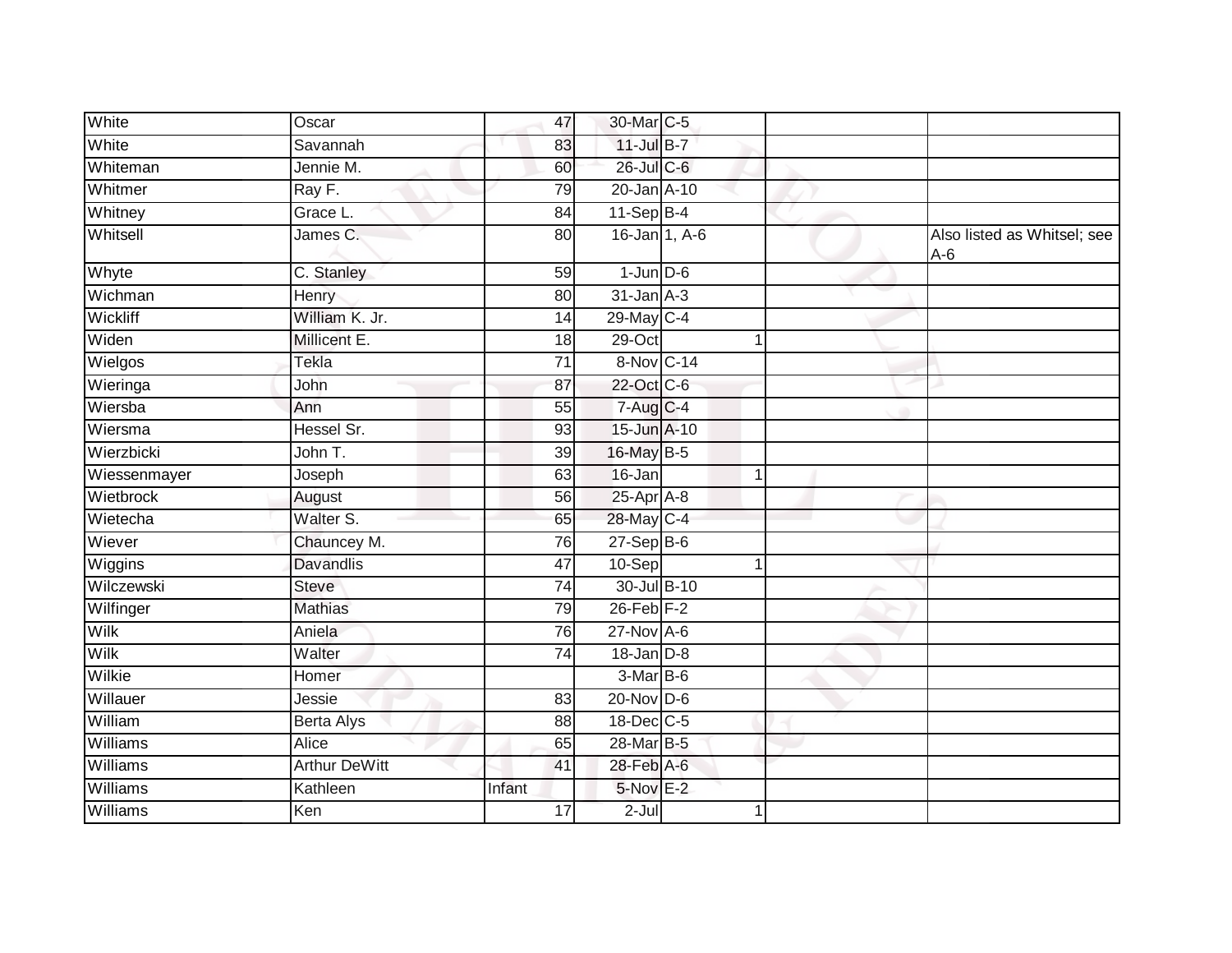| | | | | | | | |
|---|---|---|---|---|---|---|---|
| White | Oscar | 47 | 30-Mar | C-5 | | | |
| White | Savannah | 83 | 11-Jul | B-7 | | | |
| Whiteman | Jennie M. | 60 | 26-Jul | C-6 | | | |
| Whitmer | Ray F. | 79 | 20-Jan | A-10 | | | |
| Whitney | Grace L. | 84 | 11-Sep | B-4 | | | |
| Whitsell | James C. | 80 | 16-Jan | 1, A-6 | | | Also listed as Whitsel; see A-6 |
| Whyte | C. Stanley | 59 | 1-Jun | D-6 | | | |
| Wichman | Henry | 80 | 31-Jan | A-3 | | | |
| Wickliff | William K. Jr. | 14 | 29-May | C-4 | | | |
| Widen | Millicent E. | 18 | 29-Oct | | 1 | | |
| Wielgos | Tekla | 71 | 8-Nov | C-14 | | | |
| Wieringa | John | 87 | 22-Oct | C-6 | | | |
| Wiersba | Ann | 55 | 7-Aug | C-4 | | | |
| Wiersma | Hessel Sr. | 93 | 15-Jun | A-10 | | | |
| Wierzbicki | John T. | 39 | 16-May | B-5 | | | |
| Wiessenmayer | Joseph | 63 | 16-Jan | | 1 | | |
| Wietbrock | August | 56 | 25-Apr | A-8 | | | |
| Wietecha | Walter S. | 65 | 28-May | C-4 | | | |
| Wiever | Chauncey M. | 76 | 27-Sep | B-6 | | | |
| Wiggins | Davandlis | 47 | 10-Sep | | 1 | | |
| Wilczewski | Steve | 74 | 30-Jul | B-10 | | | |
| Wilfinger | Mathias | 79 | 26-Feb | F-2 | | | |
| Wilk | Aniela | 76 | 27-Nov | A-6 | | | |
| Wilk | Walter | 74 | 18-Jan | D-8 | | | |
| Wilkie | Homer | | 3-Mar | B-6 | | | |
| Willauer | Jessie | 83 | 20-Nov | D-6 | | | |
| William | Berta Alys | 88 | 18-Dec | C-5 | | | |
| Williams | Alice | 65 | 28-Mar | B-5 | | | |
| Williams | Arthur DeWitt | 41 | 28-Feb | A-6 | | | |
| Williams | Kathleen | Infant | 5-Nov | E-2 | | | |
| Williams | Ken | 17 | 2-Jul | | 1 | | |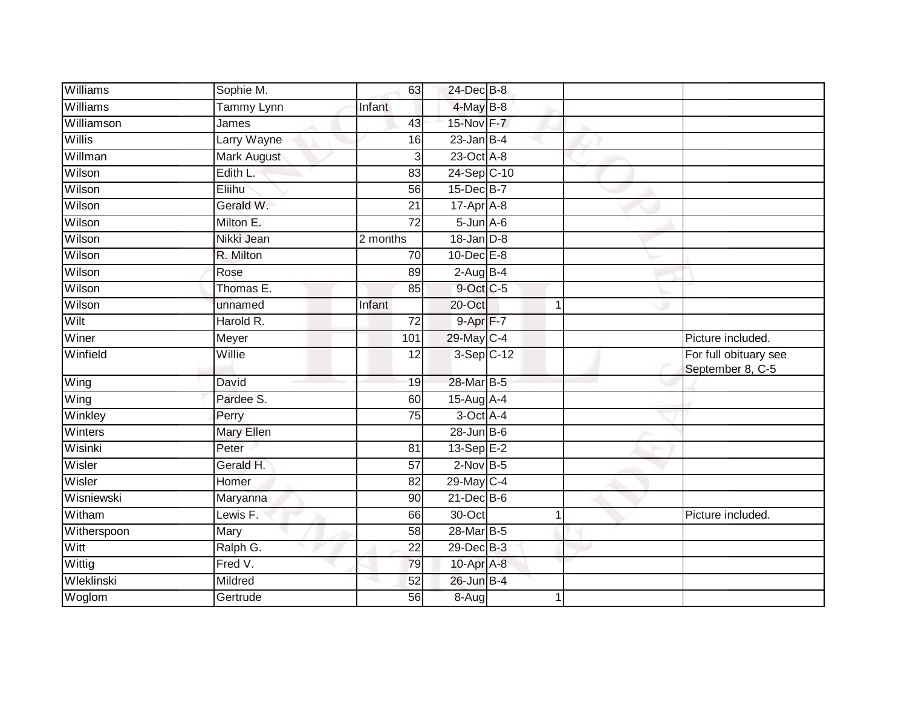| | | | | | | | |
|---|---|---|---|---|---|---|---|
| Williams | Sophie M. | 63 | 24-Dec | B-8 | | | |
| Williams | Tammy Lynn | Infant | 4-May | B-8 | | | |
| Williamson | James | 43 | 15-Nov | F-7 | | | |
| Willis | Larry Wayne | 16 | 23-Jan | B-4 | | | |
| Willman | Mark August | 3 | 23-Oct | A-8 | | | |
| Wilson | Edith L. | 83 | 24-Sep | C-10 | | | |
| Wilson | Eliihu | 56 | 15-Dec | B-7 | | | |
| Wilson | Gerald W. | 21 | 17-Apr | A-8 | | | |
| Wilson | Milton E. | 72 | 5-Jun | A-6 | | | |
| Wilson | Nikki Jean | 2 months | 18-Jan | D-8 | | | |
| Wilson | R. Milton | 70 | 10-Dec | E-8 | | | |
| Wilson | Rose | 89 | 2-Aug | B-4 | | | |
| Wilson | Thomas E. | 85 | 9-Oct | C-5 | | | |
| Wilson | unnamed | Infant | 20-Oct | | 1 | | |
| Wilt | Harold R. | 72 | 9-Apr | F-7 | | | |
| Winer | Meyer | 101 | 29-May | C-4 | | | Picture included. |
| Winfield | Willie | 12 | 3-Sep | C-12 | | | For full obituary see September 8, C-5 |
| Wing | David | 19 | 28-Mar | B-5 | | | |
| Wing | Pardee S. | 60 | 15-Aug | A-4 | | | |
| Winkley | Perry | 75 | 3-Oct | A-4 | | | |
| Winters | Mary Ellen | | 28-Jun | B-6 | | | |
| Wisinki | Peter | 81 | 13-Sep | E-2 | | | |
| Wisler | Gerald H. | 57 | 2-Nov | B-5 | | | |
| Wisler | Homer | 82 | 29-May | C-4 | | | |
| Wisniewski | Maryanna | 90 | 21-Dec | B-6 | | | |
| Witham | Lewis F. | 66 | 30-Oct | | 1 | | Picture included. |
| Witherspoon | Mary | 58 | 28-Mar | B-5 | | | |
| Witt | Ralph G. | 22 | 29-Dec | B-3 | | | |
| Wittig | Fred V. | 79 | 10-Apr | A-8 | | | |
| Wleklinski | Mildred | 52 | 26-Jun | B-4 | | | |
| Woglom | Gertrude | 56 | 8-Aug | | 1 | | |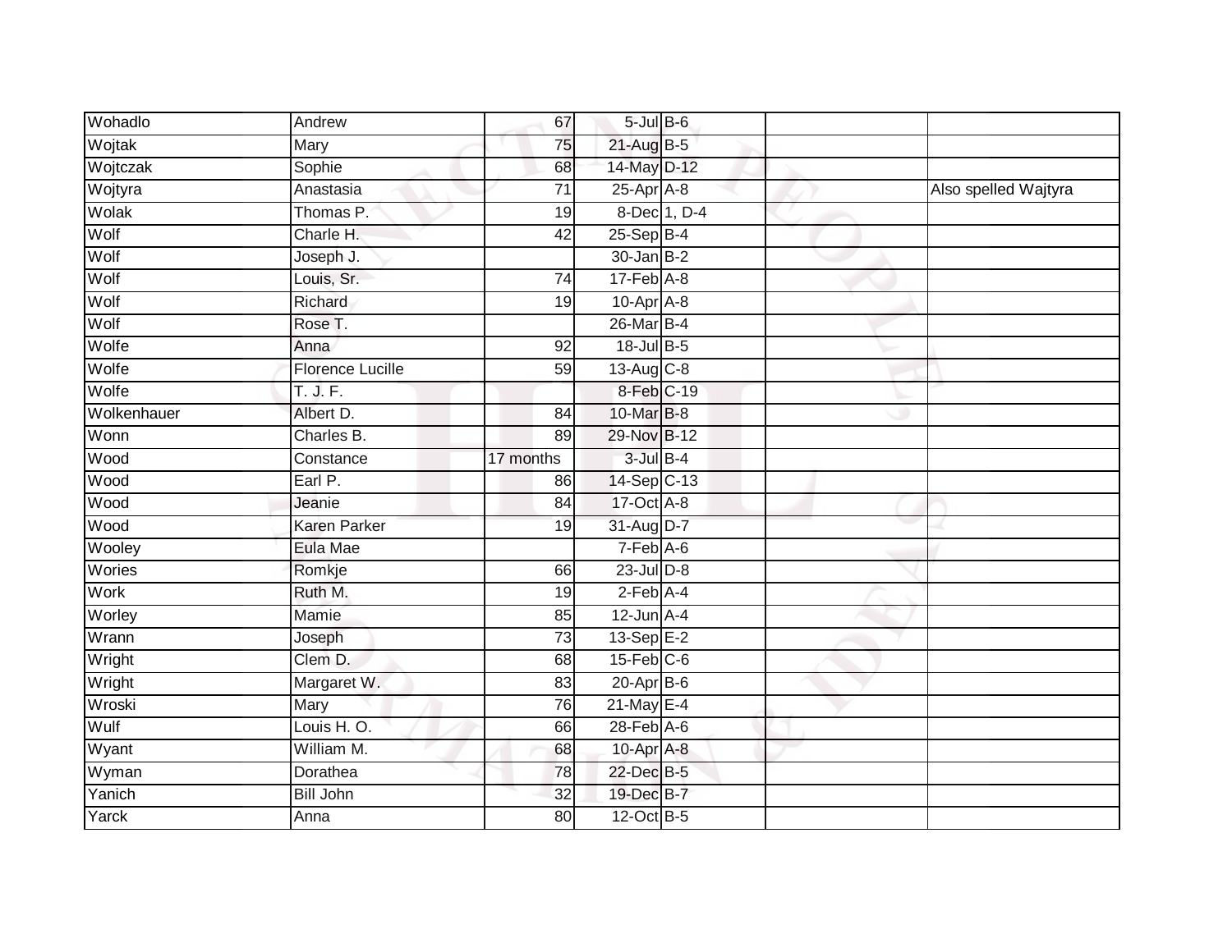| | | | | | | |
|---|---|---|---|---|---|---|
| Wohadlo | Andrew | 67 | 5-Jul | B-6 | | |
| Wojtak | Mary | 75 | 21-Aug | B-5 | | |
| Wojtczak | Sophie | 68 | 14-May | D-12 | | |
| Wojtyra | Anastasia | 71 | 25-Apr | A-8 | | Also spelled Wajtyra |
| Wolak | Thomas P. | 19 | 8-Dec | 1, D-4 | | |
| Wolf | Charle H. | 42 | 25-Sep | B-4 | | |
| Wolf | Joseph J. | | 30-Jan | B-2 | | |
| Wolf | Louis, Sr. | 74 | 17-Feb | A-8 | | |
| Wolf | Richard | 19 | 10-Apr | A-8 | | |
| Wolf | Rose T. | | 26-Mar | B-4 | | |
| Wolfe | Anna | 92 | 18-Jul | B-5 | | |
| Wolfe | Florence Lucille | 59 | 13-Aug | C-8 | | |
| Wolfe | T. J. F. | | 8-Feb | C-19 | | |
| Wolkenhauer | Albert D. | 84 | 10-Mar | B-8 | | |
| Wonn | Charles B. | 89 | 29-Nov | B-12 | | |
| Wood | Constance | 17 months | 3-Jul | B-4 | | |
| Wood | Earl P. | 86 | 14-Sep | C-13 | | |
| Wood | Jeanie | 84 | 17-Oct | A-8 | | |
| Wood | Karen Parker | 19 | 31-Aug | D-7 | | |
| Wooley | Eula Mae | | 7-Feb | A-6 | | |
| Wories | Romkje | 66 | 23-Jul | D-8 | | |
| Work | Ruth M. | 19 | 2-Feb | A-4 | | |
| Worley | Mamie | 85 | 12-Jun | A-4 | | |
| Wrann | Joseph | 73 | 13-Sep | E-2 | | |
| Wright | Clem D. | 68 | 15-Feb | C-6 | | |
| Wright | Margaret W. | 83 | 20-Apr | B-6 | | |
| Wroski | Mary | 76 | 21-May | E-4 | | |
| Wulf | Louis H. O. | 66 | 28-Feb | A-6 | | |
| Wyant | William M. | 68 | 10-Apr | A-8 | | |
| Wyman | Dorathea | 78 | 22-Dec | B-5 | | |
| Yanich | Bill John | 32 | 19-Dec | B-7 | | |
| Yarck | Anna | 80 | 12-Oct | B-5 | | |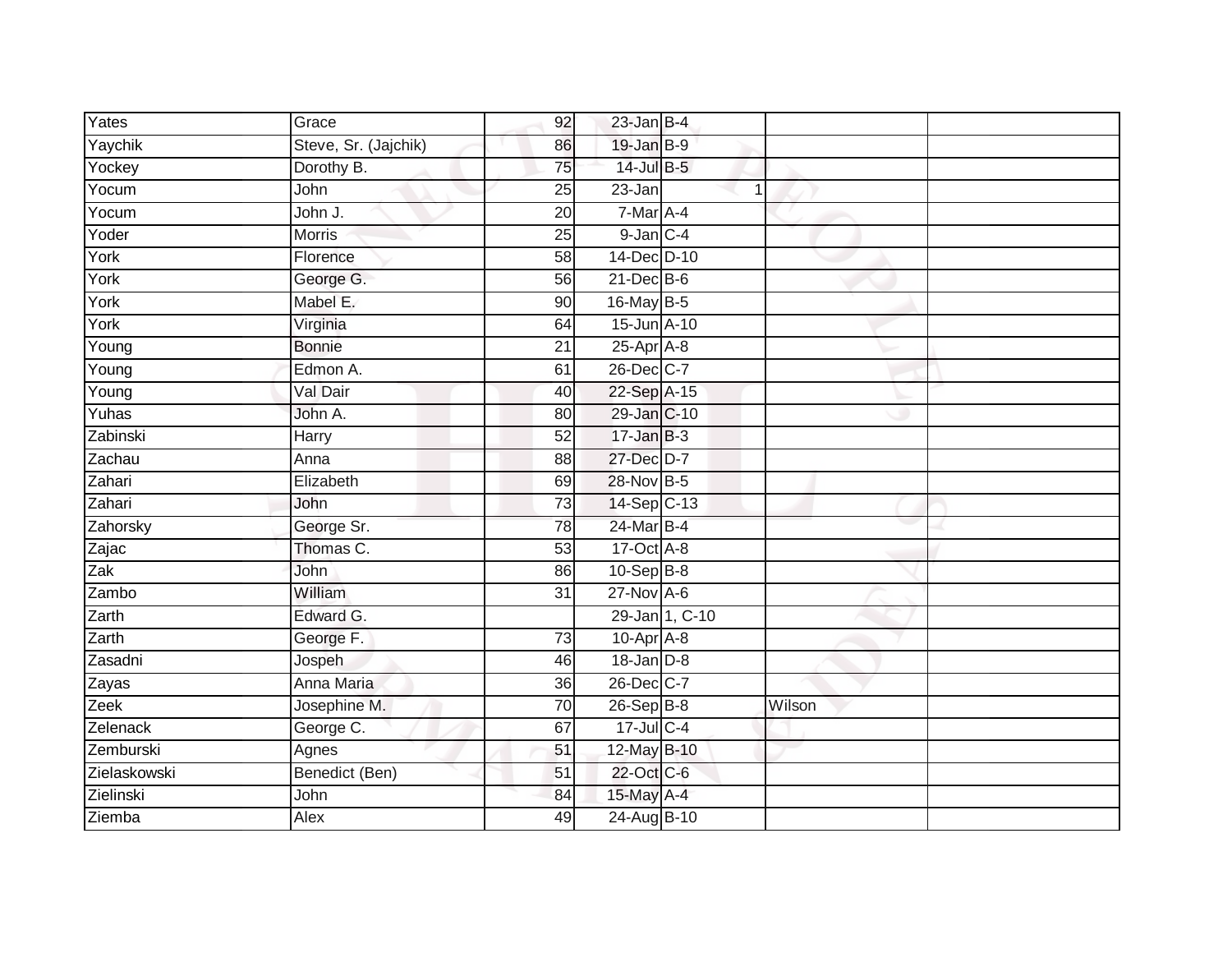| | | | | | | |
|---|---|---|---|---|---|---|
| Yates | Grace | 92 | 23-Jan | B-4 | | |
| Yaychik | Steve, Sr. (Jajchik) | 86 | 19-Jan | B-9 | | |
| Yockey | Dorothy B. | 75 | 14-Jul | B-5 | | |
| Yocum | John | 25 | 23-Jan | 1 | | |
| Yocum | John J. | 20 | 7-Mar | A-4 | | |
| Yoder | Morris | 25 | 9-Jan | C-4 | | |
| York | Florence | 58 | 14-Dec | D-10 | | |
| York | George G. | 56 | 21-Dec | B-6 | | |
| York | Mabel E. | 90 | 16-May | B-5 | | |
| York | Virginia | 64 | 15-Jun | A-10 | | |
| Young | Bonnie | 21 | 25-Apr | A-8 | | |
| Young | Edmon A. | 61 | 26-Dec | C-7 | | |
| Young | Val Dair | 40 | 22-Sep | A-15 | | |
| Yuhas | John A. | 80 | 29-Jan | C-10 | | |
| Zabinski | Harry | 52 | 17-Jan | B-3 | | |
| Zachau | Anna | 88 | 27-Dec | D-7 | | |
| Zahari | Elizabeth | 69 | 28-Nov | B-5 | | |
| Zahari | John | 73 | 14-Sep | C-13 | | |
| Zahorsky | George Sr. | 78 | 24-Mar | B-4 | | |
| Zajac | Thomas C. | 53 | 17-Oct | A-8 | | |
| Zak | John | 86 | 10-Sep | B-8 | | |
| Zambo | William | 31 | 27-Nov | A-6 | | |
| Zarth | Edward G. | | 29-Jan | 1, C-10 | | |
| Zarth | George F. | 73 | 10-Apr | A-8 | | |
| Zasadni | Jospeh | 46 | 18-Jan | D-8 | | |
| Zayas | Anna Maria | 36 | 26-Dec | C-7 | | |
| Zeek | Josephine M. | 70 | 26-Sep | B-8 | Wilson | |
| Zelenack | George C. | 67 | 17-Jul | C-4 | | |
| Zemburski | Agnes | 51 | 12-May | B-10 | | |
| Zielaskowski | Benedict (Ben) | 51 | 22-Oct | C-6 | | |
| Zielinski | John | 84 | 15-May | A-4 | | |
| Ziemba | Alex | 49 | 24-Aug | B-10 | | |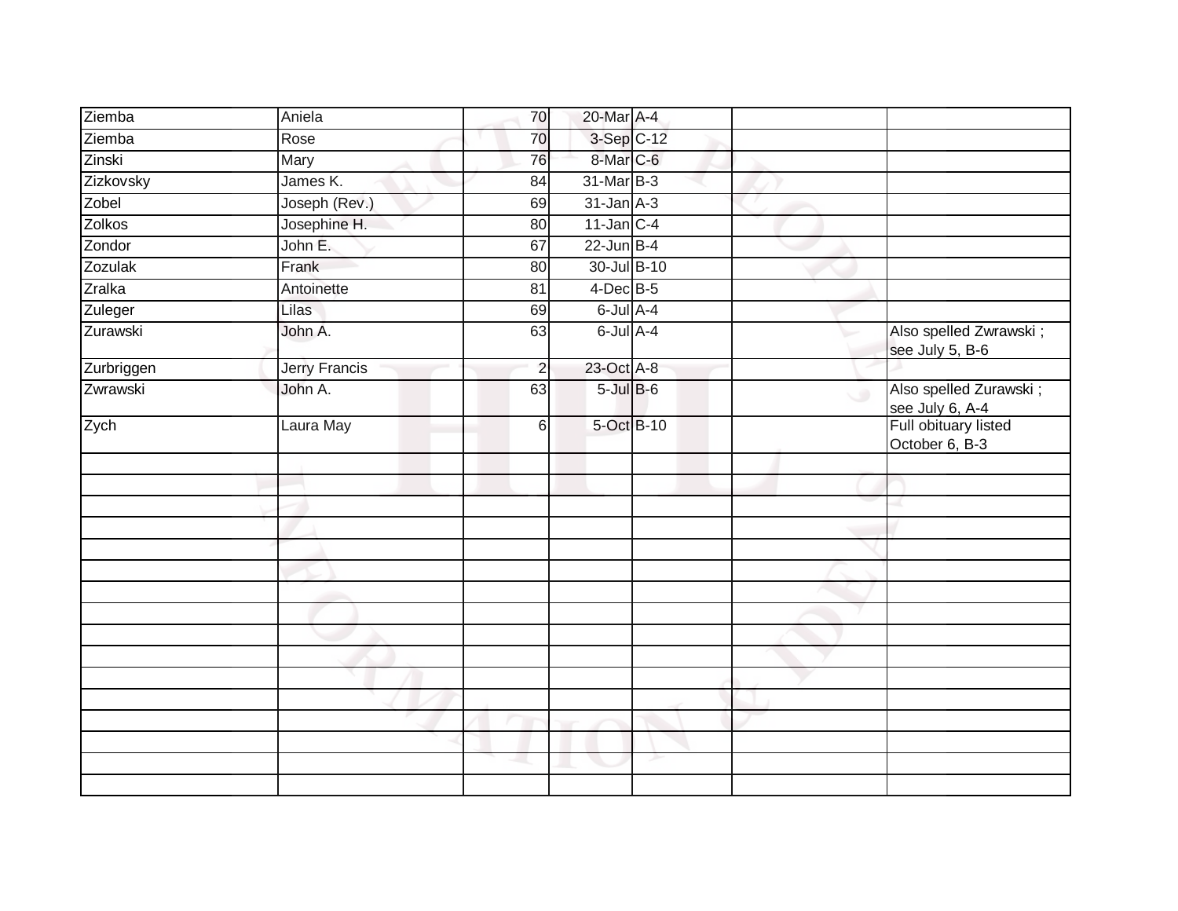| | | | | | | |
|---|---|---|---|---|---|---|
| Ziemba | Aniela | 70 | 20-Mar | A-4 | | |
| Ziemba | Rose | 70 | 3-Sep | C-12 | | |
| Zinski | Mary | 76 | 8-Mar | C-6 | | |
| Zizkovsky | James K. | 84 | 31-Mar | B-3 | | |
| Zobel | Joseph (Rev.) | 69 | 31-Jan | A-3 | | |
| Zolkos | Josephine H. | 80 | 11-Jan | C-4 | | |
| Zondor | John E. | 67 | 22-Jun | B-4 | | |
| Zozulak | Frank | 80 | 30-Jul | B-10 | | |
| Zralka | Antoinette | 81 | 4-Dec | B-5 | | |
| Zuleger | Lilas | 69 | 6-Jul | A-4 | | |
| Zurawski | John A. | 63 | 6-Jul | A-4 | | Also spelled Zwrawski ; see July 5, B-6 |
| Zurbriggen | Jerry Francis | 2 | 23-Oct | A-8 | | |
| Zwrawski | John A. | 63 | 5-Jul | B-6 | | Also spelled Zurawski ; see July 6, A-4 |
| Zych | Laura May | 6 | 5-Oct | B-10 | | Full obituary listed October 6, B-3 |